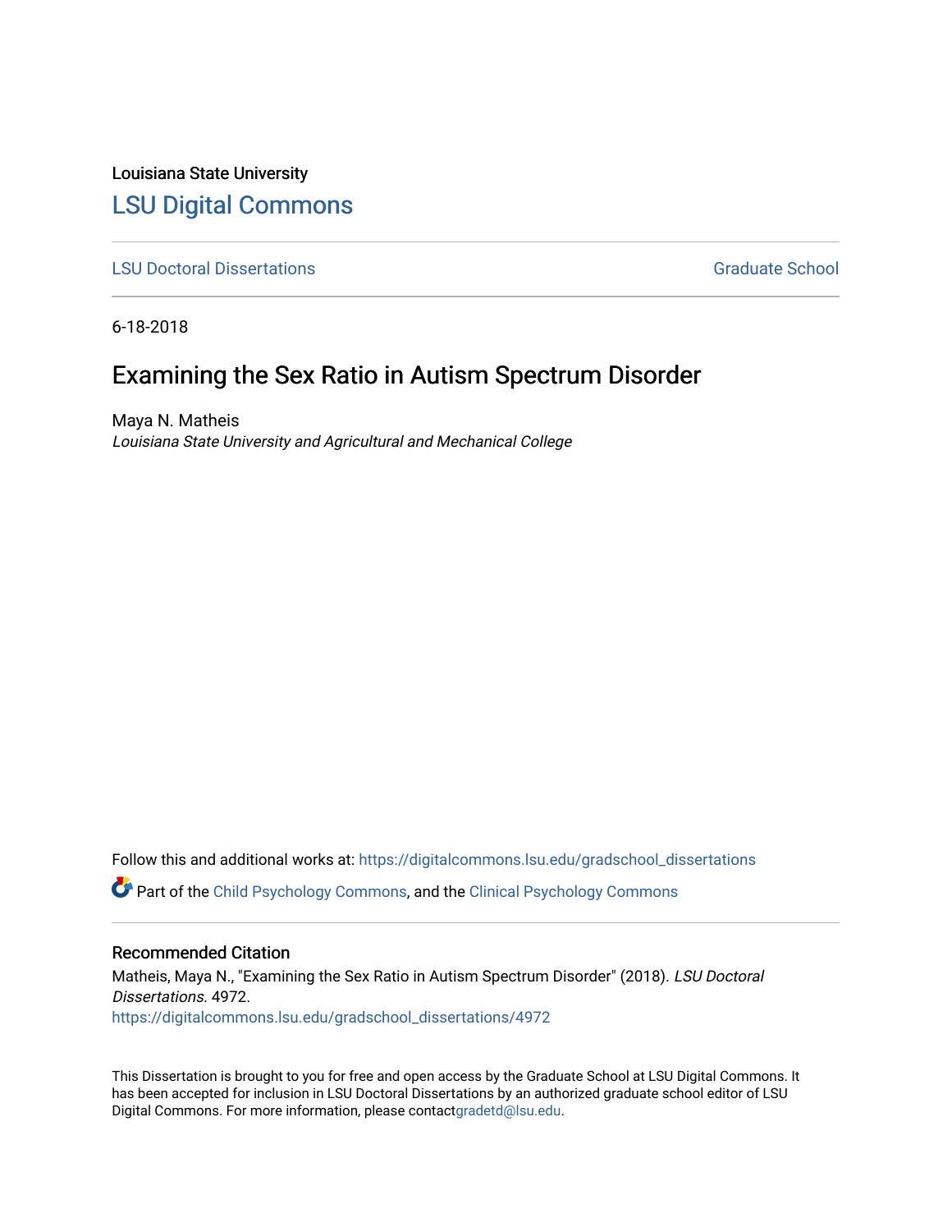Louisiana State University

# LSU Digital Commons

LSU Doctoral Dissertations | Graduate School

6-18-2018

## Examining the Sex Ratio in Autism Spectrum Disorder

Maya N. Matheis
*Louisiana State University and Agricultural and Mechanical College*

Follow this and additional works at: https://digitalcommons.lsu.edu/gradschool_dissertations

Part of the Child Psychology Commons, and the Clinical Psychology Commons

### Recommended Citation

Matheis, Maya N., "Examining the Sex Ratio in Autism Spectrum Disorder" (2018). *LSU Doctoral Dissertations*. 4972.
https://digitalcommons.lsu.edu/gradschool_dissertations/4972

This Dissertation is brought to you for free and open access by the Graduate School at LSU Digital Commons. It has been accepted for inclusion in LSU Doctoral Dissertations by an authorized graduate school editor of LSU Digital Commons. For more information, please contactgradetd@lsu.edu.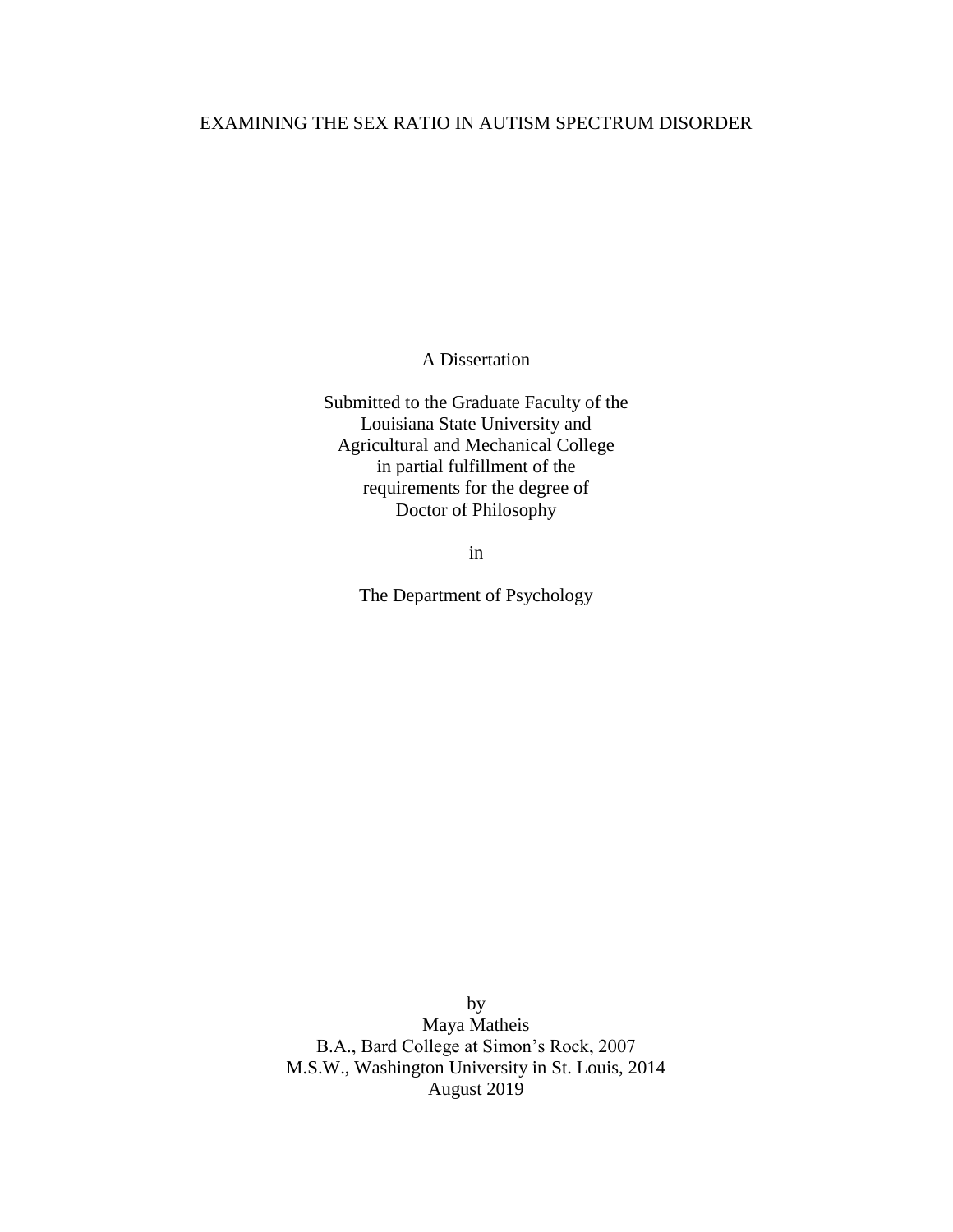# EXAMINING THE SEX RATIO IN AUTISM SPECTRUM DISORDER

A Dissertation

Submitted to the Graduate Faculty of the
Louisiana State University and
Agricultural and Mechanical College
in partial fulfillment of the
requirements for the degree of
Doctor of Philosophy

in

The Department of Psychology

by
Maya Matheis
B.A., Bard College at Simon's Rock, 2007
M.S.W., Washington University in St. Louis, 2014
August 2019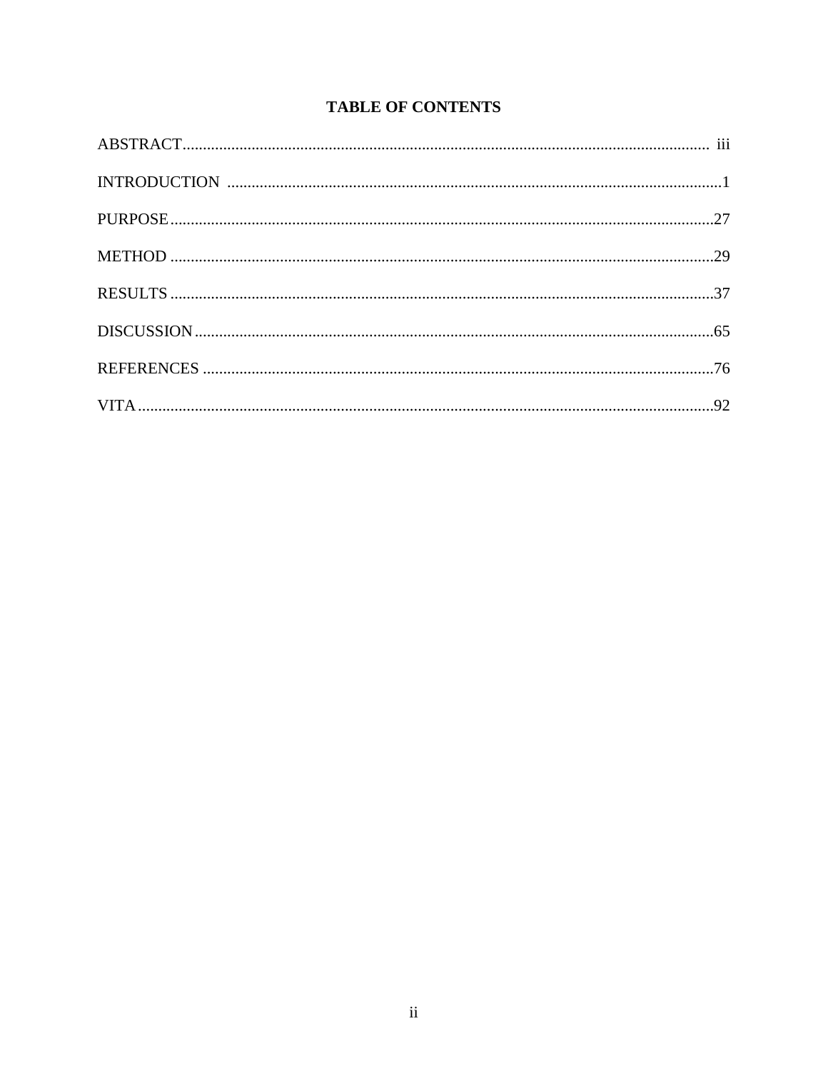# TABLE OF CONTENTS

ABSTRACT.................................................................................................................................. iii

INTRODUCTION ..........................................................................................................................1

PURPOSE......................................................................................................................................27

METHOD ......................................................................................................................................29

RESULTS ......................................................................................................................................37

DISCUSSION................................................................................................................................65

REFERENCES .............................................................................................................................76

VITA..............................................................................................................................................92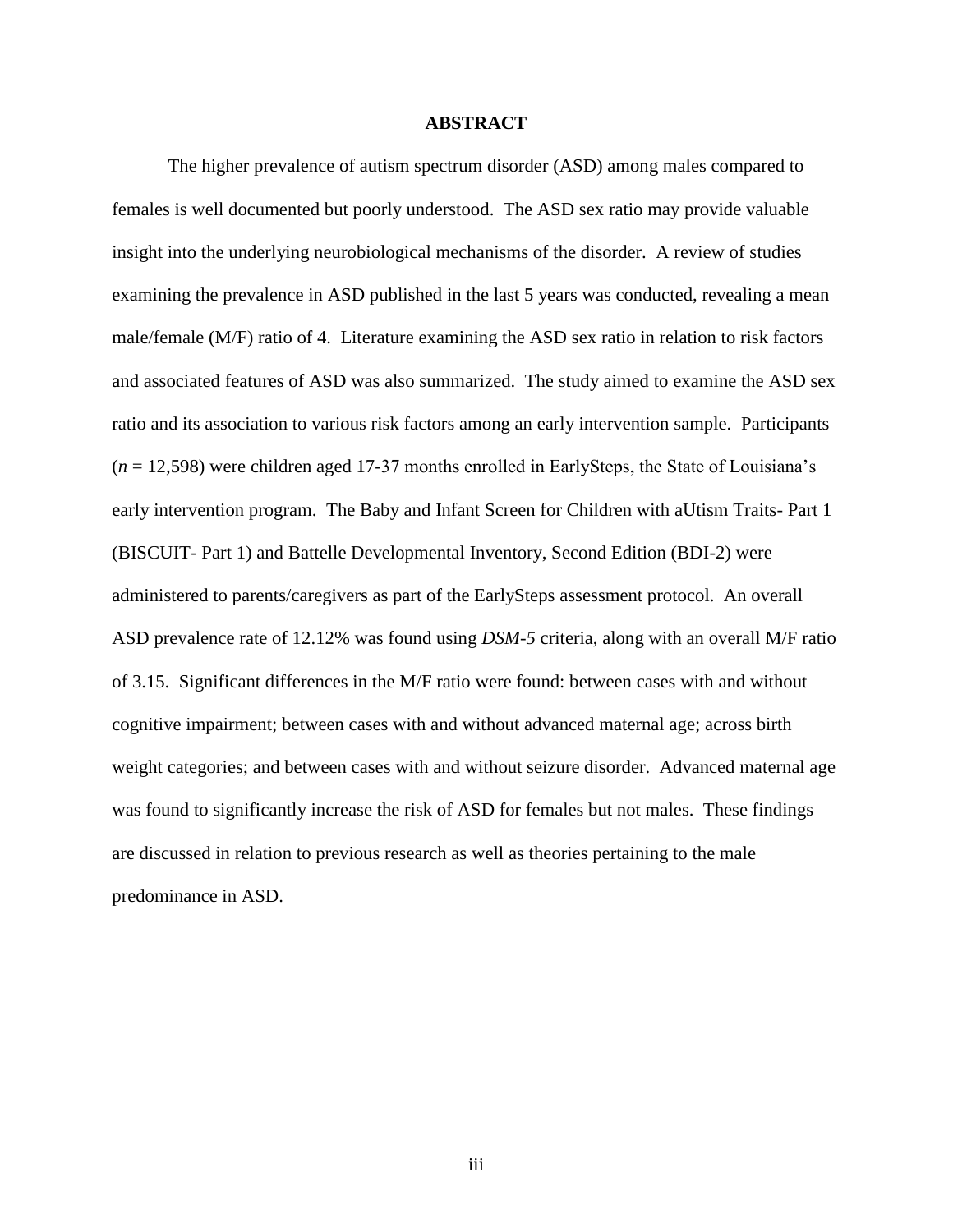# ABSTRACT

The higher prevalence of autism spectrum disorder (ASD) among males compared to females is well documented but poorly understood. The ASD sex ratio may provide valuable insight into the underlying neurobiological mechanisms of the disorder. A review of studies examining the prevalence in ASD published in the last 5 years was conducted, revealing a mean male/female (M/F) ratio of 4. Literature examining the ASD sex ratio in relation to risk factors and associated features of ASD was also summarized. The study aimed to examine the ASD sex ratio and its association to various risk factors among an early intervention sample. Participants ($n$ = 12,598) were children aged 17-37 months enrolled in EarlySteps, the State of Louisiana's early intervention program. The Baby and Infant Screen for Children with aUtism Traits- Part 1 (BISCUIT- Part 1) and Battelle Developmental Inventory, Second Edition (BDI-2) were administered to parents/caregivers as part of the EarlySteps assessment protocol. An overall ASD prevalence rate of 12.12% was found using *DSM-5* criteria, along with an overall M/F ratio of 3.15. Significant differences in the M/F ratio were found: between cases with and without cognitive impairment; between cases with and without advanced maternal age; across birth weight categories; and between cases with and without seizure disorder. Advanced maternal age was found to significantly increase the risk of ASD for females but not males. These findings are discussed in relation to previous research as well as theories pertaining to the male predominance in ASD.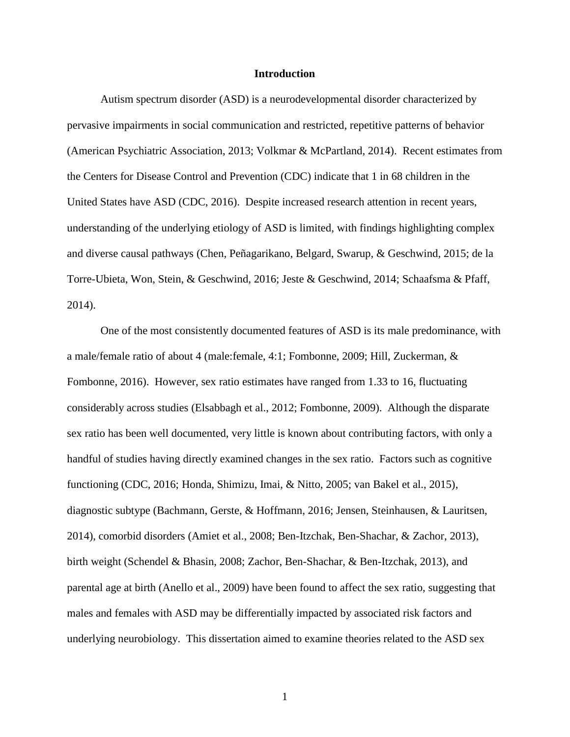# Introduction

Autism spectrum disorder (ASD) is a neurodevelopmental disorder characterized by pervasive impairments in social communication and restricted, repetitive patterns of behavior (American Psychiatric Association, 2013; Volkmar & McPartland, 2014). Recent estimates from the Centers for Disease Control and Prevention (CDC) indicate that 1 in 68 children in the United States have ASD (CDC, 2016). Despite increased research attention in recent years, understanding of the underlying etiology of ASD is limited, with findings highlighting complex and diverse causal pathways (Chen, Peñagarikano, Belgard, Swarup, & Geschwind, 2015; de la Torre-Ubieta, Won, Stein, & Geschwind, 2016; Jeste & Geschwind, 2014; Schaafsma & Pfaff, 2014).

One of the most consistently documented features of ASD is its male predominance, with a male/female ratio of about 4 (male:female, 4:1; Fombonne, 2009; Hill, Zuckerman, & Fombonne, 2016). However, sex ratio estimates have ranged from 1.33 to 16, fluctuating considerably across studies (Elsabbagh et al., 2012; Fombonne, 2009). Although the disparate sex ratio has been well documented, very little is known about contributing factors, with only a handful of studies having directly examined changes in the sex ratio. Factors such as cognitive functioning (CDC, 2016; Honda, Shimizu, Imai, & Nitto, 2005; van Bakel et al., 2015), diagnostic subtype (Bachmann, Gerste, & Hoffmann, 2016; Jensen, Steinhausen, & Lauritsen, 2014), comorbid disorders (Amiet et al., 2008; Ben-Itzchak, Ben-Shachar, & Zachor, 2013), birth weight (Schendel & Bhasin, 2008; Zachor, Ben-Shachar, & Ben-Itzchak, 2013), and parental age at birth (Anello et al., 2009) have been found to affect the sex ratio, suggesting that males and females with ASD may be differentially impacted by associated risk factors and underlying neurobiology. This dissertation aimed to examine theories related to the ASD sex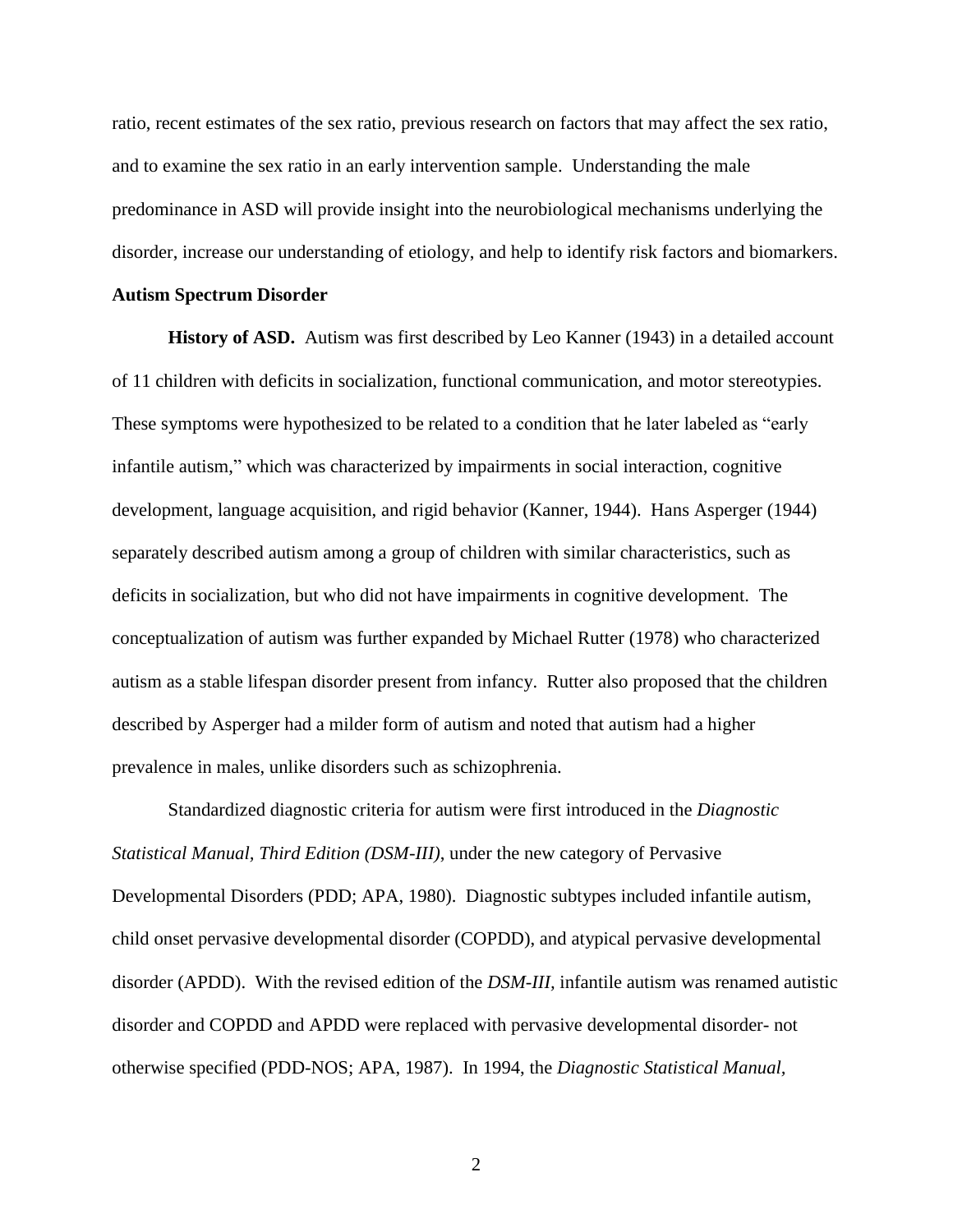ratio, recent estimates of the sex ratio, previous research on factors that may affect the sex ratio, and to examine the sex ratio in an early intervention sample. Understanding the male predominance in ASD will provide insight into the neurobiological mechanisms underlying the disorder, increase our understanding of etiology, and help to identify risk factors and biomarkers.

## Autism Spectrum Disorder

**History of ASD.** Autism was first described by Leo Kanner (1943) in a detailed account of 11 children with deficits in socialization, functional communication, and motor stereotypies. These symptoms were hypothesized to be related to a condition that he later labeled as "early infantile autism," which was characterized by impairments in social interaction, cognitive development, language acquisition, and rigid behavior (Kanner, 1944). Hans Asperger (1944) separately described autism among a group of children with similar characteristics, such as deficits in socialization, but who did not have impairments in cognitive development. The conceptualization of autism was further expanded by Michael Rutter (1978) who characterized autism as a stable lifespan disorder present from infancy. Rutter also proposed that the children described by Asperger had a milder form of autism and noted that autism had a higher prevalence in males, unlike disorders such as schizophrenia.

Standardized diagnostic criteria for autism were first introduced in the *Diagnostic Statistical Manual, Third Edition (DSM-III)*, under the new category of Pervasive Developmental Disorders (PDD; APA, 1980). Diagnostic subtypes included infantile autism, child onset pervasive developmental disorder (COPDD), and atypical pervasive developmental disorder (APDD). With the revised edition of the *DSM-III*, infantile autism was renamed autistic disorder and COPDD and APDD were replaced with pervasive developmental disorder- not otherwise specified (PDD-NOS; APA, 1987). In 1994, the *Diagnostic Statistical Manual,*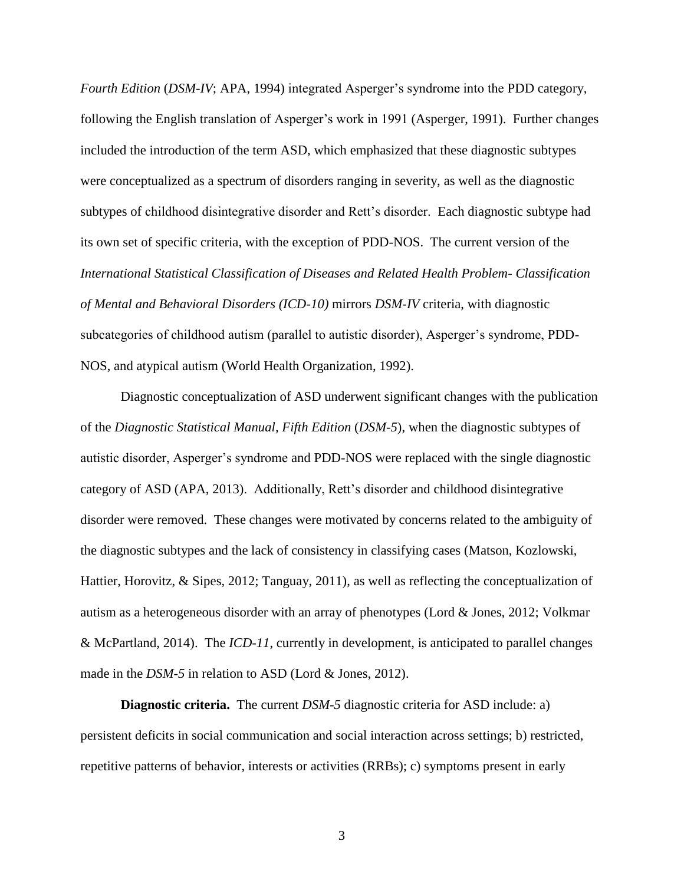*Fourth Edition* (*DSM-IV*; APA, 1994) integrated Asperger's syndrome into the PDD category, following the English translation of Asperger's work in 1991 (Asperger, 1991). Further changes included the introduction of the term ASD, which emphasized that these diagnostic subtypes were conceptualized as a spectrum of disorders ranging in severity, as well as the diagnostic subtypes of childhood disintegrative disorder and Rett's disorder. Each diagnostic subtype had its own set of specific criteria, with the exception of PDD-NOS. The current version of the *International Statistical Classification of Diseases and Related Health Problem- Classification of Mental and Behavioral Disorders (ICD-10)* mirrors *DSM-IV* criteria, with diagnostic subcategories of childhood autism (parallel to autistic disorder), Asperger's syndrome, PDD-NOS, and atypical autism (World Health Organization, 1992).

Diagnostic conceptualization of ASD underwent significant changes with the publication of the *Diagnostic Statistical Manual, Fifth Edition* (*DSM-5*), when the diagnostic subtypes of autistic disorder, Asperger's syndrome and PDD-NOS were replaced with the single diagnostic category of ASD (APA, 2013). Additionally, Rett's disorder and childhood disintegrative disorder were removed. These changes were motivated by concerns related to the ambiguity of the diagnostic subtypes and the lack of consistency in classifying cases (Matson, Kozlowski, Hattier, Horovitz, & Sipes, 2012; Tanguay, 2011), as well as reflecting the conceptualization of autism as a heterogeneous disorder with an array of phenotypes (Lord & Jones, 2012; Volkmar & McPartland, 2014). The *ICD-11*, currently in development, is anticipated to parallel changes made in the *DSM-5* in relation to ASD (Lord & Jones, 2012).

**Diagnostic criteria.** The current *DSM-5* diagnostic criteria for ASD include: a) persistent deficits in social communication and social interaction across settings; b) restricted, repetitive patterns of behavior, interests or activities (RRBs); c) symptoms present in early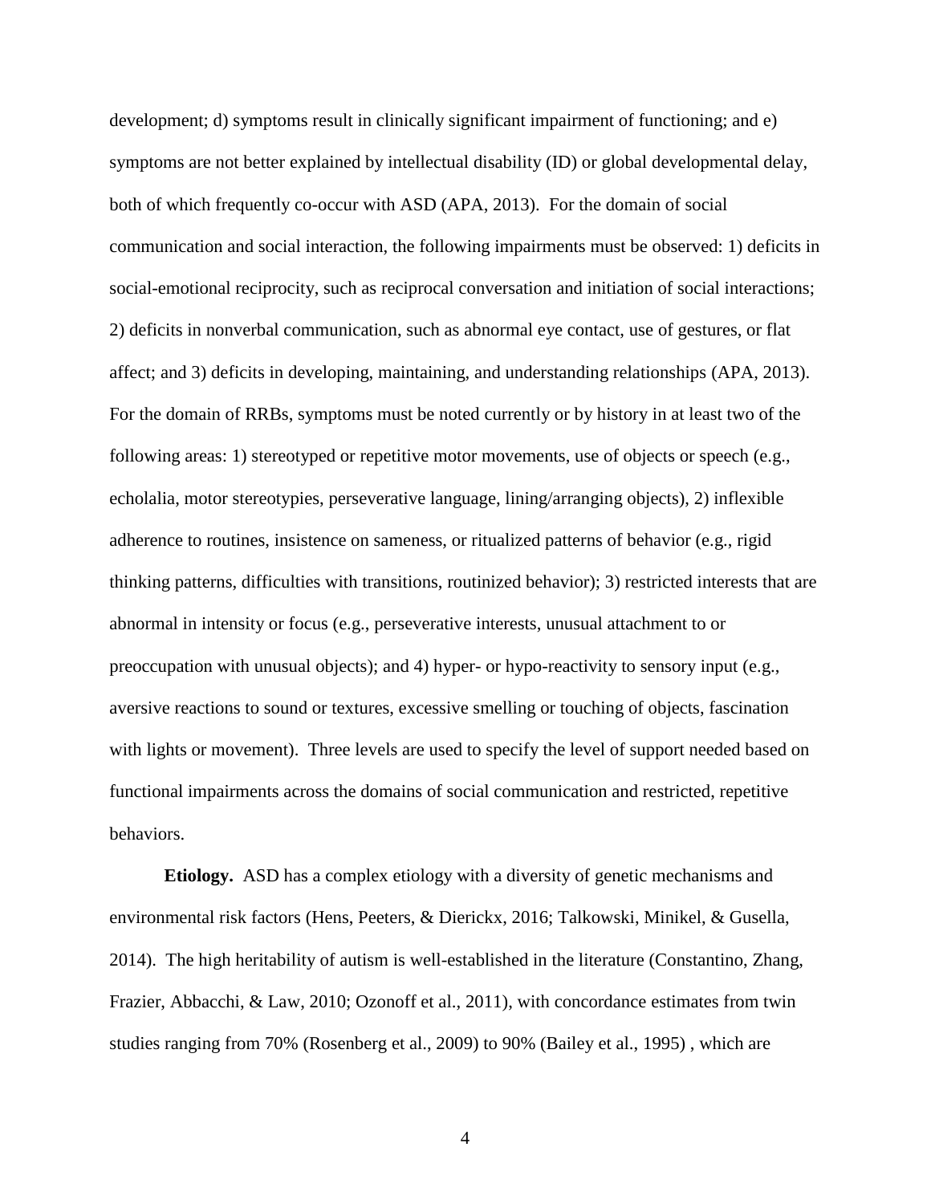development; d) symptoms result in clinically significant impairment of functioning; and e) symptoms are not better explained by intellectual disability (ID) or global developmental delay, both of which frequently co-occur with ASD (APA, 2013). For the domain of social communication and social interaction, the following impairments must be observed: 1) deficits in social-emotional reciprocity, such as reciprocal conversation and initiation of social interactions; 2) deficits in nonverbal communication, such as abnormal eye contact, use of gestures, or flat affect; and 3) deficits in developing, maintaining, and understanding relationships (APA, 2013). For the domain of RRBs, symptoms must be noted currently or by history in at least two of the following areas: 1) stereotyped or repetitive motor movements, use of objects or speech (e.g., echolalia, motor stereotypies, perseverative language, lining/arranging objects), 2) inflexible adherence to routines, insistence on sameness, or ritualized patterns of behavior (e.g., rigid thinking patterns, difficulties with transitions, routinized behavior); 3) restricted interests that are abnormal in intensity or focus (e.g., perseverative interests, unusual attachment to or preoccupation with unusual objects); and 4) hyper- or hypo-reactivity to sensory input (e.g., aversive reactions to sound or textures, excessive smelling or touching of objects, fascination with lights or movement). Three levels are used to specify the level of support needed based on functional impairments across the domains of social communication and restricted, repetitive behaviors.

**Etiology.** ASD has a complex etiology with a diversity of genetic mechanisms and environmental risk factors (Hens, Peeters, & Dierickx, 2016; Talkowski, Minikel, & Gusella, 2014). The high heritability of autism is well-established in the literature (Constantino, Zhang, Frazier, Abbacchi, & Law, 2010; Ozonoff et al., 2011), with concordance estimates from twin studies ranging from 70% (Rosenberg et al., 2009) to 90% (Bailey et al., 1995) , which are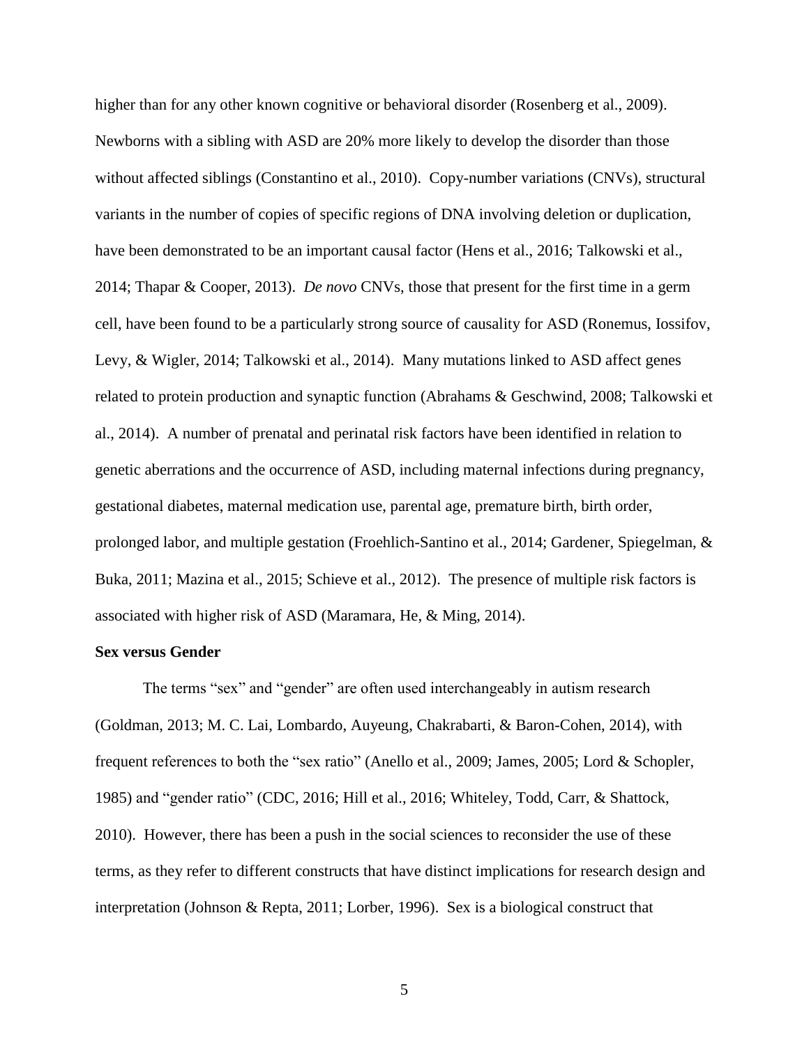higher than for any other known cognitive or behavioral disorder (Rosenberg et al., 2009). Newborns with a sibling with ASD are 20% more likely to develop the disorder than those without affected siblings (Constantino et al., 2010). Copy-number variations (CNVs), structural variants in the number of copies of specific regions of DNA involving deletion or duplication, have been demonstrated to be an important causal factor (Hens et al., 2016; Talkowski et al., 2014; Thapar & Cooper, 2013). *De novo* CNVs, those that present for the first time in a germ cell, have been found to be a particularly strong source of causality for ASD (Ronemus, Iossifov, Levy, & Wigler, 2014; Talkowski et al., 2014). Many mutations linked to ASD affect genes related to protein production and synaptic function (Abrahams & Geschwind, 2008; Talkowski et al., 2014). A number of prenatal and perinatal risk factors have been identified in relation to genetic aberrations and the occurrence of ASD, including maternal infections during pregnancy, gestational diabetes, maternal medication use, parental age, premature birth, birth order, prolonged labor, and multiple gestation (Froehlich-Santino et al., 2014; Gardener, Spiegelman, & Buka, 2011; Mazina et al., 2015; Schieve et al., 2012). The presence of multiple risk factors is associated with higher risk of ASD (Maramara, He, & Ming, 2014).

**Sex versus Gender**

The terms "sex" and "gender" are often used interchangeably in autism research (Goldman, 2013; M. C. Lai, Lombardo, Auyeung, Chakrabarti, & Baron-Cohen, 2014), with frequent references to both the "sex ratio" (Anello et al., 2009; James, 2005; Lord & Schopler, 1985) and "gender ratio" (CDC, 2016; Hill et al., 2016; Whiteley, Todd, Carr, & Shattock, 2010). However, there has been a push in the social sciences to reconsider the use of these terms, as they refer to different constructs that have distinct implications for research design and interpretation (Johnson & Repta, 2011; Lorber, 1996). Sex is a biological construct that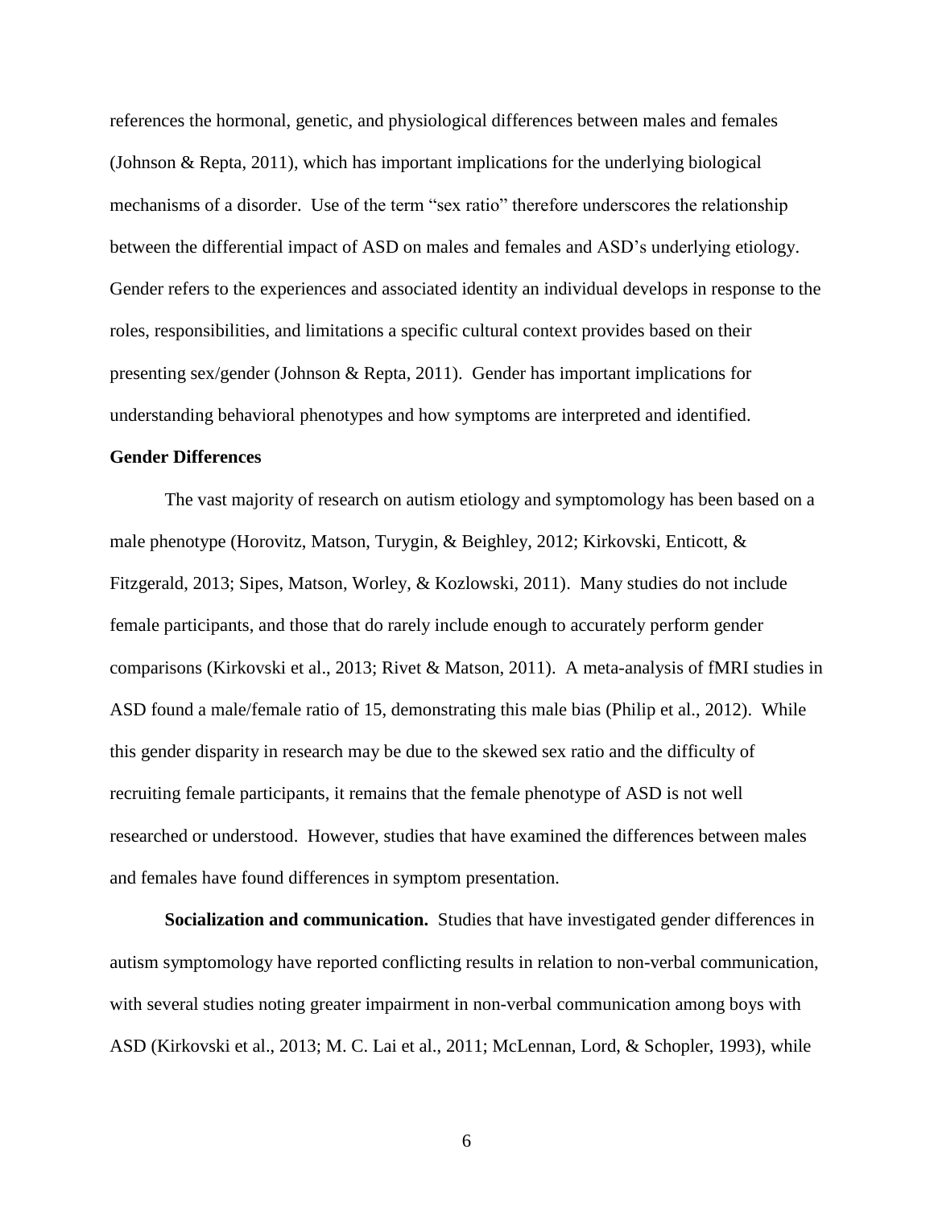references the hormonal, genetic, and physiological differences between males and females (Johnson & Repta, 2011), which has important implications for the underlying biological mechanisms of a disorder. Use of the term "sex ratio" therefore underscores the relationship between the differential impact of ASD on males and females and ASD's underlying etiology. Gender refers to the experiences and associated identity an individual develops in response to the roles, responsibilities, and limitations a specific cultural context provides based on their presenting sex/gender (Johnson & Repta, 2011). Gender has important implications for understanding behavioral phenotypes and how symptoms are interpreted and identified.

## Gender Differences

The vast majority of research on autism etiology and symptomology has been based on a male phenotype (Horovitz, Matson, Turygin, & Beighley, 2012; Kirkovski, Enticott, & Fitzgerald, 2013; Sipes, Matson, Worley, & Kozlowski, 2011). Many studies do not include female participants, and those that do rarely include enough to accurately perform gender comparisons (Kirkovski et al., 2013; Rivet & Matson, 2011). A meta-analysis of fMRI studies in ASD found a male/female ratio of 15, demonstrating this male bias (Philip et al., 2012). While this gender disparity in research may be due to the skewed sex ratio and the difficulty of recruiting female participants, it remains that the female phenotype of ASD is not well researched or understood. However, studies that have examined the differences between males and females have found differences in symptom presentation.

**Socialization and communication.** Studies that have investigated gender differences in autism symptomology have reported conflicting results in relation to non-verbal communication, with several studies noting greater impairment in non-verbal communication among boys with ASD (Kirkovski et al., 2013; M. C. Lai et al., 2011; McLennan, Lord, & Schopler, 1993), while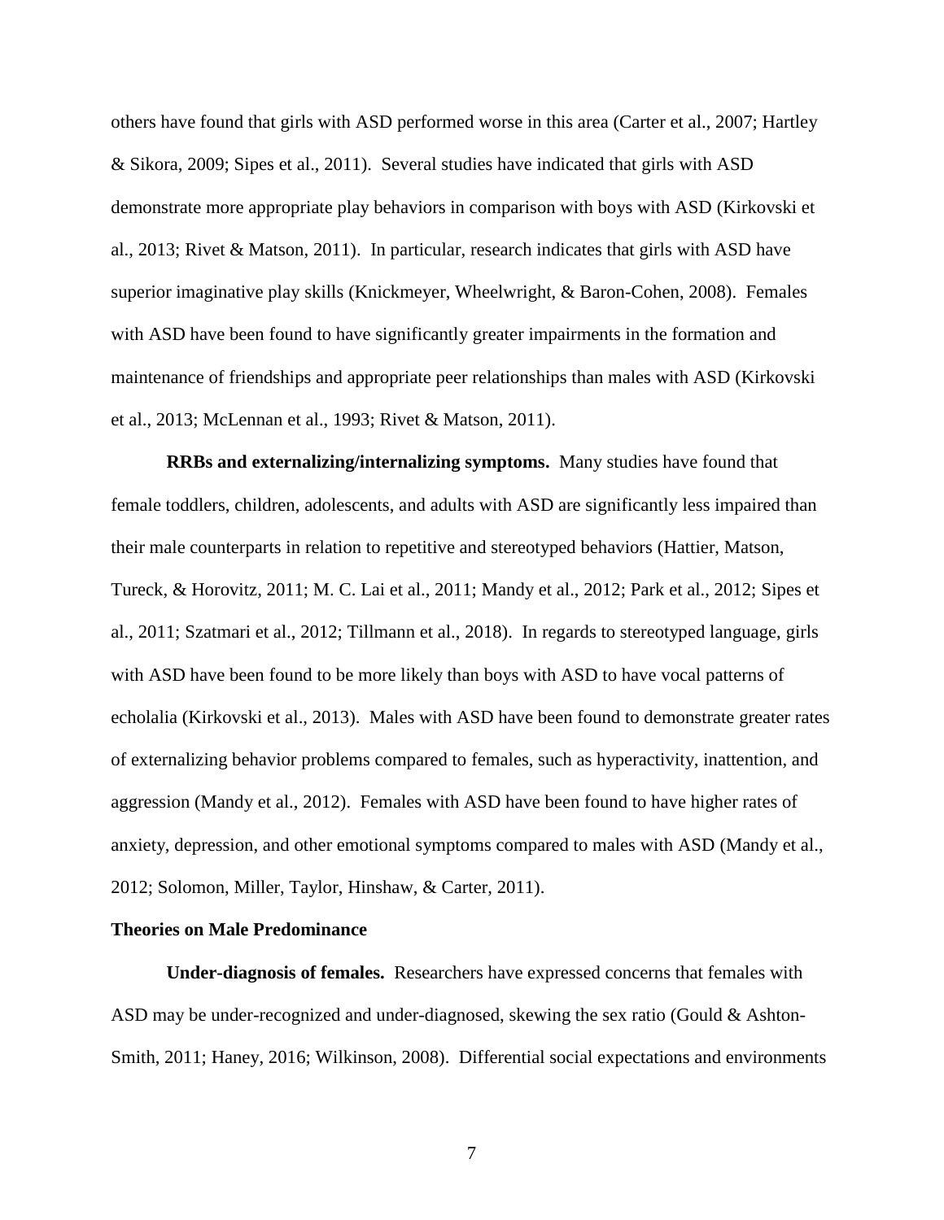others have found that girls with ASD performed worse in this area (Carter et al., 2007; Hartley & Sikora, 2009; Sipes et al., 2011). Several studies have indicated that girls with ASD demonstrate more appropriate play behaviors in comparison with boys with ASD (Kirkovski et al., 2013; Rivet & Matson, 2011). In particular, research indicates that girls with ASD have superior imaginative play skills (Knickmeyer, Wheelwright, & Baron-Cohen, 2008). Females with ASD have been found to have significantly greater impairments in the formation and maintenance of friendships and appropriate peer relationships than males with ASD (Kirkovski et al., 2013; McLennan et al., 1993; Rivet & Matson, 2011).

**RRBs and externalizing/internalizing symptoms.** Many studies have found that female toddlers, children, adolescents, and adults with ASD are significantly less impaired than their male counterparts in relation to repetitive and stereotyped behaviors (Hattier, Matson, Tureck, & Horovitz, 2011; M. C. Lai et al., 2011; Mandy et al., 2012; Park et al., 2012; Sipes et al., 2011; Szatmari et al., 2012; Tillmann et al., 2018). In regards to stereotyped language, girls with ASD have been found to be more likely than boys with ASD to have vocal patterns of echolalia (Kirkovski et al., 2013). Males with ASD have been found to demonstrate greater rates of externalizing behavior problems compared to females, such as hyperactivity, inattention, and aggression (Mandy et al., 2012). Females with ASD have been found to have higher rates of anxiety, depression, and other emotional symptoms compared to males with ASD (Mandy et al., 2012; Solomon, Miller, Taylor, Hinshaw, & Carter, 2011).

## Theories on Male Predominance

**Under-diagnosis of females.** Researchers have expressed concerns that females with ASD may be under-recognized and under-diagnosed, skewing the sex ratio (Gould & Ashton-Smith, 2011; Haney, 2016; Wilkinson, 2008). Differential social expectations and environments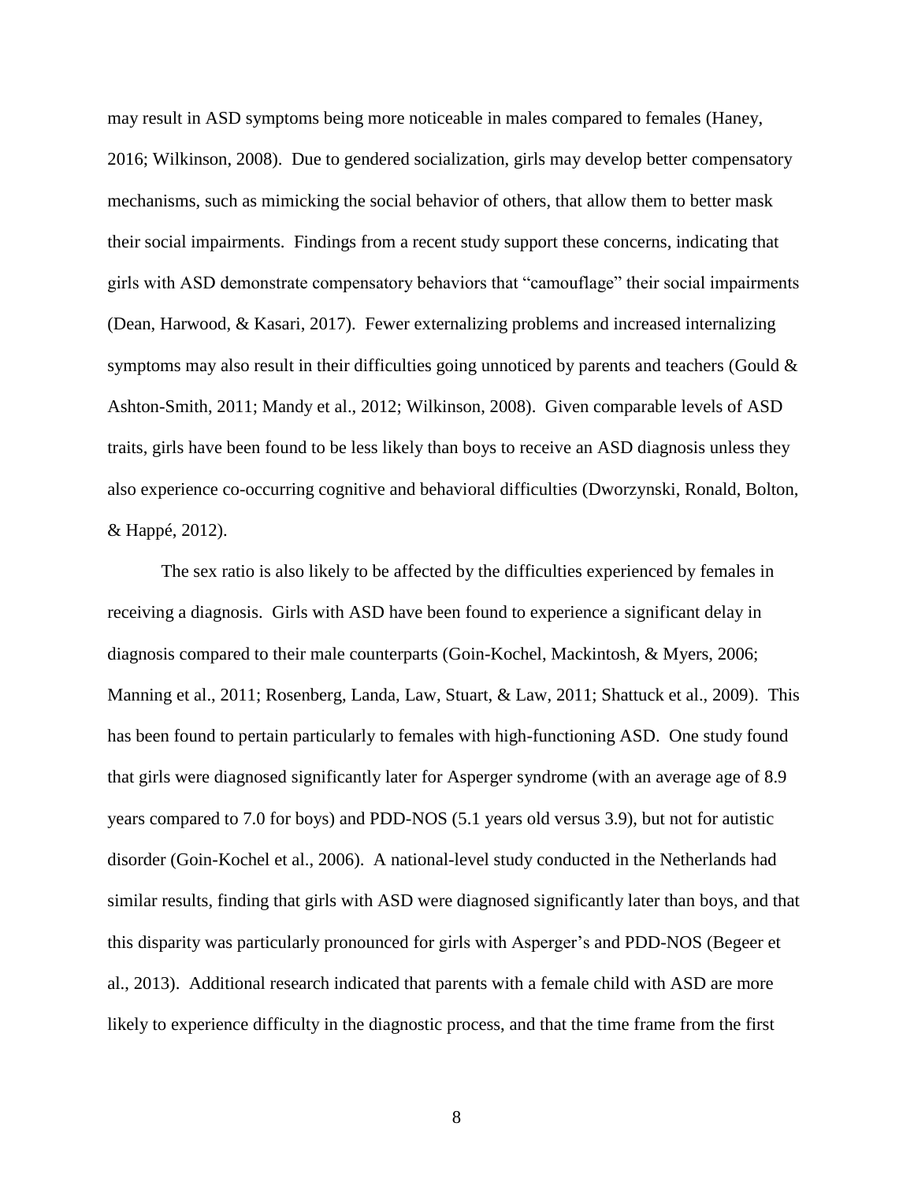may result in ASD symptoms being more noticeable in males compared to females (Haney, 2016; Wilkinson, 2008). Due to gendered socialization, girls may develop better compensatory mechanisms, such as mimicking the social behavior of others, that allow them to better mask their social impairments. Findings from a recent study support these concerns, indicating that girls with ASD demonstrate compensatory behaviors that "camouflage" their social impairments (Dean, Harwood, & Kasari, 2017). Fewer externalizing problems and increased internalizing symptoms may also result in their difficulties going unnoticed by parents and teachers (Gould & Ashton-Smith, 2011; Mandy et al., 2012; Wilkinson, 2008). Given comparable levels of ASD traits, girls have been found to be less likely than boys to receive an ASD diagnosis unless they also experience co-occurring cognitive and behavioral difficulties (Dworzynski, Ronald, Bolton, & Happé, 2012).

The sex ratio is also likely to be affected by the difficulties experienced by females in receiving a diagnosis. Girls with ASD have been found to experience a significant delay in diagnosis compared to their male counterparts (Goin-Kochel, Mackintosh, & Myers, 2006; Manning et al., 2011; Rosenberg, Landa, Law, Stuart, & Law, 2011; Shattuck et al., 2009). This has been found to pertain particularly to females with high-functioning ASD. One study found that girls were diagnosed significantly later for Asperger syndrome (with an average age of 8.9 years compared to 7.0 for boys) and PDD-NOS (5.1 years old versus 3.9), but not for autistic disorder (Goin-Kochel et al., 2006). A national-level study conducted in the Netherlands had similar results, finding that girls with ASD were diagnosed significantly later than boys, and that this disparity was particularly pronounced for girls with Asperger's and PDD-NOS (Begeer et al., 2013). Additional research indicated that parents with a female child with ASD are more likely to experience difficulty in the diagnostic process, and that the time frame from the first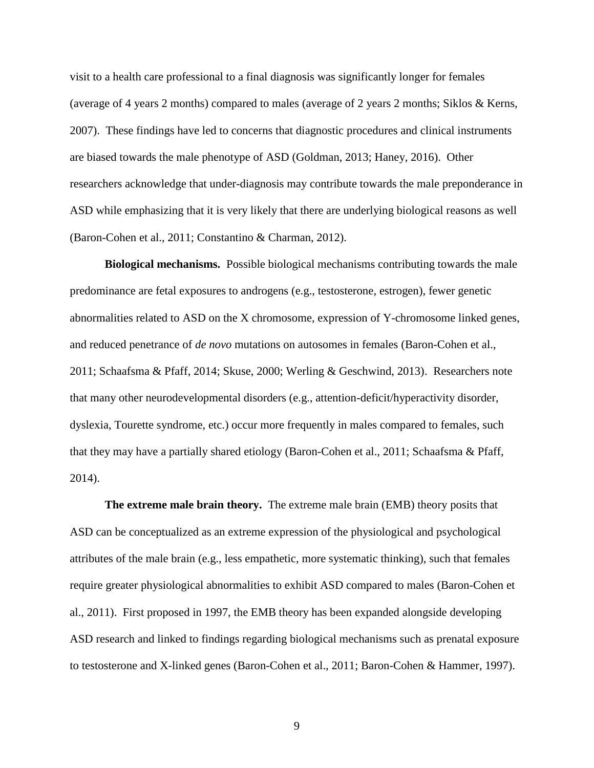visit to a health care professional to a final diagnosis was significantly longer for females (average of 4 years 2 months) compared to males (average of 2 years 2 months; Siklos & Kerns, 2007). These findings have led to concerns that diagnostic procedures and clinical instruments are biased towards the male phenotype of ASD (Goldman, 2013; Haney, 2016). Other researchers acknowledge that under-diagnosis may contribute towards the male preponderance in ASD while emphasizing that it is very likely that there are underlying biological reasons as well (Baron-Cohen et al., 2011; Constantino & Charman, 2012).

**Biological mechanisms.** Possible biological mechanisms contributing towards the male predominance are fetal exposures to androgens (e.g., testosterone, estrogen), fewer genetic abnormalities related to ASD on the X chromosome, expression of Y-chromosome linked genes, and reduced penetrance of *de novo* mutations on autosomes in females (Baron-Cohen et al., 2011; Schaafsma & Pfaff, 2014; Skuse, 2000; Werling & Geschwind, 2013). Researchers note that many other neurodevelopmental disorders (e.g., attention-deficit/hyperactivity disorder, dyslexia, Tourette syndrome, etc.) occur more frequently in males compared to females, such that they may have a partially shared etiology (Baron-Cohen et al., 2011; Schaafsma & Pfaff, 2014).

**The extreme male brain theory.** The extreme male brain (EMB) theory posits that ASD can be conceptualized as an extreme expression of the physiological and psychological attributes of the male brain (e.g., less empathetic, more systematic thinking), such that females require greater physiological abnormalities to exhibit ASD compared to males (Baron-Cohen et al., 2011). First proposed in 1997, the EMB theory has been expanded alongside developing ASD research and linked to findings regarding biological mechanisms such as prenatal exposure to testosterone and X-linked genes (Baron-Cohen et al., 2011; Baron-Cohen & Hammer, 1997).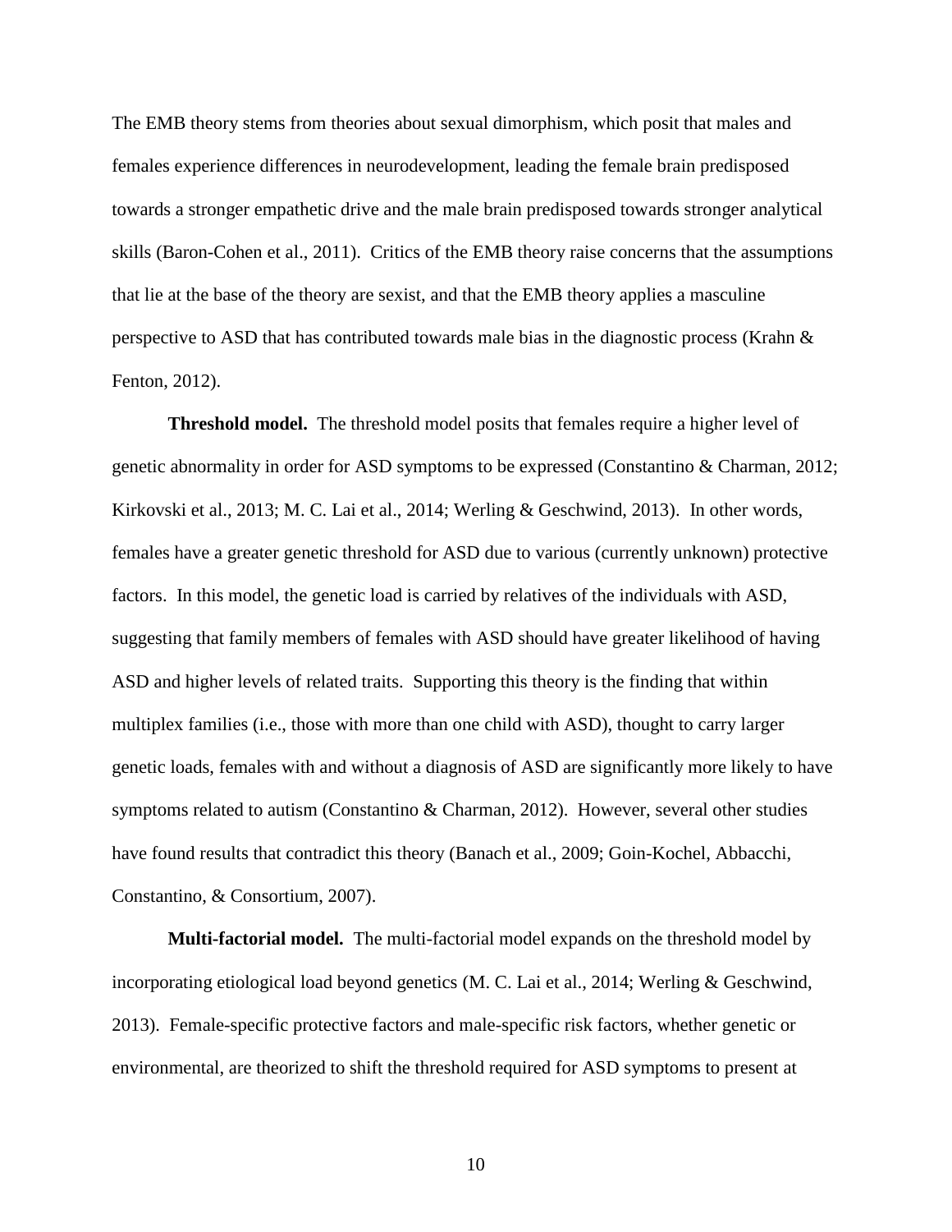The EMB theory stems from theories about sexual dimorphism, which posit that males and females experience differences in neurodevelopment, leading the female brain predisposed towards a stronger empathetic drive and the male brain predisposed towards stronger analytical skills (Baron-Cohen et al., 2011). Critics of the EMB theory raise concerns that the assumptions that lie at the base of the theory are sexist, and that the EMB theory applies a masculine perspective to ASD that has contributed towards male bias in the diagnostic process (Krahn & Fenton, 2012).

**Threshold model.** The threshold model posits that females require a higher level of genetic abnormality in order for ASD symptoms to be expressed (Constantino & Charman, 2012; Kirkovski et al., 2013; M. C. Lai et al., 2014; Werling & Geschwind, 2013). In other words, females have a greater genetic threshold for ASD due to various (currently unknown) protective factors. In this model, the genetic load is carried by relatives of the individuals with ASD, suggesting that family members of females with ASD should have greater likelihood of having ASD and higher levels of related traits. Supporting this theory is the finding that within multiplex families (i.e., those with more than one child with ASD), thought to carry larger genetic loads, females with and without a diagnosis of ASD are significantly more likely to have symptoms related to autism (Constantino & Charman, 2012). However, several other studies have found results that contradict this theory (Banach et al., 2009; Goin-Kochel, Abbacchi, Constantino, & Consortium, 2007).

**Multi-factorial model.** The multi-factorial model expands on the threshold model by incorporating etiological load beyond genetics (M. C. Lai et al., 2014; Werling & Geschwind, 2013). Female-specific protective factors and male-specific risk factors, whether genetic or environmental, are theorized to shift the threshold required for ASD symptoms to present at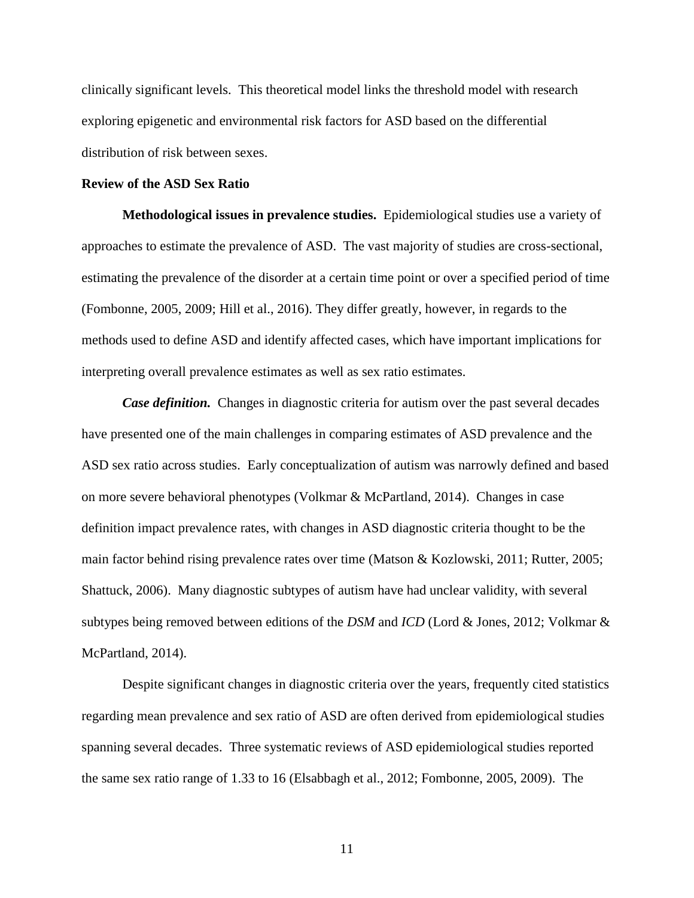clinically significant levels. This theoretical model links the threshold model with research exploring epigenetic and environmental risk factors for ASD based on the differential distribution of risk between sexes.

## Review of the ASD Sex Ratio

**Methodological issues in prevalence studies.** Epidemiological studies use a variety of approaches to estimate the prevalence of ASD. The vast majority of studies are cross-sectional, estimating the prevalence of the disorder at a certain time point or over a specified period of time (Fombonne, 2005, 2009; Hill et al., 2016). They differ greatly, however, in regards to the methods used to define ASD and identify affected cases, which have important implications for interpreting overall prevalence estimates as well as sex ratio estimates.

***Case definition.*** Changes in diagnostic criteria for autism over the past several decades have presented one of the main challenges in comparing estimates of ASD prevalence and the ASD sex ratio across studies. Early conceptualization of autism was narrowly defined and based on more severe behavioral phenotypes (Volkmar & McPartland, 2014). Changes in case definition impact prevalence rates, with changes in ASD diagnostic criteria thought to be the main factor behind rising prevalence rates over time (Matson & Kozlowski, 2011; Rutter, 2005; Shattuck, 2006). Many diagnostic subtypes of autism have had unclear validity, with several subtypes being removed between editions of the *DSM* and *ICD* (Lord & Jones, 2012; Volkmar & McPartland, 2014).

Despite significant changes in diagnostic criteria over the years, frequently cited statistics regarding mean prevalence and sex ratio of ASD are often derived from epidemiological studies spanning several decades. Three systematic reviews of ASD epidemiological studies reported the same sex ratio range of 1.33 to 16 (Elsabbagh et al., 2012; Fombonne, 2005, 2009). The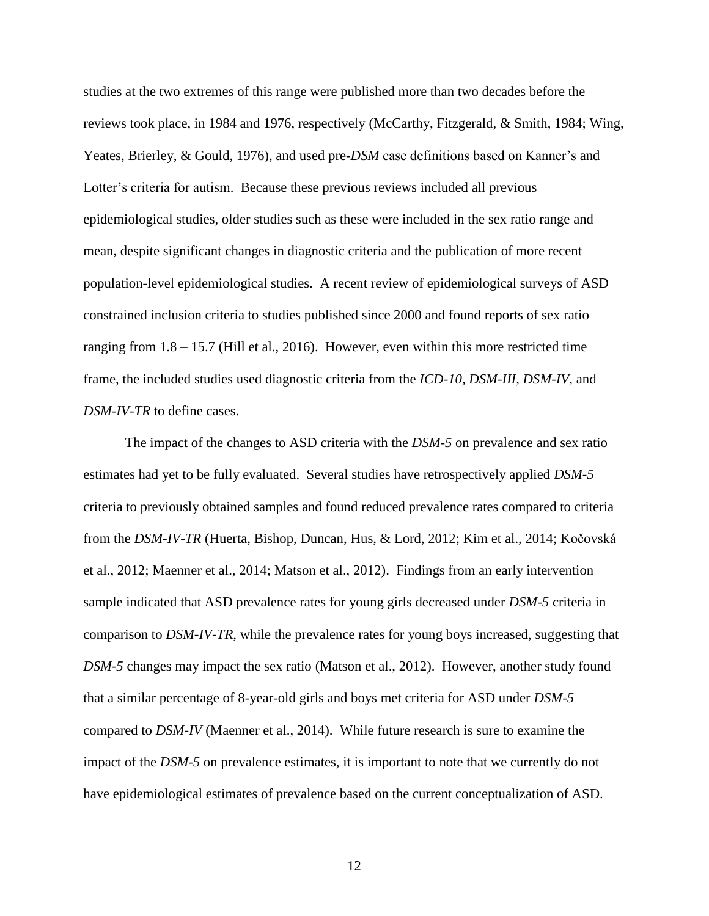studies at the two extremes of this range were published more than two decades before the reviews took place, in 1984 and 1976, respectively (McCarthy, Fitzgerald, & Smith, 1984; Wing, Yeates, Brierley, & Gould, 1976), and used pre-*DSM* case definitions based on Kanner's and Lotter's criteria for autism. Because these previous reviews included all previous epidemiological studies, older studies such as these were included in the sex ratio range and mean, despite significant changes in diagnostic criteria and the publication of more recent population-level epidemiological studies. A recent review of epidemiological surveys of ASD constrained inclusion criteria to studies published since 2000 and found reports of sex ratio ranging from 1.8 – 15.7 (Hill et al., 2016). However, even within this more restricted time frame, the included studies used diagnostic criteria from the *ICD-10, DSM-III, DSM-IV*, and *DSM-IV-TR* to define cases.

The impact of the changes to ASD criteria with the *DSM-5* on prevalence and sex ratio estimates had yet to be fully evaluated. Several studies have retrospectively applied *DSM-5* criteria to previously obtained samples and found reduced prevalence rates compared to criteria from the *DSM-IV-TR* (Huerta, Bishop, Duncan, Hus, & Lord, 2012; Kim et al., 2014; Kočovská et al., 2012; Maenner et al., 2014; Matson et al., 2012). Findings from an early intervention sample indicated that ASD prevalence rates for young girls decreased under *DSM-5* criteria in comparison to *DSM-IV-TR*, while the prevalence rates for young boys increased, suggesting that *DSM-5* changes may impact the sex ratio (Matson et al., 2012). However, another study found that a similar percentage of 8-year-old girls and boys met criteria for ASD under *DSM-5* compared to *DSM-IV* (Maenner et al., 2014). While future research is sure to examine the impact of the *DSM-5* on prevalence estimates, it is important to note that we currently do not have epidemiological estimates of prevalence based on the current conceptualization of ASD.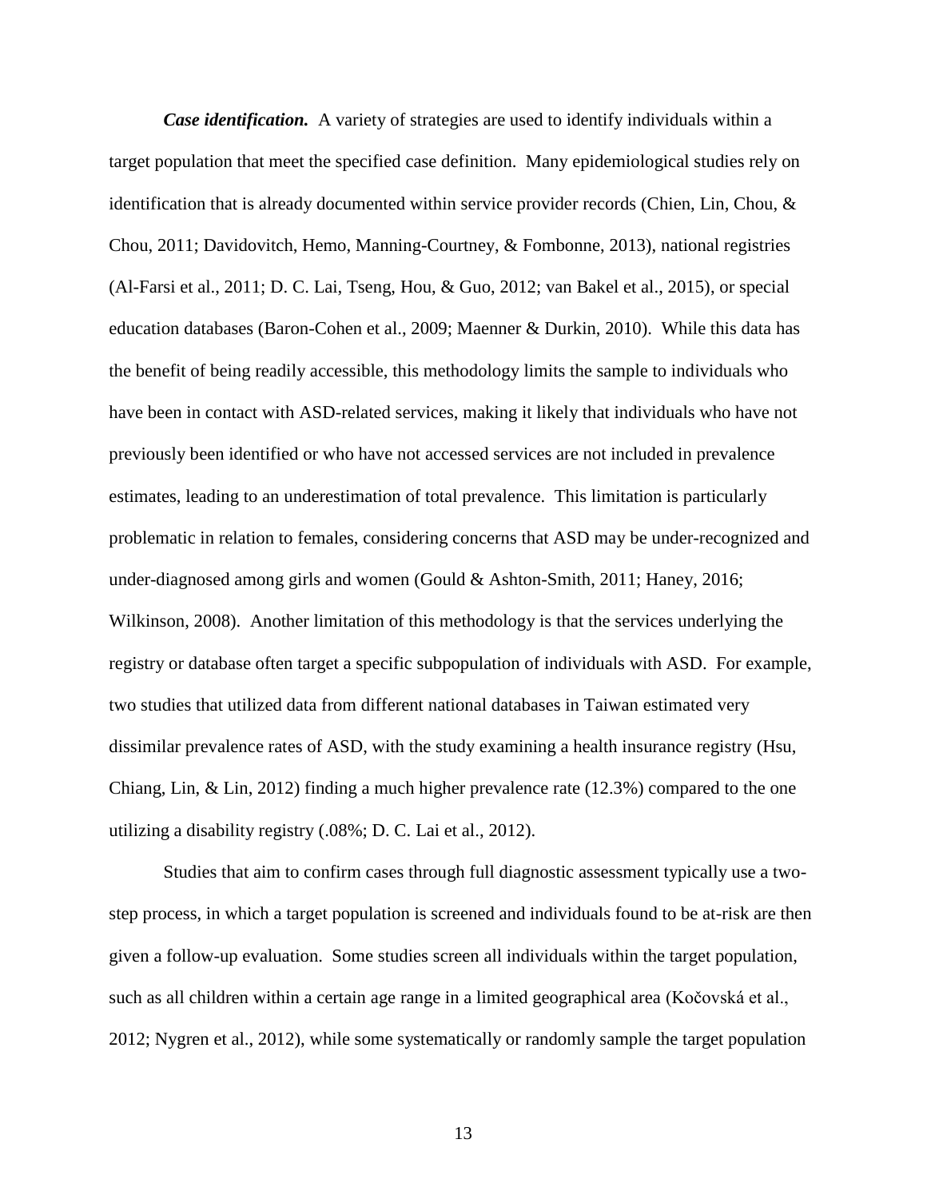***Case identification.*** A variety of strategies are used to identify individuals within a target population that meet the specified case definition. Many epidemiological studies rely on identification that is already documented within service provider records (Chien, Lin, Chou, & Chou, 2011; Davidovitch, Hemo, Manning-Courtney, & Fombonne, 2013), national registries (Al-Farsi et al., 2011; D. C. Lai, Tseng, Hou, & Guo, 2012; van Bakel et al., 2015), or special education databases (Baron-Cohen et al., 2009; Maenner & Durkin, 2010). While this data has the benefit of being readily accessible, this methodology limits the sample to individuals who have been in contact with ASD-related services, making it likely that individuals who have not previously been identified or who have not accessed services are not included in prevalence estimates, leading to an underestimation of total prevalence. This limitation is particularly problematic in relation to females, considering concerns that ASD may be under-recognized and under-diagnosed among girls and women (Gould & Ashton-Smith, 2011; Haney, 2016; Wilkinson, 2008). Another limitation of this methodology is that the services underlying the registry or database often target a specific subpopulation of individuals with ASD. For example, two studies that utilized data from different national databases in Taiwan estimated very dissimilar prevalence rates of ASD, with the study examining a health insurance registry (Hsu, Chiang, Lin, & Lin, 2012) finding a much higher prevalence rate (12.3%) compared to the one utilizing a disability registry (.08%; D. C. Lai et al., 2012).

Studies that aim to confirm cases through full diagnostic assessment typically use a two-step process, in which a target population is screened and individuals found to be at-risk are then given a follow-up evaluation. Some studies screen all individuals within the target population, such as all children within a certain age range in a limited geographical area (Kočovská et al., 2012; Nygren et al., 2012), while some systematically or randomly sample the target population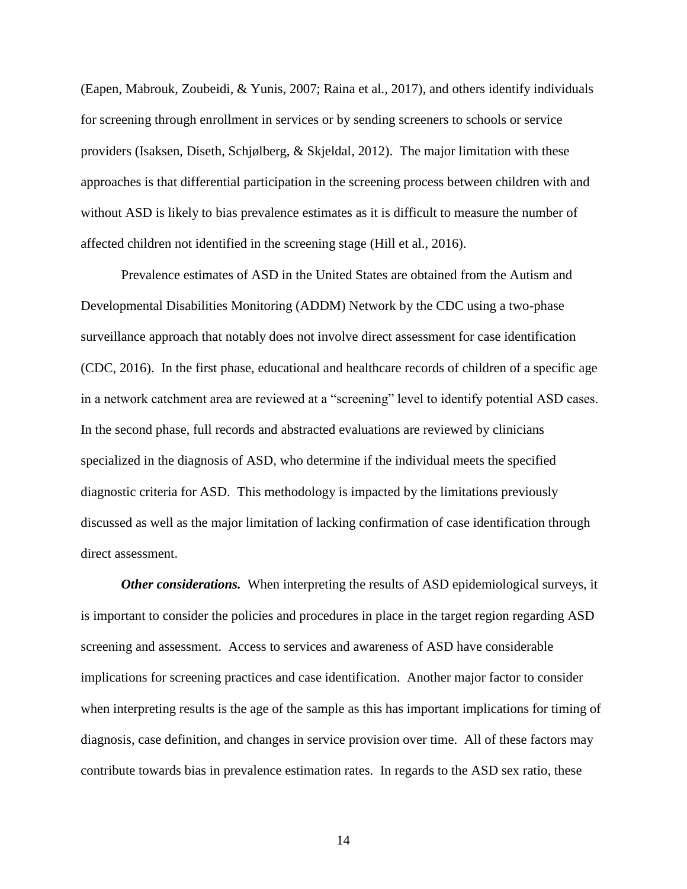(Eapen, Mabrouk, Zoubeidi, & Yunis, 2007; Raina et al., 2017), and others identify individuals for screening through enrollment in services or by sending screeners to schools or service providers (Isaksen, Diseth, Schjølberg, & Skjeldal, 2012). The major limitation with these approaches is that differential participation in the screening process between children with and without ASD is likely to bias prevalence estimates as it is difficult to measure the number of affected children not identified in the screening stage (Hill et al., 2016).

Prevalence estimates of ASD in the United States are obtained from the Autism and Developmental Disabilities Monitoring (ADDM) Network by the CDC using a two-phase surveillance approach that notably does not involve direct assessment for case identification (CDC, 2016). In the first phase, educational and healthcare records of children of a specific age in a network catchment area are reviewed at a "screening" level to identify potential ASD cases. In the second phase, full records and abstracted evaluations are reviewed by clinicians specialized in the diagnosis of ASD, who determine if the individual meets the specified diagnostic criteria for ASD. This methodology is impacted by the limitations previously discussed as well as the major limitation of lacking confirmation of case identification through direct assessment.

***Other considerations.*** When interpreting the results of ASD epidemiological surveys, it is important to consider the policies and procedures in place in the target region regarding ASD screening and assessment. Access to services and awareness of ASD have considerable implications for screening practices and case identification. Another major factor to consider when interpreting results is the age of the sample as this has important implications for timing of diagnosis, case definition, and changes in service provision over time. All of these factors may contribute towards bias in prevalence estimation rates. In regards to the ASD sex ratio, these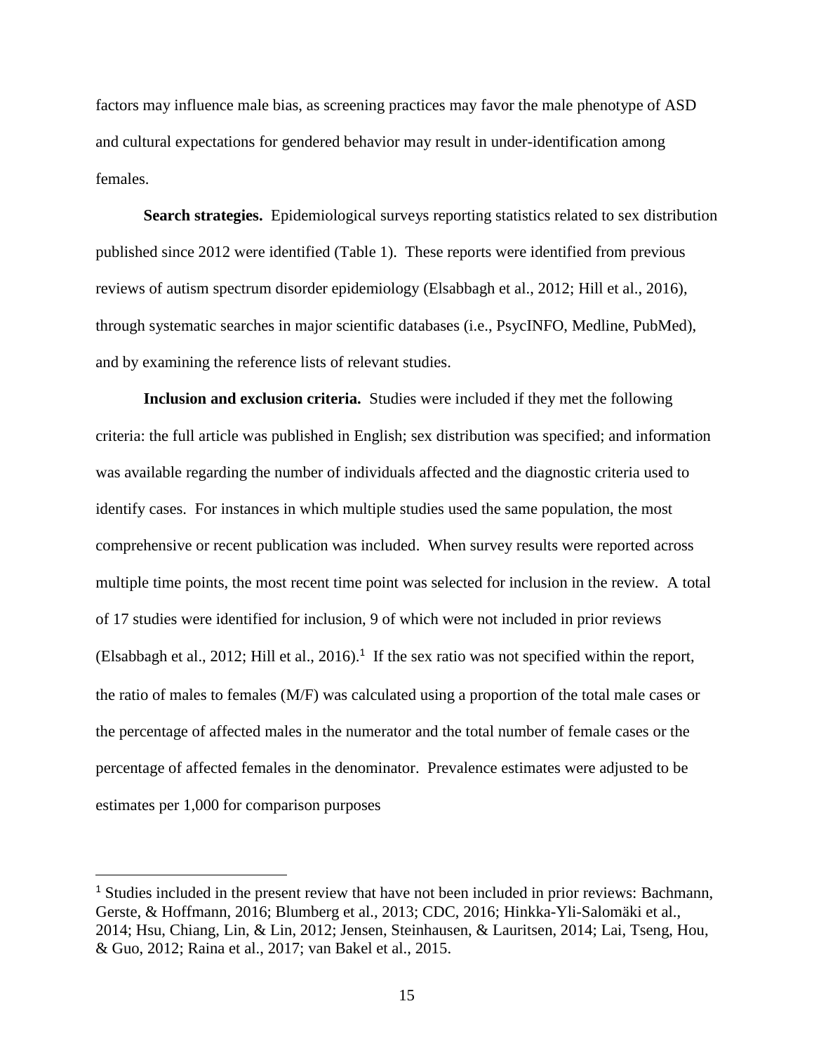factors may influence male bias, as screening practices may favor the male phenotype of ASD and cultural expectations for gendered behavior may result in under-identification among females.

**Search strategies.** Epidemiological surveys reporting statistics related to sex distribution published since 2012 were identified (Table 1). These reports were identified from previous reviews of autism spectrum disorder epidemiology (Elsabbagh et al., 2012; Hill et al., 2016), through systematic searches in major scientific databases (i.e., PsycINFO, Medline, PubMed), and by examining the reference lists of relevant studies.

**Inclusion and exclusion criteria.** Studies were included if they met the following criteria: the full article was published in English; sex distribution was specified; and information was available regarding the number of individuals affected and the diagnostic criteria used to identify cases. For instances in which multiple studies used the same population, the most comprehensive or recent publication was included. When survey results were reported across multiple time points, the most recent time point was selected for inclusion in the review. A total of 17 studies were identified for inclusion, 9 of which were not included in prior reviews (Elsabbagh et al., 2012; Hill et al., 2016).[1] If the sex ratio was not specified within the report, the ratio of males to females (M/F) was calculated using a proportion of the total male cases or the percentage of affected males in the numerator and the total number of female cases or the percentage of affected females in the denominator. Prevalence estimates were adjusted to be estimates per 1,000 for comparison purposes

---

[1] Studies included in the present review that have not been included in prior reviews: Bachmann, Gerste, & Hoffmann, 2016; Blumberg et al., 2013; CDC, 2016; Hinkka-Yli-Salomäki et al., 2014; Hsu, Chiang, Lin, & Lin, 2012; Jensen, Steinhausen, & Lauritsen, 2014; Lai, Tseng, Hou, & Guo, 2012; Raina et al., 2017; van Bakel et al., 2015.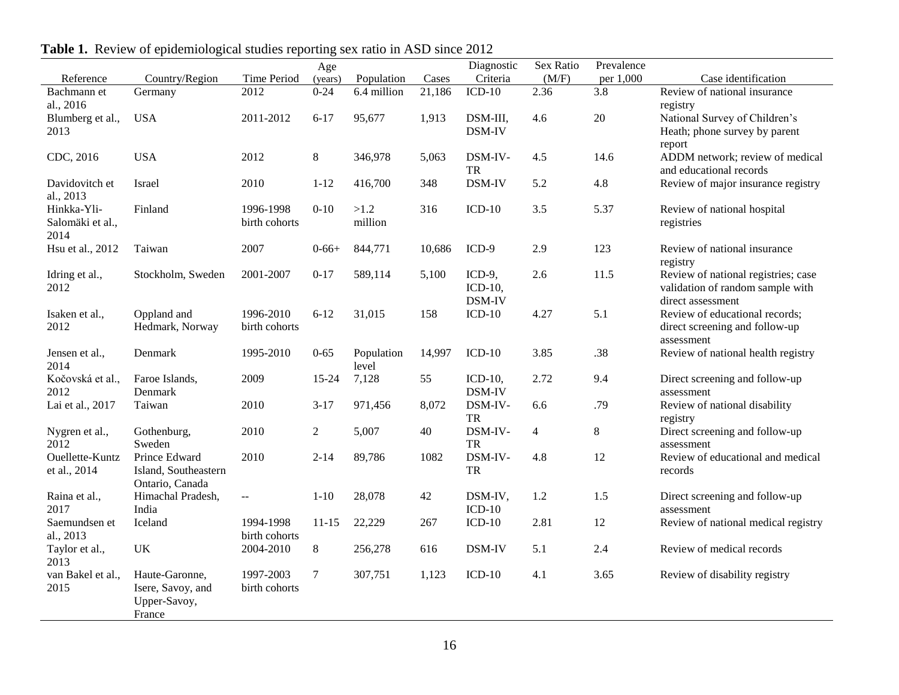**Table 1.** Review of epidemiological studies reporting sex ratio in ASD since 2012

| Reference | Country/Region | Time Period | Age (years) | Population | Cases | Diagnostic Criteria | Sex Ratio (M/F) | Prevalence per 1,000 | Case identification |
|---|---|---|---|---|---|---|---|---|---|
| Bachmann et al., 2016 | Germany | 2012 | 0-24 | 6.4 million | 21,186 | ICD-10 | 2.36 | 3.8 | Review of national insurance registry |
| Blumberg et al., 2013 | USA | 2011-2012 | 6-17 | 95,677 | 1,913 | DSM-III, DSM-IV | 4.6 | 20 | National Survey of Children's Heath; phone survey by parent report |
| CDC, 2016 | USA | 2012 | 8 | 346,978 | 5,063 | DSM-IV-TR | 4.5 | 14.6 | ADDM network; review of medical and educational records |
| Davidovitch et al., 2013 | Israel | 2010 | 1-12 | 416,700 | 348 | DSM-IV | 5.2 | 4.8 | Review of major insurance registry |
| Hinkka-Yli-Salomäki et al., 2014 | Finland | 1996-1998 birth cohorts | 0-10 | >1.2 million | 316 | ICD-10 | 3.5 | 5.37 | Review of national hospital registries |
| Hsu et al., 2012 | Taiwan | 2007 | 0-66+ | 844,771 | 10,686 | ICD-9 | 2.9 | 123 | Review of national insurance registry |
| Idring et al., 2012 | Stockholm, Sweden | 2001-2007 | 0-17 | 589,114 | 5,100 | ICD-9, ICD-10, DSM-IV | 2.6 | 11.5 | Review of national registries; case validation of random sample with direct assessment |
| Isaken et al., 2012 | Oppland and Hedmark, Norway | 1996-2010 birth cohorts | 6-12 | 31,015 | 158 | ICD-10 | 4.27 | 5.1 | Review of educational records; direct screening and follow-up assessment |
| Jensen et al., 2014 | Denmark | 1995-2010 | 0-65 | Population level | 14,997 | ICD-10 | 3.85 | .38 | Review of national health registry |
| Kočovská et al., 2012 | Faroe Islands, Denmark | 2009 | 15-24 | 7,128 | 55 | ICD-10, DSM-IV | 2.72 | 9.4 | Direct screening and follow-up assessment |
| Lai et al., 2017 | Taiwan | 2010 | 3-17 | 971,456 | 8,072 | DSM-IV-TR | 6.6 | .79 | Review of national disability registry |
| Nygren et al., 2012 | Gothenburg, Sweden | 2010 | 2 | 5,007 | 40 | DSM-IV-TR | 4 | 8 | Direct screening and follow-up assessment |
| Ouellette-Kuntz et al., 2014 | Prince Edward Island, Southeastern Ontario, Canada | 2010 | 2-14 | 89,786 | 1082 | DSM-IV-TR | 4.8 | 12 | Review of educational and medical records |
| Raina et al., 2017 | Himachal Pradesh, India | -- | 1-10 | 28,078 | 42 | DSM-IV, ICD-10 | 1.2 | 1.5 | Direct screening and follow-up assessment |
| Saemundsen et al., 2013 | Iceland | 1994-1998 birth cohorts | 11-15 | 22,229 | 267 | ICD-10 | 2.81 | 12 | Review of national medical registry |
| Taylor et al., 2013 | UK | 2004-2010 | 8 | 256,278 | 616 | DSM-IV | 5.1 | 2.4 | Review of medical records |
| van Bakel et al., 2015 | Haute-Garonne, Isere, Savoy, and Upper-Savoy, France | 1997-2003 birth cohorts | 7 | 307,751 | 1,123 | ICD-10 | 4.1 | 3.65 | Review of disability registry |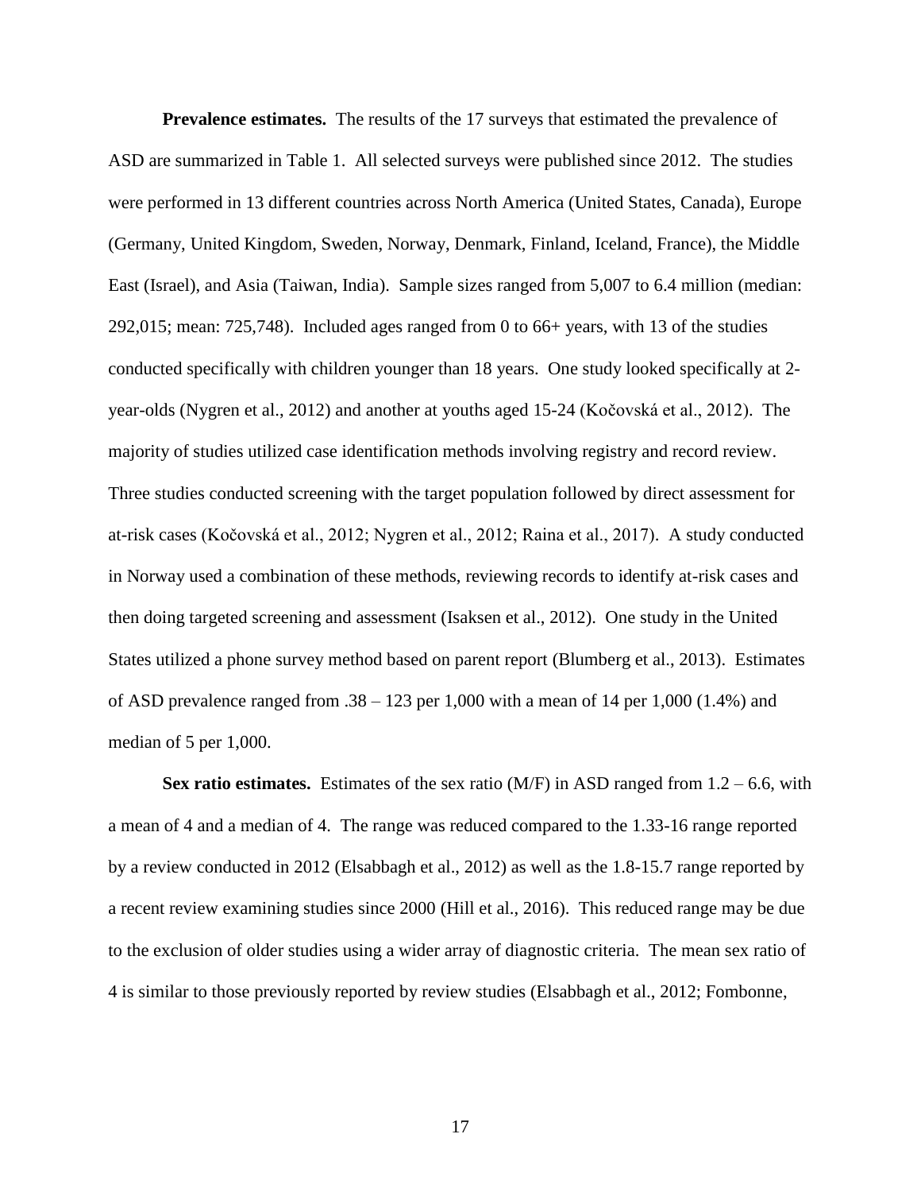**Prevalence estimates.** The results of the 17 surveys that estimated the prevalence of ASD are summarized in Table 1. All selected surveys were published since 2012. The studies were performed in 13 different countries across North America (United States, Canada), Europe (Germany, United Kingdom, Sweden, Norway, Denmark, Finland, Iceland, France), the Middle East (Israel), and Asia (Taiwan, India). Sample sizes ranged from 5,007 to 6.4 million (median: 292,015; mean: 725,748). Included ages ranged from 0 to 66+ years, with 13 of the studies conducted specifically with children younger than 18 years. One study looked specifically at 2-year-olds (Nygren et al., 2012) and another at youths aged 15-24 (Kočovská et al., 2012). The majority of studies utilized case identification methods involving registry and record review. Three studies conducted screening with the target population followed by direct assessment for at-risk cases (Kočovská et al., 2012; Nygren et al., 2012; Raina et al., 2017). A study conducted in Norway used a combination of these methods, reviewing records to identify at-risk cases and then doing targeted screening and assessment (Isaksen et al., 2012). One study in the United States utilized a phone survey method based on parent report (Blumberg et al., 2013). Estimates of ASD prevalence ranged from .38 – 123 per 1,000 with a mean of 14 per 1,000 (1.4%) and median of 5 per 1,000.

**Sex ratio estimates.** Estimates of the sex ratio (M/F) in ASD ranged from 1.2 – 6.6, with a mean of 4 and a median of 4. The range was reduced compared to the 1.33-16 range reported by a review conducted in 2012 (Elsabbagh et al., 2012) as well as the 1.8-15.7 range reported by a recent review examining studies since 2000 (Hill et al., 2016). This reduced range may be due to the exclusion of older studies using a wider array of diagnostic criteria. The mean sex ratio of 4 is similar to those previously reported by review studies (Elsabbagh et al., 2012; Fombonne,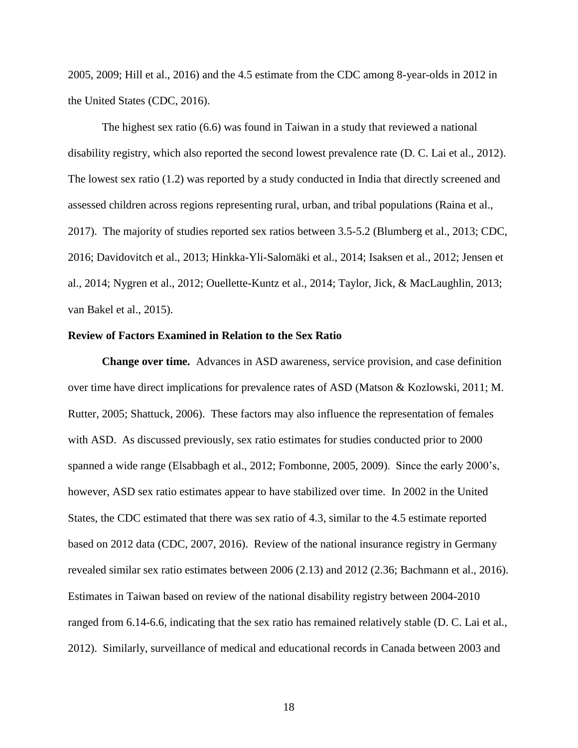2005, 2009; Hill et al., 2016) and the 4.5 estimate from the CDC among 8-year-olds in 2012 in the United States (CDC, 2016).

The highest sex ratio (6.6) was found in Taiwan in a study that reviewed a national disability registry, which also reported the second lowest prevalence rate (D. C. Lai et al., 2012). The lowest sex ratio (1.2) was reported by a study conducted in India that directly screened and assessed children across regions representing rural, urban, and tribal populations (Raina et al., 2017). The majority of studies reported sex ratios between 3.5-5.2 (Blumberg et al., 2013; CDC, 2016; Davidovitch et al., 2013; Hinkka-Yli-Salomäki et al., 2014; Isaksen et al., 2012; Jensen et al., 2014; Nygren et al., 2012; Ouellette-Kuntz et al., 2014; Taylor, Jick, & MacLaughlin, 2013; van Bakel et al., 2015).

**Review of Factors Examined in Relation to the Sex Ratio**

**Change over time.** Advances in ASD awareness, service provision, and case definition over time have direct implications for prevalence rates of ASD (Matson & Kozlowski, 2011; M. Rutter, 2005; Shattuck, 2006). These factors may also influence the representation of females with ASD. As discussed previously, sex ratio estimates for studies conducted prior to 2000 spanned a wide range (Elsabbagh et al., 2012; Fombonne, 2005, 2009). Since the early 2000's, however, ASD sex ratio estimates appear to have stabilized over time. In 2002 in the United States, the CDC estimated that there was sex ratio of 4.3, similar to the 4.5 estimate reported based on 2012 data (CDC, 2007, 2016). Review of the national insurance registry in Germany revealed similar sex ratio estimates between 2006 (2.13) and 2012 (2.36; Bachmann et al., 2016). Estimates in Taiwan based on review of the national disability registry between 2004-2010 ranged from 6.14-6.6, indicating that the sex ratio has remained relatively stable (D. C. Lai et al., 2012). Similarly, surveillance of medical and educational records in Canada between 2003 and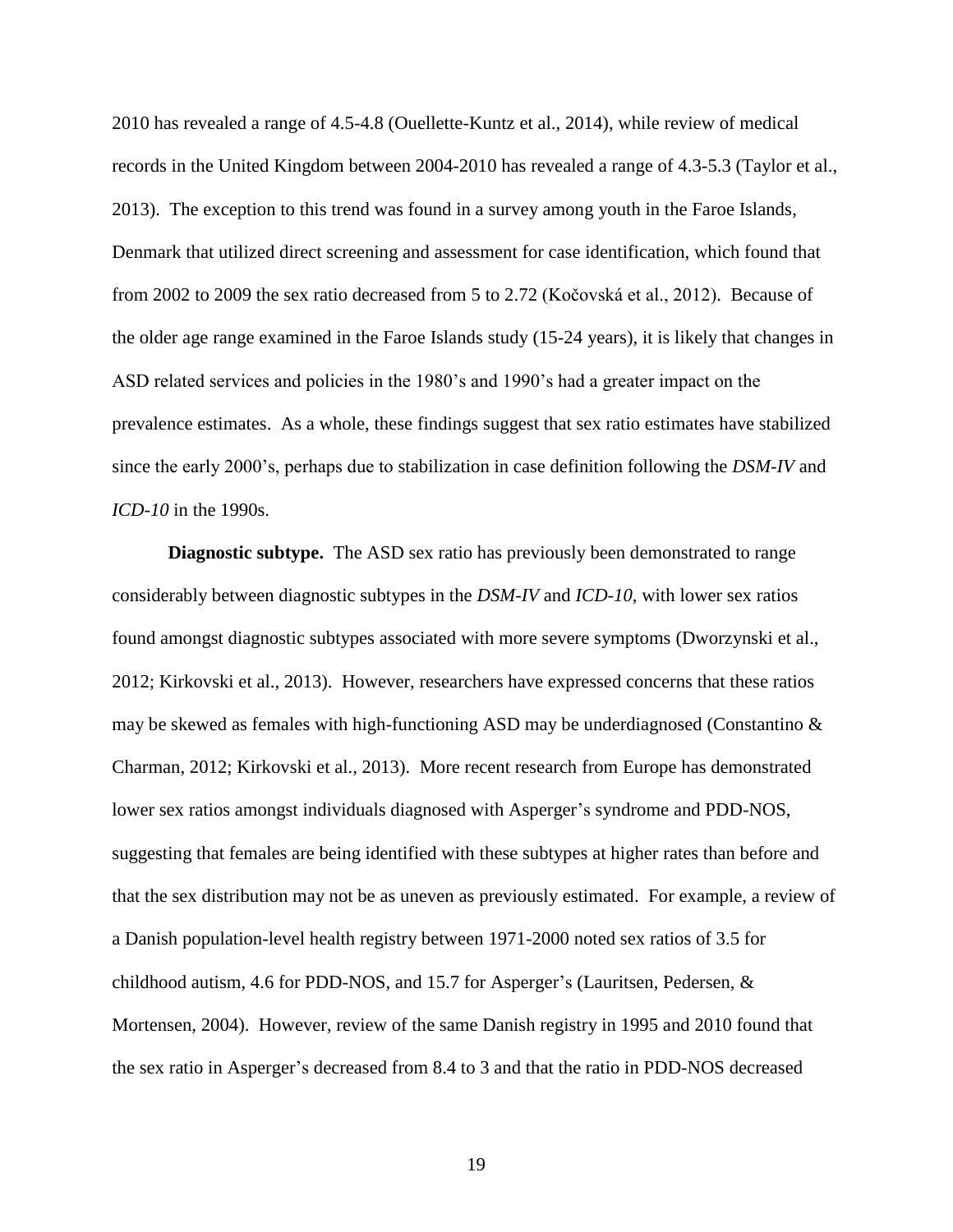2010 has revealed a range of 4.5-4.8 (Ouellette-Kuntz et al., 2014), while review of medical records in the United Kingdom between 2004-2010 has revealed a range of 4.3-5.3 (Taylor et al., 2013). The exception to this trend was found in a survey among youth in the Faroe Islands, Denmark that utilized direct screening and assessment for case identification, which found that from 2002 to 2009 the sex ratio decreased from 5 to 2.72 (Kočovská et al., 2012). Because of the older age range examined in the Faroe Islands study (15-24 years), it is likely that changes in ASD related services and policies in the 1980's and 1990's had a greater impact on the prevalence estimates. As a whole, these findings suggest that sex ratio estimates have stabilized since the early 2000's, perhaps due to stabilization in case definition following the *DSM-IV* and *ICD-10* in the 1990s.

**Diagnostic subtype.** The ASD sex ratio has previously been demonstrated to range considerably between diagnostic subtypes in the *DSM-IV* and *ICD-10*, with lower sex ratios found amongst diagnostic subtypes associated with more severe symptoms (Dworzynski et al., 2012; Kirkovski et al., 2013). However, researchers have expressed concerns that these ratios may be skewed as females with high-functioning ASD may be underdiagnosed (Constantino & Charman, 2012; Kirkovski et al., 2013). More recent research from Europe has demonstrated lower sex ratios amongst individuals diagnosed with Asperger's syndrome and PDD-NOS, suggesting that females are being identified with these subtypes at higher rates than before and that the sex distribution may not be as uneven as previously estimated. For example, a review of a Danish population-level health registry between 1971-2000 noted sex ratios of 3.5 for childhood autism, 4.6 for PDD-NOS, and 15.7 for Asperger's (Lauritsen, Pedersen, & Mortensen, 2004). However, review of the same Danish registry in 1995 and 2010 found that the sex ratio in Asperger's decreased from 8.4 to 3 and that the ratio in PDD-NOS decreased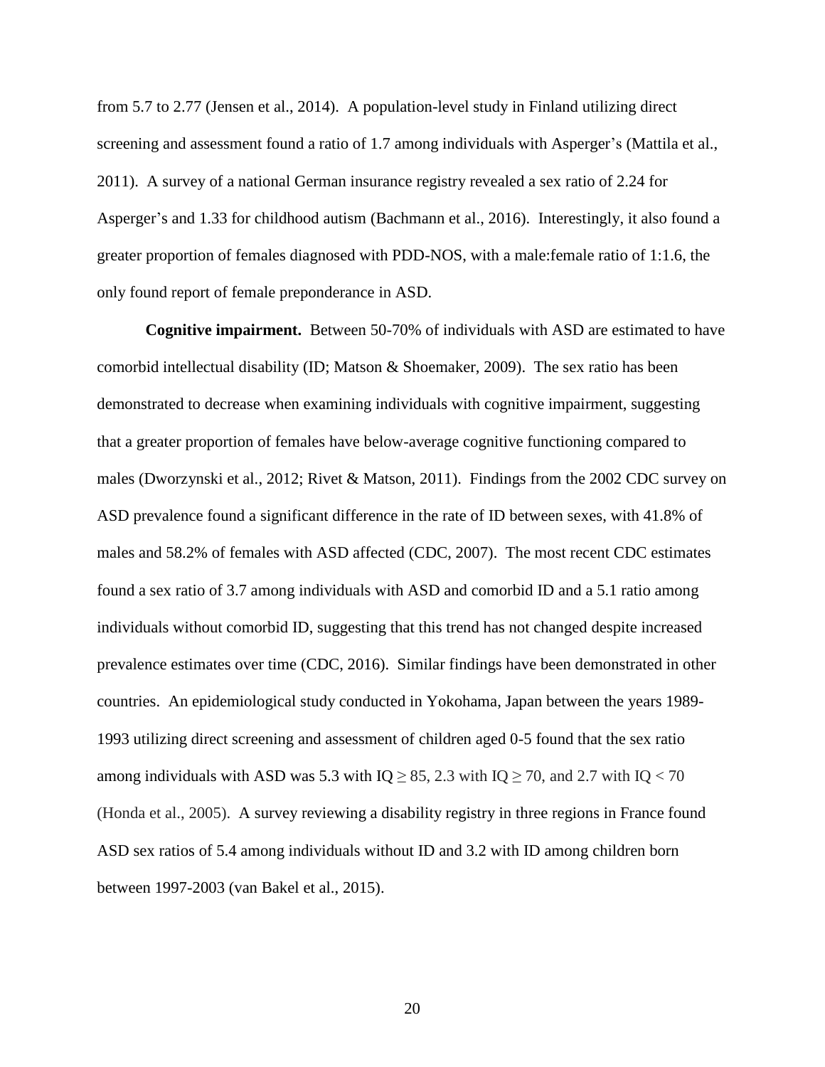from 5.7 to 2.77 (Jensen et al., 2014). A population-level study in Finland utilizing direct screening and assessment found a ratio of 1.7 among individuals with Asperger's (Mattila et al., 2011). A survey of a national German insurance registry revealed a sex ratio of 2.24 for Asperger's and 1.33 for childhood autism (Bachmann et al., 2016). Interestingly, it also found a greater proportion of females diagnosed with PDD-NOS, with a male:female ratio of 1:1.6, the only found report of female preponderance in ASD.

**Cognitive impairment.** Between 50-70% of individuals with ASD are estimated to have comorbid intellectual disability (ID; Matson & Shoemaker, 2009). The sex ratio has been demonstrated to decrease when examining individuals with cognitive impairment, suggesting that a greater proportion of females have below-average cognitive functioning compared to males (Dworzynski et al., 2012; Rivet & Matson, 2011). Findings from the 2002 CDC survey on ASD prevalence found a significant difference in the rate of ID between sexes, with 41.8% of males and 58.2% of females with ASD affected (CDC, 2007). The most recent CDC estimates found a sex ratio of 3.7 among individuals with ASD and comorbid ID and a 5.1 ratio among individuals without comorbid ID, suggesting that this trend has not changed despite increased prevalence estimates over time (CDC, 2016). Similar findings have been demonstrated in other countries. An epidemiological study conducted in Yokohama, Japan between the years 1989-1993 utilizing direct screening and assessment of children aged 0-5 found that the sex ratio among individuals with ASD was 5.3 with IQ $\geq$ 85, 2.3 with IQ $\geq$ 70, and 2.7 with IQ $<$ 70 (Honda et al., 2005). A survey reviewing a disability registry in three regions in France found ASD sex ratios of 5.4 among individuals without ID and 3.2 with ID among children born between 1997-2003 (van Bakel et al., 2015).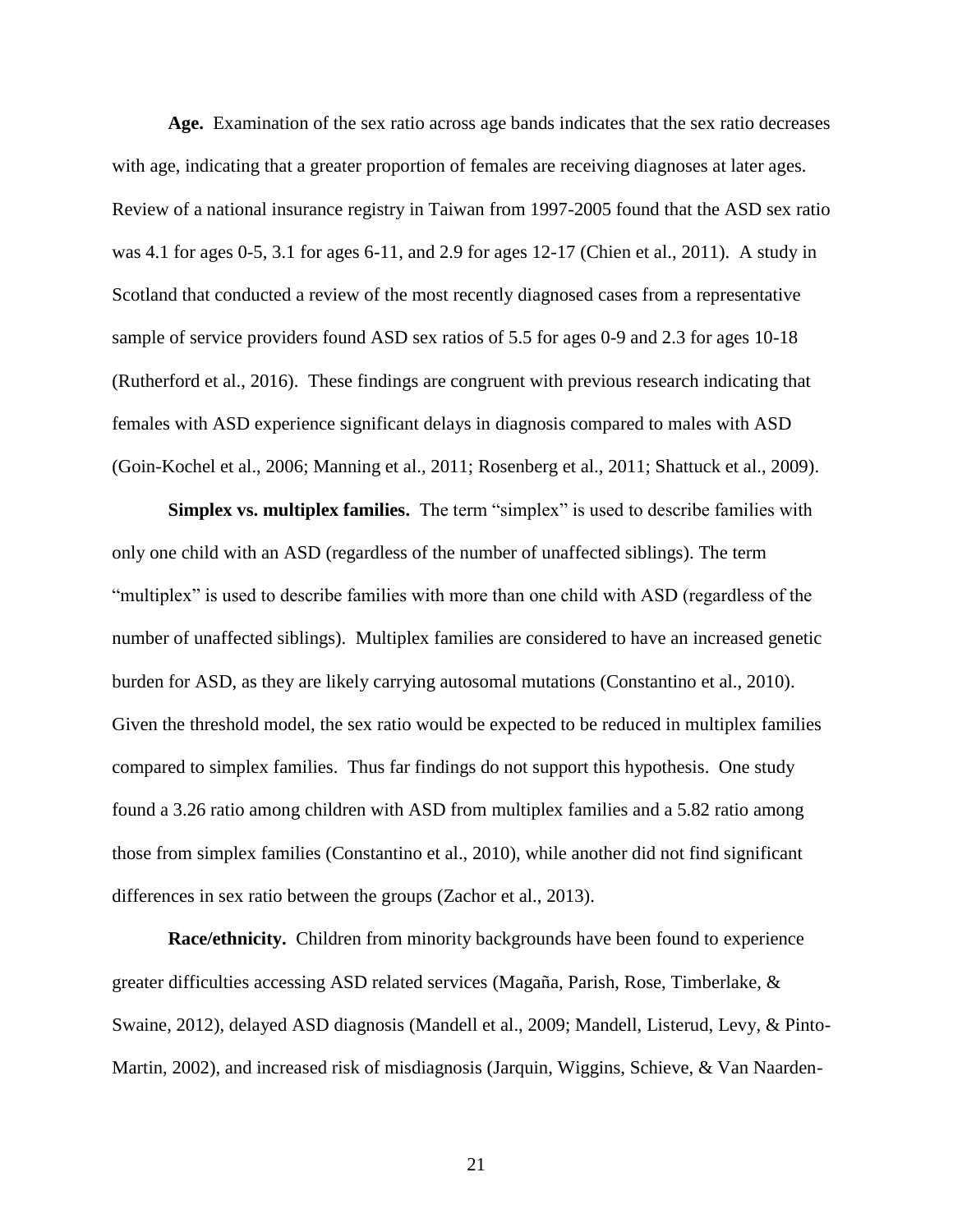**Age.** Examination of the sex ratio across age bands indicates that the sex ratio decreases with age, indicating that a greater proportion of females are receiving diagnoses at later ages. Review of a national insurance registry in Taiwan from 1997-2005 found that the ASD sex ratio was 4.1 for ages 0-5, 3.1 for ages 6-11, and 2.9 for ages 12-17 (Chien et al., 2011). A study in Scotland that conducted a review of the most recently diagnosed cases from a representative sample of service providers found ASD sex ratios of 5.5 for ages 0-9 and 2.3 for ages 10-18 (Rutherford et al., 2016). These findings are congruent with previous research indicating that females with ASD experience significant delays in diagnosis compared to males with ASD (Goin-Kochel et al., 2006; Manning et al., 2011; Rosenberg et al., 2011; Shattuck et al., 2009).

**Simplex vs. multiplex families.** The term "simplex" is used to describe families with only one child with an ASD (regardless of the number of unaffected siblings). The term "multiplex" is used to describe families with more than one child with ASD (regardless of the number of unaffected siblings). Multiplex families are considered to have an increased genetic burden for ASD, as they are likely carrying autosomal mutations (Constantino et al., 2010). Given the threshold model, the sex ratio would be expected to be reduced in multiplex families compared to simplex families. Thus far findings do not support this hypothesis. One study found a 3.26 ratio among children with ASD from multiplex families and a 5.82 ratio among those from simplex families (Constantino et al., 2010), while another did not find significant differences in sex ratio between the groups (Zachor et al., 2013).

**Race/ethnicity.** Children from minority backgrounds have been found to experience greater difficulties accessing ASD related services (Magaña, Parish, Rose, Timberlake, & Swaine, 2012), delayed ASD diagnosis (Mandell et al., 2009; Mandell, Listerud, Levy, & Pinto-Martin, 2002), and increased risk of misdiagnosis (Jarquin, Wiggins, Schieve, & Van Naarden-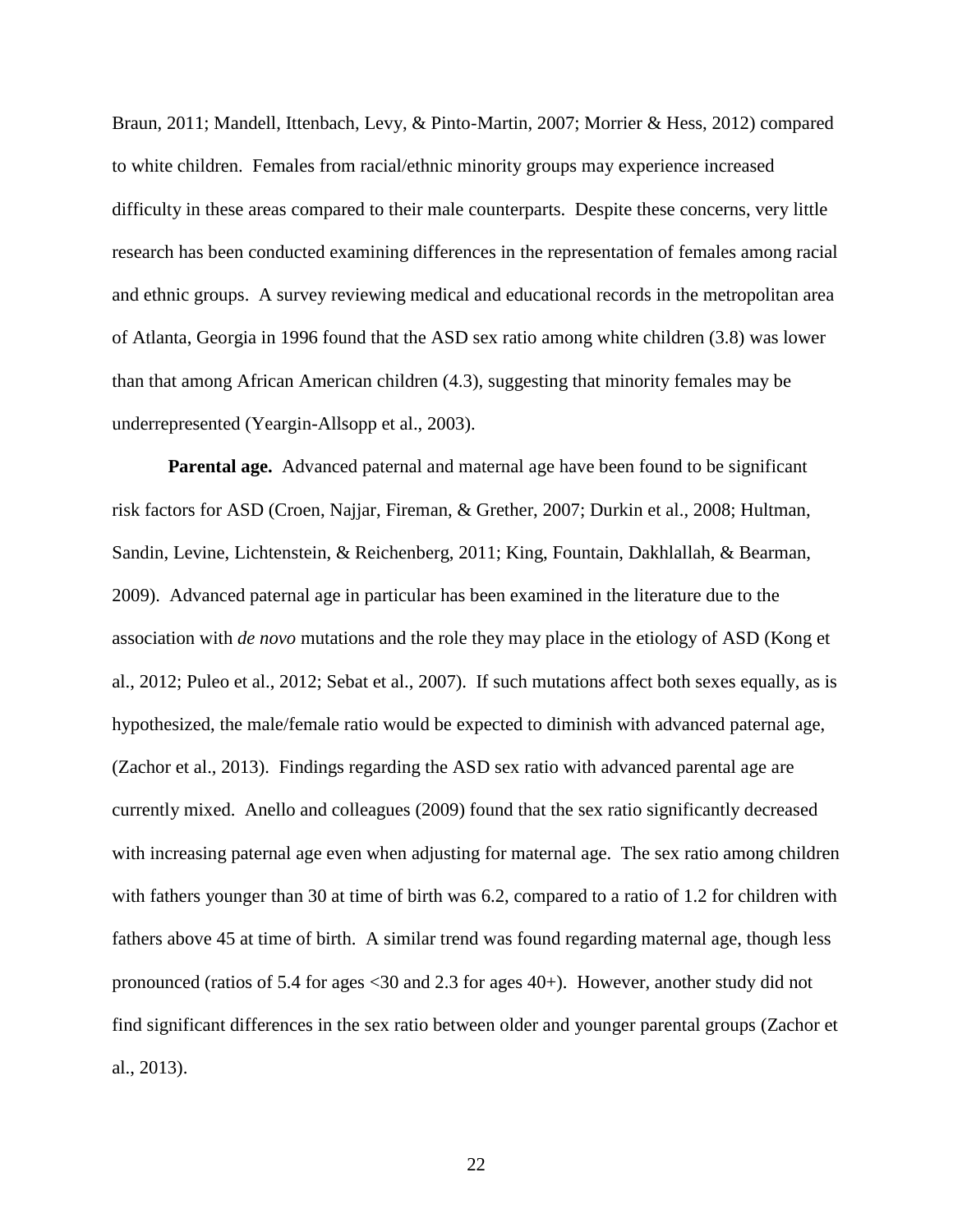Braun, 2011; Mandell, Ittenbach, Levy, & Pinto-Martin, 2007; Morrier & Hess, 2012) compared to white children. Females from racial/ethnic minority groups may experience increased difficulty in these areas compared to their male counterparts. Despite these concerns, very little research has been conducted examining differences in the representation of females among racial and ethnic groups. A survey reviewing medical and educational records in the metropolitan area of Atlanta, Georgia in 1996 found that the ASD sex ratio among white children (3.8) was lower than that among African American children (4.3), suggesting that minority females may be underrepresented (Yeargin-Allsopp et al., 2003).

**Parental age.** Advanced paternal and maternal age have been found to be significant risk factors for ASD (Croen, Najjar, Fireman, & Grether, 2007; Durkin et al., 2008; Hultman, Sandin, Levine, Lichtenstein, & Reichenberg, 2011; King, Fountain, Dakhlallah, & Bearman, 2009). Advanced paternal age in particular has been examined in the literature due to the association with *de novo* mutations and the role they may place in the etiology of ASD (Kong et al., 2012; Puleo et al., 2012; Sebat et al., 2007). If such mutations affect both sexes equally, as is hypothesized, the male/female ratio would be expected to diminish with advanced paternal age, (Zachor et al., 2013). Findings regarding the ASD sex ratio with advanced parental age are currently mixed. Anello and colleagues (2009) found that the sex ratio significantly decreased with increasing paternal age even when adjusting for maternal age. The sex ratio among children with fathers younger than 30 at time of birth was 6.2, compared to a ratio of 1.2 for children with fathers above 45 at time of birth. A similar trend was found regarding maternal age, though less pronounced (ratios of 5.4 for ages <30 and 2.3 for ages 40+). However, another study did not find significant differences in the sex ratio between older and younger parental groups (Zachor et al., 2013).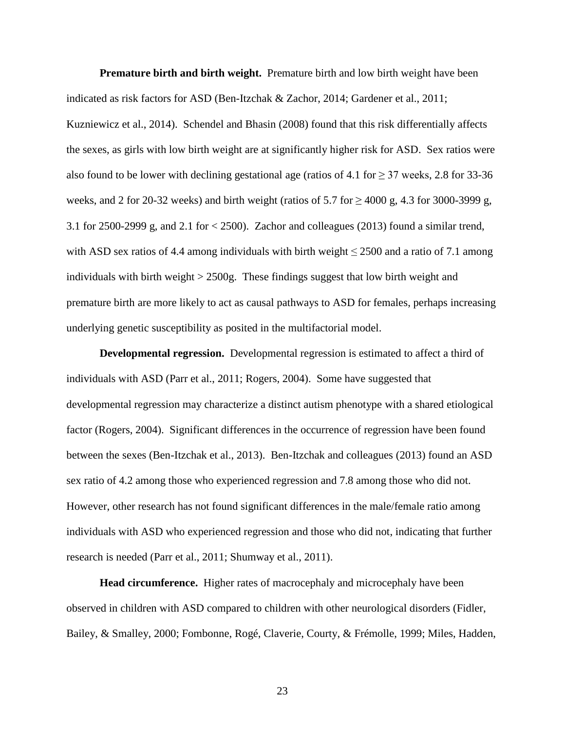**Premature birth and birth weight.** Premature birth and low birth weight have been indicated as risk factors for ASD (Ben-Itzchak & Zachor, 2014; Gardener et al., 2011; Kuzniewicz et al., 2014). Schendel and Bhasin (2008) found that this risk differentially affects the sexes, as girls with low birth weight are at significantly higher risk for ASD. Sex ratios were also found to be lower with declining gestational age (ratios of 4.1 for $\geq$ 37 weeks, 2.8 for 33-36 weeks, and 2 for 20-32 weeks) and birth weight (ratios of 5.7 for $\geq$ 4000 g, 4.3 for 3000-3999 g, 3.1 for 2500-2999 g, and 2.1 for < 2500). Zachor and colleagues (2013) found a similar trend, with ASD sex ratios of 4.4 among individuals with birth weight $\leq$ 2500 and a ratio of 7.1 among individuals with birth weight > 2500g. These findings suggest that low birth weight and premature birth are more likely to act as causal pathways to ASD for females, perhaps increasing underlying genetic susceptibility as posited in the multifactorial model.

**Developmental regression.** Developmental regression is estimated to affect a third of individuals with ASD (Parr et al., 2011; Rogers, 2004). Some have suggested that developmental regression may characterize a distinct autism phenotype with a shared etiological factor (Rogers, 2004). Significant differences in the occurrence of regression have been found between the sexes (Ben-Itzchak et al., 2013). Ben-Itzchak and colleagues (2013) found an ASD sex ratio of 4.2 among those who experienced regression and 7.8 among those who did not. However, other research has not found significant differences in the male/female ratio among individuals with ASD who experienced regression and those who did not, indicating that further research is needed (Parr et al., 2011; Shumway et al., 2011).

**Head circumference.** Higher rates of macrocephaly and microcephaly have been observed in children with ASD compared to children with other neurological disorders (Fidler, Bailey, & Smalley, 2000; Fombonne, Rogé, Claverie, Courty, & Frémolle, 1999; Miles, Hadden,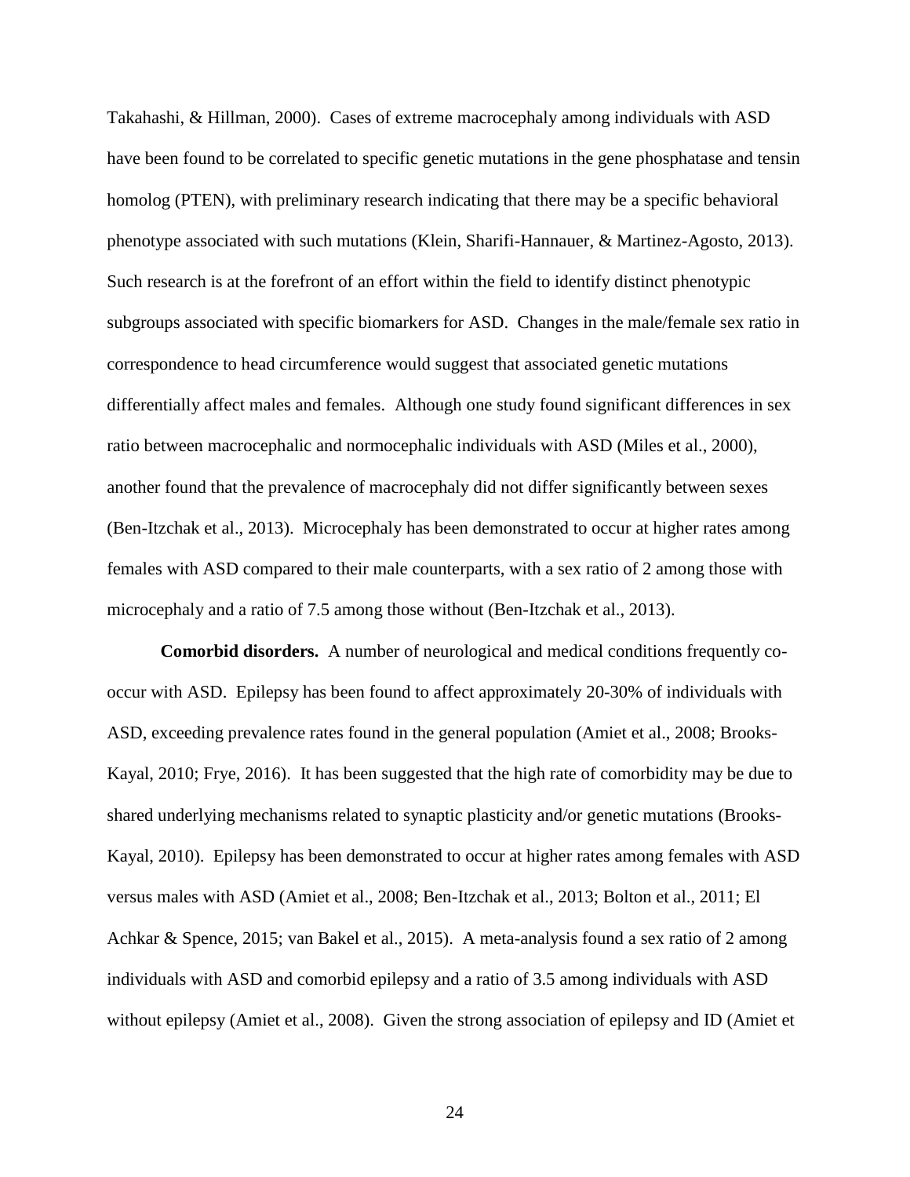Takahashi, & Hillman, 2000). Cases of extreme macrocephaly among individuals with ASD have been found to be correlated to specific genetic mutations in the gene phosphatase and tensin homolog (PTEN), with preliminary research indicating that there may be a specific behavioral phenotype associated with such mutations (Klein, Sharifi-Hannauer, & Martinez-Agosto, 2013). Such research is at the forefront of an effort within the field to identify distinct phenotypic subgroups associated with specific biomarkers for ASD. Changes in the male/female sex ratio in correspondence to head circumference would suggest that associated genetic mutations differentially affect males and females. Although one study found significant differences in sex ratio between macrocephalic and normocephalic individuals with ASD (Miles et al., 2000), another found that the prevalence of macrocephaly did not differ significantly between sexes (Ben-Itzchak et al., 2013). Microcephaly has been demonstrated to occur at higher rates among females with ASD compared to their male counterparts, with a sex ratio of 2 among those with microcephaly and a ratio of 7.5 among those without (Ben-Itzchak et al., 2013).

**Comorbid disorders.** A number of neurological and medical conditions frequently co-occur with ASD. Epilepsy has been found to affect approximately 20-30% of individuals with ASD, exceeding prevalence rates found in the general population (Amiet et al., 2008; Brooks-Kayal, 2010; Frye, 2016). It has been suggested that the high rate of comorbidity may be due to shared underlying mechanisms related to synaptic plasticity and/or genetic mutations (Brooks-Kayal, 2010). Epilepsy has been demonstrated to occur at higher rates among females with ASD versus males with ASD (Amiet et al., 2008; Ben-Itzchak et al., 2013; Bolton et al., 2011; El Achkar & Spence, 2015; van Bakel et al., 2015). A meta-analysis found a sex ratio of 2 among individuals with ASD and comorbid epilepsy and a ratio of 3.5 among individuals with ASD without epilepsy (Amiet et al., 2008). Given the strong association of epilepsy and ID (Amiet et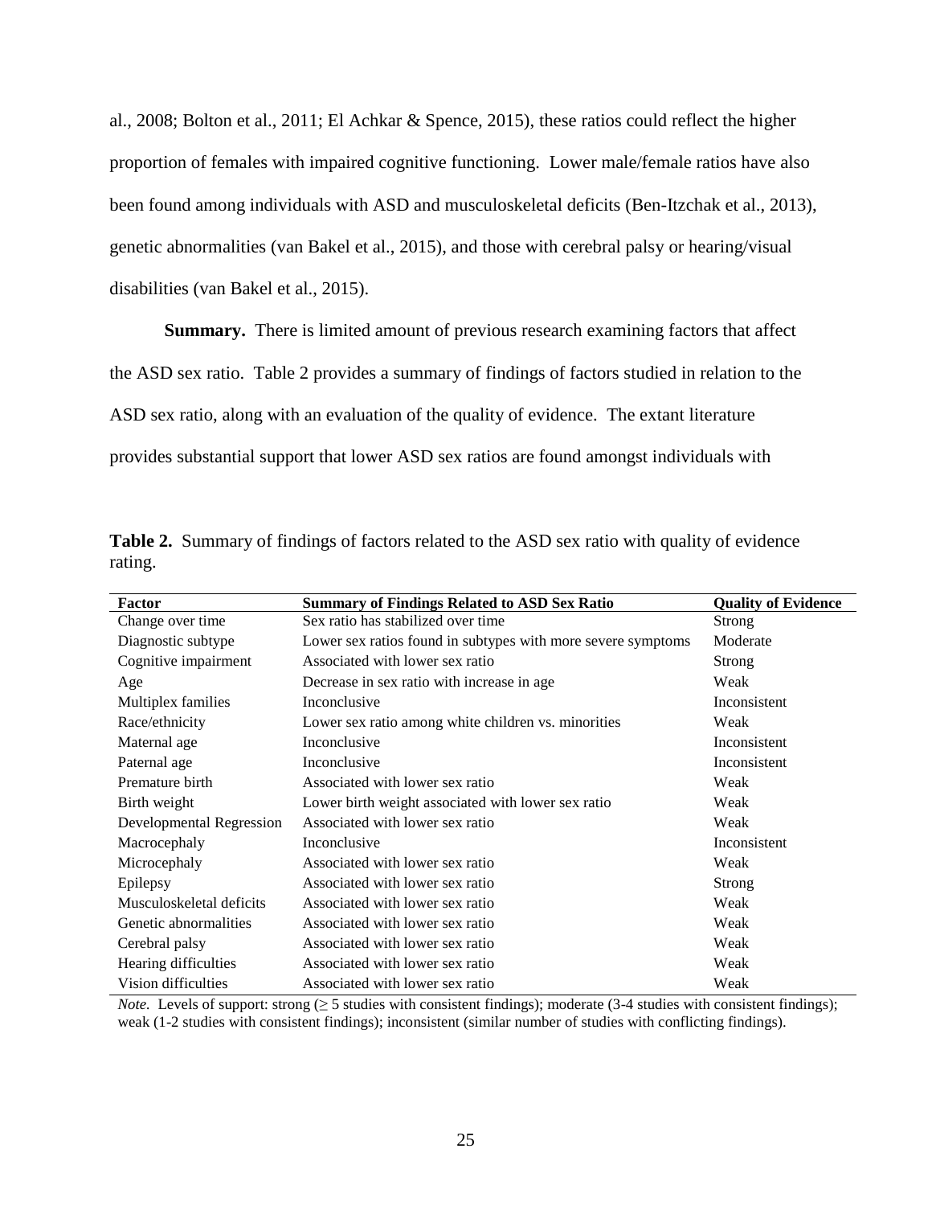al., 2008; Bolton et al., 2011; El Achkar & Spence, 2015), these ratios could reflect the higher proportion of females with impaired cognitive functioning. Lower male/female ratios have also been found among individuals with ASD and musculoskeletal deficits (Ben-Itzchak et al., 2013), genetic abnormalities (van Bakel et al., 2015), and those with cerebral palsy or hearing/visual disabilities (van Bakel et al., 2015).

**Summary.** There is limited amount of previous research examining factors that affect the ASD sex ratio. Table 2 provides a summary of findings of factors studied in relation to the ASD sex ratio, along with an evaluation of the quality of evidence. The extant literature provides substantial support that lower ASD sex ratios are found amongst individuals with

**Table 2.** Summary of findings of factors related to the ASD sex ratio with quality of evidence rating.

| Factor | Summary of Findings Related to ASD Sex Ratio | Quality of Evidence |
|---|---|---|
| Change over time | Sex ratio has stabilized over time | Strong |
| Diagnostic subtype | Lower sex ratios found in subtypes with more severe symptoms | Moderate |
| Cognitive impairment | Associated with lower sex ratio | Strong |
| Age | Decrease in sex ratio with increase in age | Weak |
| Multiplex families | Inconclusive | Inconsistent |
| Race/ethnicity | Lower sex ratio among white children vs. minorities | Weak |
| Maternal age | Inconclusive | Inconsistent |
| Paternal age | Inconclusive | Inconsistent |
| Premature birth | Associated with lower sex ratio | Weak |
| Birth weight | Lower birth weight associated with lower sex ratio | Weak |
| Developmental Regression | Associated with lower sex ratio | Weak |
| Macrocephaly | Inconclusive | Inconsistent |
| Microcephaly | Associated with lower sex ratio | Weak |
| Epilepsy | Associated with lower sex ratio | Strong |
| Musculoskeletal deficits | Associated with lower sex ratio | Weak |
| Genetic abnormalities | Associated with lower sex ratio | Weak |
| Cerebral palsy | Associated with lower sex ratio | Weak |
| Hearing difficulties | Associated with lower sex ratio | Weak |
| Vision difficulties | Associated with lower sex ratio | Weak |

*Note.* Levels of support: strong ($\geq$ 5 studies with consistent findings); moderate (3-4 studies with consistent findings); weak (1-2 studies with consistent findings); inconsistent (similar number of studies with conflicting findings).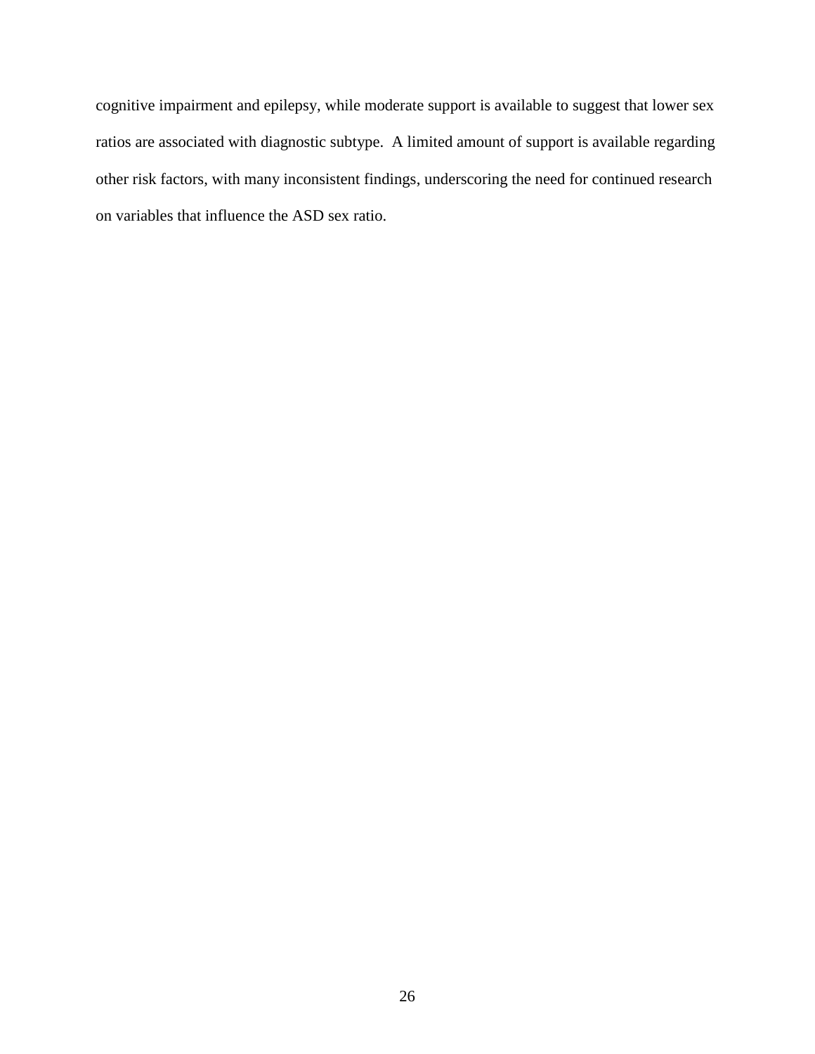cognitive impairment and epilepsy, while moderate support is available to suggest that lower sex ratios are associated with diagnostic subtype. A limited amount of support is available regarding other risk factors, with many inconsistent findings, underscoring the need for continued research on variables that influence the ASD sex ratio.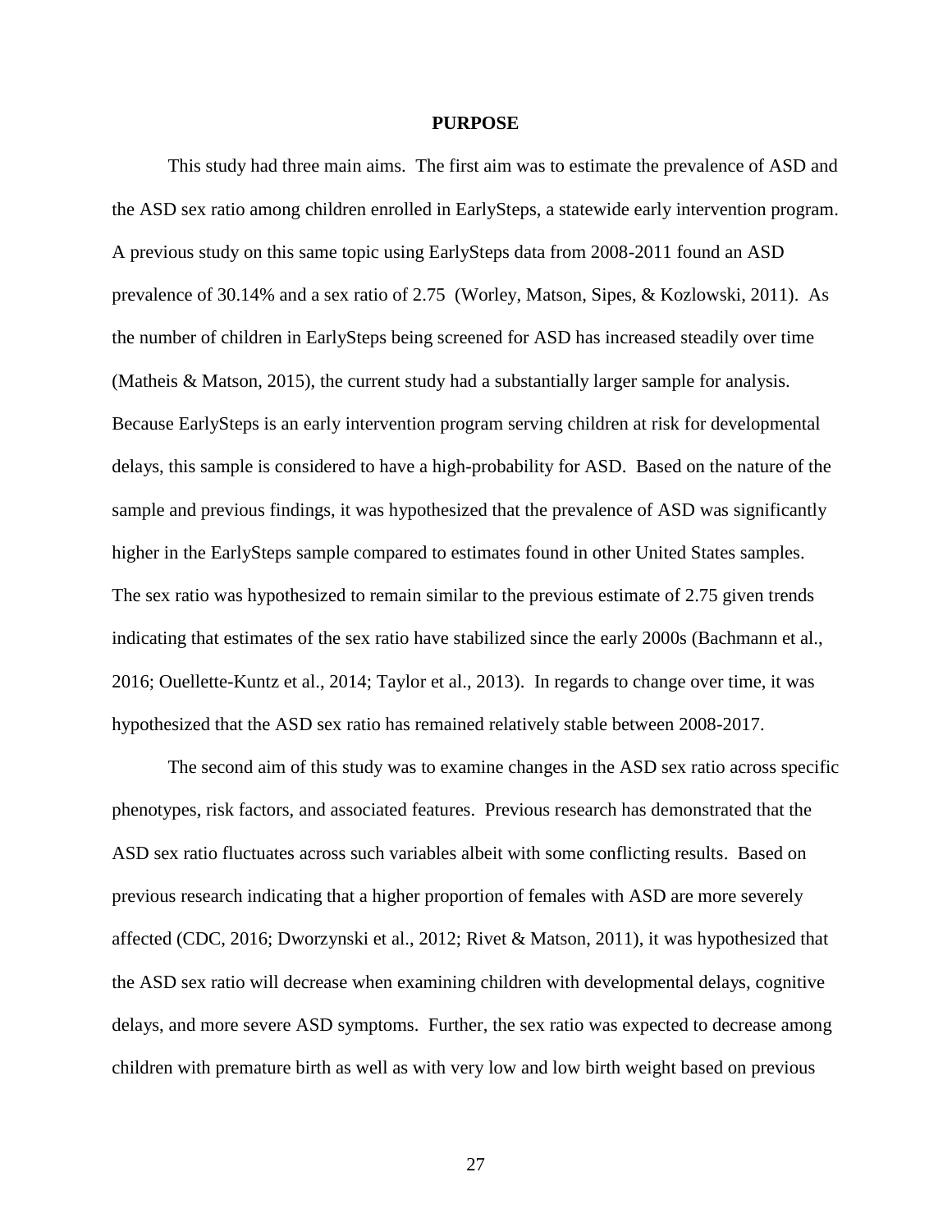# PURPOSE

This study had three main aims. The first aim was to estimate the prevalence of ASD and the ASD sex ratio among children enrolled in EarlySteps, a statewide early intervention program. A previous study on this same topic using EarlySteps data from 2008-2011 found an ASD prevalence of 30.14% and a sex ratio of 2.75 (Worley, Matson, Sipes, & Kozlowski, 2011). As the number of children in EarlySteps being screened for ASD has increased steadily over time (Matheis & Matson, 2015), the current study had a substantially larger sample for analysis. Because EarlySteps is an early intervention program serving children at risk for developmental delays, this sample is considered to have a high-probability for ASD. Based on the nature of the sample and previous findings, it was hypothesized that the prevalence of ASD was significantly higher in the EarlySteps sample compared to estimates found in other United States samples. The sex ratio was hypothesized to remain similar to the previous estimate of 2.75 given trends indicating that estimates of the sex ratio have stabilized since the early 2000s (Bachmann et al., 2016; Ouellette-Kuntz et al., 2014; Taylor et al., 2013). In regards to change over time, it was hypothesized that the ASD sex ratio has remained relatively stable between 2008-2017.

The second aim of this study was to examine changes in the ASD sex ratio across specific phenotypes, risk factors, and associated features. Previous research has demonstrated that the ASD sex ratio fluctuates across such variables albeit with some conflicting results. Based on previous research indicating that a higher proportion of females with ASD are more severely affected (CDC, 2016; Dworzynski et al., 2012; Rivet & Matson, 2011), it was hypothesized that the ASD sex ratio will decrease when examining children with developmental delays, cognitive delays, and more severe ASD symptoms. Further, the sex ratio was expected to decrease among children with premature birth as well as with very low and low birth weight based on previous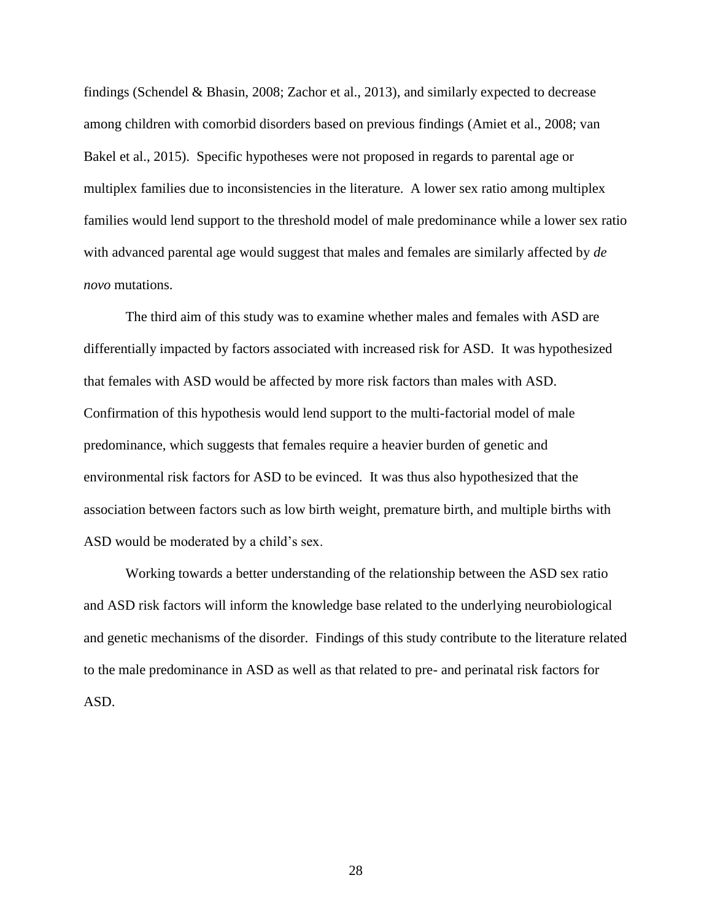findings (Schendel & Bhasin, 2008; Zachor et al., 2013), and similarly expected to decrease among children with comorbid disorders based on previous findings (Amiet et al., 2008; van Bakel et al., 2015). Specific hypotheses were not proposed in regards to parental age or multiplex families due to inconsistencies in the literature. A lower sex ratio among multiplex families would lend support to the threshold model of male predominance while a lower sex ratio with advanced parental age would suggest that males and females are similarly affected by *de novo* mutations.

The third aim of this study was to examine whether males and females with ASD are differentially impacted by factors associated with increased risk for ASD. It was hypothesized that females with ASD would be affected by more risk factors than males with ASD. Confirmation of this hypothesis would lend support to the multi-factorial model of male predominance, which suggests that females require a heavier burden of genetic and environmental risk factors for ASD to be evinced. It was thus also hypothesized that the association between factors such as low birth weight, premature birth, and multiple births with ASD would be moderated by a child's sex.

Working towards a better understanding of the relationship between the ASD sex ratio and ASD risk factors will inform the knowledge base related to the underlying neurobiological and genetic mechanisms of the disorder. Findings of this study contribute to the literature related to the male predominance in ASD as well as that related to pre- and perinatal risk factors for ASD.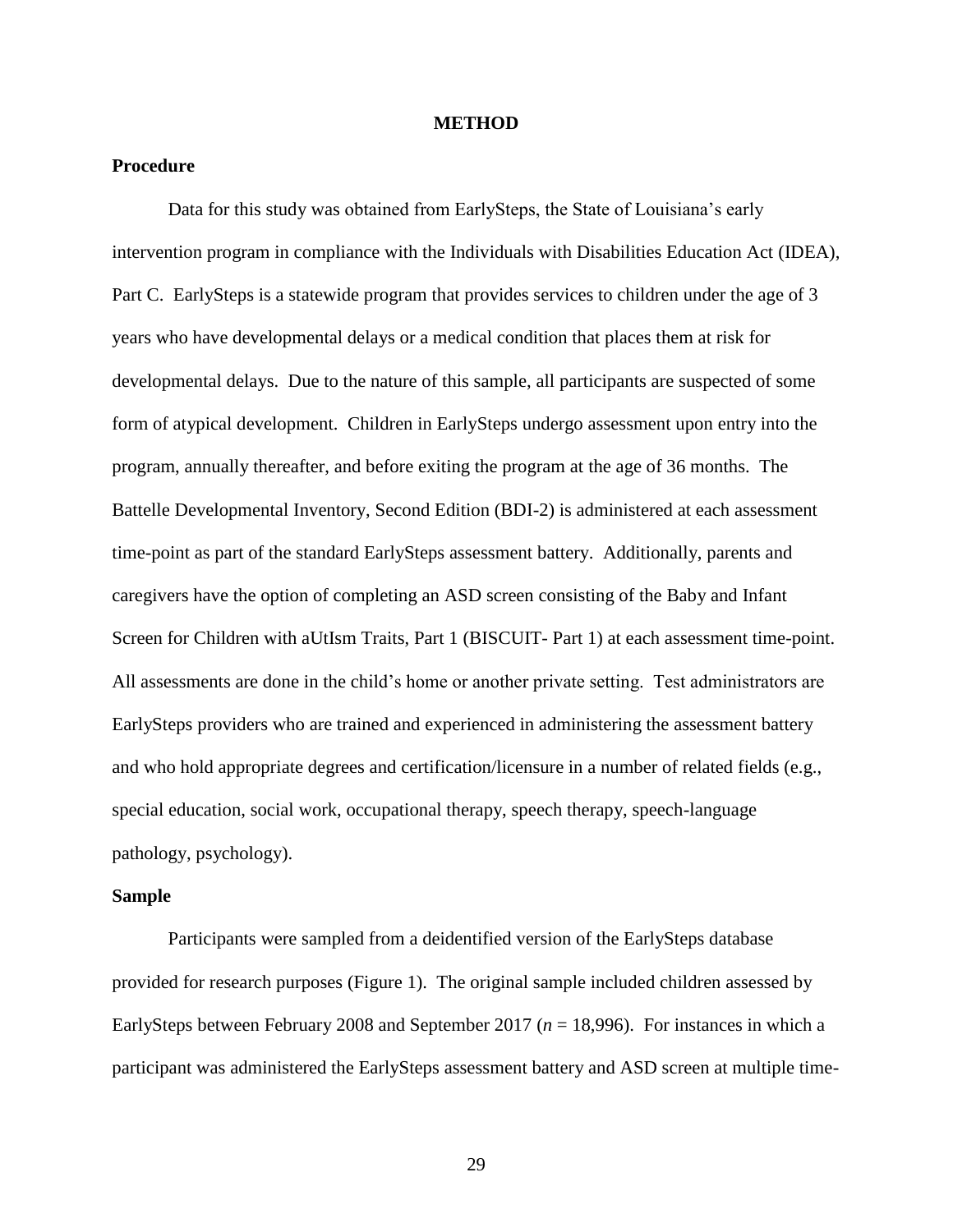# METHOD

## Procedure

Data for this study was obtained from EarlySteps, the State of Louisiana's early intervention program in compliance with the Individuals with Disabilities Education Act (IDEA), Part C. EarlySteps is a statewide program that provides services to children under the age of 3 years who have developmental delays or a medical condition that places them at risk for developmental delays. Due to the nature of this sample, all participants are suspected of some form of atypical development. Children in EarlySteps undergo assessment upon entry into the program, annually thereafter, and before exiting the program at the age of 36 months. The Battelle Developmental Inventory, Second Edition (BDI-2) is administered at each assessment time-point as part of the standard EarlySteps assessment battery. Additionally, parents and caregivers have the option of completing an ASD screen consisting of the Baby and Infant Screen for Children with aUtIsm Traits, Part 1 (BISCUIT- Part 1) at each assessment time-point. All assessments are done in the child's home or another private setting. Test administrators are EarlySteps providers who are trained and experienced in administering the assessment battery and who hold appropriate degrees and certification/licensure in a number of related fields (e.g., special education, social work, occupational therapy, speech therapy, speech-language pathology, psychology).

## Sample

Participants were sampled from a deidentified version of the EarlySteps database provided for research purposes (Figure 1). The original sample included children assessed by EarlySteps between February 2008 and September 2017 (*n* = 18,996). For instances in which a participant was administered the EarlySteps assessment battery and ASD screen at multiple time-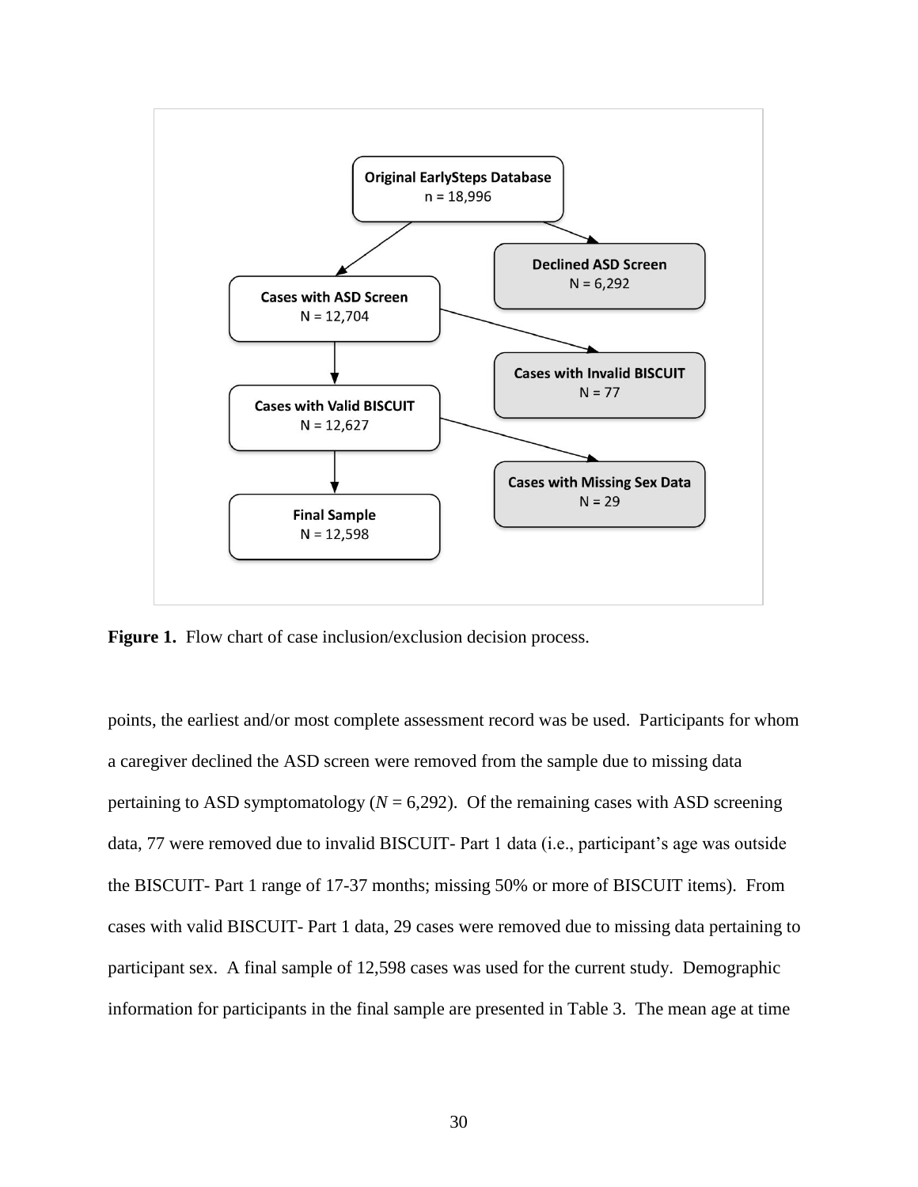**Original EarlySteps Database**
n = 18,996

**Declined ASD Screen**
N = 6,292

**Cases with ASD Screen**
N = 12,704

**Cases with Invalid BISCUIT**
N = 77

**Cases with Valid BISCUIT**
N = 12,627

**Cases with Missing Sex Data**
N = 29

**Final Sample**
N = 12,598

**Figure 1.** Flow chart of case inclusion/exclusion decision process.

points, the earliest and/or most complete assessment record was be used. Participants for whom a caregiver declined the ASD screen were removed from the sample due to missing data pertaining to ASD symptomatology (*N* = 6,292). Of the remaining cases with ASD screening data, 77 were removed due to invalid BISCUIT- Part 1 data (i.e., participant's age was outside the BISCUIT- Part 1 range of 17-37 months; missing 50% or more of BISCUIT items). From cases with valid BISCUIT- Part 1 data, 29 cases were removed due to missing data pertaining to participant sex. A final sample of 12,598 cases was used for the current study. Demographic information for participants in the final sample are presented in Table 3. The mean age at time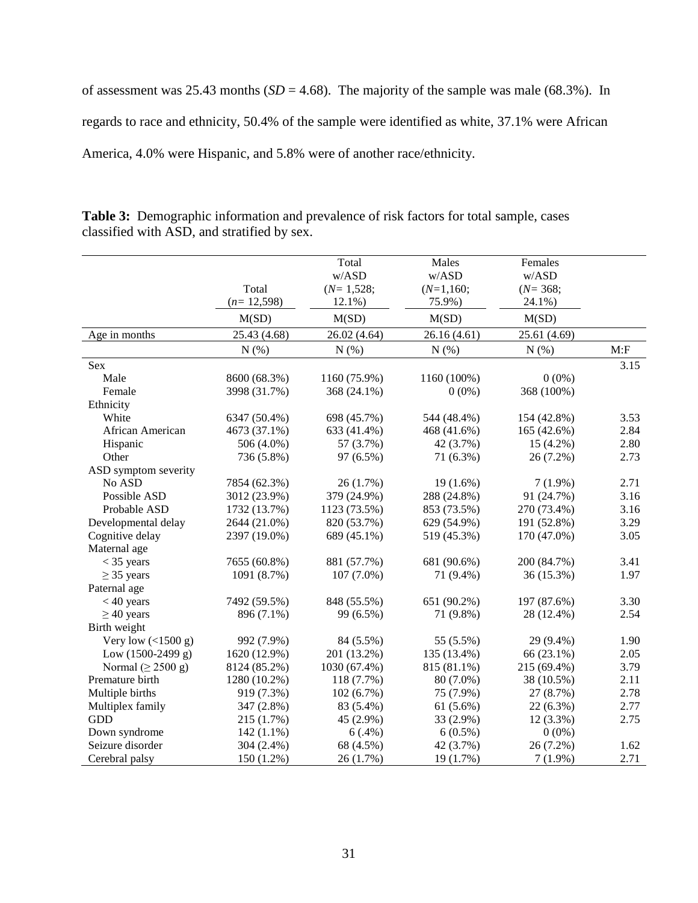of assessment was 25.43 months (*SD* = 4.68). The majority of the sample was male (68.3%). In regards to race and ethnicity, 50.4% of the sample were identified as white, 37.1% were African America, 4.0% were Hispanic, and 5.8% were of another race/ethnicity.

**Table 3:** Demographic information and prevalence of risk factors for total sample, cases classified with ASD, and stratified by sex.

| | Total (*n*= 12,598) | Total w/ASD (*N*= 1,528; 12.1%) | Males w/ASD (*N*=1,160; 75.9%) | Females w/ASD (*N*= 368; 24.1%) | |
|---|---|---|---|---|---|
| | M(SD) | M(SD) | M(SD) | M(SD) | |
| Age in months | 25.43 (4.68) | 26.02 (4.64) | 26.16 (4.61) | 25.61 (4.69) | |
| | N (%) | N (%) | N (%) | N (%) | M:F |
| Sex | | | | | 3.15 |
| Male | 8600 (68.3%) | 1160 (75.9%) | 1160 (100%) | 0 (0%) | |
| Female | 3998 (31.7%) | 368 (24.1%) | 0 (0%) | 368 (100%) | |
| Ethnicity | | | | | |
| White | 6347 (50.4%) | 698 (45.7%) | 544 (48.4%) | 154 (42.8%) | 3.53 |
| African American | 4673 (37.1%) | 633 (41.4%) | 468 (41.6%) | 165 (42.6%) | 2.84 |
| Hispanic | 506 (4.0%) | 57 (3.7%) | 42 (3.7%) | 15 (4.2%) | 2.80 |
| Other | 736 (5.8%) | 97 (6.5%) | 71 (6.3%) | 26 (7.2%) | 2.73 |
| ASD symptom severity | | | | | |
| No ASD | 7854 (62.3%) | 26 (1.7%) | 19 (1.6%) | 7 (1.9%) | 2.71 |
| Possible ASD | 3012 (23.9%) | 379 (24.9%) | 288 (24.8%) | 91 (24.7%) | 3.16 |
| Probable ASD | 1732 (13.7%) | 1123 (73.5%) | 853 (73.5%) | 270 (73.4%) | 3.16 |
| Developmental delay | 2644 (21.0%) | 820 (53.7%) | 629 (54.9%) | 191 (52.8%) | 3.29 |
| Cognitive delay | 2397 (19.0%) | 689 (45.1%) | 519 (45.3%) | 170 (47.0%) | 3.05 |
| Maternal age | | | | | |
| < 35 years | 7655 (60.8%) | 881 (57.7%) | 681 (90.6%) | 200 (84.7%) | 3.41 |
| ≥ 35 years | 1091 (8.7%) | 107 (7.0%) | 71 (9.4%) | 36 (15.3%) | 1.97 |
| Paternal age | | | | | |
| < 40 years | 7492 (59.5%) | 848 (55.5%) | 651 (90.2%) | 197 (87.6%) | 3.30 |
| ≥ 40 years | 896 (7.1%) | 99 (6.5%) | 71 (9.8%) | 28 (12.4%) | 2.54 |
| Birth weight | | | | | |
| Very low (<1500 g) | 992 (7.9%) | 84 (5.5%) | 55 (5.5%) | 29 (9.4%) | 1.90 |
| Low (1500-2499 g) | 1620 (12.9%) | 201 (13.2%) | 135 (13.4%) | 66 (23.1%) | 2.05 |
| Normal (≥ 2500 g) | 8124 (85.2%) | 1030 (67.4%) | 815 (81.1%) | 215 (69.4%) | 3.79 |
| Premature birth | 1280 (10.2%) | 118 (7.7%) | 80 (7.0%) | 38 (10.5%) | 2.11 |
| Multiple births | 919 (7.3%) | 102 (6.7%) | 75 (7.9%) | 27 (8.7%) | 2.78 |
| Multiplex family | 347 (2.8%) | 83 (5.4%) | 61 (5.6%) | 22 (6.3%) | 2.77 |
| GDD | 215 (1.7%) | 45 (2.9%) | 33 (2.9%) | 12 (3.3%) | 2.75 |
| Down syndrome | 142 (1.1%) | 6 (.4%) | 6 (0.5%) | 0 (0%) | |
| Seizure disorder | 304 (2.4%) | 68 (4.5%) | 42 (3.7%) | 26 (7.2%) | 1.62 |
| Cerebral palsy | 150 (1.2%) | 26 (1.7%) | 19 (1.7%) | 7 (1.9%) | 2.71 |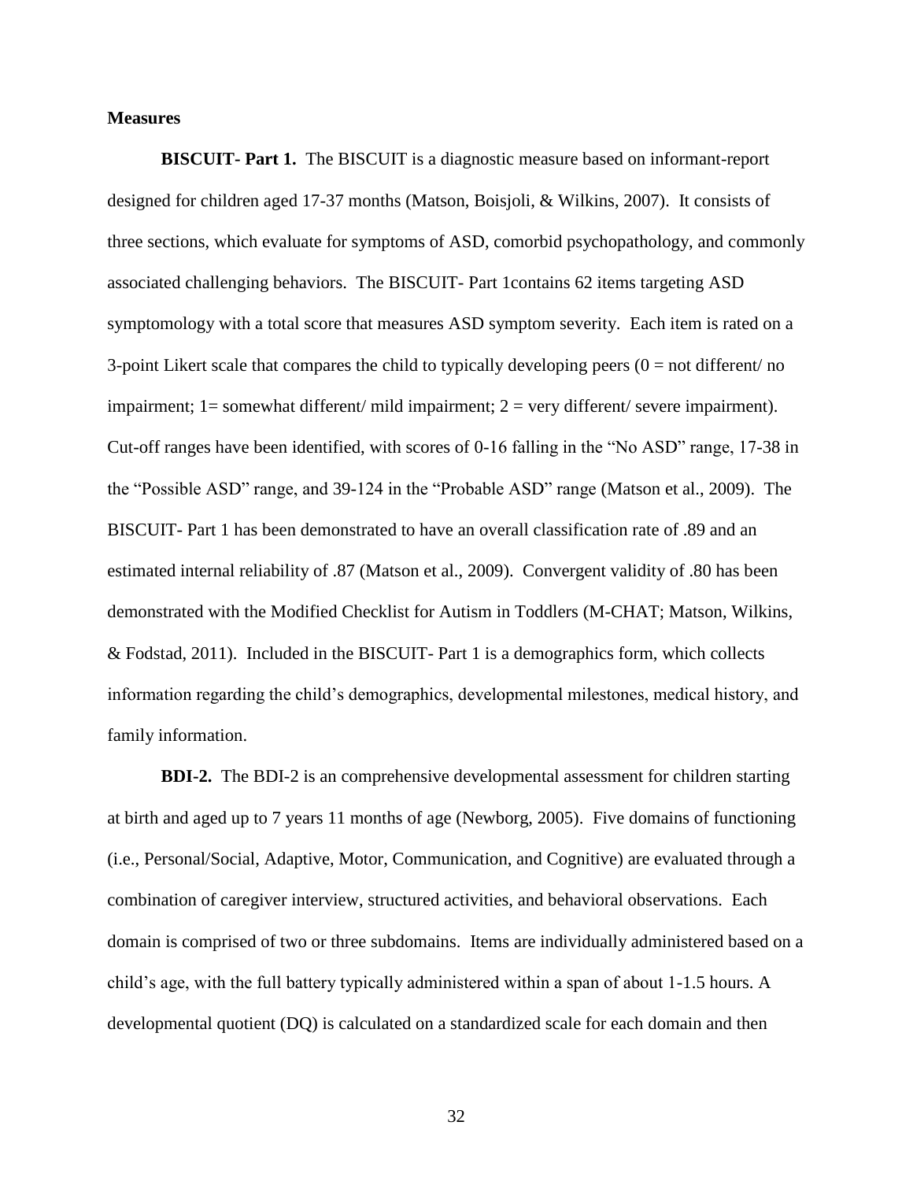**Measures**

**BISCUIT- Part 1.** The BISCUIT is a diagnostic measure based on informant-report designed for children aged 17-37 months (Matson, Boisjoli, & Wilkins, 2007). It consists of three sections, which evaluate for symptoms of ASD, comorbid psychopathology, and commonly associated challenging behaviors. The BISCUIT- Part 1contains 62 items targeting ASD symptomology with a total score that measures ASD symptom severity. Each item is rated on a 3-point Likert scale that compares the child to typically developing peers (0 = not different/ no impairment; 1= somewhat different/ mild impairment; 2 = very different/ severe impairment). Cut-off ranges have been identified, with scores of 0-16 falling in the "No ASD" range, 17-38 in the "Possible ASD" range, and 39-124 in the "Probable ASD" range (Matson et al., 2009). The BISCUIT- Part 1 has been demonstrated to have an overall classification rate of .89 and an estimated internal reliability of .87 (Matson et al., 2009). Convergent validity of .80 has been demonstrated with the Modified Checklist for Autism in Toddlers (M-CHAT; Matson, Wilkins, & Fodstad, 2011). Included in the BISCUIT- Part 1 is a demographics form, which collects information regarding the child's demographics, developmental milestones, medical history, and family information.

**BDI-2.** The BDI-2 is an comprehensive developmental assessment for children starting at birth and aged up to 7 years 11 months of age (Newborg, 2005). Five domains of functioning (i.e., Personal/Social, Adaptive, Motor, Communication, and Cognitive) are evaluated through a combination of caregiver interview, structured activities, and behavioral observations. Each domain is comprised of two or three subdomains. Items are individually administered based on a child's age, with the full battery typically administered within a span of about 1-1.5 hours. A developmental quotient (DQ) is calculated on a standardized scale for each domain and then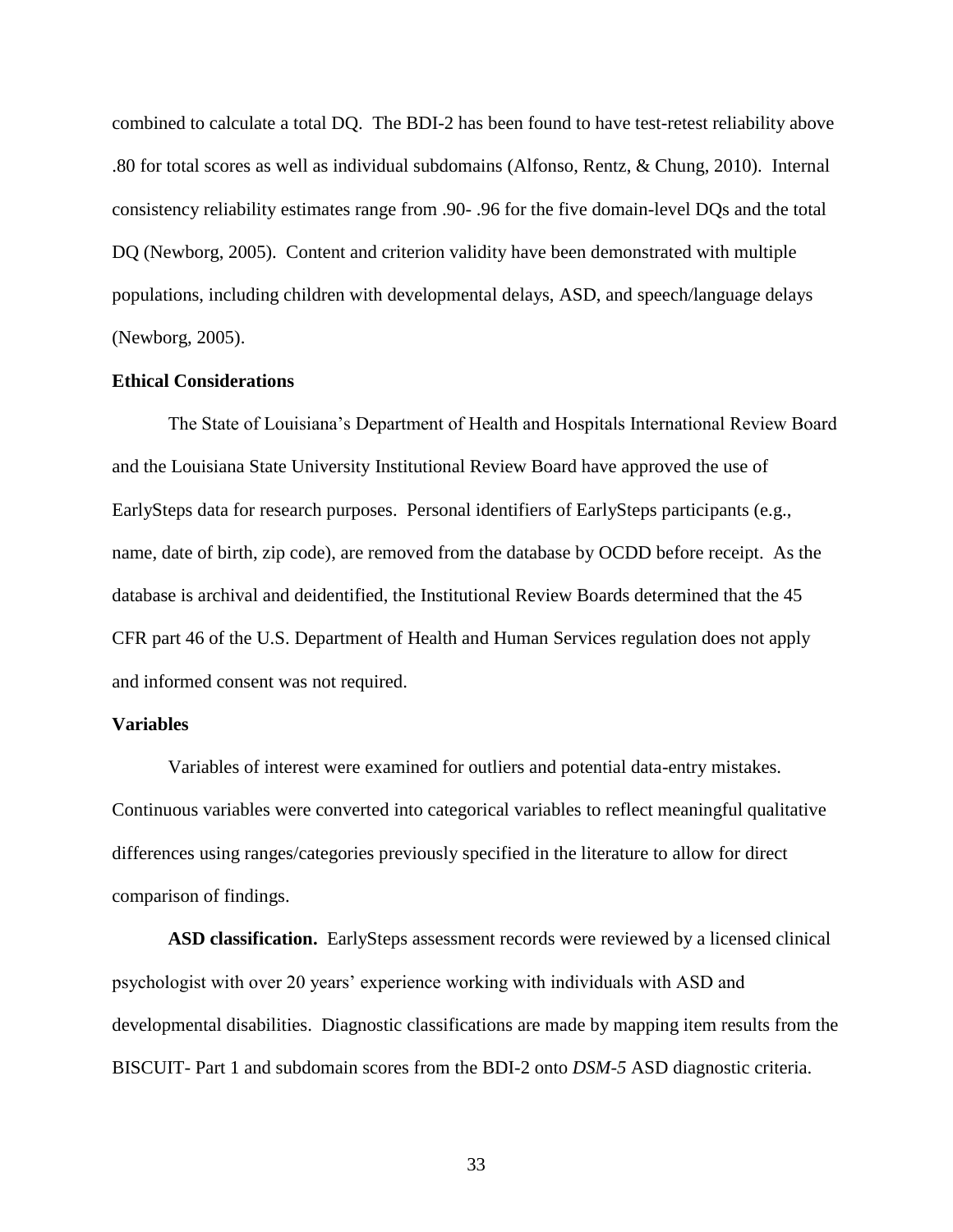combined to calculate a total DQ. The BDI-2 has been found to have test-retest reliability above .80 for total scores as well as individual subdomains (Alfonso, Rentz, & Chung, 2010). Internal consistency reliability estimates range from .90- .96 for the five domain-level DQs and the total DQ (Newborg, 2005). Content and criterion validity have been demonstrated with multiple populations, including children with developmental delays, ASD, and speech/language delays (Newborg, 2005).

### Ethical Considerations

The State of Louisiana's Department of Health and Hospitals International Review Board and the Louisiana State University Institutional Review Board have approved the use of EarlySteps data for research purposes. Personal identifiers of EarlySteps participants (e.g., name, date of birth, zip code), are removed from the database by OCDD before receipt. As the database is archival and deidentified, the Institutional Review Boards determined that the 45 CFR part 46 of the U.S. Department of Health and Human Services regulation does not apply and informed consent was not required.

### Variables

Variables of interest were examined for outliers and potential data-entry mistakes. Continuous variables were converted into categorical variables to reflect meaningful qualitative differences using ranges/categories previously specified in the literature to allow for direct comparison of findings.

**ASD classification.** EarlySteps assessment records were reviewed by a licensed clinical psychologist with over 20 years' experience working with individuals with ASD and developmental disabilities. Diagnostic classifications are made by mapping item results from the BISCUIT- Part 1 and subdomain scores from the BDI-2 onto *DSM-5* ASD diagnostic criteria.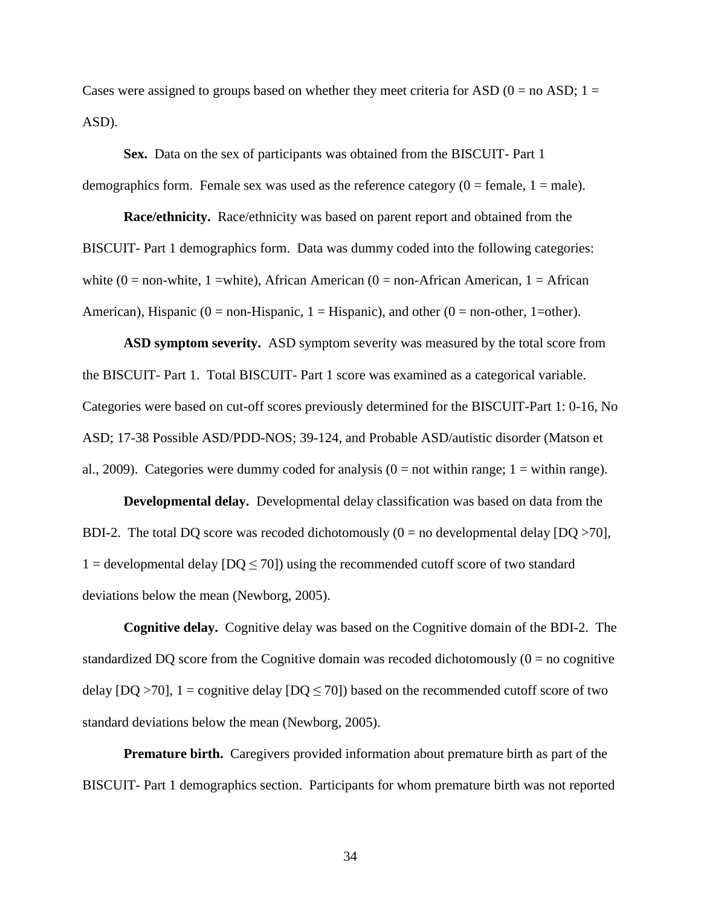Cases were assigned to groups based on whether they meet criteria for ASD (0 = no ASD; 1 = ASD).

**Sex.** Data on the sex of participants was obtained from the BISCUIT- Part 1 demographics form. Female sex was used as the reference category (0 = female, 1 = male).

**Race/ethnicity.** Race/ethnicity was based on parent report and obtained from the BISCUIT- Part 1 demographics form. Data was dummy coded into the following categories: white (0 = non-white, 1 =white), African American (0 = non-African American, 1 = African American), Hispanic (0 = non-Hispanic, 1 = Hispanic), and other (0 = non-other, 1=other).

**ASD symptom severity.** ASD symptom severity was measured by the total score from the BISCUIT- Part 1. Total BISCUIT- Part 1 score was examined as a categorical variable. Categories were based on cut-off scores previously determined for the BISCUIT-Part 1: 0-16, No ASD; 17-38 Possible ASD/PDD-NOS; 39-124, and Probable ASD/autistic disorder (Matson et al., 2009). Categories were dummy coded for analysis (0 = not within range; 1 = within range).

**Developmental delay.** Developmental delay classification was based on data from the BDI-2. The total DQ score was recoded dichotomously (0 = no developmental delay [DQ >70], 1 = developmental delay [DQ $\leq$ 70]) using the recommended cutoff score of two standard deviations below the mean (Newborg, 2005).

**Cognitive delay.** Cognitive delay was based on the Cognitive domain of the BDI-2. The standardized DQ score from the Cognitive domain was recoded dichotomously (0 = no cognitive delay [DQ >70], 1 = cognitive delay [DQ $\leq$ 70]) based on the recommended cutoff score of two standard deviations below the mean (Newborg, 2005).

**Premature birth.** Caregivers provided information about premature birth as part of the BISCUIT- Part 1 demographics section. Participants for whom premature birth was not reported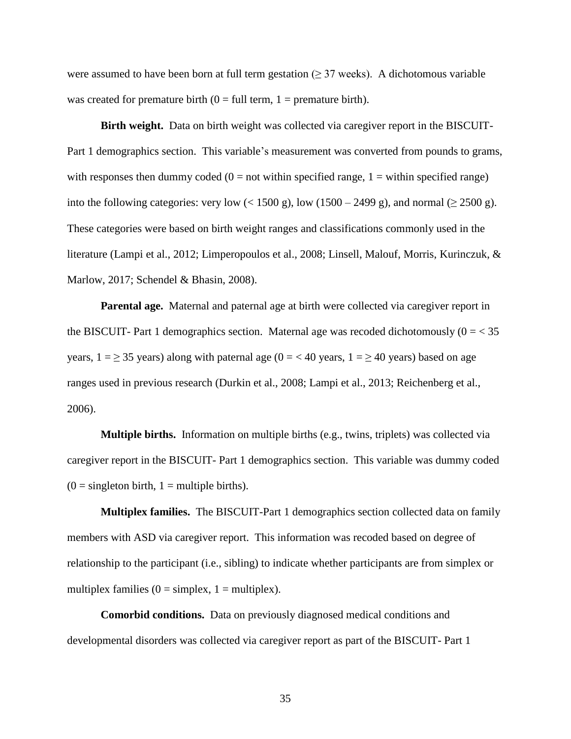were assumed to have been born at full term gestation ($\geq$ 37 weeks). A dichotomous variable was created for premature birth (0 = full term, 1 = premature birth).

**Birth weight.** Data on birth weight was collected via caregiver report in the BISCUIT-Part 1 demographics section. This variable's measurement was converted from pounds to grams, with responses then dummy coded (0 = not within specified range, 1 = within specified range) into the following categories: very low (< 1500 g), low (1500 – 2499 g), and normal ($\geq$ 2500 g). These categories were based on birth weight ranges and classifications commonly used in the literature (Lampi et al., 2012; Limperopoulos et al., 2008; Linsell, Malouf, Morris, Kurinczuk, & Marlow, 2017; Schendel & Bhasin, 2008).

**Parental age.** Maternal and paternal age at birth were collected via caregiver report in the BISCUIT- Part 1 demographics section. Maternal age was recoded dichotomously (0 = < 35 years, 1 = $\geq$ 35 years) along with paternal age (0 = < 40 years, 1 = $\geq$ 40 years) based on age ranges used in previous research (Durkin et al., 2008; Lampi et al., 2013; Reichenberg et al., 2006).

**Multiple births.** Information on multiple births (e.g., twins, triplets) was collected via caregiver report in the BISCUIT- Part 1 demographics section. This variable was dummy coded (0 = singleton birth, 1 = multiple births).

**Multiplex families.** The BISCUIT-Part 1 demographics section collected data on family members with ASD via caregiver report. This information was recoded based on degree of relationship to the participant (i.e., sibling) to indicate whether participants are from simplex or multiplex families (0 = simplex, 1 = multiplex).

**Comorbid conditions.** Data on previously diagnosed medical conditions and developmental disorders was collected via caregiver report as part of the BISCUIT- Part 1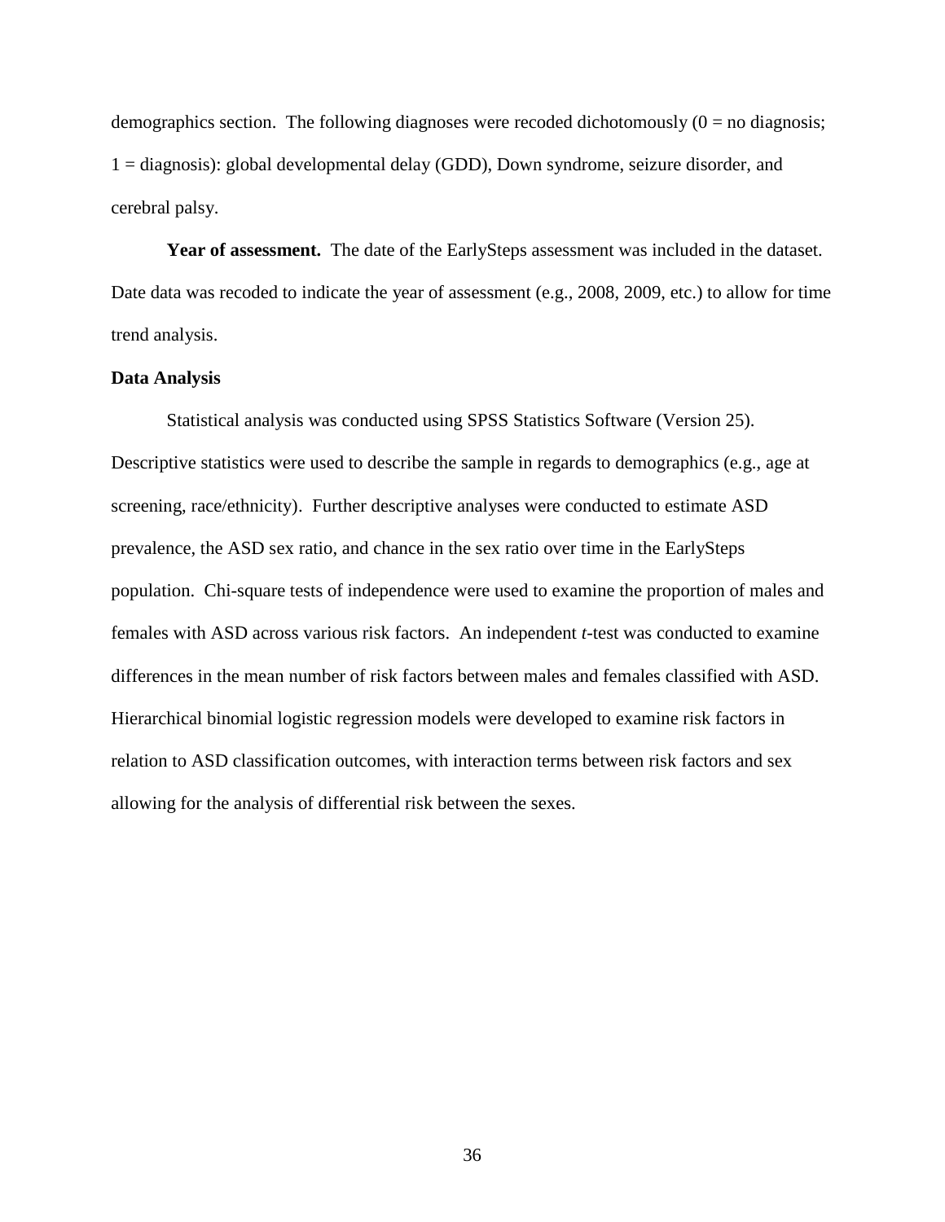demographics section. The following diagnoses were recoded dichotomously (0 = no diagnosis; 1 = diagnosis): global developmental delay (GDD), Down syndrome, seizure disorder, and cerebral palsy.

**Year of assessment.** The date of the EarlySteps assessment was included in the dataset. Date data was recoded to indicate the year of assessment (e.g., 2008, 2009, etc.) to allow for time trend analysis.

**Data Analysis**

Statistical analysis was conducted using SPSS Statistics Software (Version 25). Descriptive statistics were used to describe the sample in regards to demographics (e.g., age at screening, race/ethnicity). Further descriptive analyses were conducted to estimate ASD prevalence, the ASD sex ratio, and chance in the sex ratio over time in the EarlySteps population. Chi-square tests of independence were used to examine the proportion of males and females with ASD across various risk factors. An independent *t*-test was conducted to examine differences in the mean number of risk factors between males and females classified with ASD. Hierarchical binomial logistic regression models were developed to examine risk factors in relation to ASD classification outcomes, with interaction terms between risk factors and sex allowing for the analysis of differential risk between the sexes.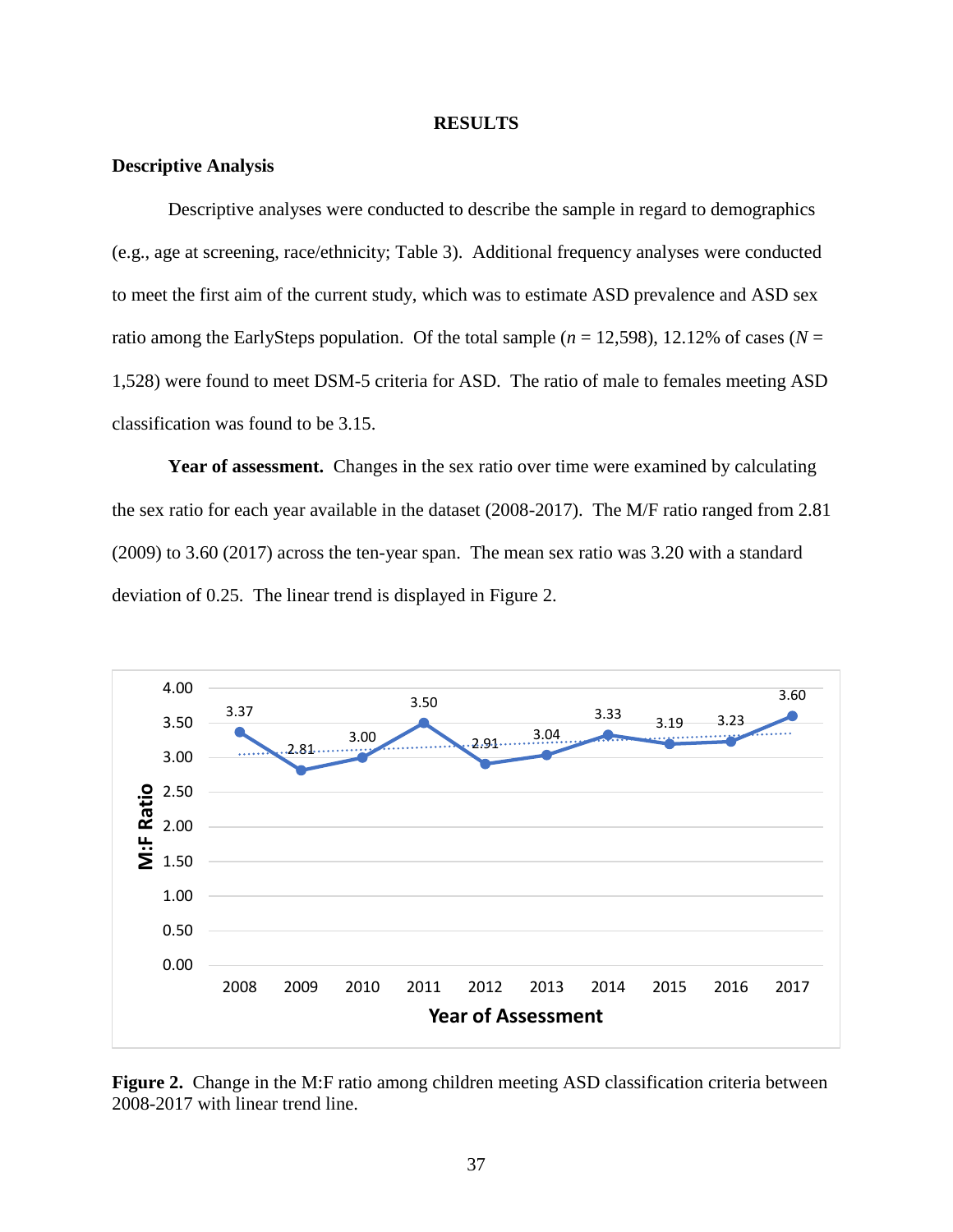# RESULTS

## Descriptive Analysis

Descriptive analyses were conducted to describe the sample in regard to demographics (e.g., age at screening, race/ethnicity; Table 3). Additional frequency analyses were conducted to meet the first aim of the current study, which was to estimate ASD prevalence and ASD sex ratio among the EarlySteps population. Of the total sample (*n* = 12,598), 12.12% of cases (*N* = 1,528) were found to meet DSM-5 criteria for ASD. The ratio of male to females meeting ASD classification was found to be 3.15.

**Year of assessment.** Changes in the sex ratio over time were examined by calculating the sex ratio for each year available in the dataset (2008-2017). The M/F ratio ranged from 2.81 (2009) to 3.60 (2017) across the ten-year span. The mean sex ratio was 3.20 with a standard deviation of 0.25. The linear trend is displayed in Figure 2.

| Year of Assessment | M:F Ratio |
|---|---|
| 2008 | 3.37 |
| 2009 | 2.81 |
| 2010 | 3.00 |
| 2011 | 3.50 |
| 2012 | 2.91 |
| 2013 | 3.04 |
| 2014 | 3.33 |
| 2015 | 3.19 |
| 2016 | 3.23 |
| 2017 | 3.60 |

**Figure 2.** Change in the M:F ratio among children meeting ASD classification criteria between 2008-2017 with linear trend line.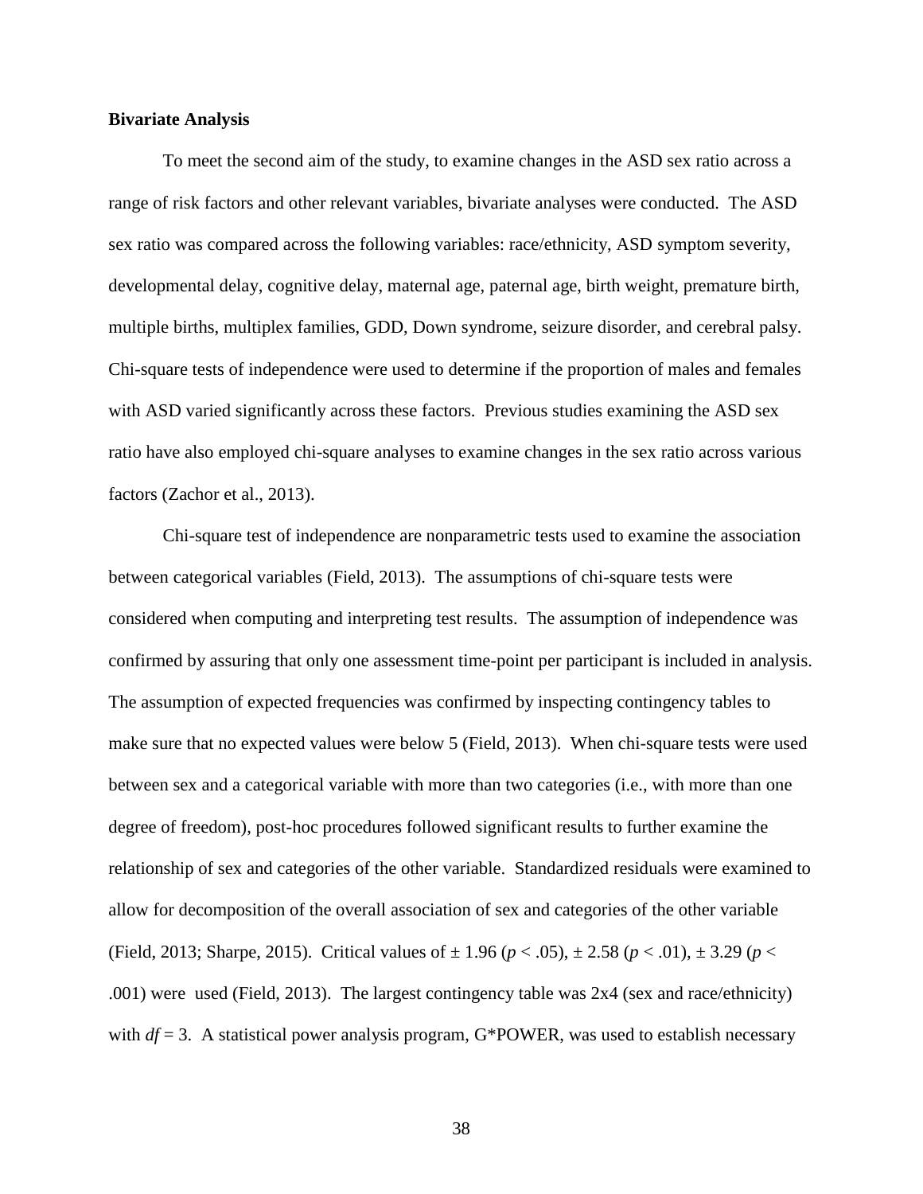**Bivariate Analysis**

To meet the second aim of the study, to examine changes in the ASD sex ratio across a range of risk factors and other relevant variables, bivariate analyses were conducted. The ASD sex ratio was compared across the following variables: race/ethnicity, ASD symptom severity, developmental delay, cognitive delay, maternal age, paternal age, birth weight, premature birth, multiple births, multiplex families, GDD, Down syndrome, seizure disorder, and cerebral palsy. Chi-square tests of independence were used to determine if the proportion of males and females with ASD varied significantly across these factors. Previous studies examining the ASD sex ratio have also employed chi-square analyses to examine changes in the sex ratio across various factors (Zachor et al., 2013).

Chi-square test of independence are nonparametric tests used to examine the association between categorical variables (Field, 2013). The assumptions of chi-square tests were considered when computing and interpreting test results. The assumption of independence was confirmed by assuring that only one assessment time-point per participant is included in analysis. The assumption of expected frequencies was confirmed by inspecting contingency tables to make sure that no expected values were below 5 (Field, 2013). When chi-square tests were used between sex and a categorical variable with more than two categories (i.e., with more than one degree of freedom), post-hoc procedures followed significant results to further examine the relationship of sex and categories of the other variable. Standardized residuals were examined to allow for decomposition of the overall association of sex and categories of the other variable (Field, 2013; Sharpe, 2015). Critical values of ± 1.96 ($p < .05$), ± 2.58 ($p < .01$), ± 3.29 ($p < .001$) were used (Field, 2013). The largest contingency table was 2x4 (sex and race/ethnicity) with $df = 3$. A statistical power analysis program, G*POWER, was used to establish necessary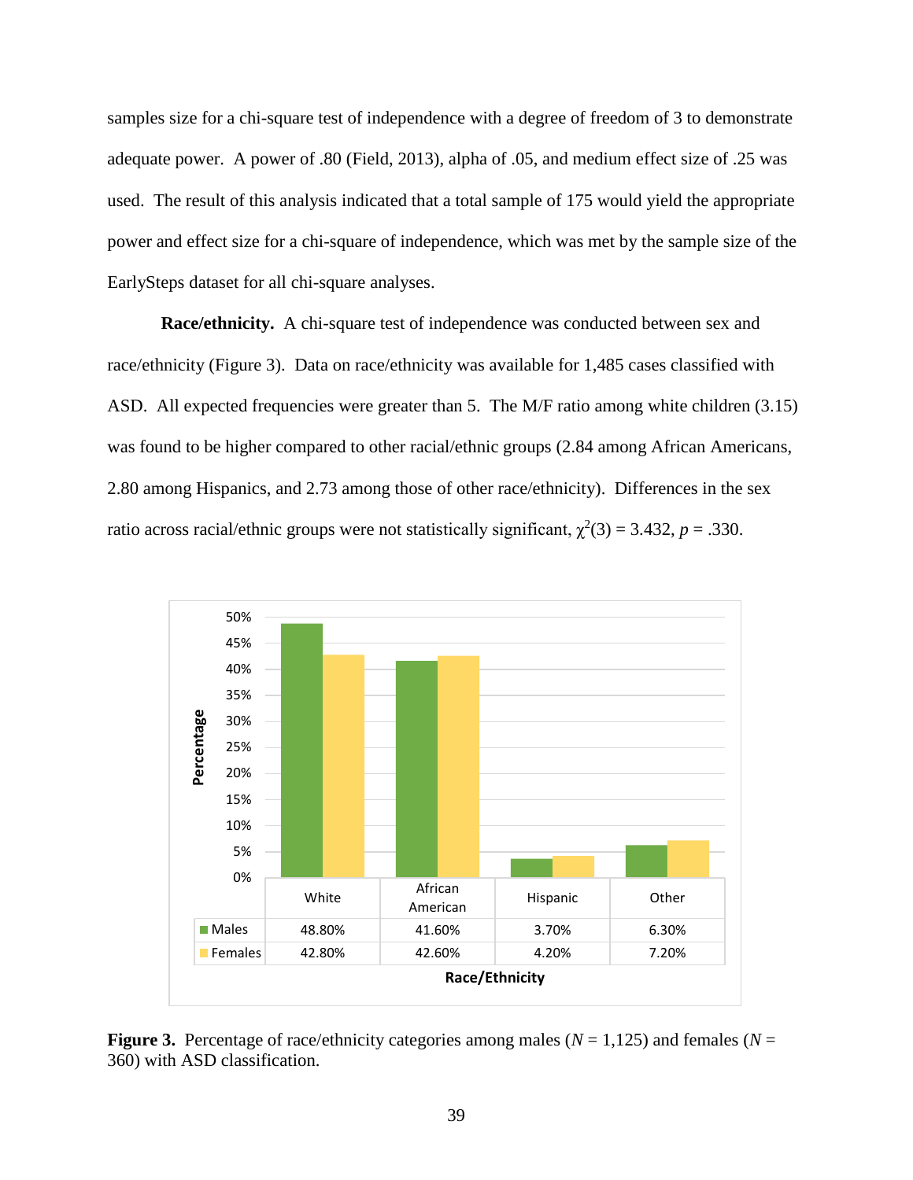samples size for a chi-square test of independence with a degree of freedom of 3 to demonstrate adequate power. A power of .80 (Field, 2013), alpha of .05, and medium effect size of .25 was used. The result of this analysis indicated that a total sample of 175 would yield the appropriate power and effect size for a chi-square of independence, which was met by the sample size of the EarlySteps dataset for all chi-square analyses.

**Race/ethnicity.** A chi-square test of independence was conducted between sex and race/ethnicity (Figure 3). Data on race/ethnicity was available for 1,485 cases classified with ASD. All expected frequencies were greater than 5. The M/F ratio among white children (3.15) was found to be higher compared to other racial/ethnic groups (2.84 among African Americans, 2.80 among Hispanics, and 2.73 among those of other race/ethnicity). Differences in the sex ratio across racial/ethnic groups were not statistically significant, $\chi^2(3) = 3.432$, $p = .330$.

| | White | African American | Hispanic | Other |
|---|---|---|---|---|
| Males | 48.80% | 41.60% | 3.70% | 6.30% |
| Females | 42.80% | 42.60% | 4.20% | 7.20% |

**Figure 3.** Percentage of race/ethnicity categories among males ($N$ = 1,125) and females ($N$ = 360) with ASD classification.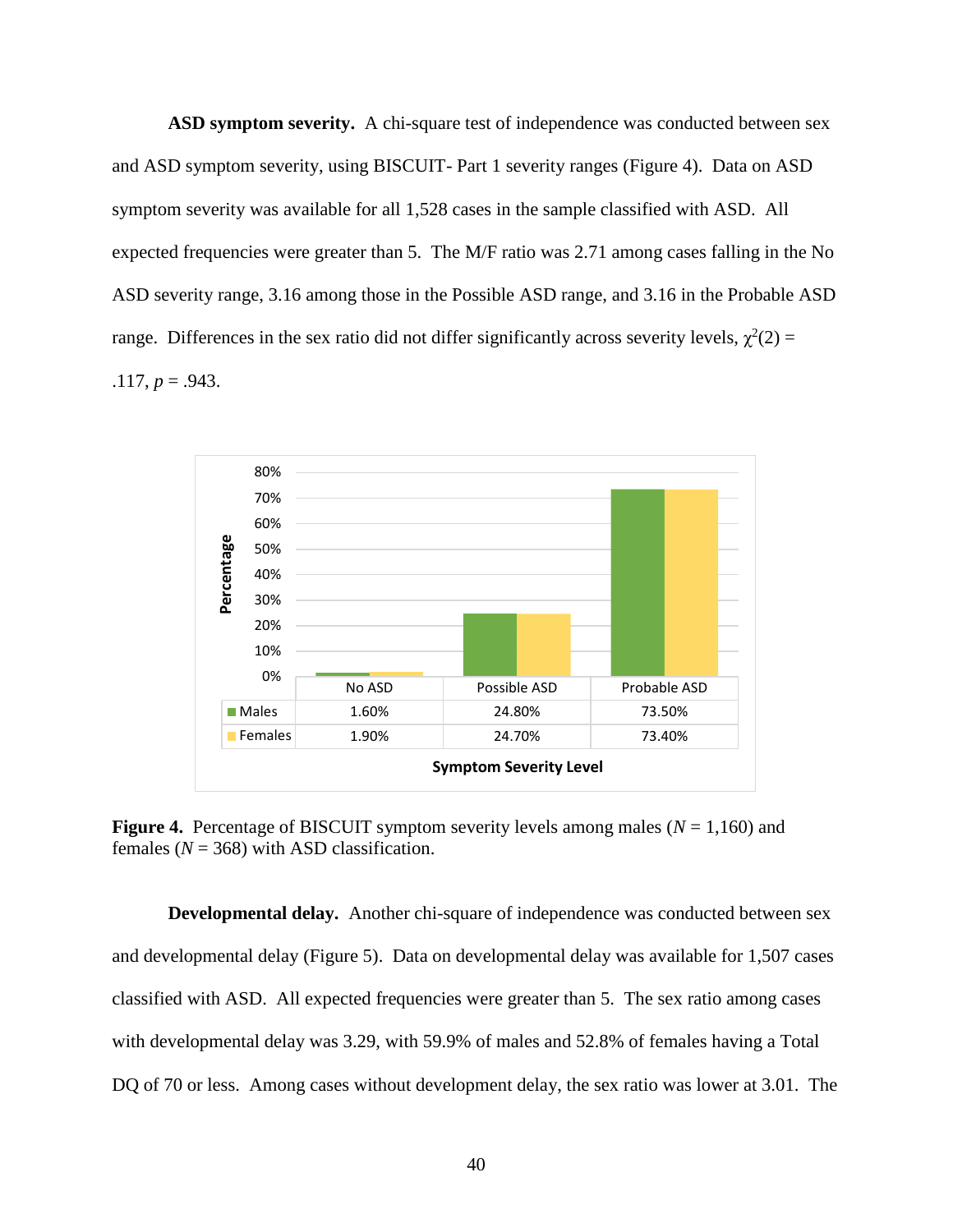**ASD symptom severity.** A chi-square test of independence was conducted between sex and ASD symptom severity, using BISCUIT- Part 1 severity ranges (Figure 4). Data on ASD symptom severity was available for all 1,528 cases in the sample classified with ASD. All expected frequencies were greater than 5. The M/F ratio was 2.71 among cases falling in the No ASD severity range, 3.16 among those in the Possible ASD range, and 3.16 in the Probable ASD range. Differences in the sex ratio did not differ significantly across severity levels, $\chi^2(2) = .117$, $p = .943$.

| | No ASD | Possible ASD | Probable ASD |
|---|---|---|---|
| Males | 1.60% | 24.80% | 73.50% |
| Females | 1.90% | 24.70% | 73.40% |

**Figure 4.** Percentage of BISCUIT symptom severity levels among males ($N$ = 1,160) and females ($N$ = 368) with ASD classification.

**Developmental delay.** Another chi-square of independence was conducted between sex and developmental delay (Figure 5). Data on developmental delay was available for 1,507 cases classified with ASD. All expected frequencies were greater than 5. The sex ratio among cases with developmental delay was 3.29, with 59.9% of males and 52.8% of females having a Total DQ of 70 or less. Among cases without development delay, the sex ratio was lower at 3.01. The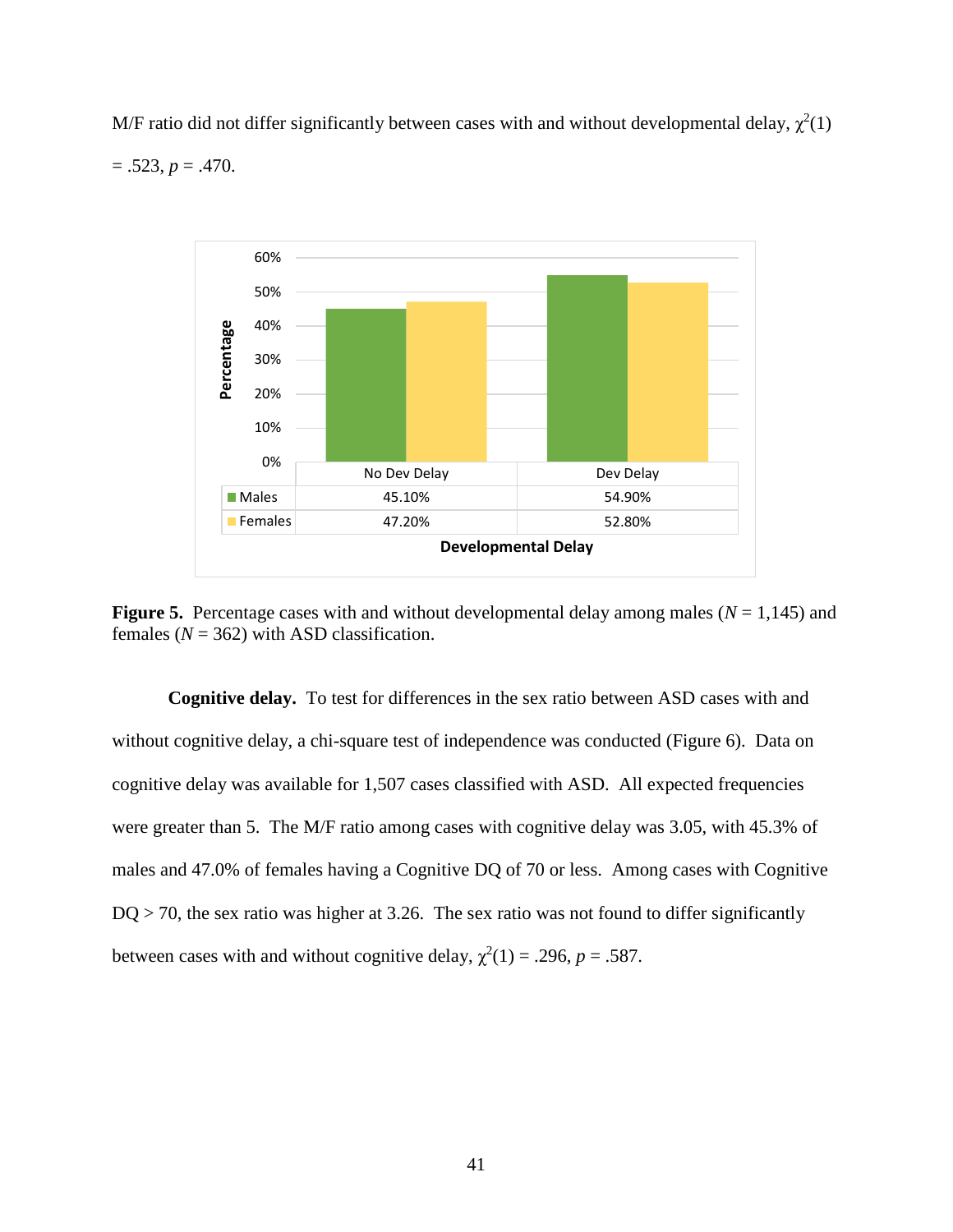M/F ratio did not differ significantly between cases with and without developmental delay, $\chi^2(1) = .523$, $p = .470$.

| | No Dev Delay | Dev Delay |
|---|---|---|
| Males | 45.10% | 54.90% |
| Females | 47.20% | 52.80% |

**Figure 5.** Percentage cases with and without developmental delay among males ($N$ = 1,145) and females ($N$ = 362) with ASD classification.

**Cognitive delay.** To test for differences in the sex ratio between ASD cases with and without cognitive delay, a chi-square test of independence was conducted (Figure 6). Data on cognitive delay was available for 1,507 cases classified with ASD. All expected frequencies were greater than 5. The M/F ratio among cases with cognitive delay was 3.05, with 45.3% of males and 47.0% of females having a Cognitive DQ of 70 or less. Among cases with Cognitive DQ > 70, the sex ratio was higher at 3.26. The sex ratio was not found to differ significantly between cases with and without cognitive delay, $\chi^2(1) = .296$, $p = .587$.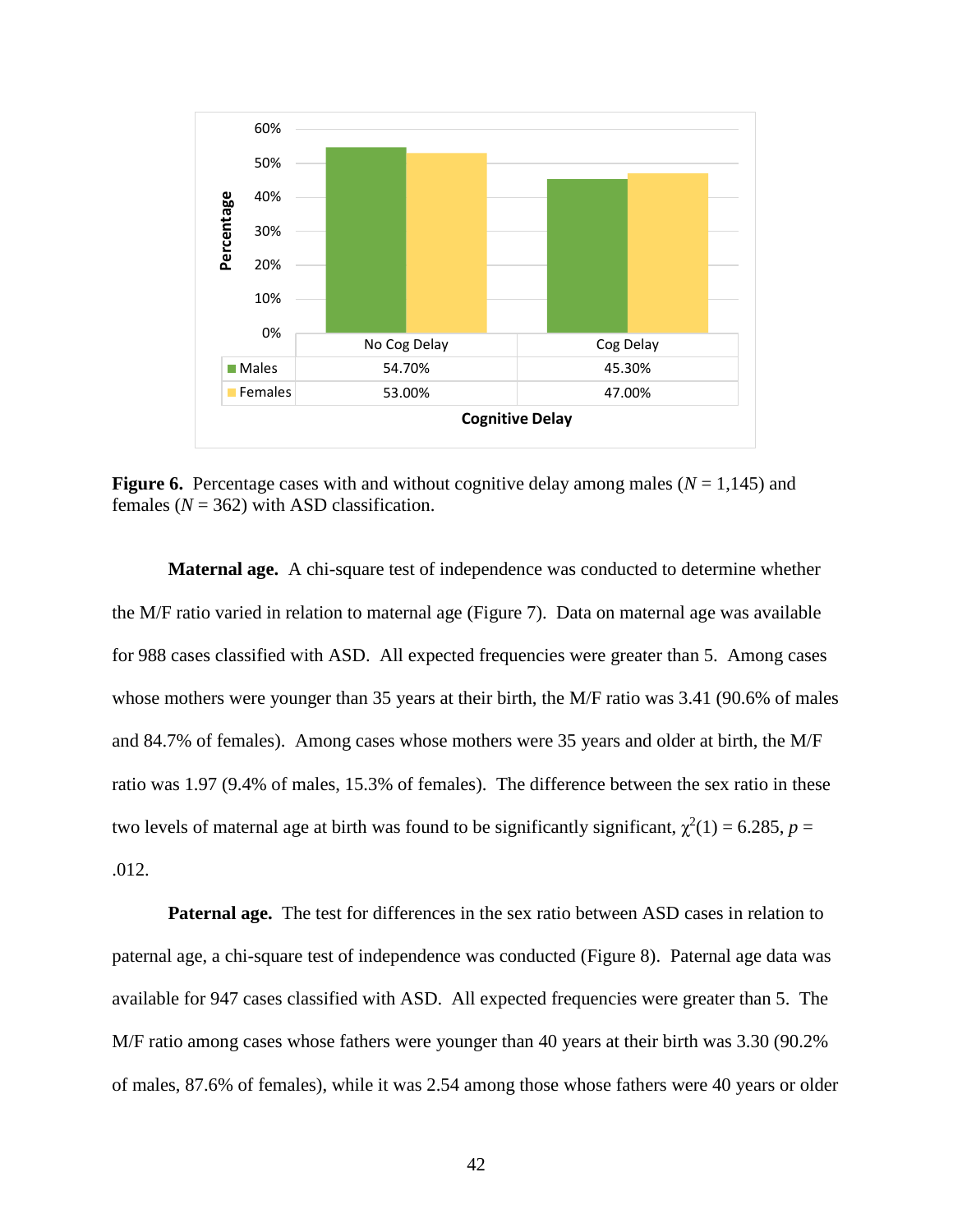| | No Cog Delay | Cog Delay |
|---|---|---|
| Males | 54.70% | 45.30% |
| Females | 53.00% | 47.00% |

**Figure 6.** Percentage cases with and without cognitive delay among males (*N* = 1,145) and females (*N* = 362) with ASD classification.

**Maternal age.** A chi-square test of independence was conducted to determine whether the M/F ratio varied in relation to maternal age (Figure 7). Data on maternal age was available for 988 cases classified with ASD. All expected frequencies were greater than 5. Among cases whose mothers were younger than 35 years at their birth, the M/F ratio was 3.41 (90.6% of males and 84.7% of females). Among cases whose mothers were 35 years and older at birth, the M/F ratio was 1.97 (9.4% of males, 15.3% of females). The difference between the sex ratio in these two levels of maternal age at birth was found to be significantly significant, $\chi^2(1) = 6.285$, $p = .012$.

**Paternal age.** The test for differences in the sex ratio between ASD cases in relation to paternal age, a chi-square test of independence was conducted (Figure 8). Paternal age data was available for 947 cases classified with ASD. All expected frequencies were greater than 5. The M/F ratio among cases whose fathers were younger than 40 years at their birth was 3.30 (90.2% of males, 87.6% of females), while it was 2.54 among those whose fathers were 40 years or older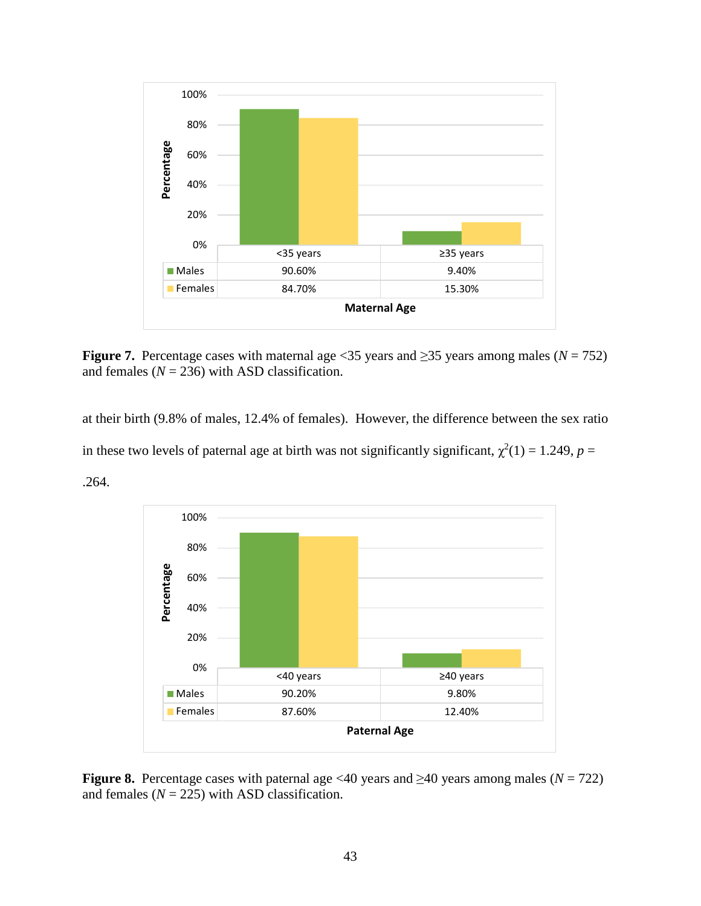| | <35 years | ≥35 years |
|---|---|---|
| Males | 90.60% | 9.40% |
| Females | 84.70% | 15.30% |

**Figure 7.** Percentage cases with maternal age <35 years and ≥35 years among males (*N* = 752) and females (*N* = 236) with ASD classification.

at their birth (9.8% of males, 12.4% of females). However, the difference between the sex ratio in these two levels of paternal age at birth was not significantly significant, $\chi^2(1) = 1.249$, $p = .264$.

| | <40 years | ≥40 years |
|---|---|---|
| Males | 90.20% | 9.80% |
| Females | 87.60% | 12.40% |

**Figure 8.** Percentage cases with paternal age <40 years and ≥40 years among males (*N* = 722) and females (*N* = 225) with ASD classification.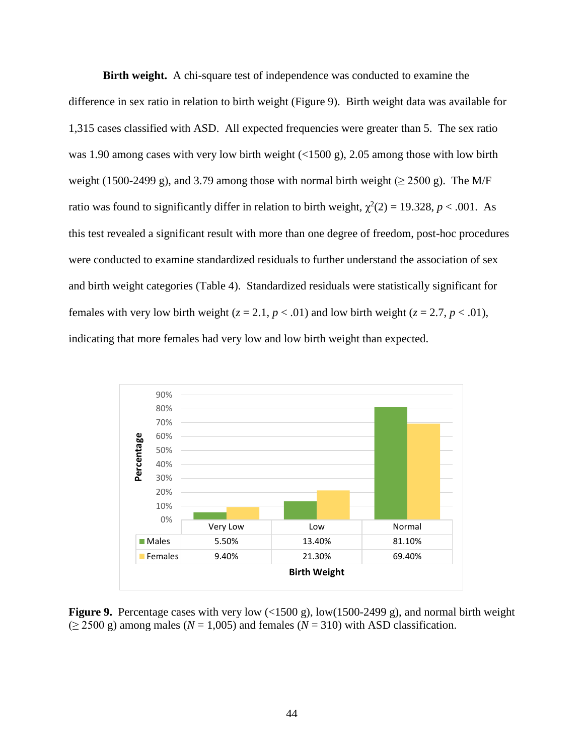**Birth weight.** A chi-square test of independence was conducted to examine the difference in sex ratio in relation to birth weight (Figure 9). Birth weight data was available for 1,315 cases classified with ASD. All expected frequencies were greater than 5. The sex ratio was 1.90 among cases with very low birth weight (<1500 g), 2.05 among those with low birth weight (1500-2499 g), and 3.79 among those with normal birth weight (≥ 2500 g). The M/F ratio was found to significantly differ in relation to birth weight, $\chi^2(2) = 19.328$, $p < .001$. As this test revealed a significant result with more than one degree of freedom, post-hoc procedures were conducted to examine standardized residuals to further understand the association of sex and birth weight categories (Table 4). Standardized residuals were statistically significant for females with very low birth weight ($z = 2.1$, $p < .01$) and low birth weight ($z = 2.7$, $p < .01$), indicating that more females had very low and low birth weight than expected.

| | Very Low | Low | Normal |
|---|---|---|---|
| Males | 5.50% | 13.40% | 81.10% |
| Females | 9.40% | 21.30% | 69.40% |

**Figure 9.** Percentage cases with very low (<1500 g), low(1500-2499 g), and normal birth weight (≥ 2500 g) among males ($N$ = 1,005) and females ($N$ = 310) with ASD classification.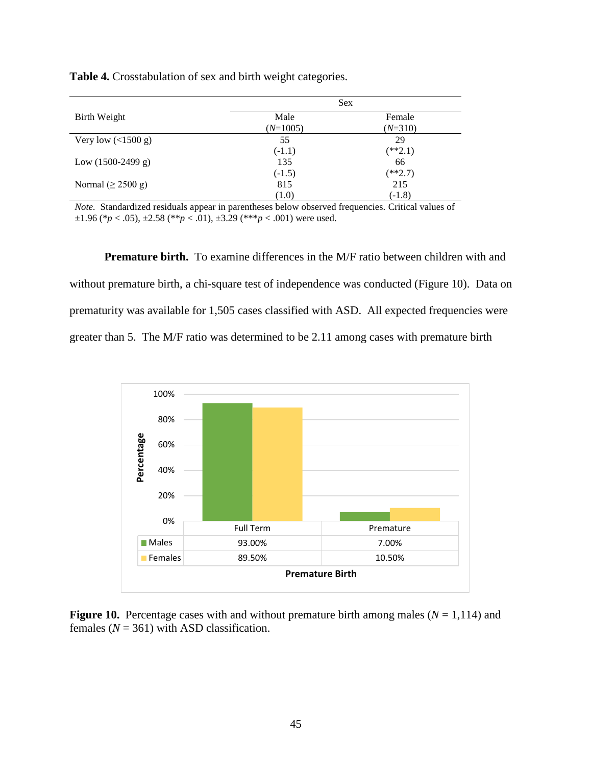**Table 4.** Crosstabulation of sex and birth weight categories.

| Birth Weight | Sex | |
|---|---|---|
| | Male ($N$=1005) | Female ($N$=310) |
| Very low (<1500 g) | 55 (-1.1) | 29 (**2.1) |
| Low (1500-2499 g) | 135 (-1.5) | 66 (**2.7) |
| Normal (≥ 2500 g) | 815 (1.0) | 215 (-1.8) |

*Note.* Standardized residuals appear in parentheses below observed frequencies. Critical values of ±1.96 (*$p$ < .05), ±2.58 (**$p$ < .01), ±3.29 (***$p$ < .001) were used.

**Premature birth.** To examine differences in the M/F ratio between children with and without premature birth, a chi-square test of independence was conducted (Figure 10). Data on prematurity was available for 1,505 cases classified with ASD. All expected frequencies were greater than 5. The M/F ratio was determined to be 2.11 among cases with premature birth

| | Full Term | Premature |
|---|---|---|
| Males | 93.00% | 7.00% |
| Females | 89.50% | 10.50% |

**Figure 10.** Percentage cases with and without premature birth among males ($N$ = 1,114) and females ($N$ = 361) with ASD classification.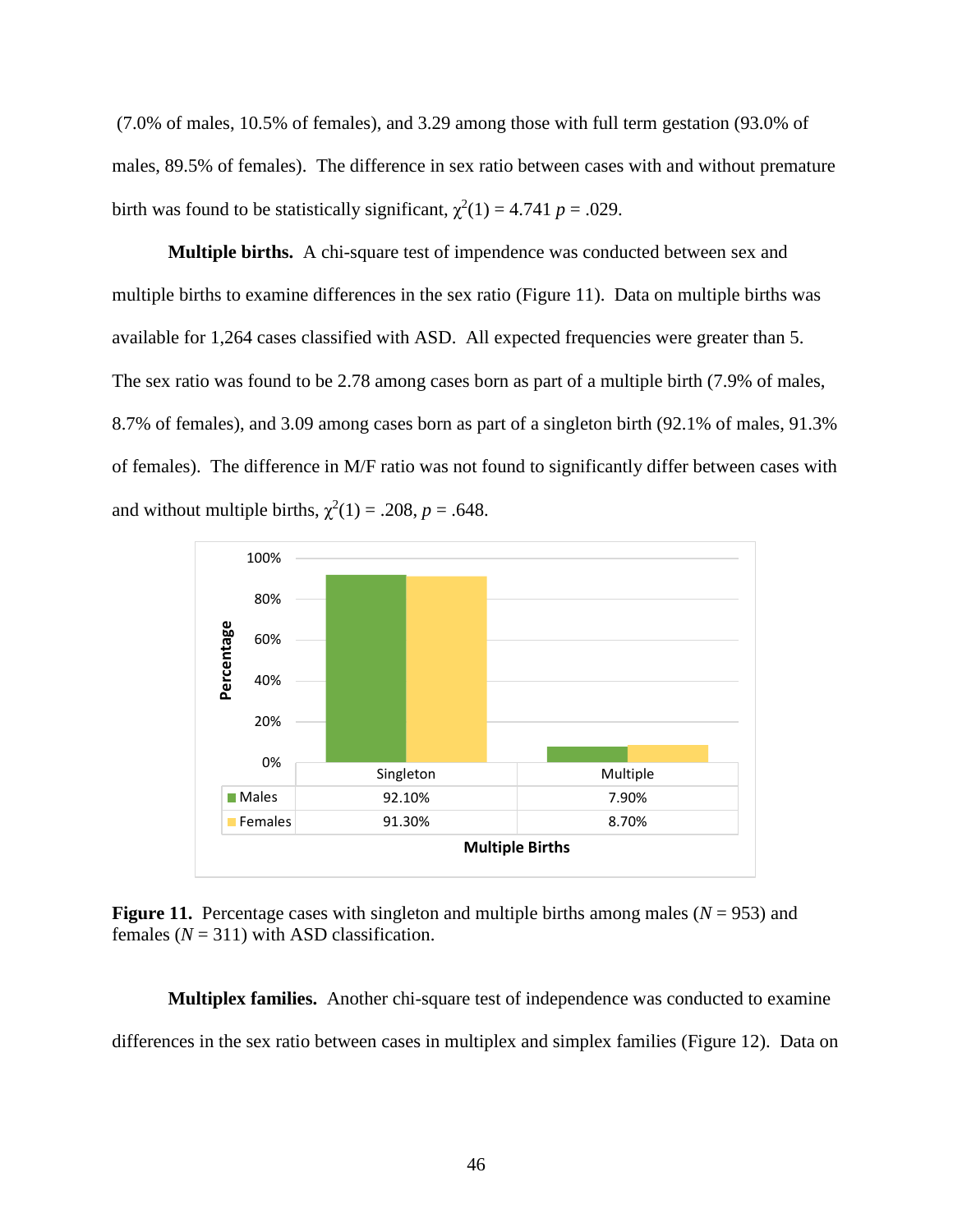(7.0% of males, 10.5% of females), and 3.29 among those with full term gestation (93.0% of males, 89.5% of females). The difference in sex ratio between cases with and without premature birth was found to be statistically significant, $\chi^2(1) = 4.741$ $p = .029$.

**Multiple births.** A chi-square test of impendence was conducted between sex and multiple births to examine differences in the sex ratio (Figure 11). Data on multiple births was available for 1,264 cases classified with ASD. All expected frequencies were greater than 5. The sex ratio was found to be 2.78 among cases born as part of a multiple birth (7.9% of males, 8.7% of females), and 3.09 among cases born as part of a singleton birth (92.1% of males, 91.3% of females). The difference in M/F ratio was not found to significantly differ between cases with and without multiple births, $\chi^2(1) = .208$, $p = .648$.

| | Singleton | Multiple |
|---|---|---|
| Males | 92.10% | 7.90% |
| Females | 91.30% | 8.70% |

**Figure 11.** Percentage cases with singleton and multiple births among males ($N = 953$) and females ($N = 311$) with ASD classification.

**Multiplex families.** Another chi-square test of independence was conducted to examine differences in the sex ratio between cases in multiplex and simplex families (Figure 12). Data on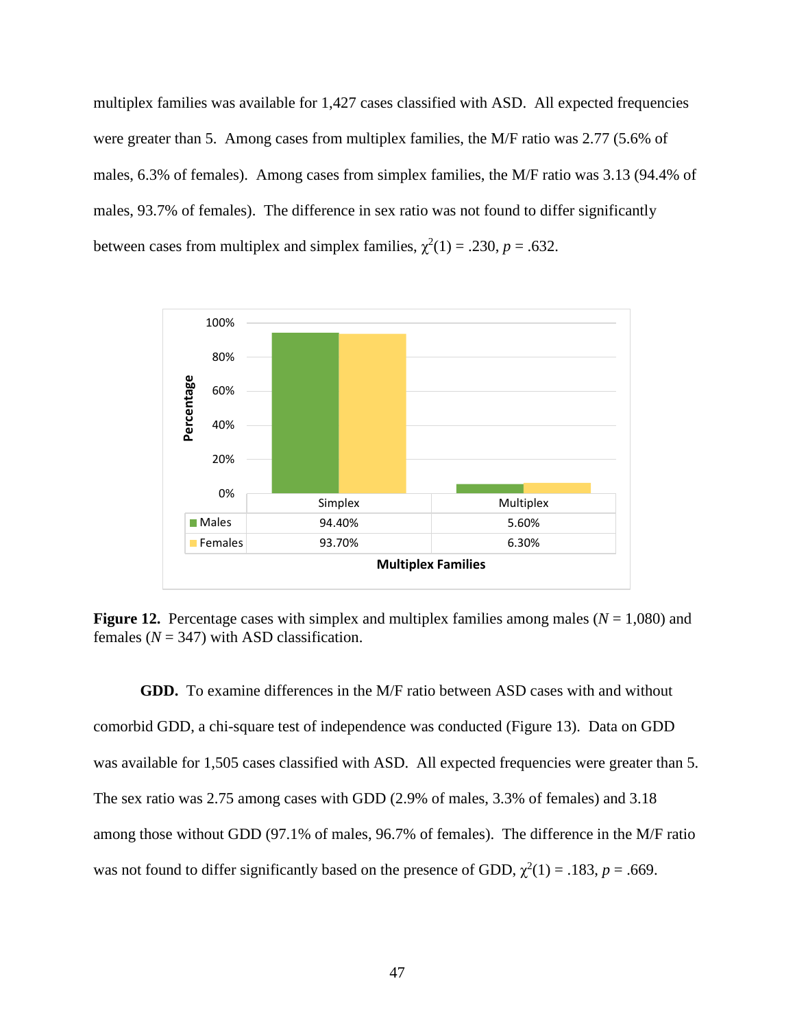multiplex families was available for 1,427 cases classified with ASD. All expected frequencies were greater than 5. Among cases from multiplex families, the M/F ratio was 2.77 (5.6% of males, 6.3% of females). Among cases from simplex families, the M/F ratio was 3.13 (94.4% of males, 93.7% of females). The difference in sex ratio was not found to differ significantly between cases from multiplex and simplex families, $\chi^2(1) = .230$, $p = .632$.

| | Simplex | Multiplex |
|---|---|---|
| Males | 94.40% | 5.60% |
| Females | 93.70% | 6.30% |

**Figure 12.** Percentage cases with simplex and multiplex families among males ($N$ = 1,080) and females ($N$ = 347) with ASD classification.

**GDD.** To examine differences in the M/F ratio between ASD cases with and without comorbid GDD, a chi-square test of independence was conducted (Figure 13). Data on GDD was available for 1,505 cases classified with ASD. All expected frequencies were greater than 5. The sex ratio was 2.75 among cases with GDD (2.9% of males, 3.3% of females) and 3.18 among those without GDD (97.1% of males, 96.7% of females). The difference in the M/F ratio was not found to differ significantly based on the presence of GDD, $\chi^2(1) = .183$, $p = .669$.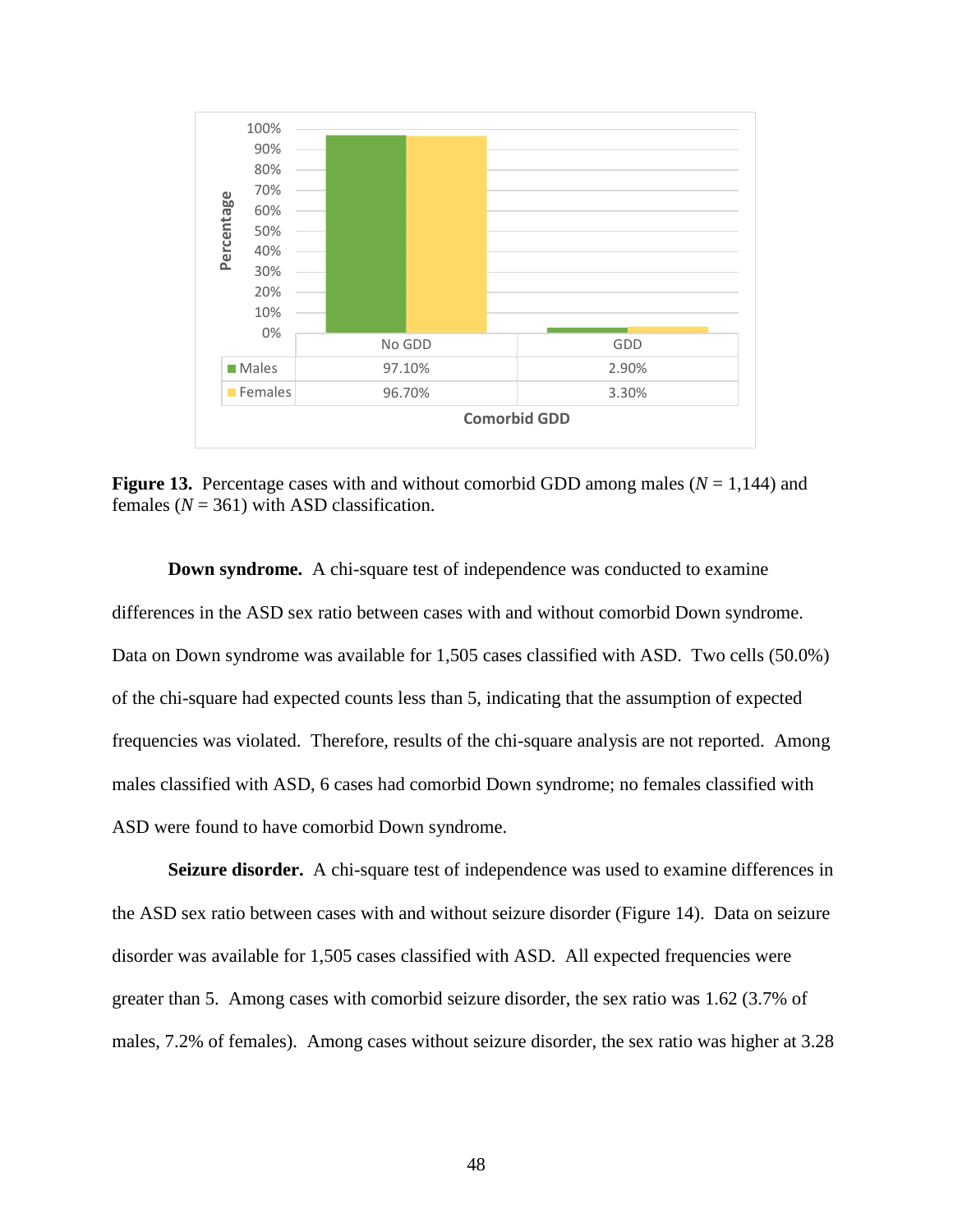| Comorbid GDD | No GDD | GDD |
|---|---|---|
| Males | 97.10% | 2.90% |
| Females | 96.70% | 3.30% |

**Figure 13.** Percentage cases with and without comorbid GDD among males (*N* = 1,144) and females (*N* = 361) with ASD classification.

**Down syndrome.** A chi-square test of independence was conducted to examine differences in the ASD sex ratio between cases with and without comorbid Down syndrome. Data on Down syndrome was available for 1,505 cases classified with ASD. Two cells (50.0%) of the chi-square had expected counts less than 5, indicating that the assumption of expected frequencies was violated. Therefore, results of the chi-square analysis are not reported. Among males classified with ASD, 6 cases had comorbid Down syndrome; no females classified with ASD were found to have comorbid Down syndrome.

**Seizure disorder.** A chi-square test of independence was used to examine differences in the ASD sex ratio between cases with and without seizure disorder (Figure 14). Data on seizure disorder was available for 1,505 cases classified with ASD. All expected frequencies were greater than 5. Among cases with comorbid seizure disorder, the sex ratio was 1.62 (3.7% of males, 7.2% of females). Among cases without seizure disorder, the sex ratio was higher at 3.28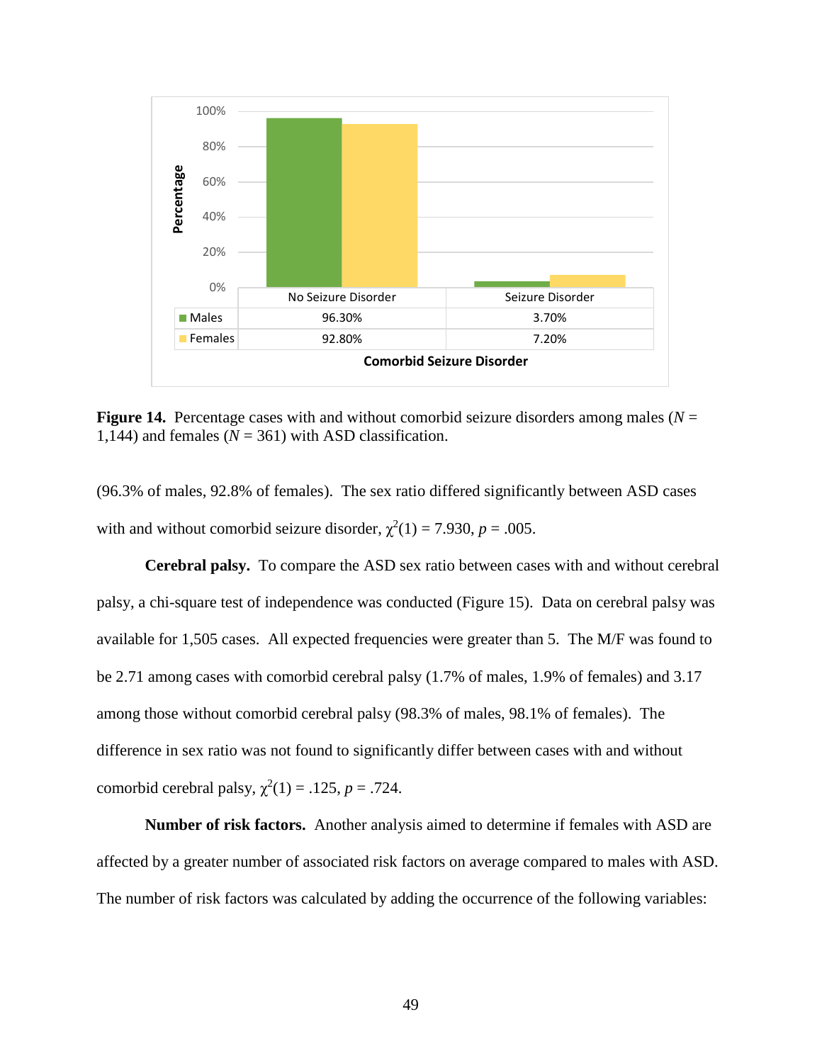| | No Seizure Disorder | Seizure Disorder |
|---|---|---|
| Males | 96.30% | 3.70% |
| Females | 92.80% | 7.20% |

**Figure 14.** Percentage cases with and without comorbid seizure disorders among males ($N$ = 1,144) and females ($N$ = 361) with ASD classification.

(96.3% of males, 92.8% of females). The sex ratio differed significantly between ASD cases with and without comorbid seizure disorder, $\chi^2(1) = 7.930$, $p = .005$.

**Cerebral palsy.** To compare the ASD sex ratio between cases with and without cerebral palsy, a chi-square test of independence was conducted (Figure 15). Data on cerebral palsy was available for 1,505 cases. All expected frequencies were greater than 5. The M/F was found to be 2.71 among cases with comorbid cerebral palsy (1.7% of males, 1.9% of females) and 3.17 among those without comorbid cerebral palsy (98.3% of males, 98.1% of females). The difference in sex ratio was not found to significantly differ between cases with and without comorbid cerebral palsy, $\chi^2(1) = .125$, $p = .724$.

**Number of risk factors.** Another analysis aimed to determine if females with ASD are affected by a greater number of associated risk factors on average compared to males with ASD. The number of risk factors was calculated by adding the occurrence of the following variables: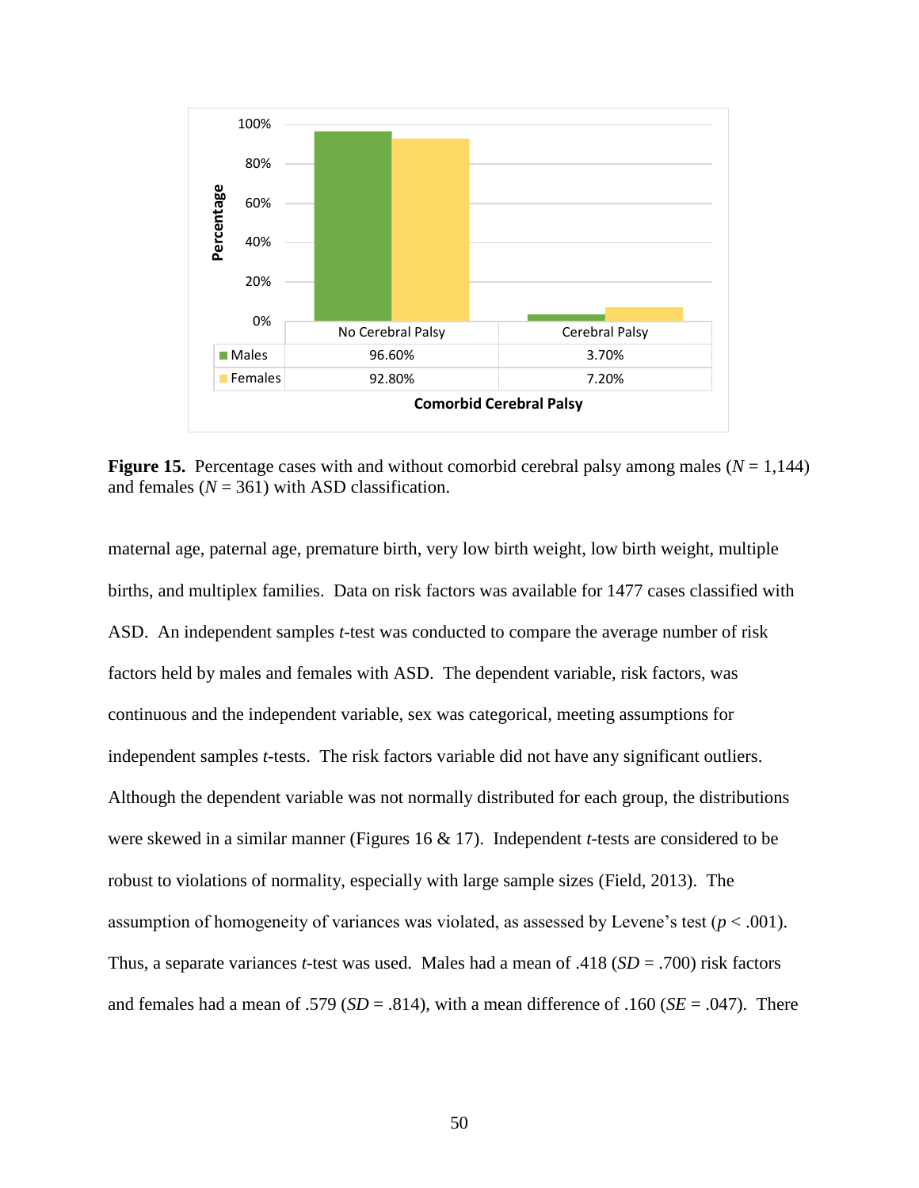| | No Cerebral Palsy | Cerebral Palsy |
|---|---|---|
| Males | 96.60% | 3.70% |
| Females | 92.80% | 7.20% |

**Figure 15.** Percentage cases with and without comorbid cerebral palsy among males ($N$ = 1,144) and females ($N$ = 361) with ASD classification.

maternal age, paternal age, premature birth, very low birth weight, low birth weight, multiple births, and multiplex families. Data on risk factors was available for 1477 cases classified with ASD. An independent samples $t$-test was conducted to compare the average number of risk factors held by males and females with ASD. The dependent variable, risk factors, was continuous and the independent variable, sex was categorical, meeting assumptions for independent samples $t$-tests. The risk factors variable did not have any significant outliers. Although the dependent variable was not normally distributed for each group, the distributions were skewed in a similar manner (Figures 16 & 17). Independent $t$-tests are considered to be robust to violations of normality, especially with large sample sizes (Field, 2013). The assumption of homogeneity of variances was violated, as assessed by Levene's test ($p < .001$). Thus, a separate variances $t$-test was used. Males had a mean of .418 ($SD$ = .700) risk factors and females had a mean of .579 ($SD$ = .814), with a mean difference of .160 ($SE$ = .047). There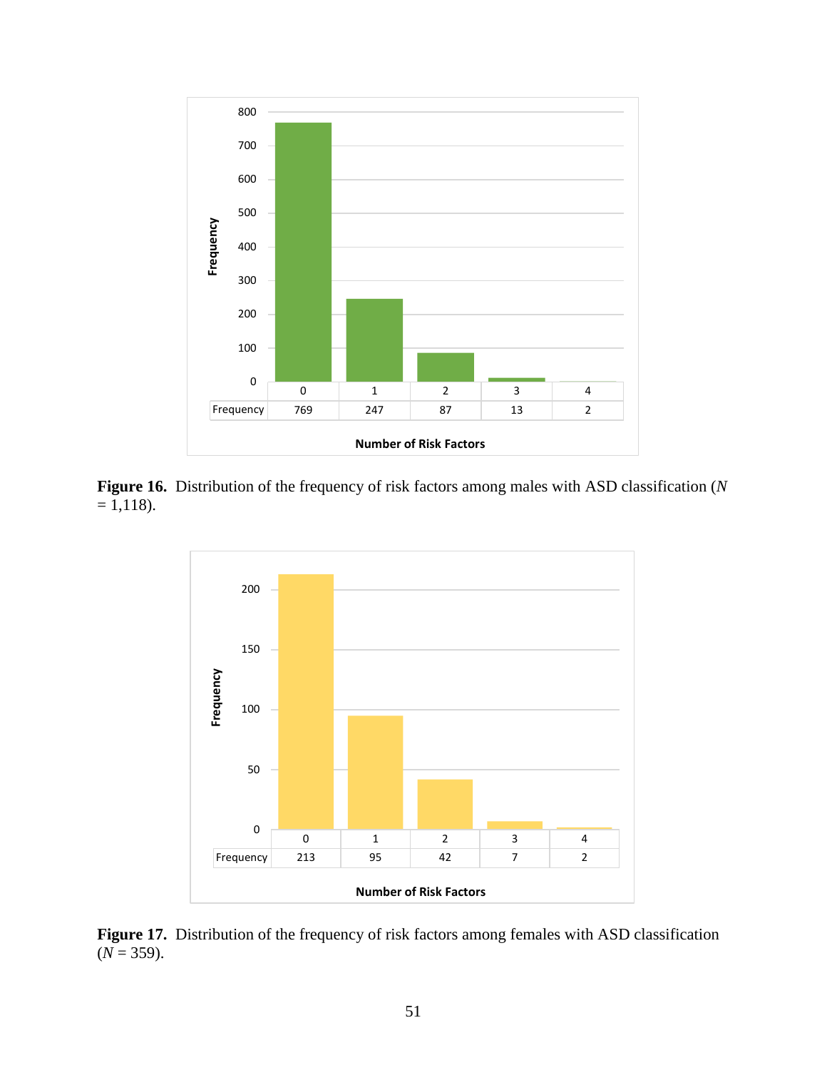| | 0 | 1 | 2 | 3 | 4 |
|---|---|---|---|---|---|
| Frequency | 769 | 247 | 87 | 13 | 2 |

Number of Risk Factors

**Figure 16.** Distribution of the frequency of risk factors among males with ASD classification (*N* = 1,118).

| | 0 | 1 | 2 | 3 | 4 |
|---|---|---|---|---|---|
| Frequency | 213 | 95 | 42 | 7 | 2 |

Number of Risk Factors

**Figure 17.** Distribution of the frequency of risk factors among females with ASD classification (*N* = 359).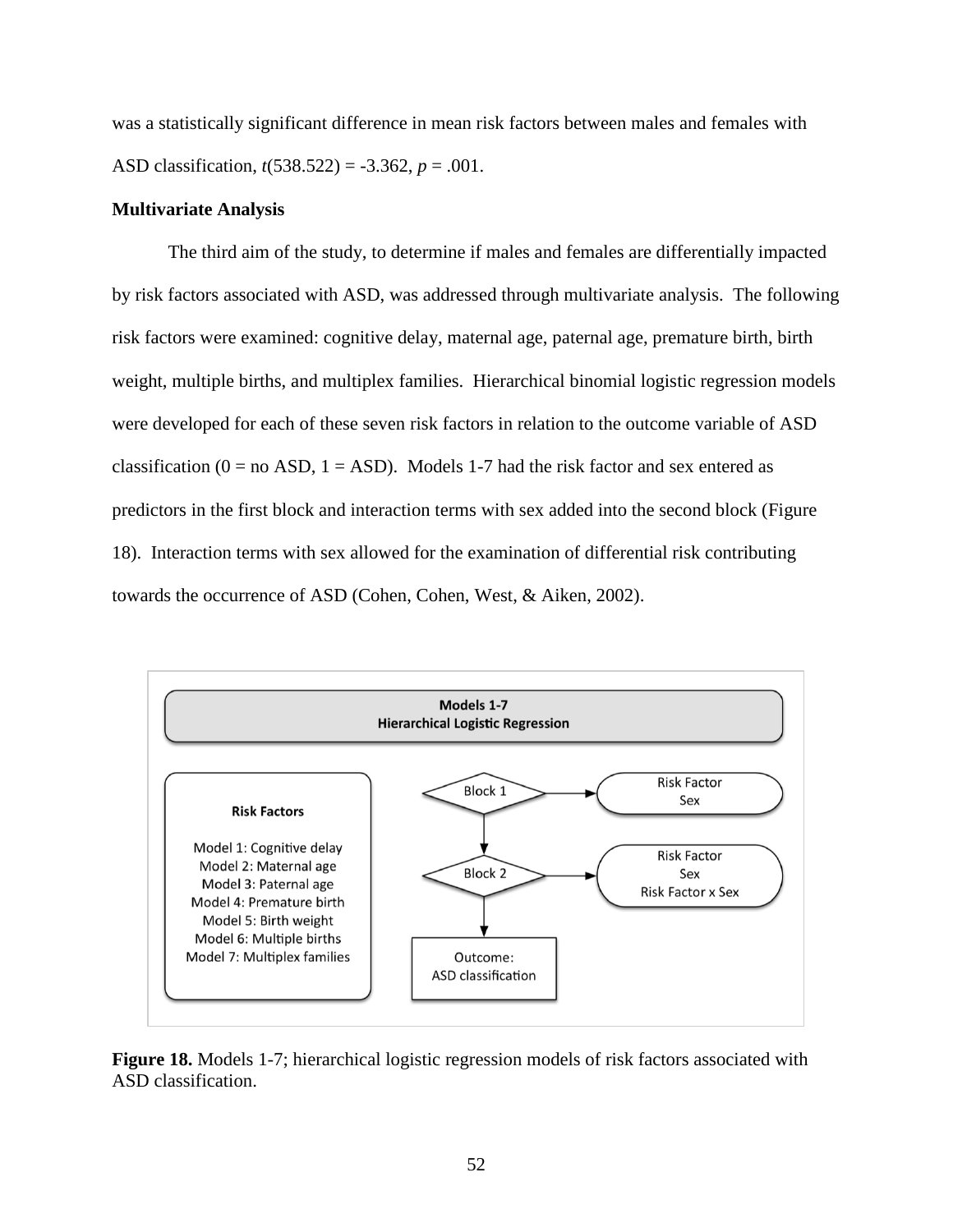was a statistically significant difference in mean risk factors between males and females with ASD classification, $t(538.522) = -3.362$, $p = .001$.

**Multivariate Analysis**

The third aim of the study, to determine if males and females are differentially impacted by risk factors associated with ASD, was addressed through multivariate analysis. The following risk factors were examined: cognitive delay, maternal age, paternal age, premature birth, birth weight, multiple births, and multiplex families. Hierarchical binomial logistic regression models were developed for each of these seven risk factors in relation to the outcome variable of ASD classification (0 = no ASD, 1 = ASD). Models 1-7 had the risk factor and sex entered as predictors in the first block and interaction terms with sex added into the second block (Figure 18). Interaction terms with sex allowed for the examination of differential risk contributing towards the occurrence of ASD (Cohen, Cohen, West, & Aiken, 2002).

**Models 1-7**
**Hierarchical Logistic Regression**

**Risk Factors**

Model 1: Cognitive delay
Model 2: Maternal age
Model 3: Paternal age
Model 4: Premature birth
Model 5: Birth weight
Model 6: Multiple births
Model 7: Multiplex families

Block 1 → Risk Factor, Sex

Block 2 → Risk Factor, Sex, Risk Factor x Sex

Outcome: ASD classification

**Figure 18.** Models 1-7; hierarchical logistic regression models of risk factors associated with ASD classification.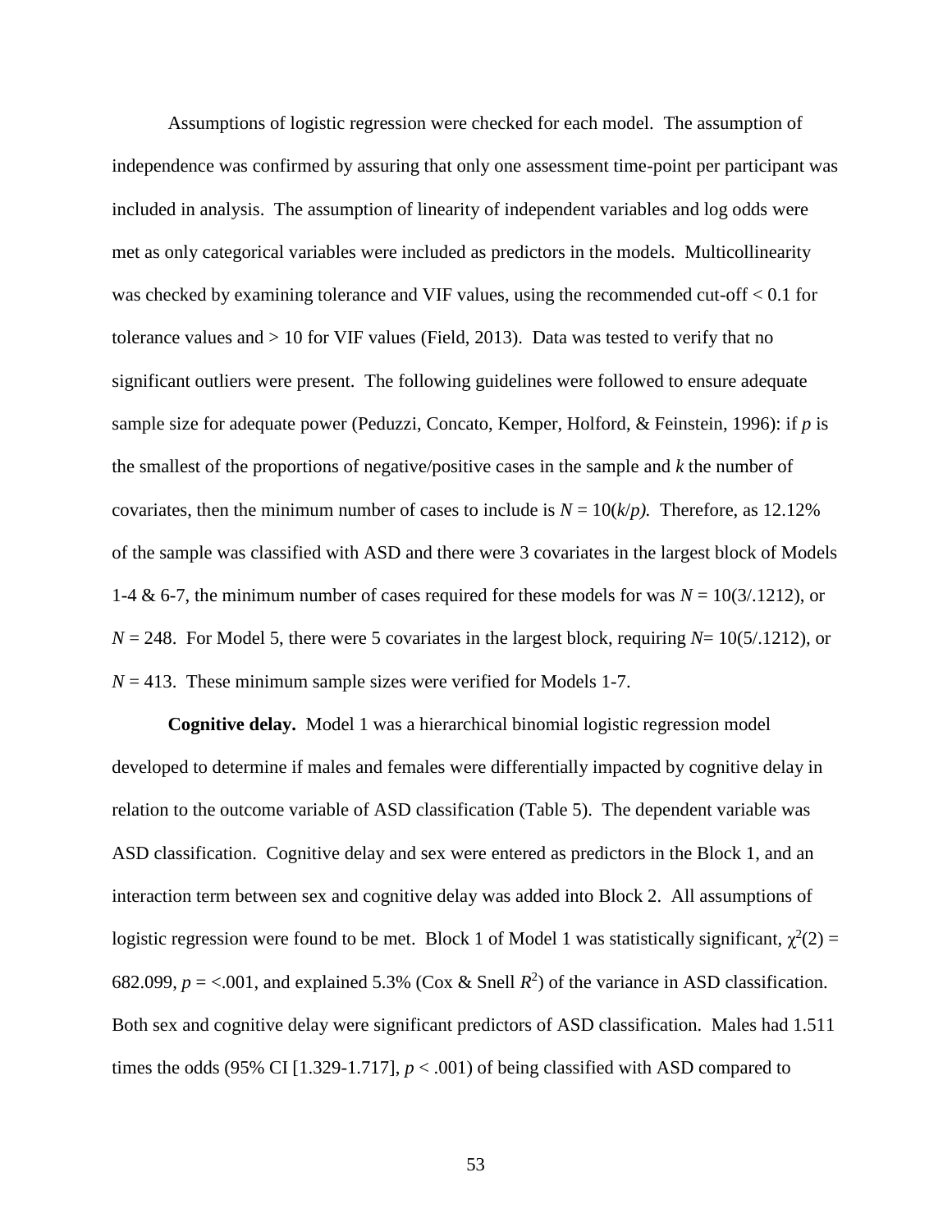Assumptions of logistic regression were checked for each model. The assumption of independence was confirmed by assuring that only one assessment time-point per participant was included in analysis. The assumption of linearity of independent variables and log odds were met as only categorical variables were included as predictors in the models. Multicollinearity was checked by examining tolerance and VIF values, using the recommended cut-off < 0.1 for tolerance values and > 10 for VIF values (Field, 2013). Data was tested to verify that no significant outliers were present. The following guidelines were followed to ensure adequate sample size for adequate power (Peduzzi, Concato, Kemper, Holford, & Feinstein, 1996): if $p$ is the smallest of the proportions of negative/positive cases in the sample and $k$ the number of covariates, then the minimum number of cases to include is $N = 10(k/p)$. Therefore, as 12.12% of the sample was classified with ASD and there were 3 covariates in the largest block of Models 1-4 & 6-7, the minimum number of cases required for these models for was $N = 10(3/.1212)$, or $N = 248$. For Model 5, there were 5 covariates in the largest block, requiring $N= 10(5/.1212)$, or $N = 413$. These minimum sample sizes were verified for Models 1-7.

**Cognitive delay.** Model 1 was a hierarchical binomial logistic regression model developed to determine if males and females were differentially impacted by cognitive delay in relation to the outcome variable of ASD classification (Table 5). The dependent variable was ASD classification. Cognitive delay and sex were entered as predictors in the Block 1, and an interaction term between sex and cognitive delay was added into Block 2. All assumptions of logistic regression were found to be met. Block 1 of Model 1 was statistically significant, $\chi^2(2) = 682.099$, $p = <.001$, and explained 5.3% (Cox & Snell $R^2$) of the variance in ASD classification. Both sex and cognitive delay were significant predictors of ASD classification. Males had 1.511 times the odds (95% CI [1.329-1.717], $p < .001$) of being classified with ASD compared to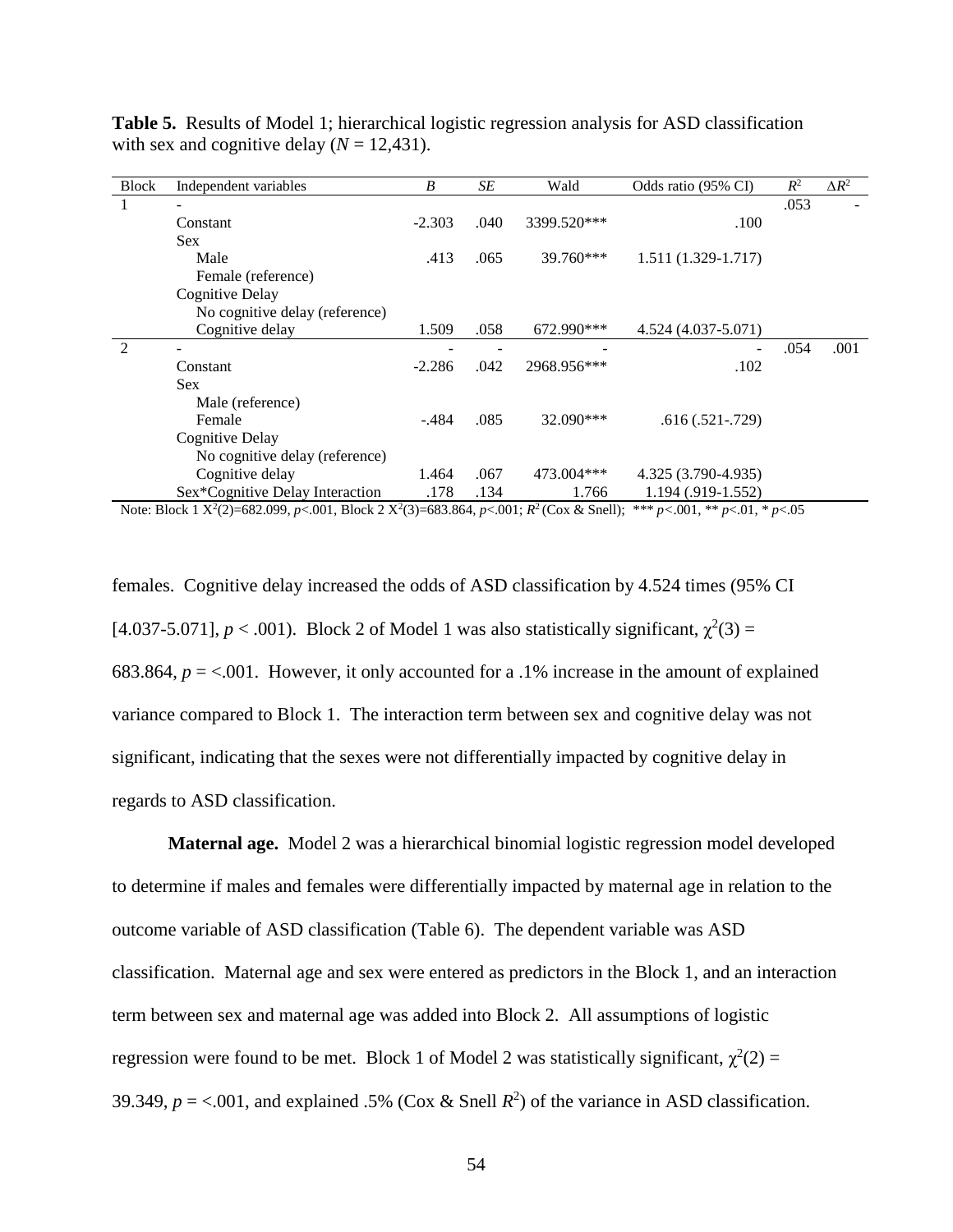**Table 5.** Results of Model 1; hierarchical logistic regression analysis for ASD classification with sex and cognitive delay ($N$ = 12,431).

| Block | Independent variables | $B$ | $SE$ | Wald | Odds ratio (95% CI) | $R^2$ | $\Delta R^2$ |
|---|---|---|---|---|---|---|---|
| 1 | - | | | | | .053 | - |
| | Constant | -2.303 | .040 | 3399.520*** | .100 | | |
| | Sex | | | | | | |
| | Male | .413 | .065 | 39.760*** | 1.511 (1.329-1.717) | | |
| | Female (reference) | | | | | | |
| | Cognitive Delay | | | | | | |
| | No cognitive delay (reference) | | | | | | |
| | Cognitive delay | 1.509 | .058 | 672.990*** | 4.524 (4.037-5.071) | | |
| 2 | - | - | - | - | - | .054 | .001 |
| | Constant | -2.286 | .042 | 2968.956*** | .102 | | |
| | Sex | | | | | | |
| | Male (reference) | | | | | | |
| | Female | -.484 | .085 | 32.090*** | .616 (.521-.729) | | |
| | Cognitive Delay | | | | | | |
| | No cognitive delay (reference) | | | | | | |
| | Cognitive delay | 1.464 | .067 | 473.004*** | 4.325 (3.790-4.935) | | |
| | Sex*Cognitive Delay Interaction | .178 | .134 | 1.766 | 1.194 (.919-1.552) | | |

Note: Block 1 $X^2(2)$=682.099, $p$<.001, Block 2 $X^2(3)$=683.864, $p$<.001; $R^2$ (Cox & Snell); *** $p$<.001, ** $p$<.01, * $p$<.05

females. Cognitive delay increased the odds of ASD classification by 4.524 times (95% CI [4.037-5.071], $p < .001$). Block 2 of Model 1 was also statistically significant, $\chi^2(3)$ = 683.864, $p$ = <.001. However, it only accounted for a .1% increase in the amount of explained variance compared to Block 1. The interaction term between sex and cognitive delay was not significant, indicating that the sexes were not differentially impacted by cognitive delay in regards to ASD classification.

**Maternal age.** Model 2 was a hierarchical binomial logistic regression model developed to determine if males and females were differentially impacted by maternal age in relation to the outcome variable of ASD classification (Table 6). The dependent variable was ASD classification. Maternal age and sex were entered as predictors in the Block 1, and an interaction term between sex and maternal age was added into Block 2. All assumptions of logistic regression were found to be met. Block 1 of Model 2 was statistically significant, $\chi^2(2)$ = 39.349, $p$ = <.001, and explained .5% (Cox & Snell $R^2$) of the variance in ASD classification.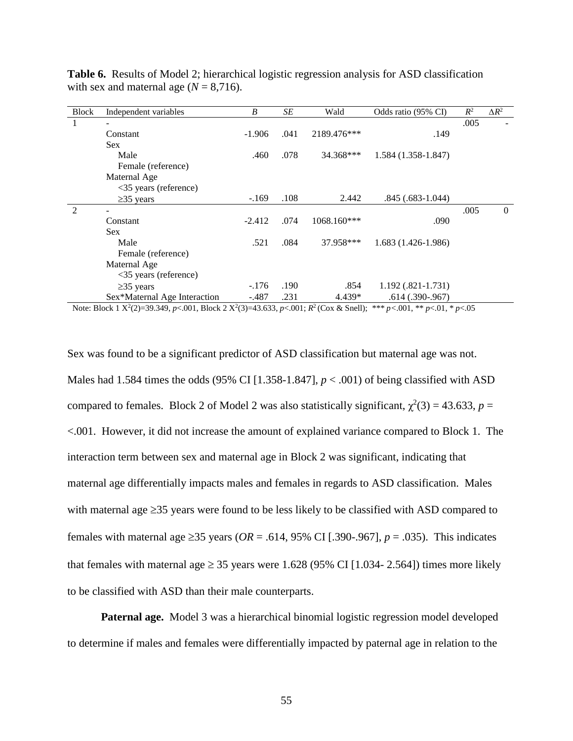**Table 6.** Results of Model 2; hierarchical logistic regression analysis for ASD classification with sex and maternal age ($N$ = 8,716).

| Block | Independent variables | $B$ | $SE$ | Wald | Odds ratio (95% CI) | $R^2$ | $\Delta R^2$ |
|---|---|---|---|---|---|---|---|
| 1 | - | | | | | .005 | - |
| | Constant | -1.906 | .041 | 2189.476*** | .149 | | |
| | Sex | | | | | | |
| | Male | .460 | .078 | 34.368*** | 1.584 (1.358-1.847) | | |
| | Female (reference) | | | | | | |
| | Maternal Age | | | | | | |
| | <35 years (reference) | | | | | | |
| | ≥35 years | -.169 | .108 | 2.442 | .845 (.683-1.044) | | |
| 2 | - | | | | | .005 | 0 |
| | Constant | -2.412 | .074 | 1068.160*** | .090 | | |
| | Sex | | | | | | |
| | Male | .521 | .084 | 37.958*** | 1.683 (1.426-1.986) | | |
| | Female (reference) | | | | | | |
| | Maternal Age | | | | | | |
| | <35 years (reference) | | | | | | |
| | ≥35 years | -.176 | .190 | .854 | 1.192 (.821-1.731) | | |
| | Sex*Maternal Age Interaction | -.487 | .231 | 4.439* | .614 (.390-.967) | | |

Note: Block 1 $X^2(2)$=39.349, $p$<.001, Block 2 $X^2(3)$=43.633, $p$<.001; $R^2$ (Cox & Snell); *** $p$<.001, ** $p$<.01, * $p$<.05

Sex was found to be a significant predictor of ASD classification but maternal age was not. Males had 1.584 times the odds (95% CI [1.358-1.847], $p$ < .001) of being classified with ASD compared to females. Block 2 of Model 2 was also statistically significant, $\chi^2(3)$ = 43.633, $p$ = <.001. However, it did not increase the amount of explained variance compared to Block 1. The interaction term between sex and maternal age in Block 2 was significant, indicating that maternal age differentially impacts males and females in regards to ASD classification. Males with maternal age ≥35 years were found to be less likely to be classified with ASD compared to females with maternal age ≥35 years ($OR$ = .614, 95% CI [.390-.967], $p$ = .035). This indicates that females with maternal age ≥ 35 years were 1.628 (95% CI [1.034- 2.564]) times more likely to be classified with ASD than their male counterparts.

**Paternal age.** Model 3 was a hierarchical binomial logistic regression model developed to determine if males and females were differentially impacted by paternal age in relation to the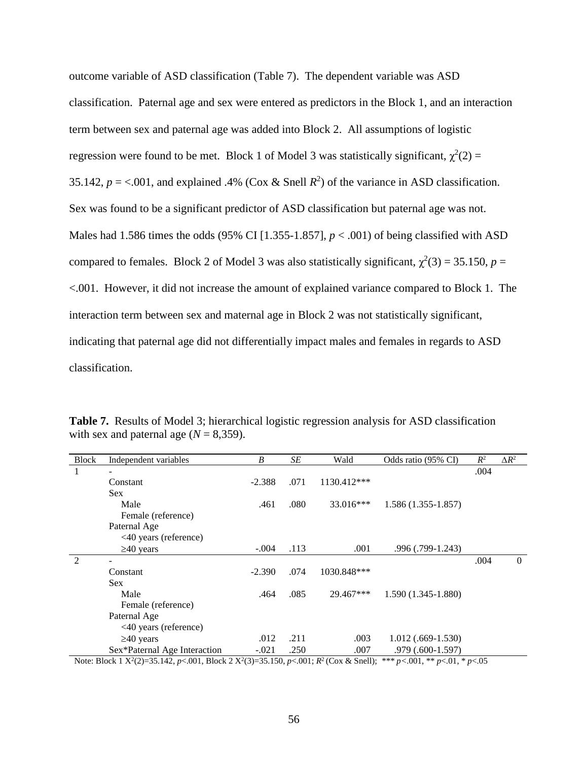outcome variable of ASD classification (Table 7). The dependent variable was ASD classification. Paternal age and sex were entered as predictors in the Block 1, and an interaction term between sex and paternal age was added into Block 2. All assumptions of logistic regression were found to be met. Block 1 of Model 3 was statistically significant, $\chi^2(2) = 35.142$, $p = <.001$, and explained .4% (Cox & Snell $R^2$) of the variance in ASD classification. Sex was found to be a significant predictor of ASD classification but paternal age was not. Males had 1.586 times the odds (95% CI [1.355-1.857], $p < .001$) of being classified with ASD compared to females. Block 2 of Model 3 was also statistically significant, $\chi^2(3) = 35.150$, $p = <.001$. However, it did not increase the amount of explained variance compared to Block 1. The interaction term between sex and maternal age in Block 2 was not statistically significant, indicating that paternal age did not differentially impact males and females in regards to ASD classification.

**Table 7.** Results of Model 3; hierarchical logistic regression analysis for ASD classification with sex and paternal age ($N$ = 8,359).

| Block | Independent variables | $B$ | $SE$ | Wald | Odds ratio (95% CI) | $R^2$ | $\Delta R^2$ |
|---|---|---|---|---|---|---|---|
| 1 | - | | | | | .004 | |
| | Constant | -2.388 | .071 | 1130.412*** | | | |
| | Sex | | | | | | |
| | Male | .461 | .080 | 33.016*** | 1.586 (1.355-1.857) | | |
| | Female (reference) | | | | | | |
| | Paternal Age | | | | | | |
| | <40 years (reference) | | | | | | |
| | ≥40 years | -.004 | .113 | .001 | .996 (.799-1.243) | | |
| 2 | - | | | | | .004 | 0 |
| | Constant | -2.390 | .074 | 1030.848*** | | | |
| | Sex | | | | | | |
| | Male | .464 | .085 | 29.467*** | 1.590 (1.345-1.880) | | |
| | Female (reference) | | | | | | |
| | Paternal Age | | | | | | |
| | <40 years (reference) | | | | | | |
| | ≥40 years | .012 | .211 | .003 | 1.012 (.669-1.530) | | |
| | Sex*Paternal Age Interaction | -.021 | .250 | .007 | .979 (.600-1.597) | | |

Note: Block 1 $X^2(2)$=35.142, $p$<.001, Block 2 $X^2(3)$=35.150, $p$<.001; $R^2$ (Cox & Snell); *** $p$<.001, ** $p$<.01, * $p$<.05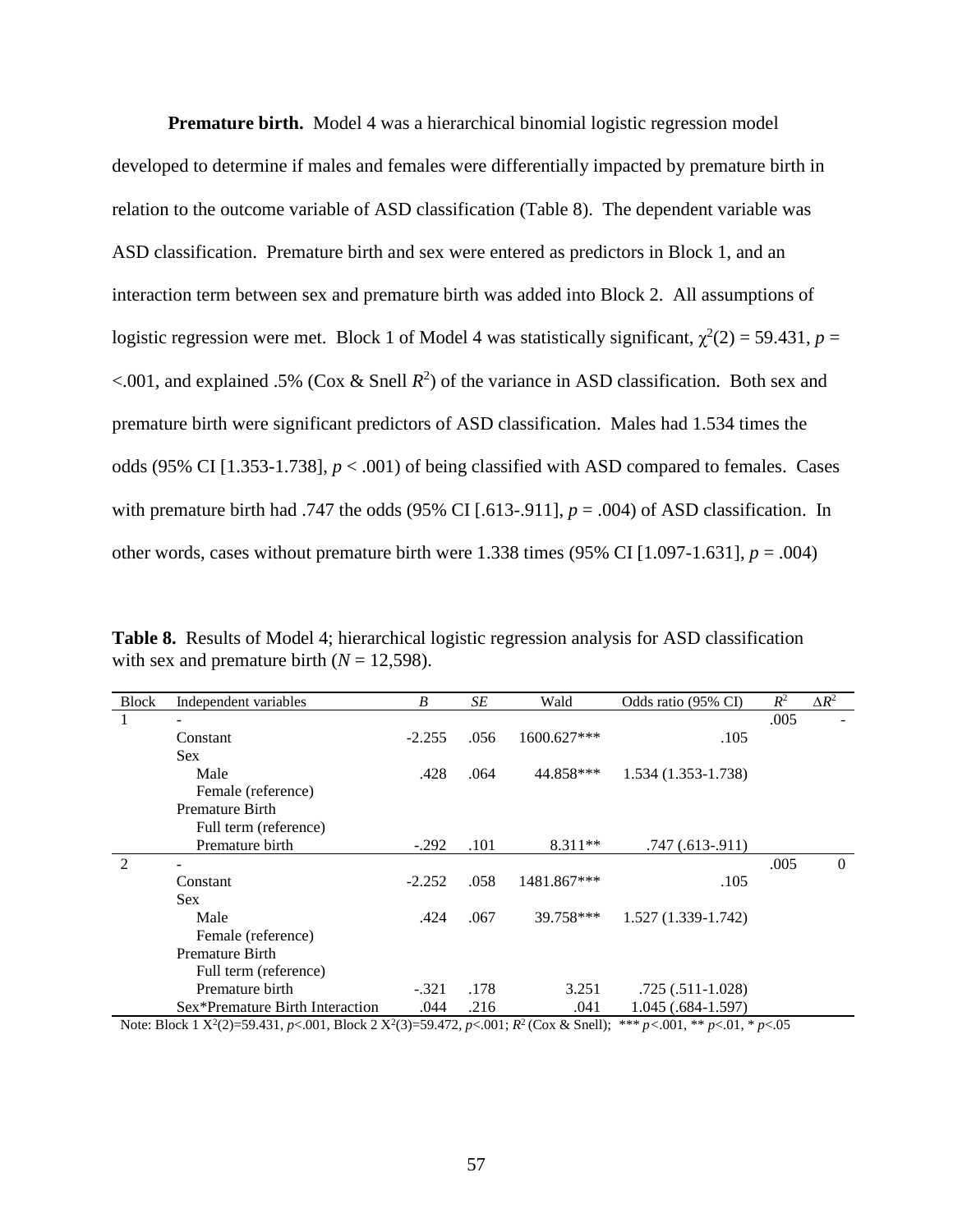**Premature birth.** Model 4 was a hierarchical binomial logistic regression model developed to determine if males and females were differentially impacted by premature birth in relation to the outcome variable of ASD classification (Table 8). The dependent variable was ASD classification. Premature birth and sex were entered as predictors in Block 1, and an interaction term between sex and premature birth was added into Block 2. All assumptions of logistic regression were met. Block 1 of Model 4 was statistically significant, $\chi^2(2) = 59.431$, $p = <.001$, and explained .5% (Cox & Snell $R^2$) of the variance in ASD classification. Both sex and premature birth were significant predictors of ASD classification. Males had 1.534 times the odds (95% CI [1.353-1.738], $p < .001$) of being classified with ASD compared to females. Cases with premature birth had .747 the odds (95% CI [.613-.911], $p = .004$) of ASD classification. In other words, cases without premature birth were 1.338 times (95% CI [1.097-1.631], $p = .004$)

**Table 8.** Results of Model 4; hierarchical logistic regression analysis for ASD classification with sex and premature birth ($N$ = 12,598).

| Block | Independent variables | $B$ | $SE$ | Wald | Odds ratio (95% CI) | $R^2$ | $\Delta R^2$ |
|---|---|---|---|---|---|---|---|
| 1 | - | | | | | .005 | - |
| | Constant | -2.255 | .056 | 1600.627*** | .105 | | |
| | Sex | | | | | | |
| | Male | .428 | .064 | 44.858*** | 1.534 (1.353-1.738) | | |
| | Female (reference) | | | | | | |
| | Premature Birth | | | | | | |
| | Full term (reference) | | | | | | |
| | Premature birth | -.292 | .101 | 8.311** | .747 (.613-.911) | | |
| 2 | - | | | | | .005 | 0 |
| | Constant | -2.252 | .058 | 1481.867*** | .105 | | |
| | Sex | | | | | | |
| | Male | .424 | .067 | 39.758*** | 1.527 (1.339-1.742) | | |
| | Female (reference) | | | | | | |
| | Premature Birth | | | | | | |
| | Full term (reference) | | | | | | |
| | Premature birth | -.321 | .178 | 3.251 | .725 (.511-1.028) | | |
| | Sex*Premature Birth Interaction | .044 | .216 | .041 | 1.045 (.684-1.597) | | |

Note: Block 1 $X^2(2)=59.431$, $p<.001$, Block 2 $X^2(3)=59.472$, $p<.001$; $R^2$ (Cox & Snell); *** $p<.001$, ** $p<.01$, * $p<.05$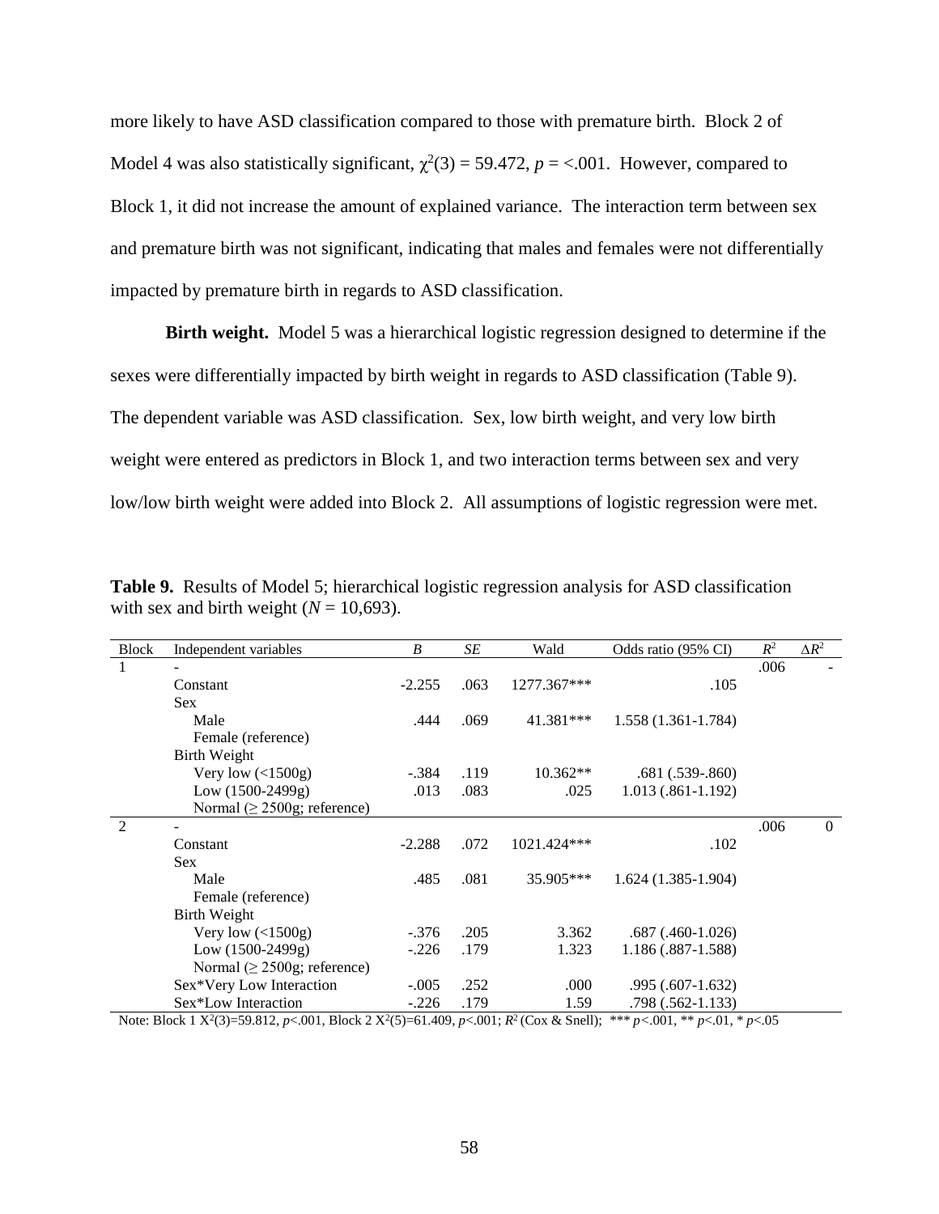more likely to have ASD classification compared to those with premature birth. Block 2 of Model 4 was also statistically significant, $\chi^2(3) = 59.472$, $p = <.001$. However, compared to Block 1, it did not increase the amount of explained variance. The interaction term between sex and premature birth was not significant, indicating that males and females were not differentially impacted by premature birth in regards to ASD classification.

**Birth weight.** Model 5 was a hierarchical logistic regression designed to determine if the sexes were differentially impacted by birth weight in regards to ASD classification (Table 9). The dependent variable was ASD classification. Sex, low birth weight, and very low birth weight were entered as predictors in Block 1, and two interaction terms between sex and very low/low birth weight were added into Block 2. All assumptions of logistic regression were met.

**Table 9.** Results of Model 5; hierarchical logistic regression analysis for ASD classification with sex and birth weight ($N = 10{,}693$).

| Block | Independent variables | *B* | *SE* | Wald | Odds ratio (95% CI) | $R^2$ | $\Delta R^2$ |
|---|---|---|---|---|---|---|---|
| 1 | - | | | | | .006 | - |
| | Constant | -2.255 | .063 | 1277.367*** | .105 | | |
| | Sex | | | | | | |
| | Male | .444 | .069 | 41.381*** | 1.558 (1.361-1.784) | | |
| | Female (reference) | | | | | | |
| | Birth Weight | | | | | | |
| | Very low (<1500g) | -.384 | .119 | 10.362** | .681 (.539-.860) | | |
| | Low (1500-2499g) | .013 | .083 | .025 | 1.013 (.861-1.192) | | |
| | Normal (≥ 2500g; reference) | | | | | | |
| 2 | - | | | | | .006 | 0 |
| | Constant | -2.288 | .072 | 1021.424*** | .102 | | |
| | Sex | | | | | | |
| | Male | .485 | .081 | 35.905*** | 1.624 (1.385-1.904) | | |
| | Female (reference) | | | | | | |
| | Birth Weight | | | | | | |
| | Very low (<1500g) | -.376 | .205 | 3.362 | .687 (.460-1.026) | | |
| | Low (1500-2499g) | -.226 | .179 | 1.323 | 1.186 (.887-1.588) | | |
| | Normal (≥ 2500g; reference) | | | | | | |
| | Sex*Very Low Interaction | -.005 | .252 | .000 | .995 (.607-1.632) | | |
| | Sex*Low Interaction | -.226 | .179 | 1.59 | .798 (.562-1.133) | | |

Note: Block 1 $X^2(3)=59.812$, $p<.001$, Block 2 $X^2(5)=61.409$, $p<.001$; $R^2$ (Cox & Snell); *** $p<.001$, ** $p<.01$, * $p<.05$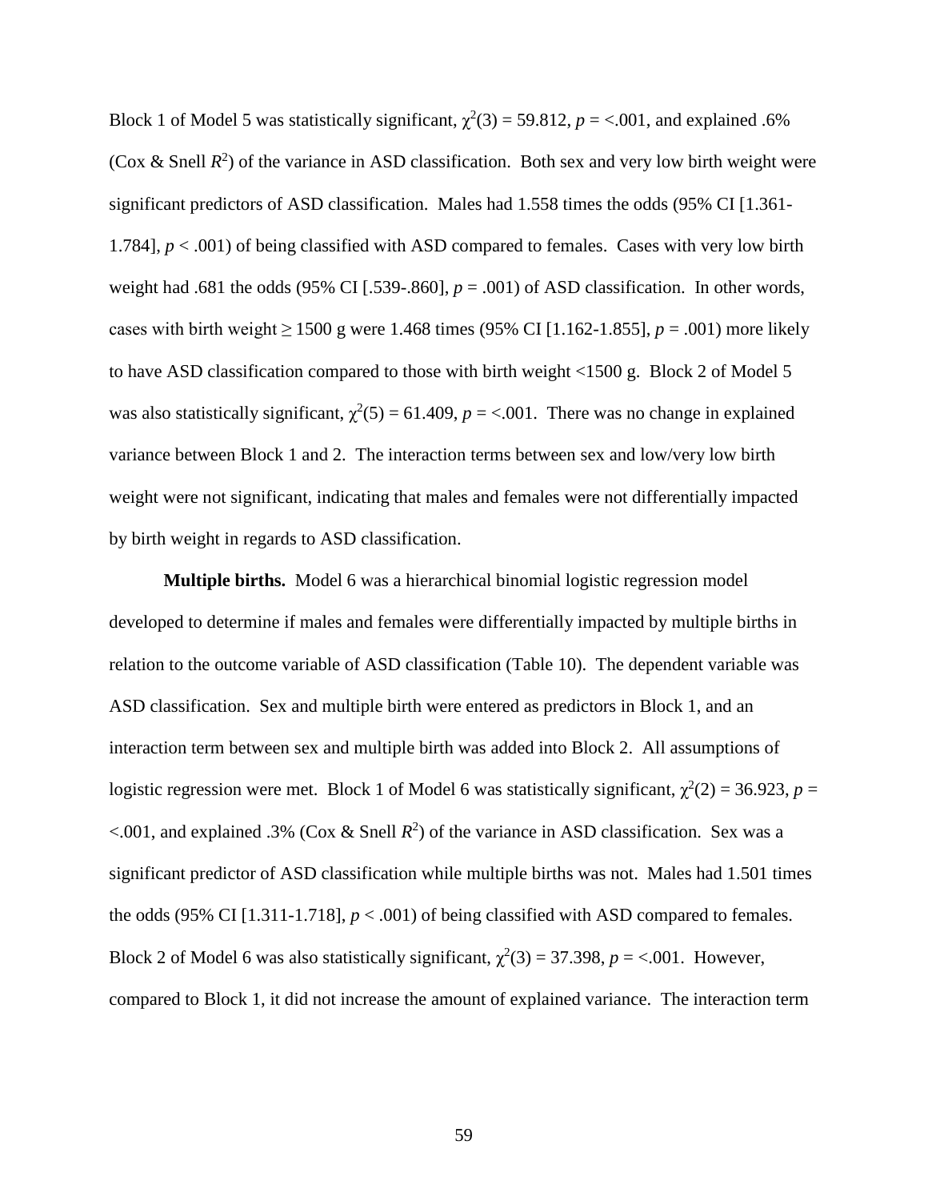Block 1 of Model 5 was statistically significant, $\chi^2(3) = 59.812$, $p = <.001$, and explained .6% (Cox & Snell $R^2$) of the variance in ASD classification. Both sex and very low birth weight were significant predictors of ASD classification. Males had 1.558 times the odds (95% CI [1.361-1.784], $p < .001$) of being classified with ASD compared to females. Cases with very low birth weight had .681 the odds (95% CI [.539-.860], $p = .001$) of ASD classification. In other words, cases with birth weight ≥ 1500 g were 1.468 times (95% CI [1.162-1.855], $p = .001$) more likely to have ASD classification compared to those with birth weight <1500 g. Block 2 of Model 5 was also statistically significant, $\chi^2(5) = 61.409$, $p = <.001$. There was no change in explained variance between Block 1 and 2. The interaction terms between sex and low/very low birth weight were not significant, indicating that males and females were not differentially impacted by birth weight in regards to ASD classification.

**Multiple births.** Model 6 was a hierarchical binomial logistic regression model developed to determine if males and females were differentially impacted by multiple births in relation to the outcome variable of ASD classification (Table 10). The dependent variable was ASD classification. Sex and multiple birth were entered as predictors in Block 1, and an interaction term between sex and multiple birth was added into Block 2. All assumptions of logistic regression were met. Block 1 of Model 6 was statistically significant, $\chi^2(2) = 36.923$, $p = <.001$, and explained .3% (Cox & Snell $R^2$) of the variance in ASD classification. Sex was a significant predictor of ASD classification while multiple births was not. Males had 1.501 times the odds (95% CI [1.311-1.718], $p < .001$) of being classified with ASD compared to females. Block 2 of Model 6 was also statistically significant, $\chi^2(3) = 37.398$, $p = <.001$. However, compared to Block 1, it did not increase the amount of explained variance. The interaction term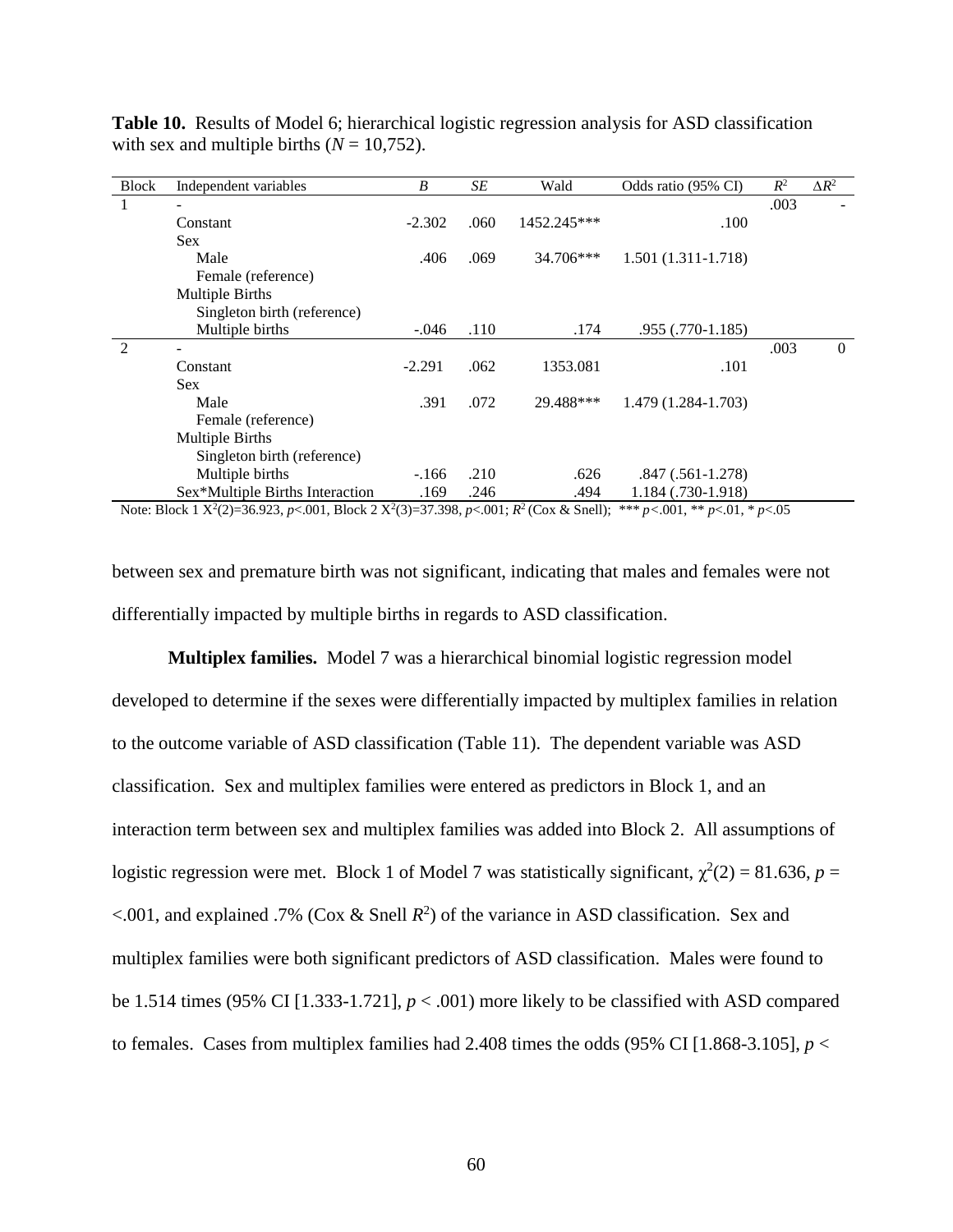**Table 10.** Results of Model 6; hierarchical logistic regression analysis for ASD classification with sex and multiple births ($N$ = 10,752).

| Block | Independent variables | $B$ | $SE$ | Wald | Odds ratio (95% CI) | $R^2$ | $\Delta R^2$ |
|---|---|---|---|---|---|---|---|
| 1 | - | | | | | .003 | - |
| | Constant | -2.302 | .060 | 1452.245*** | .100 | | |
| | Sex | | | | | | |
| | Male | .406 | .069 | 34.706*** | 1.501 (1.311-1.718) | | |
| | Female (reference) | | | | | | |
| | Multiple Births | | | | | | |
| | Singleton birth (reference) | | | | | | |
| | Multiple births | -.046 | .110 | .174 | .955 (.770-1.185) | | |
| 2 | - | | | | | .003 | 0 |
| | Constant | -2.291 | .062 | 1353.081 | .101 | | |
| | Sex | | | | | | |
| | Male | .391 | .072 | 29.488*** | 1.479 (1.284-1.703) | | |
| | Female (reference) | | | | | | |
| | Multiple Births | | | | | | |
| | Singleton birth (reference) | | | | | | |
| | Multiple births | -.166 | .210 | .626 | .847 (.561-1.278) | | |
| | Sex*Multiple Births Interaction | .169 | .246 | .494 | 1.184 (.730-1.918) | | |

Note: Block 1 $X^2(2)$=36.923, $p$<.001, Block 2 $X^2(3)$=37.398, $p$<.001; $R^2$ (Cox & Snell); *** $p$<.001, ** $p$<.01, * $p$<.05

between sex and premature birth was not significant, indicating that males and females were not differentially impacted by multiple births in regards to ASD classification.

**Multiplex families.** Model 7 was a hierarchical binomial logistic regression model developed to determine if the sexes were differentially impacted by multiplex families in relation to the outcome variable of ASD classification (Table 11). The dependent variable was ASD classification. Sex and multiplex families were entered as predictors in Block 1, and an interaction term between sex and multiplex families was added into Block 2. All assumptions of logistic regression were met. Block 1 of Model 7 was statistically significant, $\chi^2(2)$ = 81.636, $p$ = <.001, and explained .7% (Cox & Snell $R^2$) of the variance in ASD classification. Sex and multiplex families were both significant predictors of ASD classification. Males were found to be 1.514 times (95% CI [1.333-1.721], $p$ < .001) more likely to be classified with ASD compared to females. Cases from multiplex families had 2.408 times the odds (95% CI [1.868-3.105], $p$ <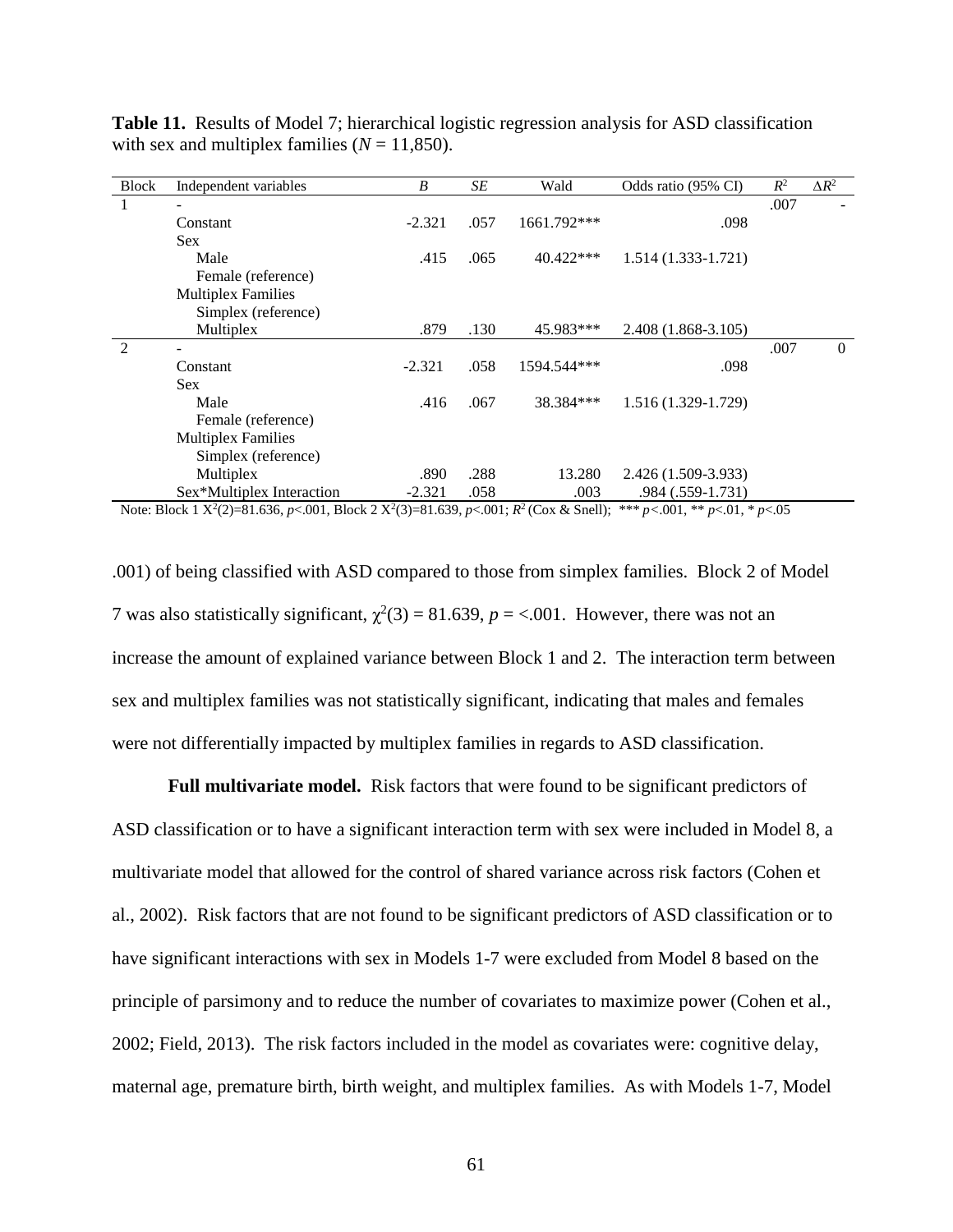**Table 11.** Results of Model 7; hierarchical logistic regression analysis for ASD classification with sex and multiplex families ($N$ = 11,850).

| Block | Independent variables | $B$ | $SE$ | Wald | Odds ratio (95% CI) | $R^2$ | $\Delta R^2$ |
|---|---|---|---|---|---|---|---|
| 1 | - | | | | | .007 | - |
| | Constant | -2.321 | .057 | 1661.792*** | .098 | | |
| | Sex | | | | | | |
| | Male | .415 | .065 | 40.422*** | 1.514 (1.333-1.721) | | |
| | Female (reference) | | | | | | |
| | Multiplex Families | | | | | | |
| | Simplex (reference) | | | | | | |
| | Multiplex | .879 | .130 | 45.983*** | 2.408 (1.868-3.105) | | |
| 2 | - | | | | | .007 | 0 |
| | Constant | -2.321 | .058 | 1594.544*** | .098 | | |
| | Sex | | | | | | |
| | Male | .416 | .067 | 38.384*** | 1.516 (1.329-1.729) | | |
| | Female (reference) | | | | | | |
| | Multiplex Families | | | | | | |
| | Simplex (reference) | | | | | | |
| | Multiplex | .890 | .288 | 13.280 | 2.426 (1.509-3.933) | | |
| | Sex*Multiplex Interaction | -2.321 | .058 | .003 | .984 (.559-1.731) | | |

Note: Block 1 $X^2(2)$=81.636, $p$<.001, Block 2 $X^2(3)$=81.639, $p$<.001; $R^2$ (Cox & Snell); *** $p$<.001, ** $p$<.01, * $p$<.05

.001) of being classified with ASD compared to those from simplex families. Block 2 of Model 7 was also statistically significant, $\chi^2(3) = 81.639$, $p$ = <.001. However, there was not an increase the amount of explained variance between Block 1 and 2. The interaction term between sex and multiplex families was not statistically significant, indicating that males and females were not differentially impacted by multiplex families in regards to ASD classification.

**Full multivariate model.** Risk factors that were found to be significant predictors of ASD classification or to have a significant interaction term with sex were included in Model 8, a multivariate model that allowed for the control of shared variance across risk factors (Cohen et al., 2002). Risk factors that are not found to be significant predictors of ASD classification or to have significant interactions with sex in Models 1-7 were excluded from Model 8 based on the principle of parsimony and to reduce the number of covariates to maximize power (Cohen et al., 2002; Field, 2013). The risk factors included in the model as covariates were: cognitive delay, maternal age, premature birth, birth weight, and multiplex families. As with Models 1-7, Model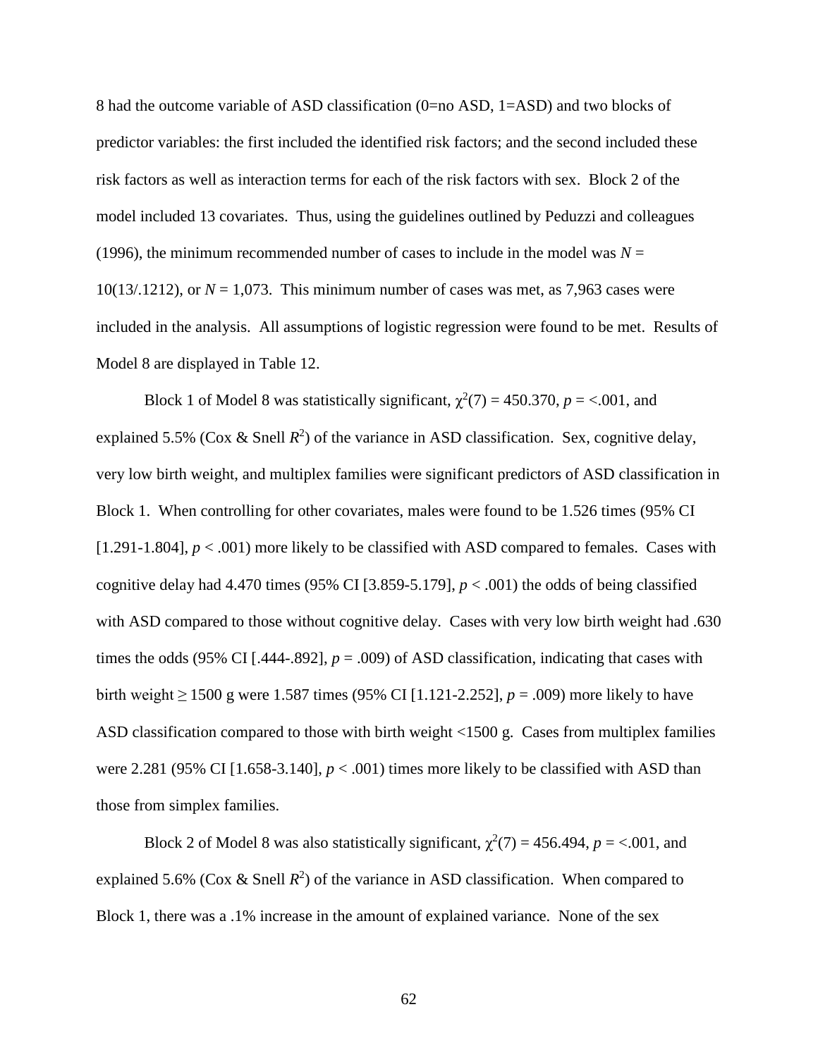8 had the outcome variable of ASD classification (0=no ASD, 1=ASD) and two blocks of predictor variables: the first included the identified risk factors; and the second included these risk factors as well as interaction terms for each of the risk factors with sex. Block 2 of the model included 13 covariates. Thus, using the guidelines outlined by Peduzzi and colleagues (1996), the minimum recommended number of cases to include in the model was $N$ = 10(13/.1212), or $N$ = 1,073. This minimum number of cases was met, as 7,963 cases were included in the analysis. All assumptions of logistic regression were found to be met. Results of Model 8 are displayed in Table 12.

Block 1 of Model 8 was statistically significant, $\chi^2(7) = 450.370$, $p$ = <.001, and explained 5.5% (Cox & Snell $R^2$) of the variance in ASD classification. Sex, cognitive delay, very low birth weight, and multiplex families were significant predictors of ASD classification in Block 1. When controlling for other covariates, males were found to be 1.526 times (95% CI [1.291-1.804], $p < .001$) more likely to be classified with ASD compared to females. Cases with cognitive delay had 4.470 times (95% CI [3.859-5.179], $p < .001$) the odds of being classified with ASD compared to those without cognitive delay. Cases with very low birth weight had .630 times the odds (95% CI [.444-.892], $p = .009$) of ASD classification, indicating that cases with birth weight ≥ 1500 g were 1.587 times (95% CI [1.121-2.252], $p = .009$) more likely to have ASD classification compared to those with birth weight <1500 g. Cases from multiplex families were 2.281 (95% CI [1.658-3.140], $p < .001$) times more likely to be classified with ASD than those from simplex families.

Block 2 of Model 8 was also statistically significant, $\chi^2(7) = 456.494$, $p$ = <.001, and explained 5.6% (Cox & Snell $R^2$) of the variance in ASD classification. When compared to Block 1, there was a .1% increase in the amount of explained variance. None of the sex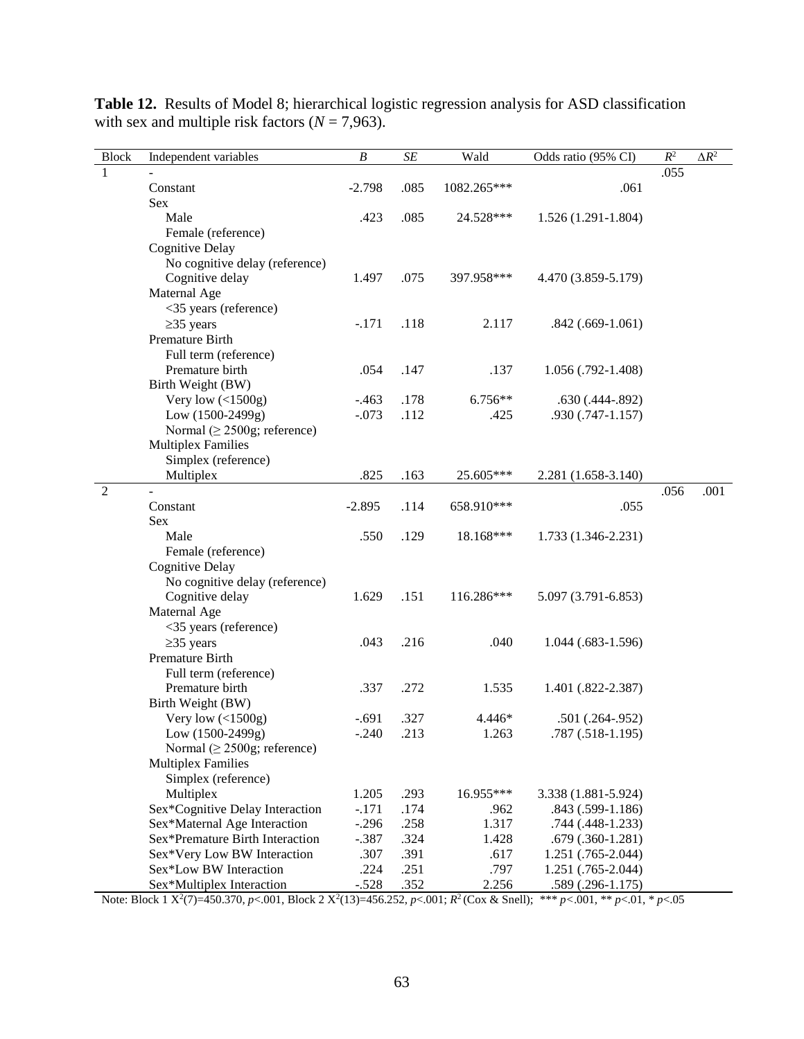**Table 12.** Results of Model 8; hierarchical logistic regression analysis for ASD classification with sex and multiple risk factors ($N$ = 7,963).

| Block | Independent variables | $B$ | $SE$ | Wald | Odds ratio (95% CI) | $R^2$ | $\Delta R^2$ |
|---|---|---|---|---|---|---|---|
| 1 | - | | | | | .055 | |
| | Constant | -2.798 | .085 | 1082.265*** | .061 | | |
| | Sex | | | | | | |
| | Male | .423 | .085 | 24.528*** | 1.526 (1.291-1.804) | | |
| | Female (reference) | | | | | | |
| | Cognitive Delay | | | | | | |
| | No cognitive delay (reference) | | | | | | |
| | Cognitive delay | 1.497 | .075 | 397.958*** | 4.470 (3.859-5.179) | | |
| | Maternal Age | | | | | | |
| | <35 years (reference) | | | | | | |
| | ≥35 years | -.171 | .118 | 2.117 | .842 (.669-1.061) | | |
| | Premature Birth | | | | | | |
| | Full term (reference) | | | | | | |
| | Premature birth | .054 | .147 | .137 | 1.056 (.792-1.408) | | |
| | Birth Weight (BW) | | | | | | |
| | Very low (<1500g) | -.463 | .178 | 6.756** | .630 (.444-.892) | | |
| | Low (1500-2499g) | -.073 | .112 | .425 | .930 (.747-1.157) | | |
| | Normal (≥ 2500g; reference) | | | | | | |
| | Multiplex Families | | | | | | |
| | Simplex (reference) | | | | | | |
| | Multiplex | .825 | .163 | 25.605*** | 2.281 (1.658-3.140) | | |
| 2 | - | | | | | .056 | .001 |
| | Constant | -2.895 | .114 | 658.910*** | .055 | | |
| | Sex | | | | | | |
| | Male | .550 | .129 | 18.168*** | 1.733 (1.346-2.231) | | |
| | Female (reference) | | | | | | |
| | Cognitive Delay | | | | | | |
| | No cognitive delay (reference) | | | | | | |
| | Cognitive delay | 1.629 | .151 | 116.286*** | 5.097 (3.791-6.853) | | |
| | Maternal Age | | | | | | |
| | <35 years (reference) | | | | | | |
| | ≥35 years | .043 | .216 | .040 | 1.044 (.683-1.596) | | |
| | Premature Birth | | | | | | |
| | Full term (reference) | | | | | | |
| | Premature birth | .337 | .272 | 1.535 | 1.401 (.822-2.387) | | |
| | Birth Weight (BW) | | | | | | |
| | Very low (<1500g) | -.691 | .327 | 4.446* | .501 (.264-.952) | | |
| | Low (1500-2499g) | -.240 | .213 | 1.263 | .787 (.518-1.195) | | |
| | Normal (≥ 2500g; reference) | | | | | | |
| | Multiplex Families | | | | | | |
| | Simplex (reference) | | | | | | |
| | Multiplex | 1.205 | .293 | 16.955*** | 3.338 (1.881-5.924) | | |
| | Sex*Cognitive Delay Interaction | -.171 | .174 | .962 | .843 (.599-1.186) | | |
| | Sex*Maternal Age Interaction | -.296 | .258 | 1.317 | .744 (.448-1.233) | | |
| | Sex*Premature Birth Interaction | -.387 | .324 | 1.428 | .679 (.360-1.281) | | |
| | Sex*Very Low BW Interaction | .307 | .391 | .617 | 1.251 (.765-2.044) | | |
| | Sex*Low BW Interaction | .224 | .251 | .797 | 1.251 (.765-2.044) | | |
| | Sex*Multiplex Interaction | -.528 | .352 | 2.256 | .589 (.296-1.175) | | |

Note: Block 1 $X^2(7)$=450.370, $p$<.001, Block 2 $X^2(13)$=456.252, $p$<.001; $R^2$ (Cox & Snell); *** $p$<.001, ** $p$<.01, * $p$<.05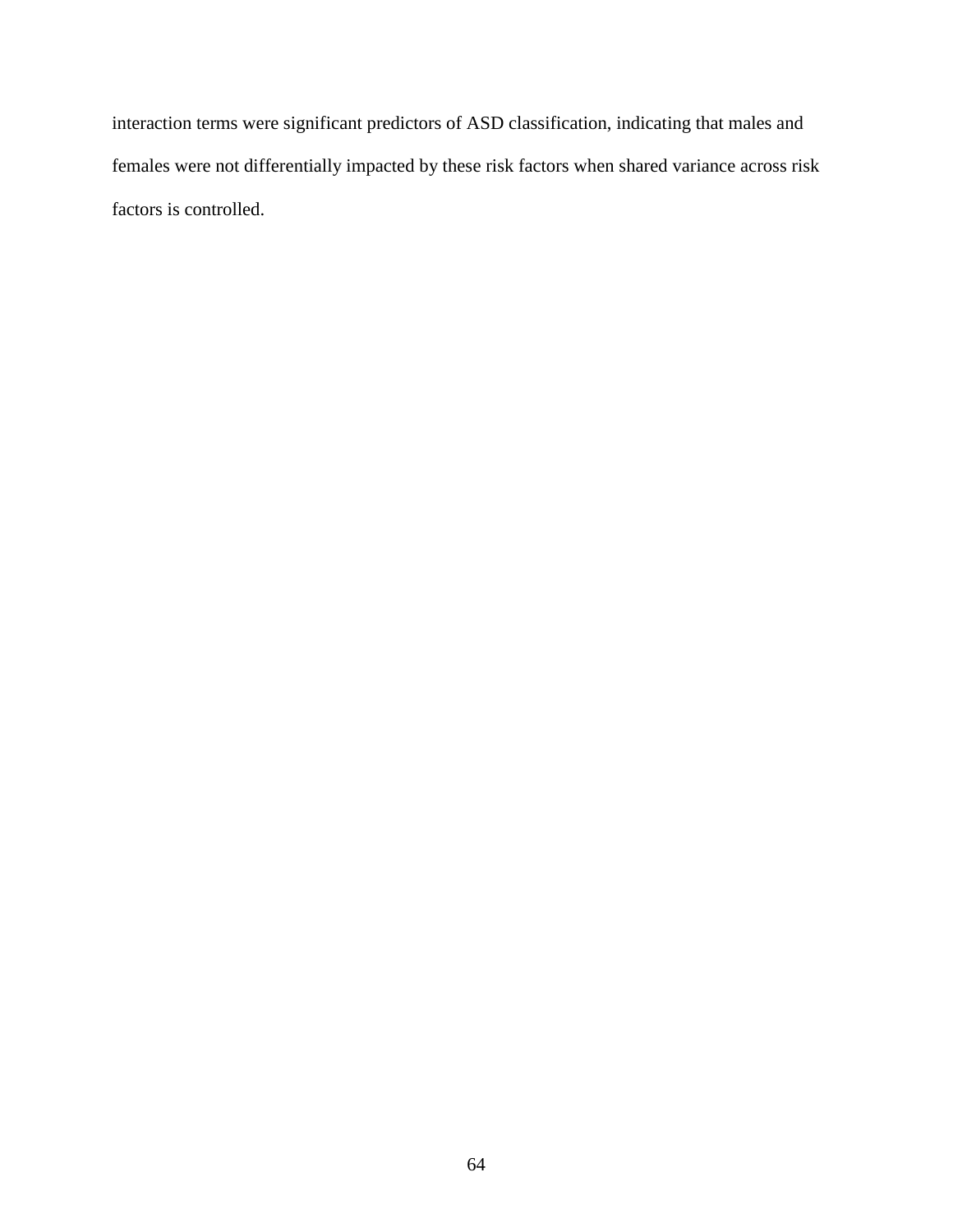interaction terms were significant predictors of ASD classification, indicating that males and females were not differentially impacted by these risk factors when shared variance across risk factors is controlled.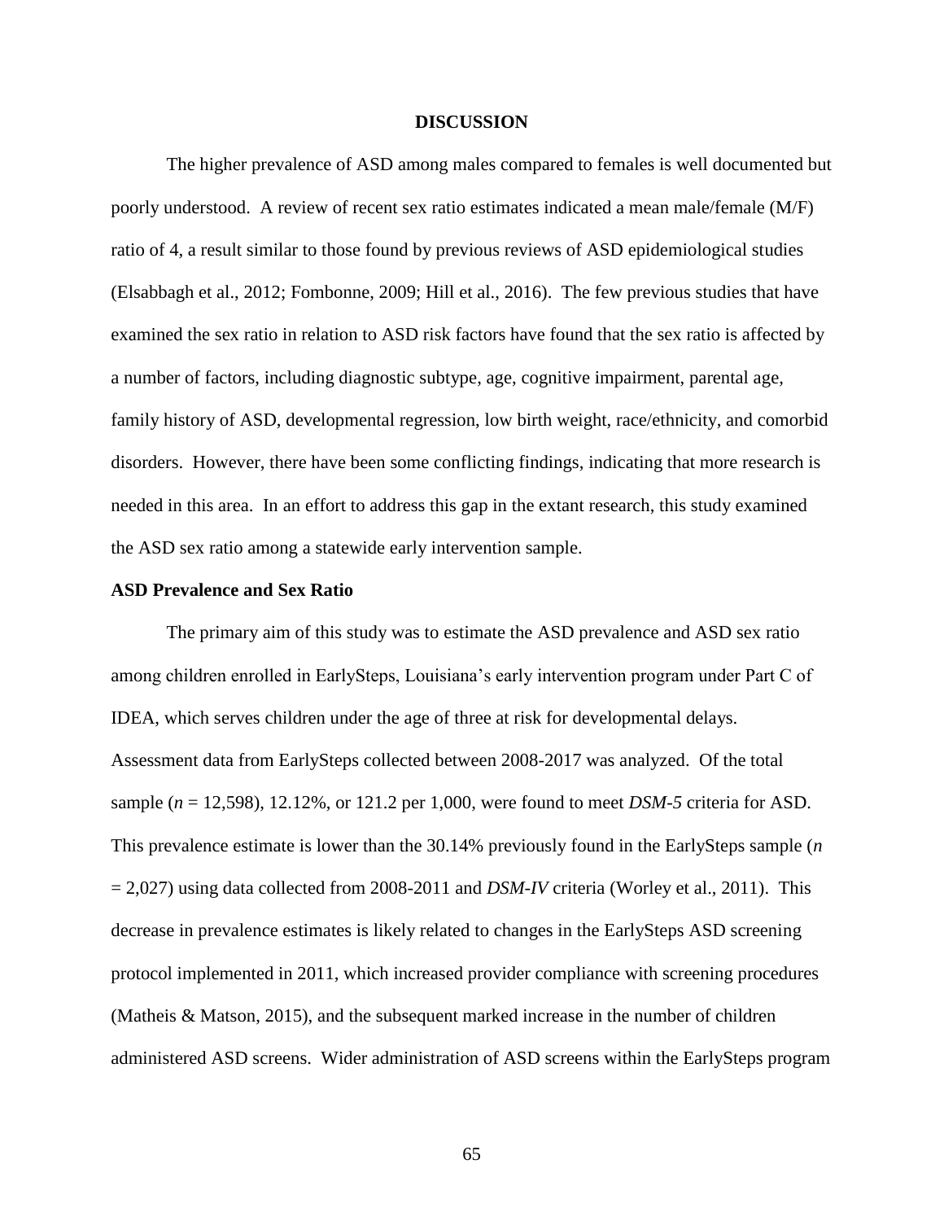# DISCUSSION

The higher prevalence of ASD among males compared to females is well documented but poorly understood. A review of recent sex ratio estimates indicated a mean male/female (M/F) ratio of 4, a result similar to those found by previous reviews of ASD epidemiological studies (Elsabbagh et al., 2012; Fombonne, 2009; Hill et al., 2016). The few previous studies that have examined the sex ratio in relation to ASD risk factors have found that the sex ratio is affected by a number of factors, including diagnostic subtype, age, cognitive impairment, parental age, family history of ASD, developmental regression, low birth weight, race/ethnicity, and comorbid disorders. However, there have been some conflicting findings, indicating that more research is needed in this area. In an effort to address this gap in the extant research, this study examined the ASD sex ratio among a statewide early intervention sample.

## ASD Prevalence and Sex Ratio

The primary aim of this study was to estimate the ASD prevalence and ASD sex ratio among children enrolled in EarlySteps, Louisiana's early intervention program under Part C of IDEA, which serves children under the age of three at risk for developmental delays. Assessment data from EarlySteps collected between 2008-2017 was analyzed. Of the total sample ($n$ = 12,598), 12.12%, or 121.2 per 1,000, were found to meet *DSM-5* criteria for ASD. This prevalence estimate is lower than the 30.14% previously found in the EarlySteps sample ($n$ = 2,027) using data collected from 2008-2011 and *DSM-IV* criteria (Worley et al., 2011). This decrease in prevalence estimates is likely related to changes in the EarlySteps ASD screening protocol implemented in 2011, which increased provider compliance with screening procedures (Matheis & Matson, 2015), and the subsequent marked increase in the number of children administered ASD screens. Wider administration of ASD screens within the EarlySteps program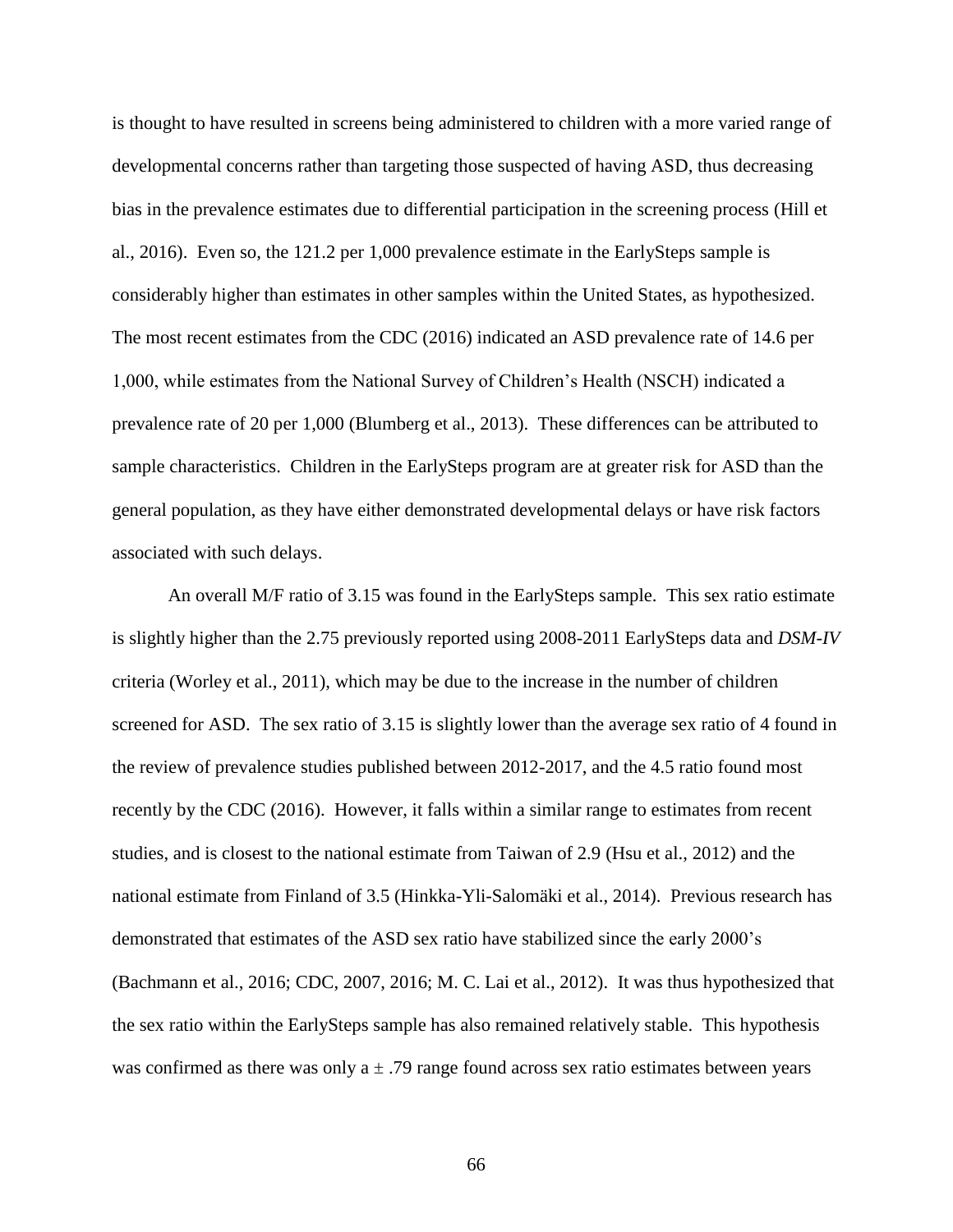is thought to have resulted in screens being administered to children with a more varied range of developmental concerns rather than targeting those suspected of having ASD, thus decreasing bias in the prevalence estimates due to differential participation in the screening process (Hill et al., 2016). Even so, the 121.2 per 1,000 prevalence estimate in the EarlySteps sample is considerably higher than estimates in other samples within the United States, as hypothesized. The most recent estimates from the CDC (2016) indicated an ASD prevalence rate of 14.6 per 1,000, while estimates from the National Survey of Children's Health (NSCH) indicated a prevalence rate of 20 per 1,000 (Blumberg et al., 2013). These differences can be attributed to sample characteristics. Children in the EarlySteps program are at greater risk for ASD than the general population, as they have either demonstrated developmental delays or have risk factors associated with such delays.

An overall M/F ratio of 3.15 was found in the EarlySteps sample. This sex ratio estimate is slightly higher than the 2.75 previously reported using 2008-2011 EarlySteps data and *DSM-IV* criteria (Worley et al., 2011), which may be due to the increase in the number of children screened for ASD. The sex ratio of 3.15 is slightly lower than the average sex ratio of 4 found in the review of prevalence studies published between 2012-2017, and the 4.5 ratio found most recently by the CDC (2016). However, it falls within a similar range to estimates from recent studies, and is closest to the national estimate from Taiwan of 2.9 (Hsu et al., 2012) and the national estimate from Finland of 3.5 (Hinkka-Yli-Salomäki et al., 2014). Previous research has demonstrated that estimates of the ASD sex ratio have stabilized since the early 2000's (Bachmann et al., 2016; CDC, 2007, 2016; M. C. Lai et al., 2012). It was thus hypothesized that the sex ratio within the EarlySteps sample has also remained relatively stable. This hypothesis was confirmed as there was only a $\pm$ .79 range found across sex ratio estimates between years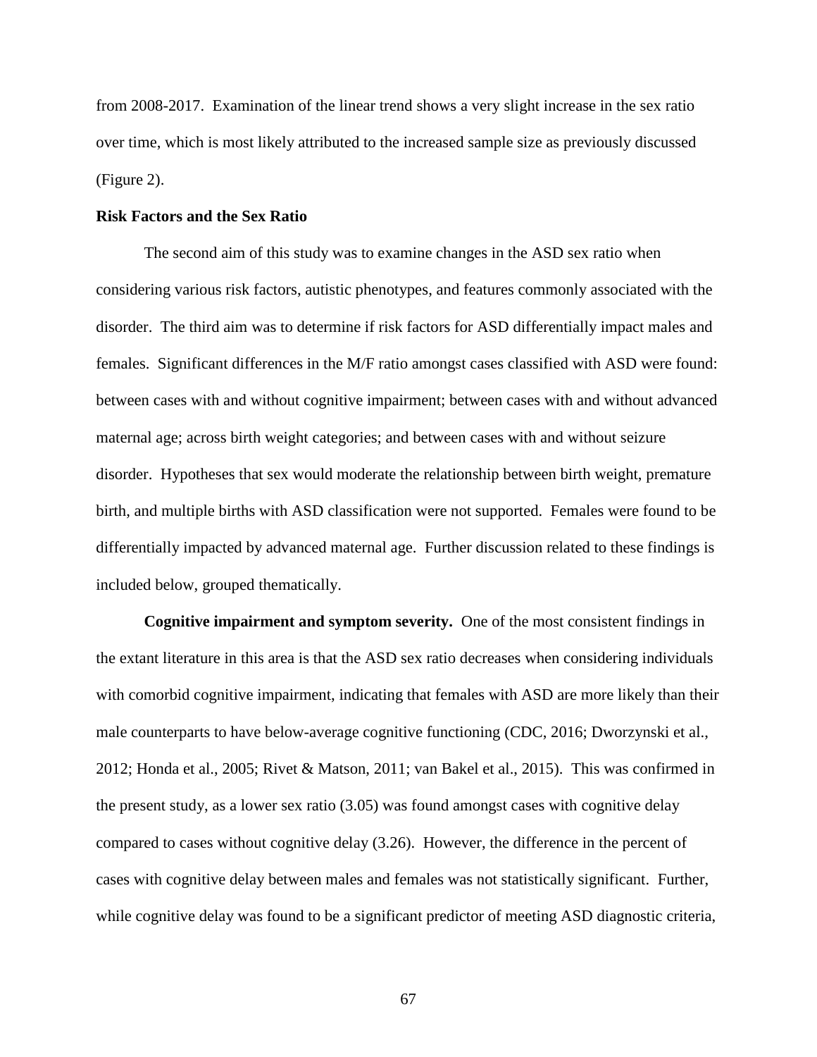from 2008-2017. Examination of the linear trend shows a very slight increase in the sex ratio over time, which is most likely attributed to the increased sample size as previously discussed (Figure 2).

**Risk Factors and the Sex Ratio**

The second aim of this study was to examine changes in the ASD sex ratio when considering various risk factors, autistic phenotypes, and features commonly associated with the disorder. The third aim was to determine if risk factors for ASD differentially impact males and females. Significant differences in the M/F ratio amongst cases classified with ASD were found: between cases with and without cognitive impairment; between cases with and without advanced maternal age; across birth weight categories; and between cases with and without seizure disorder. Hypotheses that sex would moderate the relationship between birth weight, premature birth, and multiple births with ASD classification were not supported. Females were found to be differentially impacted by advanced maternal age. Further discussion related to these findings is included below, grouped thematically.

**Cognitive impairment and symptom severity.** One of the most consistent findings in the extant literature in this area is that the ASD sex ratio decreases when considering individuals with comorbid cognitive impairment, indicating that females with ASD are more likely than their male counterparts to have below-average cognitive functioning (CDC, 2016; Dworzynski et al., 2012; Honda et al., 2005; Rivet & Matson, 2011; van Bakel et al., 2015). This was confirmed in the present study, as a lower sex ratio (3.05) was found amongst cases with cognitive delay compared to cases without cognitive delay (3.26). However, the difference in the percent of cases with cognitive delay between males and females was not statistically significant. Further, while cognitive delay was found to be a significant predictor of meeting ASD diagnostic criteria,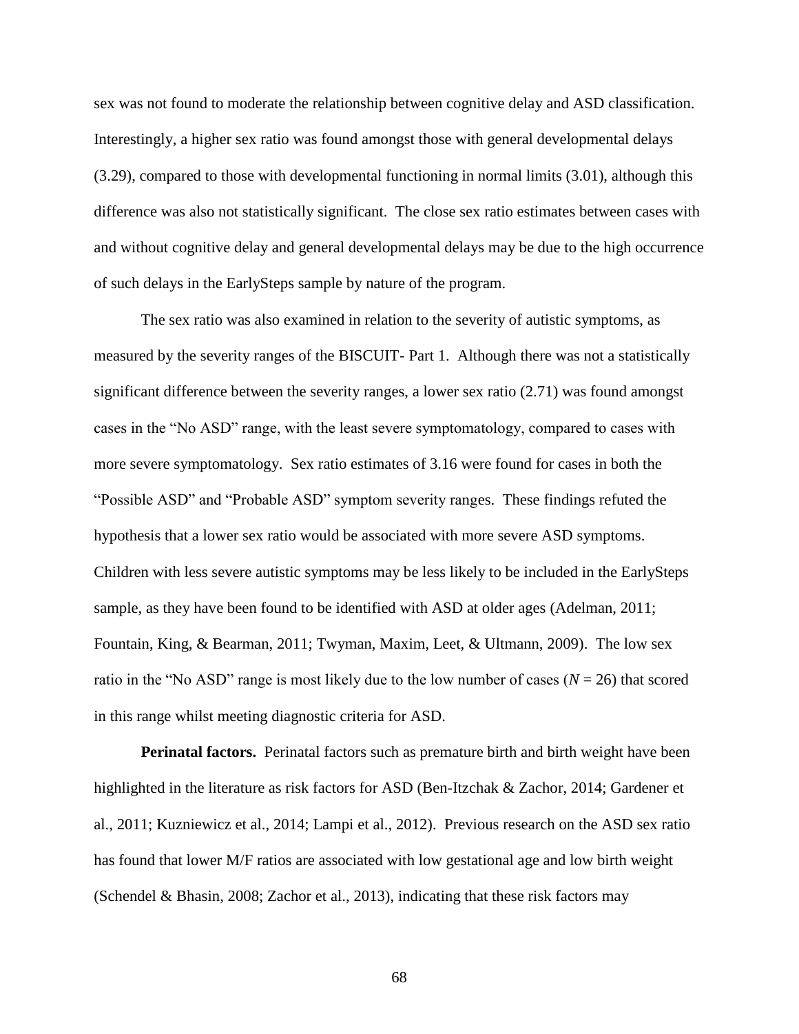sex was not found to moderate the relationship between cognitive delay and ASD classification. Interestingly, a higher sex ratio was found amongst those with general developmental delays (3.29), compared to those with developmental functioning in normal limits (3.01), although this difference was also not statistically significant. The close sex ratio estimates between cases with and without cognitive delay and general developmental delays may be due to the high occurrence of such delays in the EarlySteps sample by nature of the program.

The sex ratio was also examined in relation to the severity of autistic symptoms, as measured by the severity ranges of the BISCUIT- Part 1. Although there was not a statistically significant difference between the severity ranges, a lower sex ratio (2.71) was found amongst cases in the "No ASD" range, with the least severe symptomatology, compared to cases with more severe symptomatology. Sex ratio estimates of 3.16 were found for cases in both the "Possible ASD" and "Probable ASD" symptom severity ranges. These findings refuted the hypothesis that a lower sex ratio would be associated with more severe ASD symptoms. Children with less severe autistic symptoms may be less likely to be included in the EarlySteps sample, as they have been found to be identified with ASD at older ages (Adelman, 2011; Fountain, King, & Bearman, 2011; Twyman, Maxim, Leet, & Ultmann, 2009). The low sex ratio in the "No ASD" range is most likely due to the low number of cases ($N$ = 26) that scored in this range whilst meeting diagnostic criteria for ASD.

**Perinatal factors.** Perinatal factors such as premature birth and birth weight have been highlighted in the literature as risk factors for ASD (Ben-Itzchak & Zachor, 2014; Gardener et al., 2011; Kuzniewicz et al., 2014; Lampi et al., 2012). Previous research on the ASD sex ratio has found that lower M/F ratios are associated with low gestational age and low birth weight (Schendel & Bhasin, 2008; Zachor et al., 2013), indicating that these risk factors may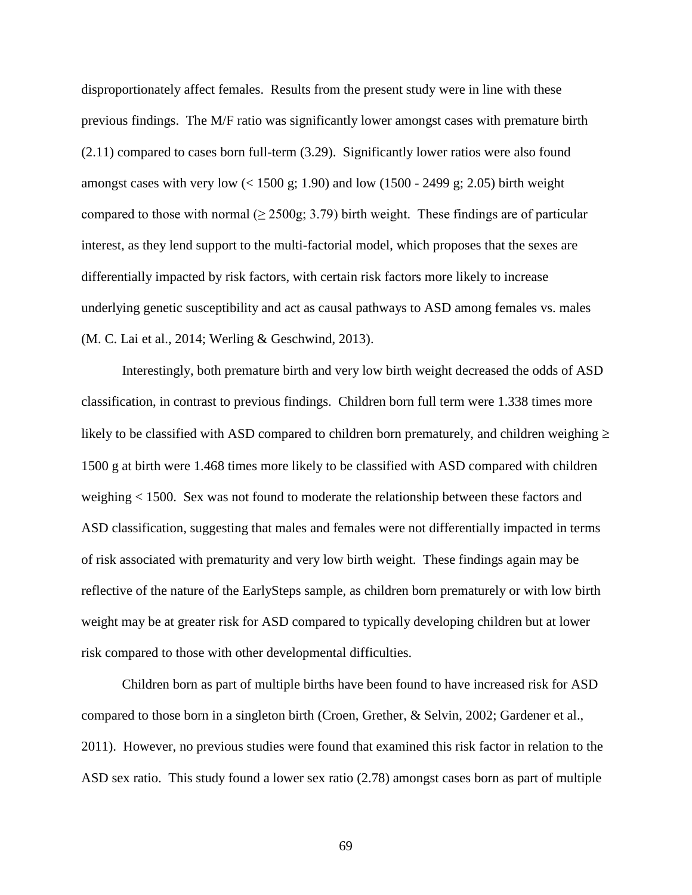disproportionately affect females. Results from the present study were in line with these previous findings. The M/F ratio was significantly lower amongst cases with premature birth (2.11) compared to cases born full-term (3.29). Significantly lower ratios were also found amongst cases with very low (< 1500 g; 1.90) and low (1500 - 2499 g; 2.05) birth weight compared to those with normal (≥ 2500g; 3.79) birth weight. These findings are of particular interest, as they lend support to the multi-factorial model, which proposes that the sexes are differentially impacted by risk factors, with certain risk factors more likely to increase underlying genetic susceptibility and act as causal pathways to ASD among females vs. males (M. C. Lai et al., 2014; Werling & Geschwind, 2013).

Interestingly, both premature birth and very low birth weight decreased the odds of ASD classification, in contrast to previous findings. Children born full term were 1.338 times more likely to be classified with ASD compared to children born prematurely, and children weighing ≥ 1500 g at birth were 1.468 times more likely to be classified with ASD compared with children weighing < 1500. Sex was not found to moderate the relationship between these factors and ASD classification, suggesting that males and females were not differentially impacted in terms of risk associated with prematurity and very low birth weight. These findings again may be reflective of the nature of the EarlySteps sample, as children born prematurely or with low birth weight may be at greater risk for ASD compared to typically developing children but at lower risk compared to those with other developmental difficulties.

Children born as part of multiple births have been found to have increased risk for ASD compared to those born in a singleton birth (Croen, Grether, & Selvin, 2002; Gardener et al., 2011). However, no previous studies were found that examined this risk factor in relation to the ASD sex ratio. This study found a lower sex ratio (2.78) amongst cases born as part of multiple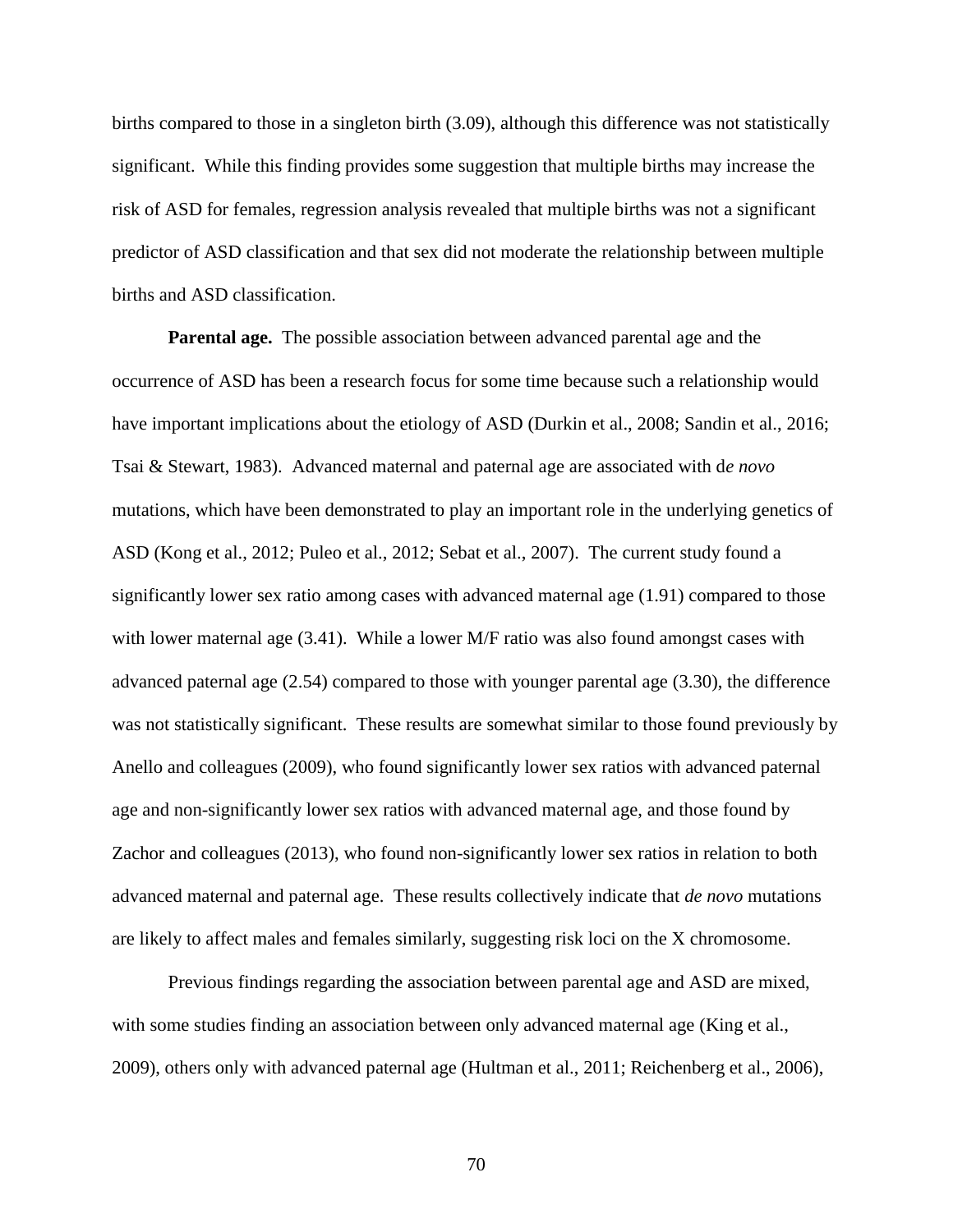births compared to those in a singleton birth (3.09), although this difference was not statistically significant. While this finding provides some suggestion that multiple births may increase the risk of ASD for females, regression analysis revealed that multiple births was not a significant predictor of ASD classification and that sex did not moderate the relationship between multiple births and ASD classification.

**Parental age.** The possible association between advanced parental age and the occurrence of ASD has been a research focus for some time because such a relationship would have important implications about the etiology of ASD (Durkin et al., 2008; Sandin et al., 2016; Tsai & Stewart, 1983). Advanced maternal and paternal age are associated with d*e novo* mutations, which have been demonstrated to play an important role in the underlying genetics of ASD (Kong et al., 2012; Puleo et al., 2012; Sebat et al., 2007). The current study found a significantly lower sex ratio among cases with advanced maternal age (1.91) compared to those with lower maternal age (3.41). While a lower M/F ratio was also found amongst cases with advanced paternal age (2.54) compared to those with younger parental age (3.30), the difference was not statistically significant. These results are somewhat similar to those found previously by Anello and colleagues (2009), who found significantly lower sex ratios with advanced paternal age and non-significantly lower sex ratios with advanced maternal age, and those found by Zachor and colleagues (2013), who found non-significantly lower sex ratios in relation to both advanced maternal and paternal age. These results collectively indicate that *de novo* mutations are likely to affect males and females similarly, suggesting risk loci on the X chromosome.

Previous findings regarding the association between parental age and ASD are mixed, with some studies finding an association between only advanced maternal age (King et al., 2009), others only with advanced paternal age (Hultman et al., 2011; Reichenberg et al., 2006),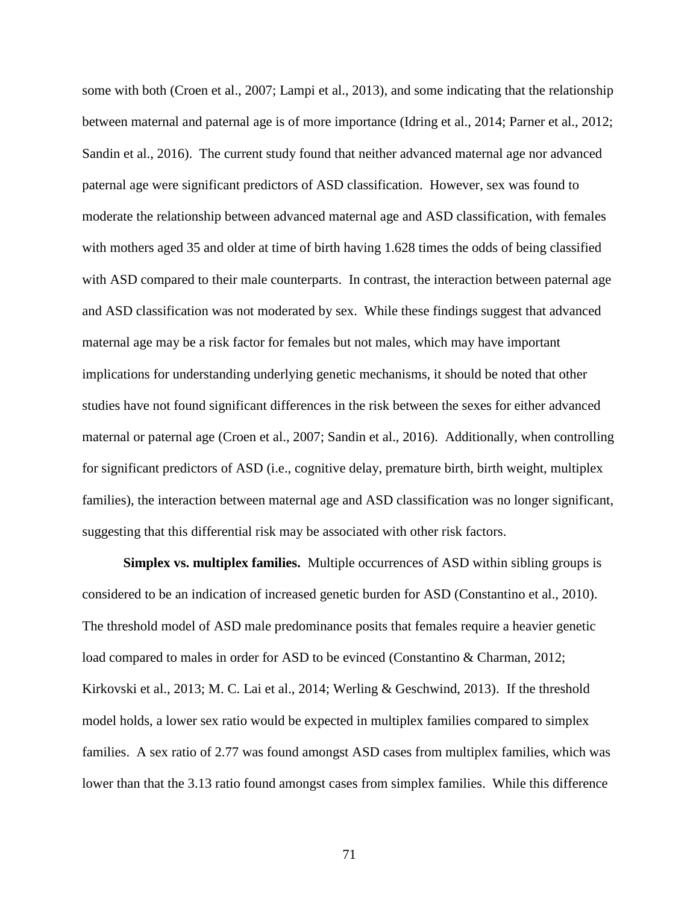some with both (Croen et al., 2007; Lampi et al., 2013), and some indicating that the relationship between maternal and paternal age is of more importance (Idring et al., 2014; Parner et al., 2012; Sandin et al., 2016). The current study found that neither advanced maternal age nor advanced paternal age were significant predictors of ASD classification. However, sex was found to moderate the relationship between advanced maternal age and ASD classification, with females with mothers aged 35 and older at time of birth having 1.628 times the odds of being classified with ASD compared to their male counterparts. In contrast, the interaction between paternal age and ASD classification was not moderated by sex. While these findings suggest that advanced maternal age may be a risk factor for females but not males, which may have important implications for understanding underlying genetic mechanisms, it should be noted that other studies have not found significant differences in the risk between the sexes for either advanced maternal or paternal age (Croen et al., 2007; Sandin et al., 2016). Additionally, when controlling for significant predictors of ASD (i.e., cognitive delay, premature birth, birth weight, multiplex families), the interaction between maternal age and ASD classification was no longer significant, suggesting that this differential risk may be associated with other risk factors.

**Simplex vs. multiplex families.** Multiple occurrences of ASD within sibling groups is considered to be an indication of increased genetic burden for ASD (Constantino et al., 2010). The threshold model of ASD male predominance posits that females require a heavier genetic load compared to males in order for ASD to be evinced (Constantino & Charman, 2012; Kirkovski et al., 2013; M. C. Lai et al., 2014; Werling & Geschwind, 2013). If the threshold model holds, a lower sex ratio would be expected in multiplex families compared to simplex families. A sex ratio of 2.77 was found amongst ASD cases from multiplex families, which was lower than that the 3.13 ratio found amongst cases from simplex families. While this difference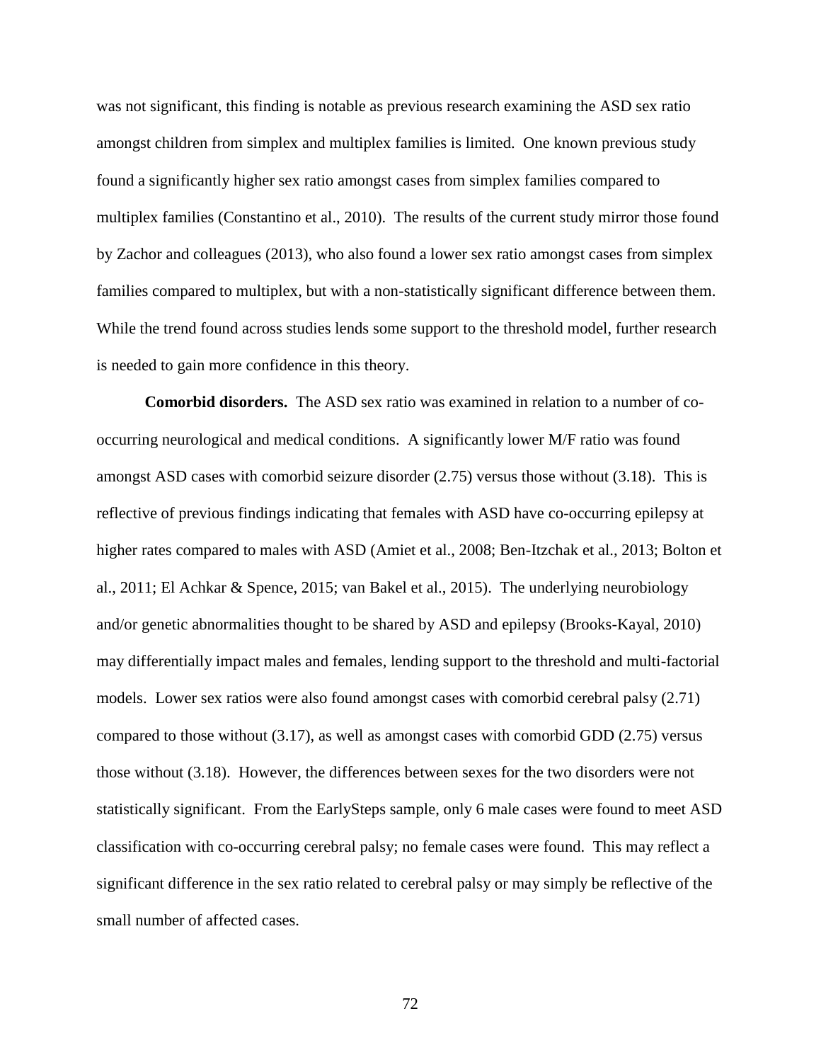was not significant, this finding is notable as previous research examining the ASD sex ratio amongst children from simplex and multiplex families is limited. One known previous study found a significantly higher sex ratio amongst cases from simplex families compared to multiplex families (Constantino et al., 2010). The results of the current study mirror those found by Zachor and colleagues (2013), who also found a lower sex ratio amongst cases from simplex families compared to multiplex, but with a non-statistically significant difference between them. While the trend found across studies lends some support to the threshold model, further research is needed to gain more confidence in this theory.

**Comorbid disorders.** The ASD sex ratio was examined in relation to a number of co-occurring neurological and medical conditions. A significantly lower M/F ratio was found amongst ASD cases with comorbid seizure disorder (2.75) versus those without (3.18). This is reflective of previous findings indicating that females with ASD have co-occurring epilepsy at higher rates compared to males with ASD (Amiet et al., 2008; Ben-Itzchak et al., 2013; Bolton et al., 2011; El Achkar & Spence, 2015; van Bakel et al., 2015). The underlying neurobiology and/or genetic abnormalities thought to be shared by ASD and epilepsy (Brooks-Kayal, 2010) may differentially impact males and females, lending support to the threshold and multi-factorial models. Lower sex ratios were also found amongst cases with comorbid cerebral palsy (2.71) compared to those without (3.17), as well as amongst cases with comorbid GDD (2.75) versus those without (3.18). However, the differences between sexes for the two disorders were not statistically significant. From the EarlySteps sample, only 6 male cases were found to meet ASD classification with co-occurring cerebral palsy; no female cases were found. This may reflect a significant difference in the sex ratio related to cerebral palsy or may simply be reflective of the small number of affected cases.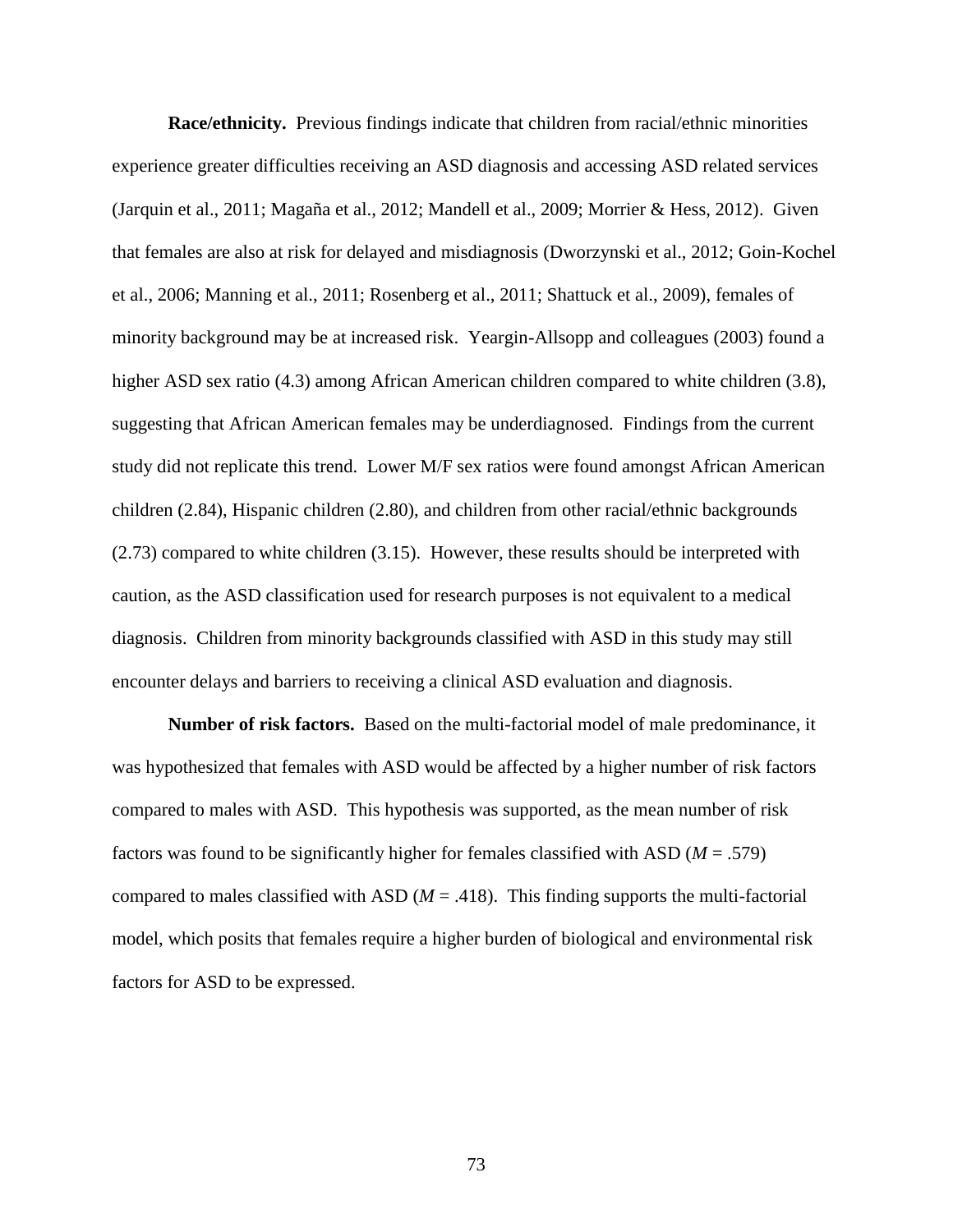**Race/ethnicity.** Previous findings indicate that children from racial/ethnic minorities experience greater difficulties receiving an ASD diagnosis and accessing ASD related services (Jarquin et al., 2011; Magaña et al., 2012; Mandell et al., 2009; Morrier & Hess, 2012). Given that females are also at risk for delayed and misdiagnosis (Dworzynski et al., 2012; Goin-Kochel et al., 2006; Manning et al., 2011; Rosenberg et al., 2011; Shattuck et al., 2009), females of minority background may be at increased risk. Yeargin-Allsopp and colleagues (2003) found a higher ASD sex ratio (4.3) among African American children compared to white children (3.8), suggesting that African American females may be underdiagnosed. Findings from the current study did not replicate this trend. Lower M/F sex ratios were found amongst African American children (2.84), Hispanic children (2.80), and children from other racial/ethnic backgrounds (2.73) compared to white children (3.15). However, these results should be interpreted with caution, as the ASD classification used for research purposes is not equivalent to a medical diagnosis. Children from minority backgrounds classified with ASD in this study may still encounter delays and barriers to receiving a clinical ASD evaluation and diagnosis.

**Number of risk factors.** Based on the multi-factorial model of male predominance, it was hypothesized that females with ASD would be affected by a higher number of risk factors compared to males with ASD. This hypothesis was supported, as the mean number of risk factors was found to be significantly higher for females classified with ASD ($M = .579$) compared to males classified with ASD ($M = .418$). This finding supports the multi-factorial model, which posits that females require a higher burden of biological and environmental risk factors for ASD to be expressed.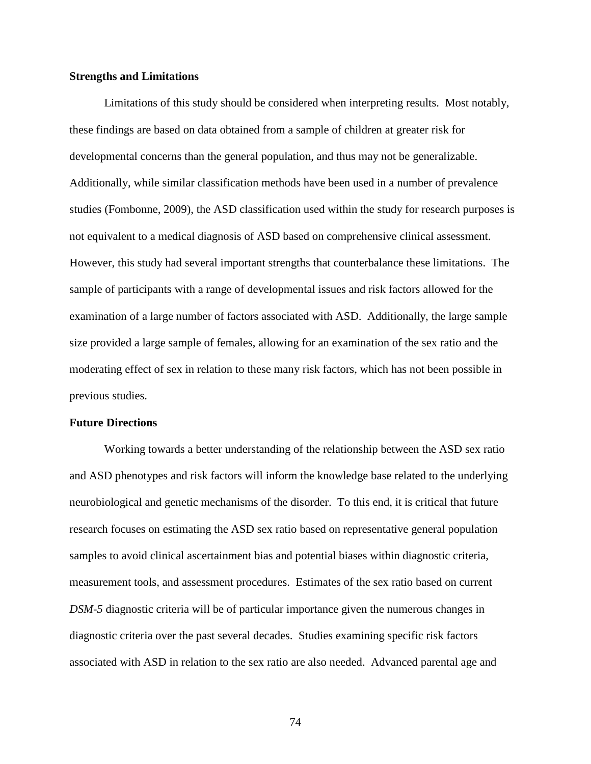### Strengths and Limitations

Limitations of this study should be considered when interpreting results. Most notably, these findings are based on data obtained from a sample of children at greater risk for developmental concerns than the general population, and thus may not be generalizable. Additionally, while similar classification methods have been used in a number of prevalence studies (Fombonne, 2009), the ASD classification used within the study for research purposes is not equivalent to a medical diagnosis of ASD based on comprehensive clinical assessment. However, this study had several important strengths that counterbalance these limitations. The sample of participants with a range of developmental issues and risk factors allowed for the examination of a large number of factors associated with ASD. Additionally, the large sample size provided a large sample of females, allowing for an examination of the sex ratio and the moderating effect of sex in relation to these many risk factors, which has not been possible in previous studies.

### Future Directions

Working towards a better understanding of the relationship between the ASD sex ratio and ASD phenotypes and risk factors will inform the knowledge base related to the underlying neurobiological and genetic mechanisms of the disorder. To this end, it is critical that future research focuses on estimating the ASD sex ratio based on representative general population samples to avoid clinical ascertainment bias and potential biases within diagnostic criteria, measurement tools, and assessment procedures. Estimates of the sex ratio based on current *DSM-5* diagnostic criteria will be of particular importance given the numerous changes in diagnostic criteria over the past several decades. Studies examining specific risk factors associated with ASD in relation to the sex ratio are also needed. Advanced parental age and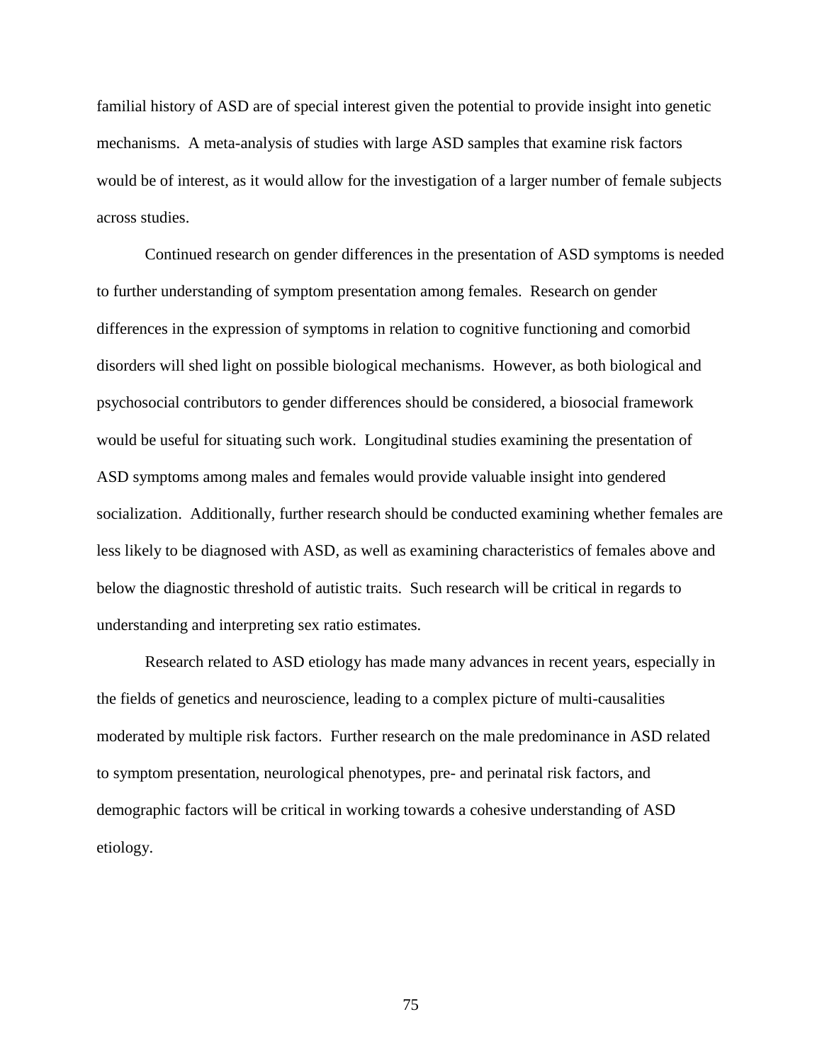familial history of ASD are of special interest given the potential to provide insight into genetic mechanisms. A meta-analysis of studies with large ASD samples that examine risk factors would be of interest, as it would allow for the investigation of a larger number of female subjects across studies.

Continued research on gender differences in the presentation of ASD symptoms is needed to further understanding of symptom presentation among females. Research on gender differences in the expression of symptoms in relation to cognitive functioning and comorbid disorders will shed light on possible biological mechanisms. However, as both biological and psychosocial contributors to gender differences should be considered, a biosocial framework would be useful for situating such work. Longitudinal studies examining the presentation of ASD symptoms among males and females would provide valuable insight into gendered socialization. Additionally, further research should be conducted examining whether females are less likely to be diagnosed with ASD, as well as examining characteristics of females above and below the diagnostic threshold of autistic traits. Such research will be critical in regards to understanding and interpreting sex ratio estimates.

Research related to ASD etiology has made many advances in recent years, especially in the fields of genetics and neuroscience, leading to a complex picture of multi-causalities moderated by multiple risk factors. Further research on the male predominance in ASD related to symptom presentation, neurological phenotypes, pre- and perinatal risk factors, and demographic factors will be critical in working towards a cohesive understanding of ASD etiology.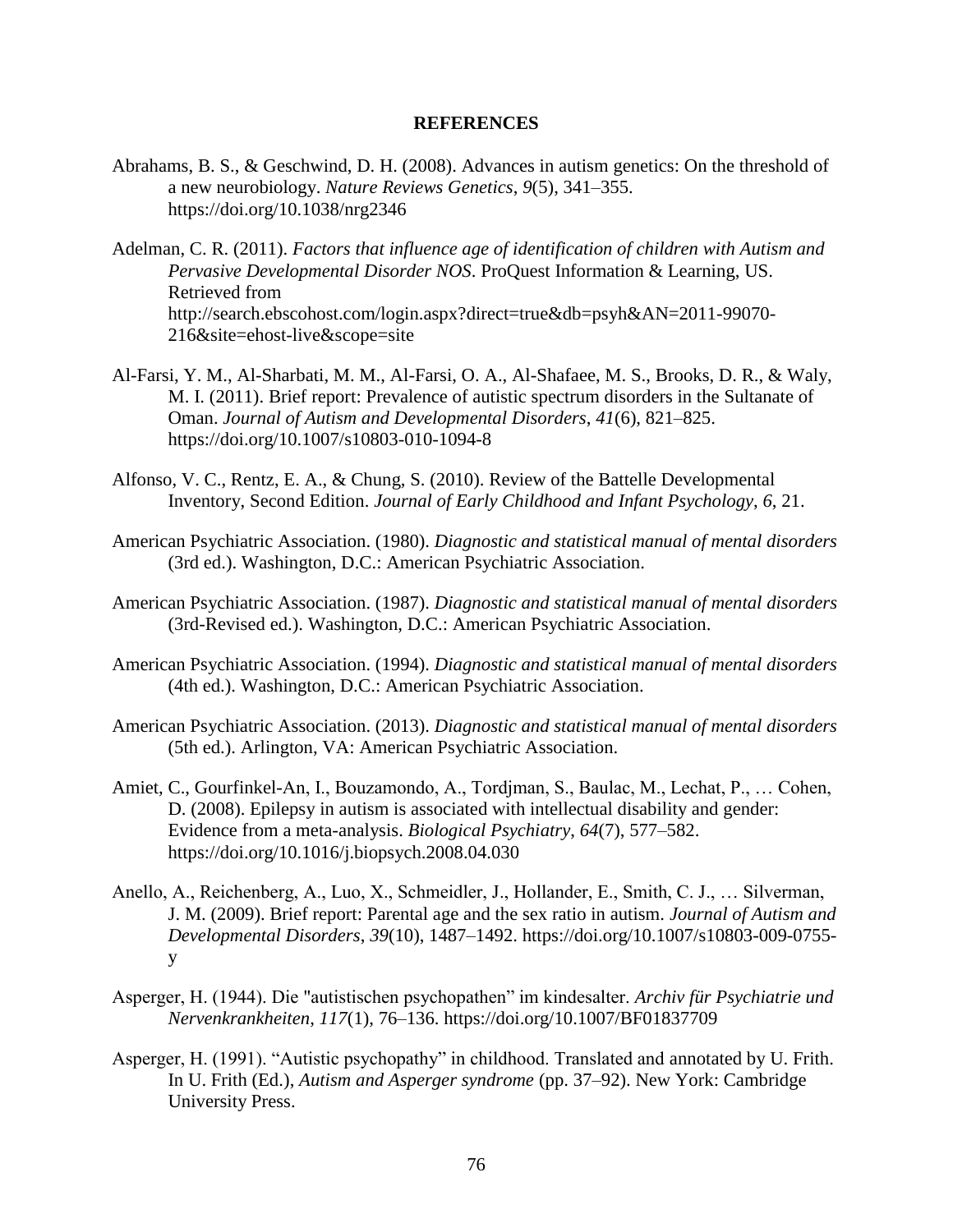# REFERENCES

Abrahams, B. S., & Geschwind, D. H. (2008). Advances in autism genetics: On the threshold of a new neurobiology. *Nature Reviews Genetics*, *9*(5), 341–355. https://doi.org/10.1038/nrg2346

Adelman, C. R. (2011). *Factors that influence age of identification of children with Autism and Pervasive Developmental Disorder NOS*. ProQuest Information & Learning, US. Retrieved from http://search.ebscohost.com/login.aspx?direct=true&db=psyh&AN=2011-99070-216&site=ehost-live&scope=site

Al-Farsi, Y. M., Al-Sharbati, M. M., Al-Farsi, O. A., Al-Shafaee, M. S., Brooks, D. R., & Waly, M. I. (2011). Brief report: Prevalence of autistic spectrum disorders in the Sultanate of Oman. *Journal of Autism and Developmental Disorders*, *41*(6), 821–825. https://doi.org/10.1007/s10803-010-1094-8

Alfonso, V. C., Rentz, E. A., & Chung, S. (2010). Review of the Battelle Developmental Inventory, Second Edition. *Journal of Early Childhood and Infant Psychology*, *6*, 21.

American Psychiatric Association. (1980). *Diagnostic and statistical manual of mental disorders* (3rd ed.). Washington, D.C.: American Psychiatric Association.

American Psychiatric Association. (1987). *Diagnostic and statistical manual of mental disorders* (3rd-Revised ed.). Washington, D.C.: American Psychiatric Association.

American Psychiatric Association. (1994). *Diagnostic and statistical manual of mental disorders* (4th ed.). Washington, D.C.: American Psychiatric Association.

American Psychiatric Association. (2013). *Diagnostic and statistical manual of mental disorders* (5th ed.). Arlington, VA: American Psychiatric Association.

Amiet, C., Gourfinkel-An, I., Bouzamondo, A., Tordjman, S., Baulac, M., Lechat, P., … Cohen, D. (2008). Epilepsy in autism is associated with intellectual disability and gender: Evidence from a meta-analysis. *Biological Psychiatry*, *64*(7), 577–582. https://doi.org/10.1016/j.biopsych.2008.04.030

Anello, A., Reichenberg, A., Luo, X., Schmeidler, J., Hollander, E., Smith, C. J., … Silverman, J. M. (2009). Brief report: Parental age and the sex ratio in autism. *Journal of Autism and Developmental Disorders*, *39*(10), 1487–1492. https://doi.org/10.1007/s10803-009-0755-y

Asperger, H. (1944). Die "autistischen psychopathen" im kindesalter. *Archiv für Psychiatrie und Nervenkrankheiten*, *117*(1), 76–136. https://doi.org/10.1007/BF01837709

Asperger, H. (1991). "Autistic psychopathy" in childhood. Translated and annotated by U. Frith. In U. Frith (Ed.), *Autism and Asperger syndrome* (pp. 37–92). New York: Cambridge University Press.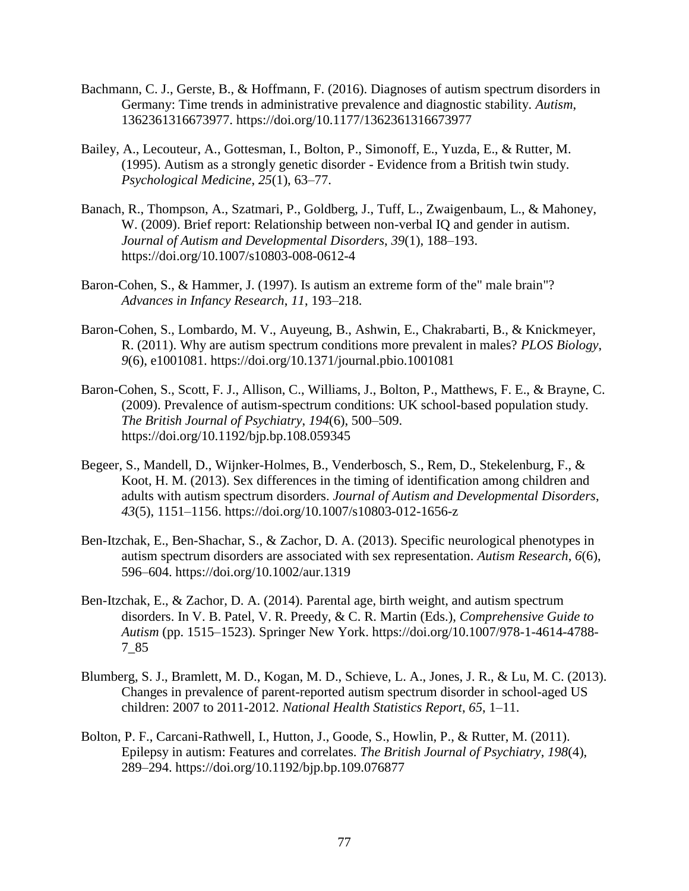Bachmann, C. J., Gerste, B., & Hoffmann, F. (2016). Diagnoses of autism spectrum disorders in Germany: Time trends in administrative prevalence and diagnostic stability. *Autism*, 1362361316673977. https://doi.org/10.1177/1362361316673977

Bailey, A., Lecouteur, A., Gottesman, I., Bolton, P., Simonoff, E., Yuzda, E., & Rutter, M. (1995). Autism as a strongly genetic disorder - Evidence from a British twin study. *Psychological Medicine*, *25*(1), 63–77.

Banach, R., Thompson, A., Szatmari, P., Goldberg, J., Tuff, L., Zwaigenbaum, L., & Mahoney, W. (2009). Brief report: Relationship between non-verbal IQ and gender in autism. *Journal of Autism and Developmental Disorders*, *39*(1), 188–193. https://doi.org/10.1007/s10803-008-0612-4

Baron-Cohen, S., & Hammer, J. (1997). Is autism an extreme form of the" male brain"? *Advances in Infancy Research*, *11*, 193–218.

Baron-Cohen, S., Lombardo, M. V., Auyeung, B., Ashwin, E., Chakrabarti, B., & Knickmeyer, R. (2011). Why are autism spectrum conditions more prevalent in males? *PLOS Biology*, *9*(6), e1001081. https://doi.org/10.1371/journal.pbio.1001081

Baron-Cohen, S., Scott, F. J., Allison, C., Williams, J., Bolton, P., Matthews, F. E., & Brayne, C. (2009). Prevalence of autism-spectrum conditions: UK school-based population study. *The British Journal of Psychiatry*, *194*(6), 500–509. https://doi.org/10.1192/bjp.bp.108.059345

Begeer, S., Mandell, D., Wijnker-Holmes, B., Venderbosch, S., Rem, D., Stekelenburg, F., & Koot, H. M. (2013). Sex differences in the timing of identification among children and adults with autism spectrum disorders. *Journal of Autism and Developmental Disorders*, *43*(5), 1151–1156. https://doi.org/10.1007/s10803-012-1656-z

Ben-Itzchak, E., Ben-Shachar, S., & Zachor, D. A. (2013). Specific neurological phenotypes in autism spectrum disorders are associated with sex representation. *Autism Research*, *6*(6), 596–604. https://doi.org/10.1002/aur.1319

Ben-Itzchak, E., & Zachor, D. A. (2014). Parental age, birth weight, and autism spectrum disorders. In V. B. Patel, V. R. Preedy, & C. R. Martin (Eds.), *Comprehensive Guide to Autism* (pp. 1515–1523). Springer New York. https://doi.org/10.1007/978-1-4614-4788-7_85

Blumberg, S. J., Bramlett, M. D., Kogan, M. D., Schieve, L. A., Jones, J. R., & Lu, M. C. (2013). Changes in prevalence of parent-reported autism spectrum disorder in school-aged US children: 2007 to 2011-2012. *National Health Statistics Report*, *65*, 1–11.

Bolton, P. F., Carcani-Rathwell, I., Hutton, J., Goode, S., Howlin, P., & Rutter, M. (2011). Epilepsy in autism: Features and correlates. *The British Journal of Psychiatry*, *198*(4), 289–294. https://doi.org/10.1192/bjp.bp.109.076877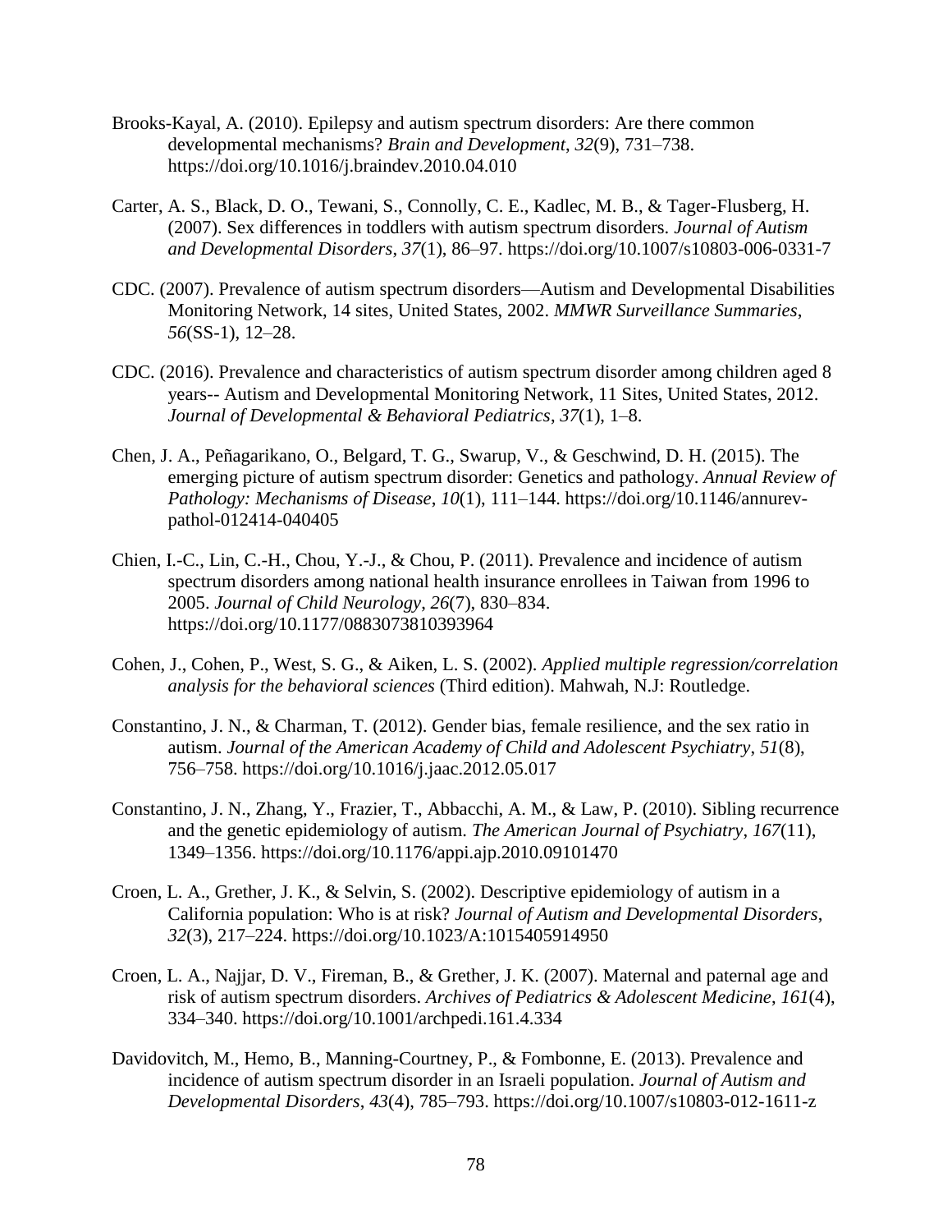Brooks-Kayal, A. (2010). Epilepsy and autism spectrum disorders: Are there common developmental mechanisms? *Brain and Development*, *32*(9), 731–738. https://doi.org/10.1016/j.braindev.2010.04.010

Carter, A. S., Black, D. O., Tewani, S., Connolly, C. E., Kadlec, M. B., & Tager-Flusberg, H. (2007). Sex differences in toddlers with autism spectrum disorders. *Journal of Autism and Developmental Disorders*, *37*(1), 86–97. https://doi.org/10.1007/s10803-006-0331-7

CDC. (2007). Prevalence of autism spectrum disorders—Autism and Developmental Disabilities Monitoring Network, 14 sites, United States, 2002. *MMWR Surveillance Summaries*, *56*(SS-1), 12–28.

CDC. (2016). Prevalence and characteristics of autism spectrum disorder among children aged 8 years-- Autism and Developmental Monitoring Network, 11 Sites, United States, 2012. *Journal of Developmental & Behavioral Pediatrics*, *37*(1), 1–8.

Chen, J. A., Peñagarikano, O., Belgard, T. G., Swarup, V., & Geschwind, D. H. (2015). The emerging picture of autism spectrum disorder: Genetics and pathology. *Annual Review of Pathology: Mechanisms of Disease*, *10*(1), 111–144. https://doi.org/10.1146/annurev-pathol-012414-040405

Chien, I.-C., Lin, C.-H., Chou, Y.-J., & Chou, P. (2011). Prevalence and incidence of autism spectrum disorders among national health insurance enrollees in Taiwan from 1996 to 2005. *Journal of Child Neurology*, *26*(7), 830–834. https://doi.org/10.1177/0883073810393964

Cohen, J., Cohen, P., West, S. G., & Aiken, L. S. (2002). *Applied multiple regression/correlation analysis for the behavioral sciences* (Third edition). Mahwah, N.J: Routledge.

Constantino, J. N., & Charman, T. (2012). Gender bias, female resilience, and the sex ratio in autism. *Journal of the American Academy of Child and Adolescent Psychiatry*, *51*(8), 756–758. https://doi.org/10.1016/j.jaac.2012.05.017

Constantino, J. N., Zhang, Y., Frazier, T., Abbacchi, A. M., & Law, P. (2010). Sibling recurrence and the genetic epidemiology of autism. *The American Journal of Psychiatry*, *167*(11), 1349–1356. https://doi.org/10.1176/appi.ajp.2010.09101470

Croen, L. A., Grether, J. K., & Selvin, S. (2002). Descriptive epidemiology of autism in a California population: Who is at risk? *Journal of Autism and Developmental Disorders*, *32*(3), 217–224. https://doi.org/10.1023/A:1015405914950

Croen, L. A., Najjar, D. V., Fireman, B., & Grether, J. K. (2007). Maternal and paternal age and risk of autism spectrum disorders. *Archives of Pediatrics & Adolescent Medicine*, *161*(4), 334–340. https://doi.org/10.1001/archpedi.161.4.334

Davidovitch, M., Hemo, B., Manning-Courtney, P., & Fombonne, E. (2013). Prevalence and incidence of autism spectrum disorder in an Israeli population. *Journal of Autism and Developmental Disorders*, *43*(4), 785–793. https://doi.org/10.1007/s10803-012-1611-z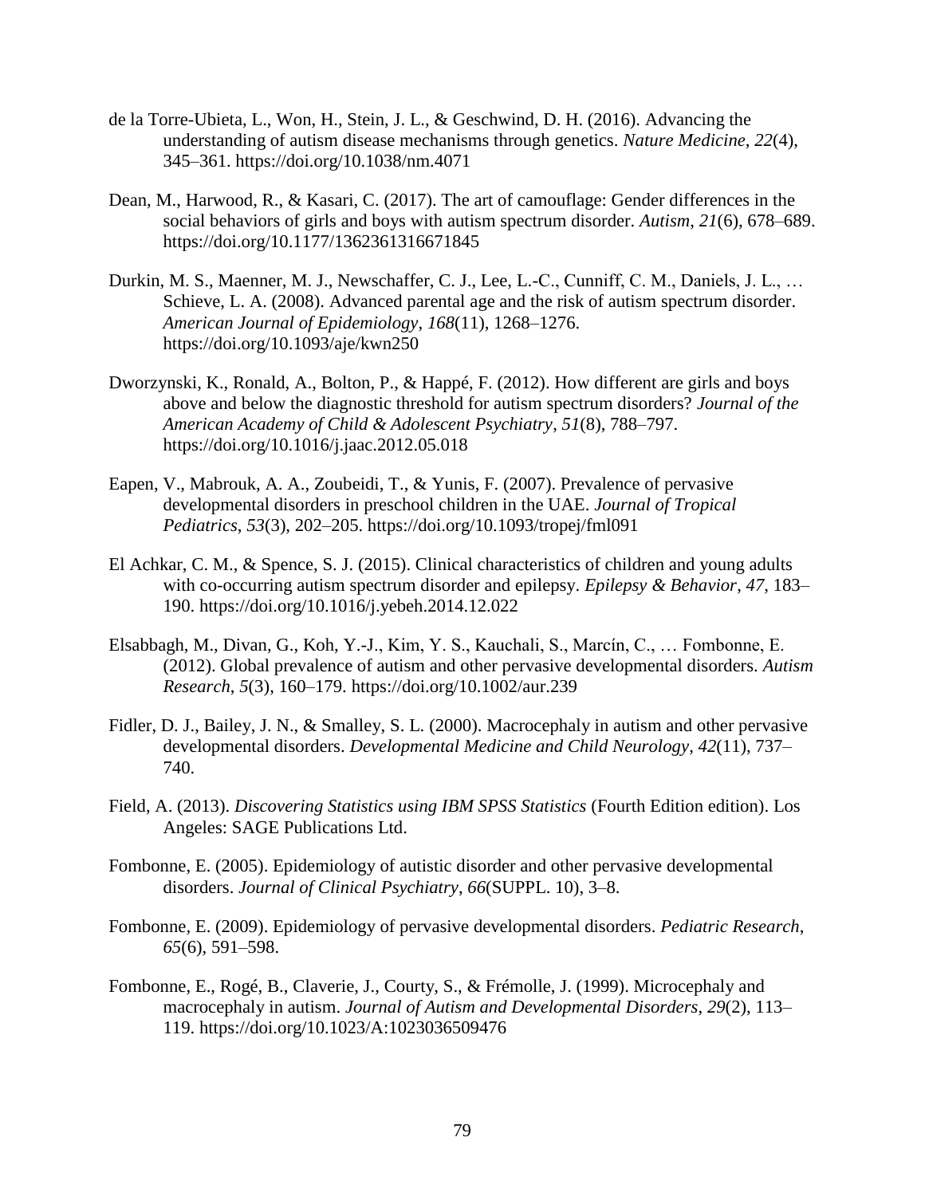de la Torre-Ubieta, L., Won, H., Stein, J. L., & Geschwind, D. H. (2016). Advancing the understanding of autism disease mechanisms through genetics. *Nature Medicine*, *22*(4), 345–361. https://doi.org/10.1038/nm.4071

Dean, M., Harwood, R., & Kasari, C. (2017). The art of camouflage: Gender differences in the social behaviors of girls and boys with autism spectrum disorder. *Autism*, *21*(6), 678–689. https://doi.org/10.1177/1362361316671845

Durkin, M. S., Maenner, M. J., Newschaffer, C. J., Lee, L.-C., Cunniff, C. M., Daniels, J. L., … Schieve, L. A. (2008). Advanced parental age and the risk of autism spectrum disorder. *American Journal of Epidemiology*, *168*(11), 1268–1276. https://doi.org/10.1093/aje/kwn250

Dworzynski, K., Ronald, A., Bolton, P., & Happé, F. (2012). How different are girls and boys above and below the diagnostic threshold for autism spectrum disorders? *Journal of the American Academy of Child & Adolescent Psychiatry*, *51*(8), 788–797. https://doi.org/10.1016/j.jaac.2012.05.018

Eapen, V., Mabrouk, A. A., Zoubeidi, T., & Yunis, F. (2007). Prevalence of pervasive developmental disorders in preschool children in the UAE. *Journal of Tropical Pediatrics*, *53*(3), 202–205. https://doi.org/10.1093/tropej/fml091

El Achkar, C. M., & Spence, S. J. (2015). Clinical characteristics of children and young adults with co-occurring autism spectrum disorder and epilepsy. *Epilepsy & Behavior*, *47*, 183–190. https://doi.org/10.1016/j.yebeh.2014.12.022

Elsabbagh, M., Divan, G., Koh, Y.-J., Kim, Y. S., Kauchali, S., Marcín, C., … Fombonne, E. (2012). Global prevalence of autism and other pervasive developmental disorders. *Autism Research*, *5*(3), 160–179. https://doi.org/10.1002/aur.239

Fidler, D. J., Bailey, J. N., & Smalley, S. L. (2000). Macrocephaly in autism and other pervasive developmental disorders. *Developmental Medicine and Child Neurology*, *42*(11), 737–740.

Field, A. (2013). *Discovering Statistics using IBM SPSS Statistics* (Fourth Edition edition). Los Angeles: SAGE Publications Ltd.

Fombonne, E. (2005). Epidemiology of autistic disorder and other pervasive developmental disorders. *Journal of Clinical Psychiatry*, *66*(SUPPL. 10), 3–8.

Fombonne, E. (2009). Epidemiology of pervasive developmental disorders. *Pediatric Research*, *65*(6), 591–598.

Fombonne, E., Rogé, B., Claverie, J., Courty, S., & Frémolle, J. (1999). Microcephaly and macrocephaly in autism. *Journal of Autism and Developmental Disorders*, *29*(2), 113–119. https://doi.org/10.1023/A:1023036509476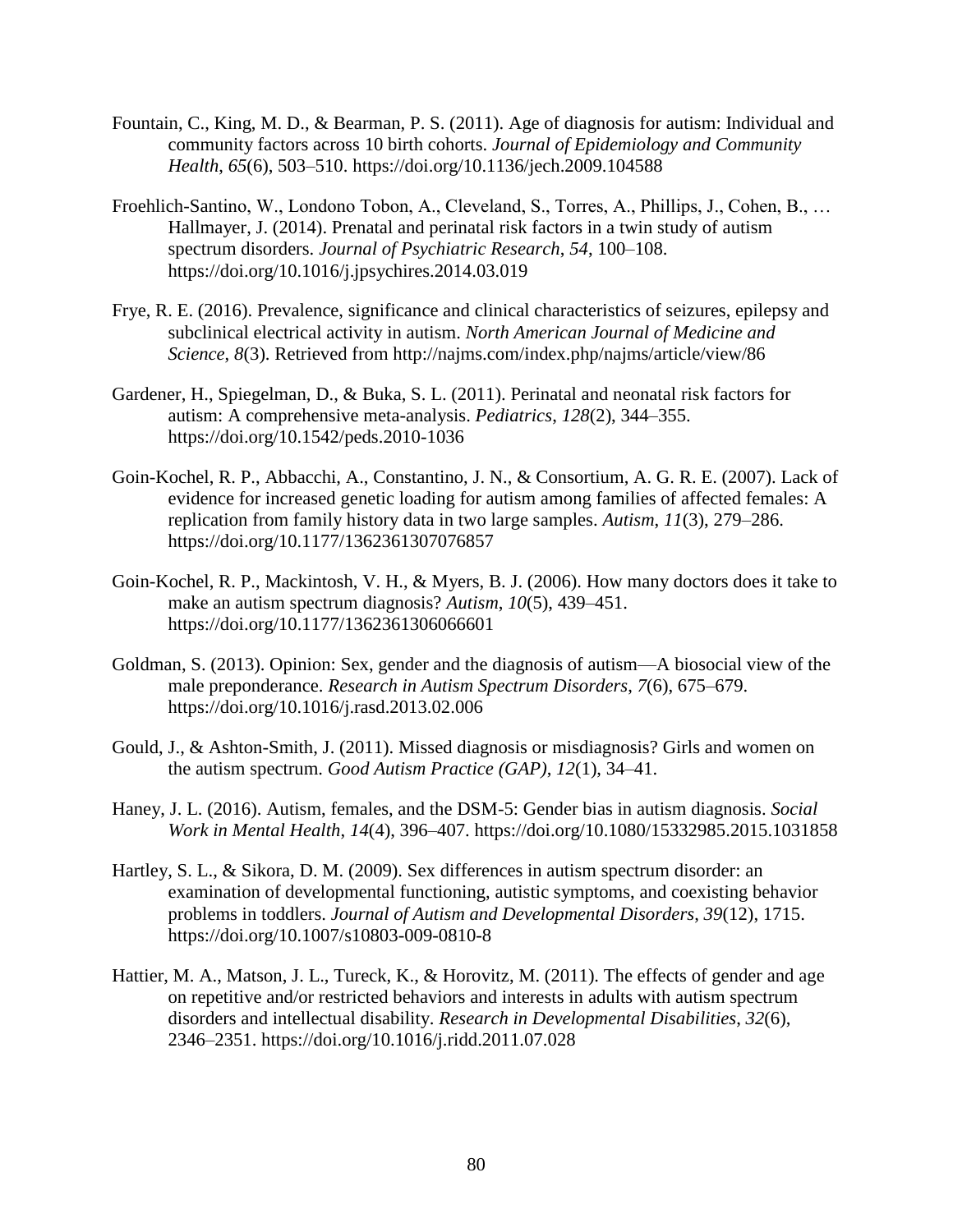Fountain, C., King, M. D., & Bearman, P. S. (2011). Age of diagnosis for autism: Individual and community factors across 10 birth cohorts. *Journal of Epidemiology and Community Health*, *65*(6), 503–510. https://doi.org/10.1136/jech.2009.104588

Froehlich-Santino, W., Londono Tobon, A., Cleveland, S., Torres, A., Phillips, J., Cohen, B., … Hallmayer, J. (2014). Prenatal and perinatal risk factors in a twin study of autism spectrum disorders. *Journal of Psychiatric Research*, *54*, 100–108. https://doi.org/10.1016/j.jpsychires.2014.03.019

Frye, R. E. (2016). Prevalence, significance and clinical characteristics of seizures, epilepsy and subclinical electrical activity in autism. *North American Journal of Medicine and Science, 8*(3). Retrieved from http://najms.com/index.php/najms/article/view/86

Gardener, H., Spiegelman, D., & Buka, S. L. (2011). Perinatal and neonatal risk factors for autism: A comprehensive meta-analysis. *Pediatrics*, *128*(2), 344–355. https://doi.org/10.1542/peds.2010-1036

Goin-Kochel, R. P., Abbacchi, A., Constantino, J. N., & Consortium, A. G. R. E. (2007). Lack of evidence for increased genetic loading for autism among families of affected females: A replication from family history data in two large samples. *Autism*, *11*(3), 279–286. https://doi.org/10.1177/1362361307076857

Goin-Kochel, R. P., Mackintosh, V. H., & Myers, B. J. (2006). How many doctors does it take to make an autism spectrum diagnosis? *Autism*, *10*(5), 439–451. https://doi.org/10.1177/1362361306066601

Goldman, S. (2013). Opinion: Sex, gender and the diagnosis of autism—A biosocial view of the male preponderance. *Research in Autism Spectrum Disorders*, *7*(6), 675–679. https://doi.org/10.1016/j.rasd.2013.02.006

Gould, J., & Ashton-Smith, J. (2011). Missed diagnosis or misdiagnosis? Girls and women on the autism spectrum. *Good Autism Practice (GAP)*, *12*(1), 34–41.

Haney, J. L. (2016). Autism, females, and the DSM-5: Gender bias in autism diagnosis. *Social Work in Mental Health*, *14*(4), 396–407. https://doi.org/10.1080/15332985.2015.1031858

Hartley, S. L., & Sikora, D. M. (2009). Sex differences in autism spectrum disorder: an examination of developmental functioning, autistic symptoms, and coexisting behavior problems in toddlers. *Journal of Autism and Developmental Disorders, 39*(12), 1715. https://doi.org/10.1007/s10803-009-0810-8

Hattier, M. A., Matson, J. L., Tureck, K., & Horovitz, M. (2011). The effects of gender and age on repetitive and/or restricted behaviors and interests in adults with autism spectrum disorders and intellectual disability. *Research in Developmental Disabilities*, *32*(6), 2346–2351. https://doi.org/10.1016/j.ridd.2011.07.028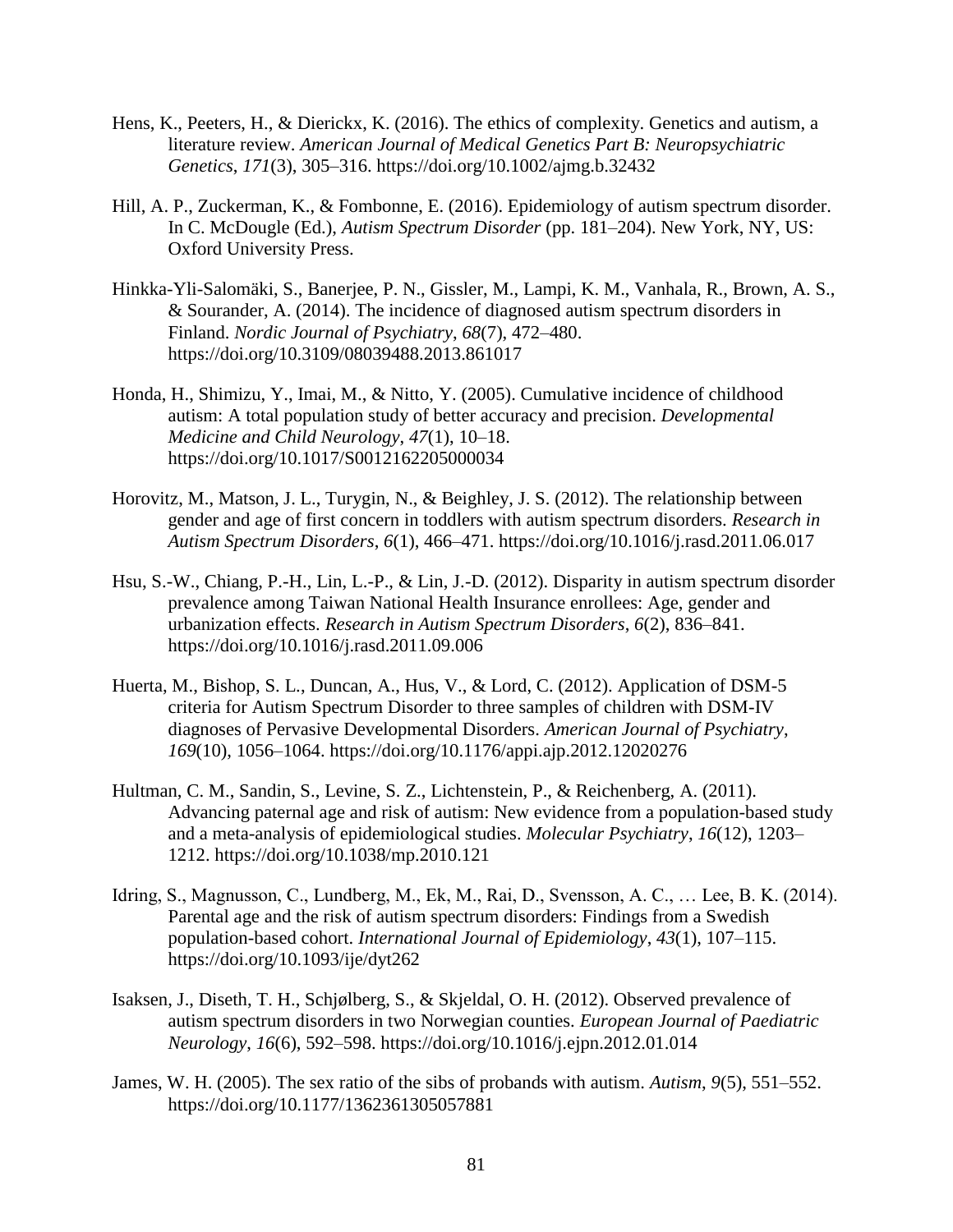Hens, K., Peeters, H., & Dierickx, K. (2016). The ethics of complexity. Genetics and autism, a literature review. *American Journal of Medical Genetics Part B: Neuropsychiatric Genetics*, *171*(3), 305–316. https://doi.org/10.1002/ajmg.b.32432

Hill, A. P., Zuckerman, K., & Fombonne, E. (2016). Epidemiology of autism spectrum disorder. In C. McDougle (Ed.), *Autism Spectrum Disorder* (pp. 181–204). New York, NY, US: Oxford University Press.

Hinkka-Yli-Salomäki, S., Banerjee, P. N., Gissler, M., Lampi, K. M., Vanhala, R., Brown, A. S., & Sourander, A. (2014). The incidence of diagnosed autism spectrum disorders in Finland. *Nordic Journal of Psychiatry*, *68*(7), 472–480. https://doi.org/10.3109/08039488.2013.861017

Honda, H., Shimizu, Y., Imai, M., & Nitto, Y. (2005). Cumulative incidence of childhood autism: A total population study of better accuracy and precision. *Developmental Medicine and Child Neurology*, *47*(1), 10–18. https://doi.org/10.1017/S0012162205000034

Horovitz, M., Matson, J. L., Turygin, N., & Beighley, J. S. (2012). The relationship between gender and age of first concern in toddlers with autism spectrum disorders. *Research in Autism Spectrum Disorders*, *6*(1), 466–471. https://doi.org/10.1016/j.rasd.2011.06.017

Hsu, S.-W., Chiang, P.-H., Lin, L.-P., & Lin, J.-D. (2012). Disparity in autism spectrum disorder prevalence among Taiwan National Health Insurance enrollees: Age, gender and urbanization effects. *Research in Autism Spectrum Disorders*, *6*(2), 836–841. https://doi.org/10.1016/j.rasd.2011.09.006

Huerta, M., Bishop, S. L., Duncan, A., Hus, V., & Lord, C. (2012). Application of DSM-5 criteria for Autism Spectrum Disorder to three samples of children with DSM-IV diagnoses of Pervasive Developmental Disorders. *American Journal of Psychiatry*, *169*(10), 1056–1064. https://doi.org/10.1176/appi.ajp.2012.12020276

Hultman, C. M., Sandin, S., Levine, S. Z., Lichtenstein, P., & Reichenberg, A. (2011). Advancing paternal age and risk of autism: New evidence from a population-based study and a meta-analysis of epidemiological studies. *Molecular Psychiatry*, *16*(12), 1203–1212. https://doi.org/10.1038/mp.2010.121

Idring, S., Magnusson, C., Lundberg, M., Ek, M., Rai, D., Svensson, A. C., … Lee, B. K. (2014). Parental age and the risk of autism spectrum disorders: Findings from a Swedish population-based cohort. *International Journal of Epidemiology*, *43*(1), 107–115. https://doi.org/10.1093/ije/dyt262

Isaksen, J., Diseth, T. H., Schjølberg, S., & Skjeldal, O. H. (2012). Observed prevalence of autism spectrum disorders in two Norwegian counties. *European Journal of Paediatric Neurology*, *16*(6), 592–598. https://doi.org/10.1016/j.ejpn.2012.01.014

James, W. H. (2005). The sex ratio of the sibs of probands with autism. *Autism*, *9*(5), 551–552. https://doi.org/10.1177/1362361305057881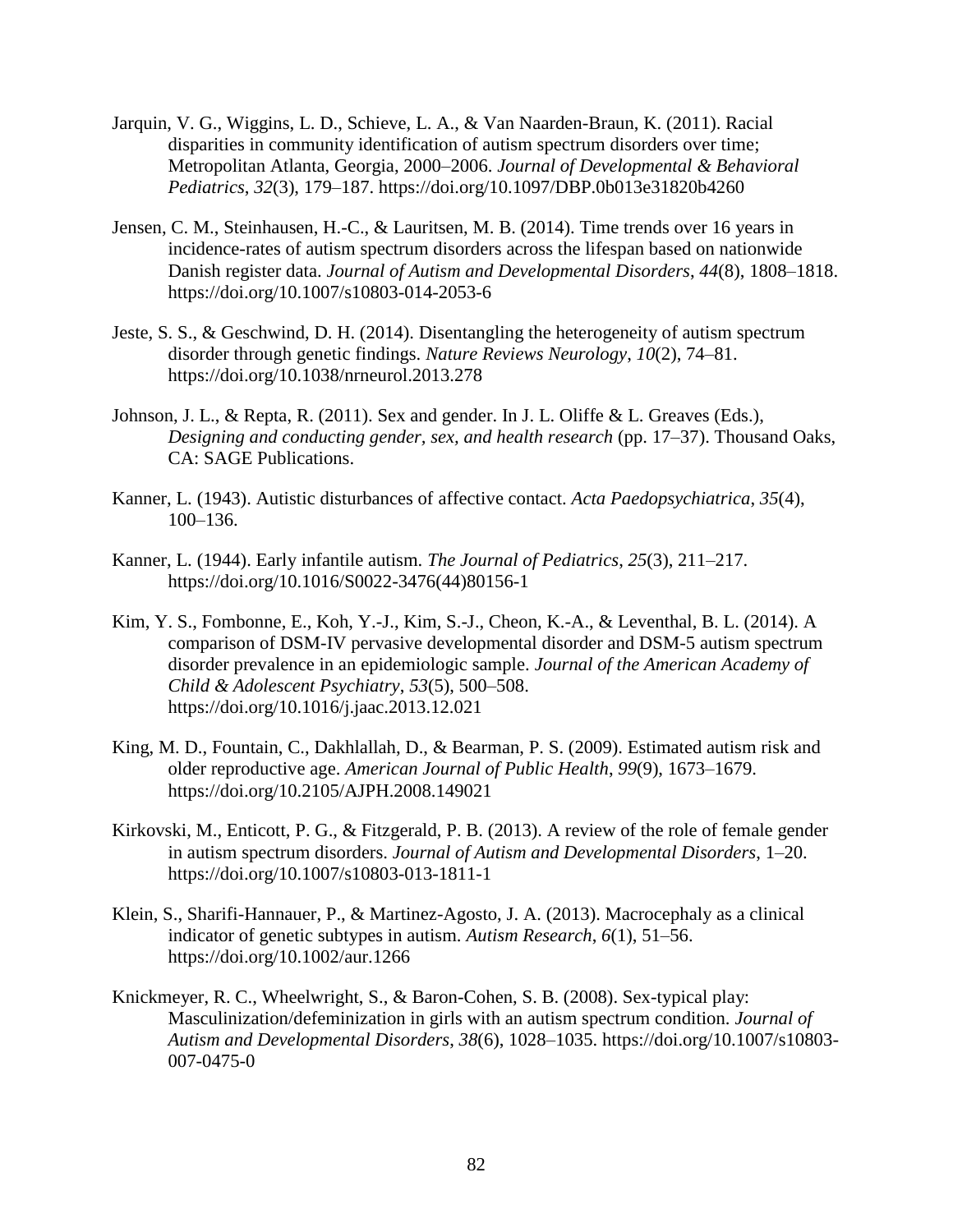Jarquin, V. G., Wiggins, L. D., Schieve, L. A., & Van Naarden-Braun, K. (2011). Racial disparities in community identification of autism spectrum disorders over time; Metropolitan Atlanta, Georgia, 2000–2006. *Journal of Developmental & Behavioral Pediatrics*, *32*(3), 179–187. https://doi.org/10.1097/DBP.0b013e31820b4260

Jensen, C. M., Steinhausen, H.-C., & Lauritsen, M. B. (2014). Time trends over 16 years in incidence-rates of autism spectrum disorders across the lifespan based on nationwide Danish register data. *Journal of Autism and Developmental Disorders*, *44*(8), 1808–1818. https://doi.org/10.1007/s10803-014-2053-6

Jeste, S. S., & Geschwind, D. H. (2014). Disentangling the heterogeneity of autism spectrum disorder through genetic findings. *Nature Reviews Neurology*, *10*(2), 74–81. https://doi.org/10.1038/nrneurol.2013.278

Johnson, J. L., & Repta, R. (2011). Sex and gender. In J. L. Oliffe & L. Greaves (Eds.), *Designing and conducting gender, sex, and health research* (pp. 17–37). Thousand Oaks, CA: SAGE Publications.

Kanner, L. (1943). Autistic disturbances of affective contact. *Acta Paedopsychiatrica*, *35*(4), 100–136.

Kanner, L. (1944). Early infantile autism. *The Journal of Pediatrics*, *25*(3), 211–217. https://doi.org/10.1016/S0022-3476(44)80156-1

Kim, Y. S., Fombonne, E., Koh, Y.-J., Kim, S.-J., Cheon, K.-A., & Leventhal, B. L. (2014). A comparison of DSM-IV pervasive developmental disorder and DSM-5 autism spectrum disorder prevalence in an epidemiologic sample. *Journal of the American Academy of Child & Adolescent Psychiatry*, *53*(5), 500–508. https://doi.org/10.1016/j.jaac.2013.12.021

King, M. D., Fountain, C., Dakhlallah, D., & Bearman, P. S. (2009). Estimated autism risk and older reproductive age. *American Journal of Public Health*, *99*(9), 1673–1679. https://doi.org/10.2105/AJPH.2008.149021

Kirkovski, M., Enticott, P. G., & Fitzgerald, P. B. (2013). A review of the role of female gender in autism spectrum disorders. *Journal of Autism and Developmental Disorders*, 1–20. https://doi.org/10.1007/s10803-013-1811-1

Klein, S., Sharifi-Hannauer, P., & Martinez-Agosto, J. A. (2013). Macrocephaly as a clinical indicator of genetic subtypes in autism. *Autism Research*, *6*(1), 51–56. https://doi.org/10.1002/aur.1266

Knickmeyer, R. C., Wheelwright, S., & Baron-Cohen, S. B. (2008). Sex-typical play: Masculinization/defeminization in girls with an autism spectrum condition. *Journal of Autism and Developmental Disorders*, *38*(6), 1028–1035. https://doi.org/10.1007/s10803-007-0475-0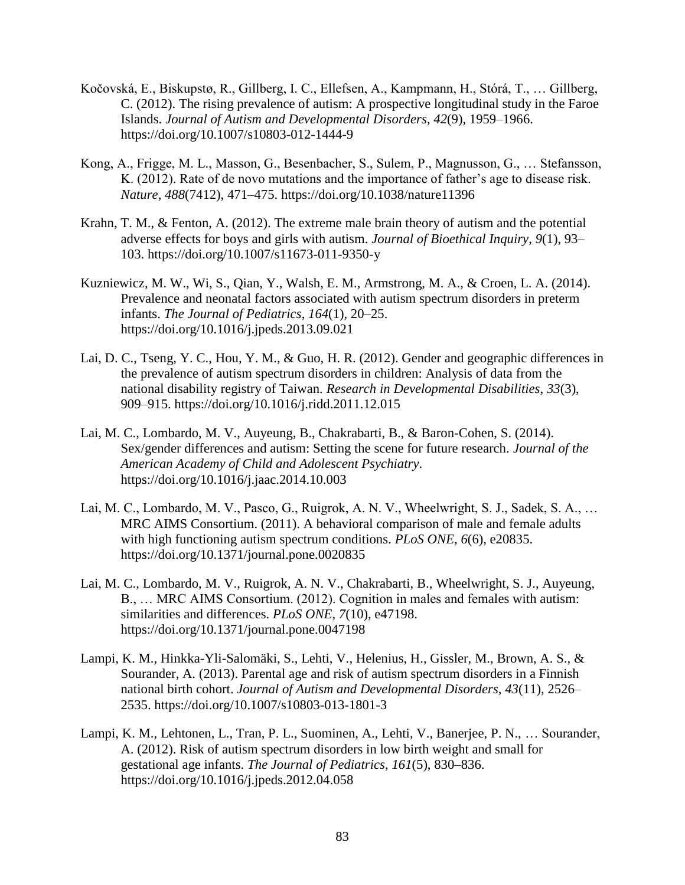Kočovská, E., Biskupstø, R., Gillberg, I. C., Ellefsen, A., Kampmann, H., Stórá, T., … Gillberg, C. (2012). The rising prevalence of autism: A prospective longitudinal study in the Faroe Islands. *Journal of Autism and Developmental Disorders*, *42*(9), 1959–1966. https://doi.org/10.1007/s10803-012-1444-9

Kong, A., Frigge, M. L., Masson, G., Besenbacher, S., Sulem, P., Magnusson, G., … Stefansson, K. (2012). Rate of de novo mutations and the importance of father's age to disease risk. *Nature*, *488*(7412), 471–475. https://doi.org/10.1038/nature11396

Krahn, T. M., & Fenton, A. (2012). The extreme male brain theory of autism and the potential adverse effects for boys and girls with autism. *Journal of Bioethical Inquiry*, *9*(1), 93–103. https://doi.org/10.1007/s11673-011-9350-y

Kuzniewicz, M. W., Wi, S., Qian, Y., Walsh, E. M., Armstrong, M. A., & Croen, L. A. (2014). Prevalence and neonatal factors associated with autism spectrum disorders in preterm infants. *The Journal of Pediatrics*, *164*(1), 20–25. https://doi.org/10.1016/j.jpeds.2013.09.021

Lai, D. C., Tseng, Y. C., Hou, Y. M., & Guo, H. R. (2012). Gender and geographic differences in the prevalence of autism spectrum disorders in children: Analysis of data from the national disability registry of Taiwan. *Research in Developmental Disabilities*, *33*(3), 909–915. https://doi.org/10.1016/j.ridd.2011.12.015

Lai, M. C., Lombardo, M. V., Auyeung, B., Chakrabarti, B., & Baron-Cohen, S. (2014). Sex/gender differences and autism: Setting the scene for future research. *Journal of the American Academy of Child and Adolescent Psychiatry*. https://doi.org/10.1016/j.jaac.2014.10.003

Lai, M. C., Lombardo, M. V., Pasco, G., Ruigrok, A. N. V., Wheelwright, S. J., Sadek, S. A., … MRC AIMS Consortium. (2011). A behavioral comparison of male and female adults with high functioning autism spectrum conditions. *PLoS ONE*, *6*(6), e20835. https://doi.org/10.1371/journal.pone.0020835

Lai, M. C., Lombardo, M. V., Ruigrok, A. N. V., Chakrabarti, B., Wheelwright, S. J., Auyeung, B., … MRC AIMS Consortium. (2012). Cognition in males and females with autism: similarities and differences. *PLoS ONE*, *7*(10), e47198. https://doi.org/10.1371/journal.pone.0047198

Lampi, K. M., Hinkka-Yli-Salomäki, S., Lehti, V., Helenius, H., Gissler, M., Brown, A. S., & Sourander, A. (2013). Parental age and risk of autism spectrum disorders in a Finnish national birth cohort. *Journal of Autism and Developmental Disorders*, *43*(11), 2526–2535. https://doi.org/10.1007/s10803-013-1801-3

Lampi, K. M., Lehtonen, L., Tran, P. L., Suominen, A., Lehti, V., Banerjee, P. N., … Sourander, A. (2012). Risk of autism spectrum disorders in low birth weight and small for gestational age infants. *The Journal of Pediatrics*, *161*(5), 830–836. https://doi.org/10.1016/j.jpeds.2012.04.058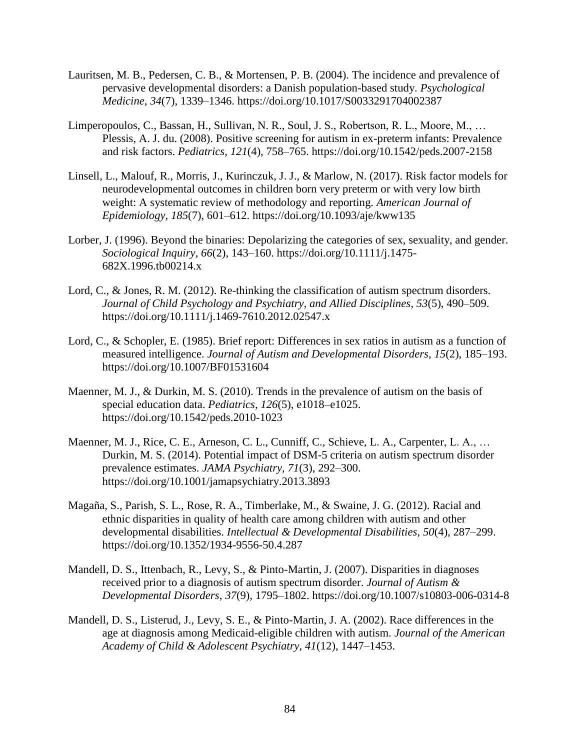Lauritsen, M. B., Pedersen, C. B., & Mortensen, P. B. (2004). The incidence and prevalence of pervasive developmental disorders: a Danish population-based study. *Psychological Medicine*, *34*(7), 1339–1346. https://doi.org/10.1017/S0033291704002387

Limperopoulos, C., Bassan, H., Sullivan, N. R., Soul, J. S., Robertson, R. L., Moore, M., … Plessis, A. J. du. (2008). Positive screening for autism in ex-preterm infants: Prevalence and risk factors. *Pediatrics*, *121*(4), 758–765. https://doi.org/10.1542/peds.2007-2158

Linsell, L., Malouf, R., Morris, J., Kurinczuk, J. J., & Marlow, N. (2017). Risk factor models for neurodevelopmental outcomes in children born very preterm or with very low birth weight: A systematic review of methodology and reporting. *American Journal of Epidemiology*, *185*(7), 601–612. https://doi.org/10.1093/aje/kww135

Lorber, J. (1996). Beyond the binaries: Depolarizing the categories of sex, sexuality, and gender. *Sociological Inquiry*, *66*(2), 143–160. https://doi.org/10.1111/j.1475-682X.1996.tb00214.x

Lord, C., & Jones, R. M. (2012). Re-thinking the classification of autism spectrum disorders. *Journal of Child Psychology and Psychiatry, and Allied Disciplines*, *53*(5), 490–509. https://doi.org/10.1111/j.1469-7610.2012.02547.x

Lord, C., & Schopler, E. (1985). Brief report: Differences in sex ratios in autism as a function of measured intelligence. *Journal of Autism and Developmental Disorders*, *15*(2), 185–193. https://doi.org/10.1007/BF01531604

Maenner, M. J., & Durkin, M. S. (2010). Trends in the prevalence of autism on the basis of special education data. *Pediatrics*, *126*(5), e1018–e1025. https://doi.org/10.1542/peds.2010-1023

Maenner, M. J., Rice, C. E., Arneson, C. L., Cunniff, C., Schieve, L. A., Carpenter, L. A., … Durkin, M. S. (2014). Potential impact of DSM-5 criteria on autism spectrum disorder prevalence estimates. *JAMA Psychiatry*, *71*(3), 292–300. https://doi.org/10.1001/jamapsychiatry.2013.3893

Magaña, S., Parish, S. L., Rose, R. A., Timberlake, M., & Swaine, J. G. (2012). Racial and ethnic disparities in quality of health care among children with autism and other developmental disabilities. *Intellectual & Developmental Disabilities*, *50*(4), 287–299. https://doi.org/10.1352/1934-9556-50.4.287

Mandell, D. S., Ittenbach, R., Levy, S., & Pinto-Martin, J. (2007). Disparities in diagnoses received prior to a diagnosis of autism spectrum disorder. *Journal of Autism & Developmental Disorders*, *37*(9), 1795–1802. https://doi.org/10.1007/s10803-006-0314-8

Mandell, D. S., Listerud, J., Levy, S. E., & Pinto-Martin, J. A. (2002). Race differences in the age at diagnosis among Medicaid-eligible children with autism. *Journal of the American Academy of Child & Adolescent Psychiatry*, *41*(12), 1447–1453.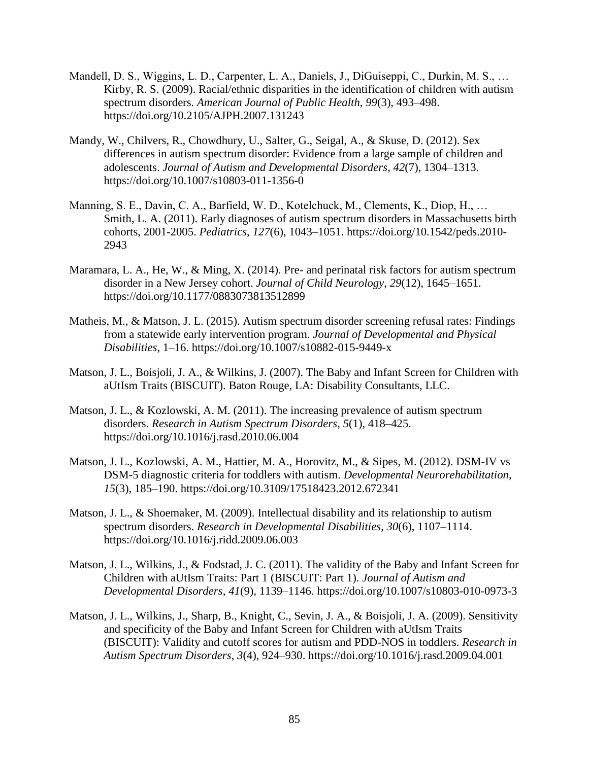Mandell, D. S., Wiggins, L. D., Carpenter, L. A., Daniels, J., DiGuiseppi, C., Durkin, M. S., … Kirby, R. S. (2009). Racial/ethnic disparities in the identification of children with autism spectrum disorders. *American Journal of Public Health*, *99*(3), 493–498. https://doi.org/10.2105/AJPH.2007.131243

Mandy, W., Chilvers, R., Chowdhury, U., Salter, G., Seigal, A., & Skuse, D. (2012). Sex differences in autism spectrum disorder: Evidence from a large sample of children and adolescents. *Journal of Autism and Developmental Disorders*, *42*(7), 1304–1313. https://doi.org/10.1007/s10803-011-1356-0

Manning, S. E., Davin, C. A., Barfield, W. D., Kotelchuck, M., Clements, K., Diop, H., … Smith, L. A. (2011). Early diagnoses of autism spectrum disorders in Massachusetts birth cohorts, 2001-2005. *Pediatrics*, *127*(6), 1043–1051. https://doi.org/10.1542/peds.2010-2943

Maramara, L. A., He, W., & Ming, X. (2014). Pre- and perinatal risk factors for autism spectrum disorder in a New Jersey cohort. *Journal of Child Neurology*, *29*(12), 1645–1651. https://doi.org/10.1177/0883073813512899

Matheis, M., & Matson, J. L. (2015). Autism spectrum disorder screening refusal rates: Findings from a statewide early intervention program. *Journal of Developmental and Physical Disabilities*, 1–16. https://doi.org/10.1007/s10882-015-9449-x

Matson, J. L., Boisjoli, J. A., & Wilkins, J. (2007). The Baby and Infant Screen for Children with aUtIsm Traits (BISCUIT). Baton Rouge, LA: Disability Consultants, LLC.

Matson, J. L., & Kozlowski, A. M. (2011). The increasing prevalence of autism spectrum disorders. *Research in Autism Spectrum Disorders*, *5*(1), 418–425. https://doi.org/10.1016/j.rasd.2010.06.004

Matson, J. L., Kozlowski, A. M., Hattier, M. A., Horovitz, M., & Sipes, M. (2012). DSM-IV vs DSM-5 diagnostic criteria for toddlers with autism. *Developmental Neurorehabilitation*, *15*(3), 185–190. https://doi.org/10.3109/17518423.2012.672341

Matson, J. L., & Shoemaker, M. (2009). Intellectual disability and its relationship to autism spectrum disorders. *Research in Developmental Disabilities*, *30*(6), 1107–1114. https://doi.org/10.1016/j.ridd.2009.06.003

Matson, J. L., Wilkins, J., & Fodstad, J. C. (2011). The validity of the Baby and Infant Screen for Children with aUtIsm Traits: Part 1 (BISCUIT: Part 1). *Journal of Autism and Developmental Disorders*, *41*(9), 1139–1146. https://doi.org/10.1007/s10803-010-0973-3

Matson, J. L., Wilkins, J., Sharp, B., Knight, C., Sevin, J. A., & Boisjoli, J. A. (2009). Sensitivity and specificity of the Baby and Infant Screen for Children with aUtIsm Traits (BISCUIT): Validity and cutoff scores for autism and PDD-NOS in toddlers. *Research in Autism Spectrum Disorders*, *3*(4), 924–930. https://doi.org/10.1016/j.rasd.2009.04.001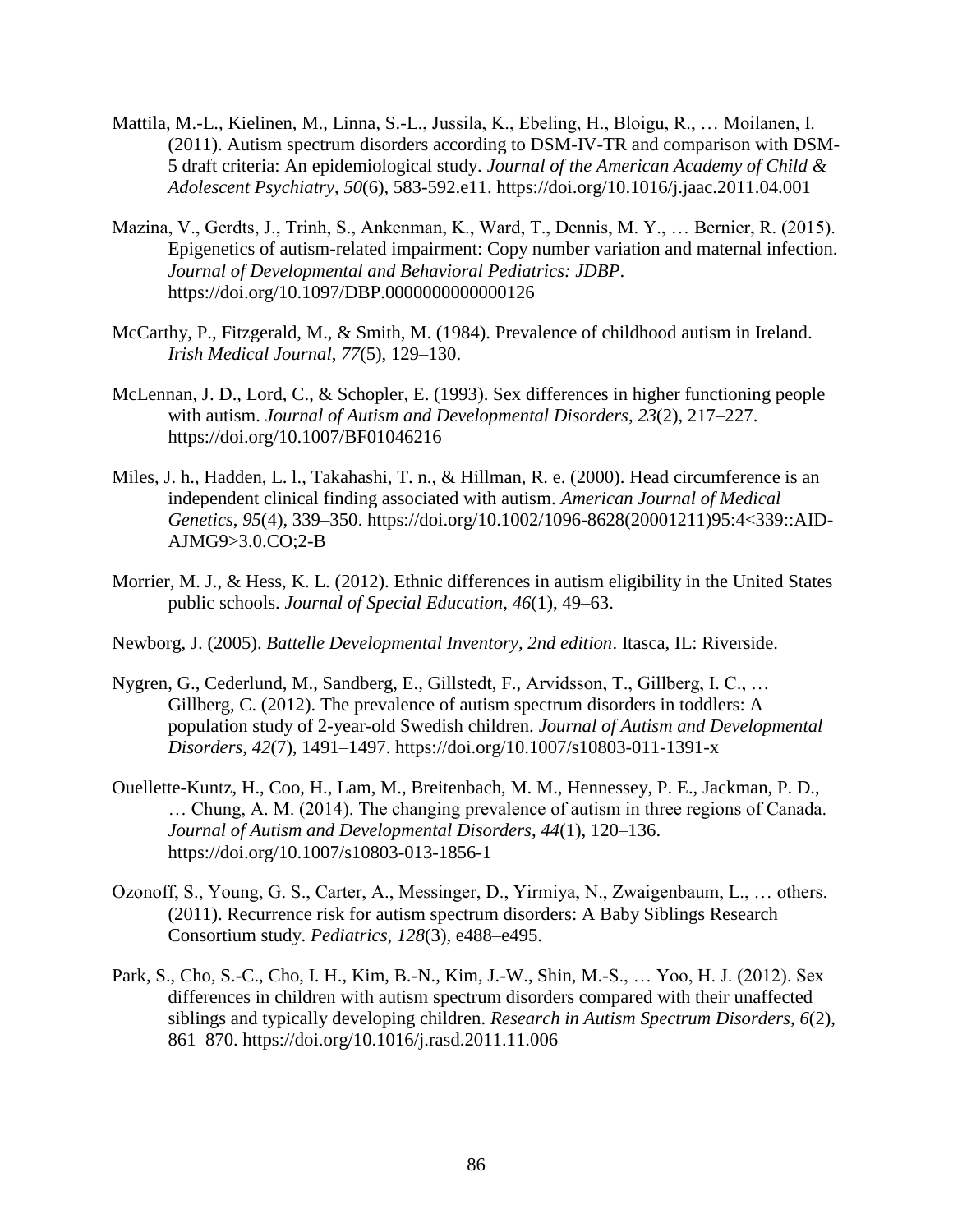Mattila, M.-L., Kielinen, M., Linna, S.-L., Jussila, K., Ebeling, H., Bloigu, R., … Moilanen, I. (2011). Autism spectrum disorders according to DSM-IV-TR and comparison with DSM-5 draft criteria: An epidemiological study. *Journal of the American Academy of Child & Adolescent Psychiatry*, *50*(6), 583-592.e11. https://doi.org/10.1016/j.jaac.2011.04.001

Mazina, V., Gerdts, J., Trinh, S., Ankenman, K., Ward, T., Dennis, M. Y., … Bernier, R. (2015). Epigenetics of autism-related impairment: Copy number variation and maternal infection. *Journal of Developmental and Behavioral Pediatrics: JDBP*. https://doi.org/10.1097/DBP.0000000000000126

McCarthy, P., Fitzgerald, M., & Smith, M. (1984). Prevalence of childhood autism in Ireland. *Irish Medical Journal*, *77*(5), 129–130.

McLennan, J. D., Lord, C., & Schopler, E. (1993). Sex differences in higher functioning people with autism. *Journal of Autism and Developmental Disorders*, *23*(2), 217–227. https://doi.org/10.1007/BF01046216

Miles, J. h., Hadden, L. l., Takahashi, T. n., & Hillman, R. e. (2000). Head circumference is an independent clinical finding associated with autism. *American Journal of Medical Genetics*, *95*(4), 339–350. https://doi.org/10.1002/1096-8628(20001211)95:4<339::AID-AJMG9>3.0.CO;2-B

Morrier, M. J., & Hess, K. L. (2012). Ethnic differences in autism eligibility in the United States public schools. *Journal of Special Education*, *46*(1), 49–63.

Newborg, J. (2005). *Battelle Developmental Inventory, 2nd edition*. Itasca, IL: Riverside.

Nygren, G., Cederlund, M., Sandberg, E., Gillstedt, F., Arvidsson, T., Gillberg, I. C., … Gillberg, C. (2012). The prevalence of autism spectrum disorders in toddlers: A population study of 2-year-old Swedish children. *Journal of Autism and Developmental Disorders*, *42*(7), 1491–1497. https://doi.org/10.1007/s10803-011-1391-x

Ouellette-Kuntz, H., Coo, H., Lam, M., Breitenbach, M. M., Hennessey, P. E., Jackman, P. D., … Chung, A. M. (2014). The changing prevalence of autism in three regions of Canada. *Journal of Autism and Developmental Disorders*, *44*(1), 120–136. https://doi.org/10.1007/s10803-013-1856-1

Ozonoff, S., Young, G. S., Carter, A., Messinger, D., Yirmiya, N., Zwaigenbaum, L., … others. (2011). Recurrence risk for autism spectrum disorders: A Baby Siblings Research Consortium study. *Pediatrics*, *128*(3), e488–e495.

Park, S., Cho, S.-C., Cho, I. H., Kim, B.-N., Kim, J.-W., Shin, M.-S., … Yoo, H. J. (2012). Sex differences in children with autism spectrum disorders compared with their unaffected siblings and typically developing children. *Research in Autism Spectrum Disorders*, *6*(2), 861–870. https://doi.org/10.1016/j.rasd.2011.11.006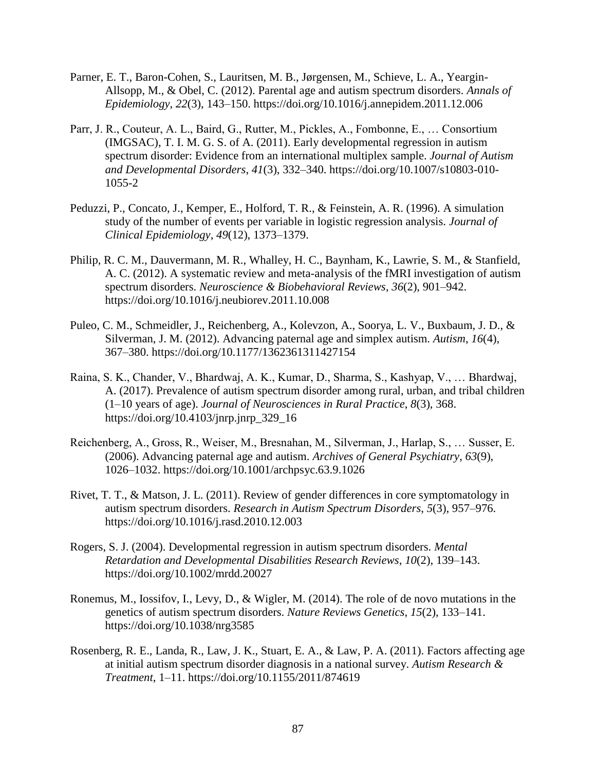Parner, E. T., Baron-Cohen, S., Lauritsen, M. B., Jørgensen, M., Schieve, L. A., Yeargin-Allsopp, M., & Obel, C. (2012). Parental age and autism spectrum disorders. *Annals of Epidemiology*, *22*(3), 143–150. https://doi.org/10.1016/j.annepidem.2011.12.006

Parr, J. R., Couteur, A. L., Baird, G., Rutter, M., Pickles, A., Fombonne, E., … Consortium (IMGSAC), T. I. M. G. S. of A. (2011). Early developmental regression in autism spectrum disorder: Evidence from an international multiplex sample. *Journal of Autism and Developmental Disorders*, *41*(3), 332–340. https://doi.org/10.1007/s10803-010-1055-2

Peduzzi, P., Concato, J., Kemper, E., Holford, T. R., & Feinstein, A. R. (1996). A simulation study of the number of events per variable in logistic regression analysis. *Journal of Clinical Epidemiology*, *49*(12), 1373–1379.

Philip, R. C. M., Dauvermann, M. R., Whalley, H. C., Baynham, K., Lawrie, S. M., & Stanfield, A. C. (2012). A systematic review and meta-analysis of the fMRI investigation of autism spectrum disorders. *Neuroscience & Biobehavioral Reviews*, *36*(2), 901–942. https://doi.org/10.1016/j.neubiorev.2011.10.008

Puleo, C. M., Schmeidler, J., Reichenberg, A., Kolevzon, A., Soorya, L. V., Buxbaum, J. D., & Silverman, J. M. (2012). Advancing paternal age and simplex autism. *Autism*, *16*(4), 367–380. https://doi.org/10.1177/1362361311427154

Raina, S. K., Chander, V., Bhardwaj, A. K., Kumar, D., Sharma, S., Kashyap, V., … Bhardwaj, A. (2017). Prevalence of autism spectrum disorder among rural, urban, and tribal children (1–10 years of age). *Journal of Neurosciences in Rural Practice*, *8*(3), 368. https://doi.org/10.4103/jnrp.jnrp_329_16

Reichenberg, A., Gross, R., Weiser, M., Bresnahan, M., Silverman, J., Harlap, S., … Susser, E. (2006). Advancing paternal age and autism. *Archives of General Psychiatry*, *63*(9), 1026–1032. https://doi.org/10.1001/archpsyc.63.9.1026

Rivet, T. T., & Matson, J. L. (2011). Review of gender differences in core symptomatology in autism spectrum disorders. *Research in Autism Spectrum Disorders*, *5*(3), 957–976. https://doi.org/10.1016/j.rasd.2010.12.003

Rogers, S. J. (2004). Developmental regression in autism spectrum disorders. *Mental Retardation and Developmental Disabilities Research Reviews*, *10*(2), 139–143. https://doi.org/10.1002/mrdd.20027

Ronemus, M., Iossifov, I., Levy, D., & Wigler, M. (2014). The role of de novo mutations in the genetics of autism spectrum disorders. *Nature Reviews Genetics*, *15*(2), 133–141. https://doi.org/10.1038/nrg3585

Rosenberg, R. E., Landa, R., Law, J. K., Stuart, E. A., & Law, P. A. (2011). Factors affecting age at initial autism spectrum disorder diagnosis in a national survey. *Autism Research & Treatment*, 1–11. https://doi.org/10.1155/2011/874619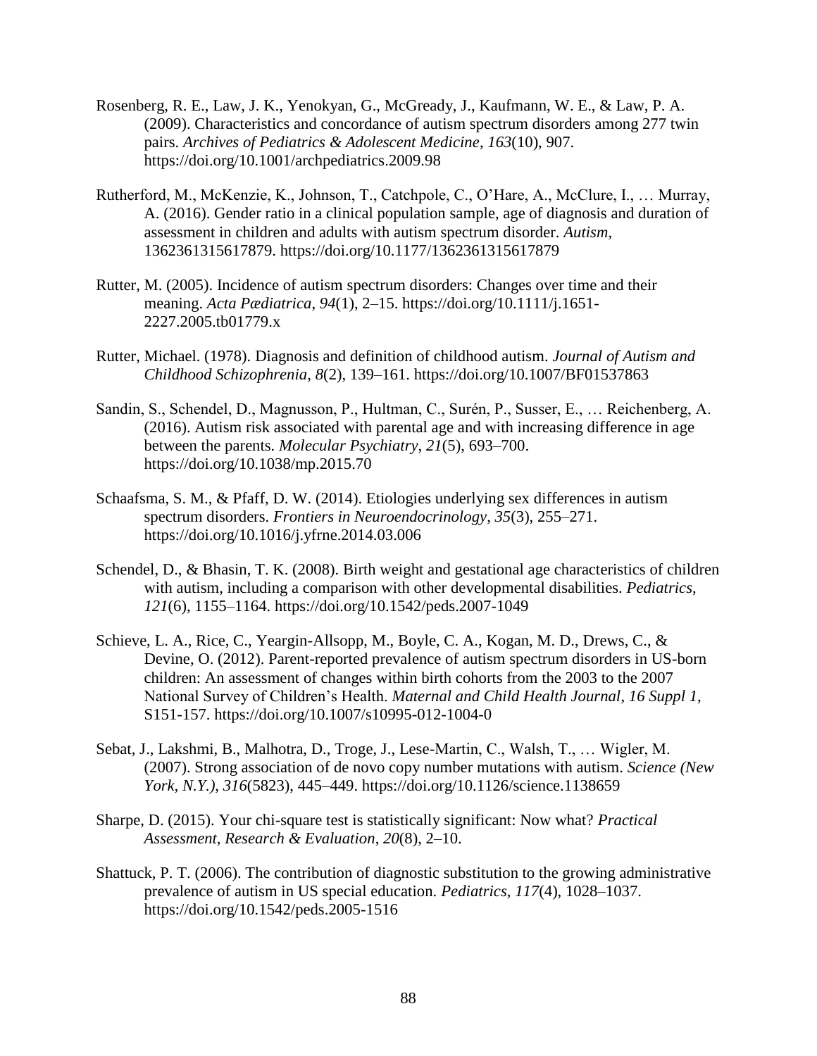Rosenberg, R. E., Law, J. K., Yenokyan, G., McGready, J., Kaufmann, W. E., & Law, P. A. (2009). Characteristics and concordance of autism spectrum disorders among 277 twin pairs. *Archives of Pediatrics & Adolescent Medicine*, *163*(10), 907. https://doi.org/10.1001/archpediatrics.2009.98

Rutherford, M., McKenzie, K., Johnson, T., Catchpole, C., O'Hare, A., McClure, I., … Murray, A. (2016). Gender ratio in a clinical population sample, age of diagnosis and duration of assessment in children and adults with autism spectrum disorder. *Autism*, 1362361315617879. https://doi.org/10.1177/1362361315617879

Rutter, M. (2005). Incidence of autism spectrum disorders: Changes over time and their meaning. *Acta Pædiatrica*, *94*(1), 2–15. https://doi.org/10.1111/j.1651-2227.2005.tb01779.x

Rutter, Michael. (1978). Diagnosis and definition of childhood autism. *Journal of Autism and Childhood Schizophrenia*, *8*(2), 139–161. https://doi.org/10.1007/BF01537863

Sandin, S., Schendel, D., Magnusson, P., Hultman, C., Surén, P., Susser, E., … Reichenberg, A. (2016). Autism risk associated with parental age and with increasing difference in age between the parents. *Molecular Psychiatry*, *21*(5), 693–700. https://doi.org/10.1038/mp.2015.70

Schaafsma, S. M., & Pfaff, D. W. (2014). Etiologies underlying sex differences in autism spectrum disorders. *Frontiers in Neuroendocrinology*, *35*(3), 255–271. https://doi.org/10.1016/j.yfrne.2014.03.006

Schendel, D., & Bhasin, T. K. (2008). Birth weight and gestational age characteristics of children with autism, including a comparison with other developmental disabilities. *Pediatrics*, *121*(6), 1155–1164. https://doi.org/10.1542/peds.2007-1049

Schieve, L. A., Rice, C., Yeargin-Allsopp, M., Boyle, C. A., Kogan, M. D., Drews, C., & Devine, O. (2012). Parent-reported prevalence of autism spectrum disorders in US-born children: An assessment of changes within birth cohorts from the 2003 to the 2007 National Survey of Children's Health. *Maternal and Child Health Journal*, *16 Suppl 1*, S151-157. https://doi.org/10.1007/s10995-012-1004-0

Sebat, J., Lakshmi, B., Malhotra, D., Troge, J., Lese-Martin, C., Walsh, T., … Wigler, M. (2007). Strong association of de novo copy number mutations with autism. *Science (New York, N.Y.)*, *316*(5823), 445–449. https://doi.org/10.1126/science.1138659

Sharpe, D. (2015). Your chi-square test is statistically significant: Now what? *Practical Assessment, Research & Evaluation*, *20*(8), 2–10.

Shattuck, P. T. (2006). The contribution of diagnostic substitution to the growing administrative prevalence of autism in US special education. *Pediatrics*, *117*(4), 1028–1037. https://doi.org/10.1542/peds.2005-1516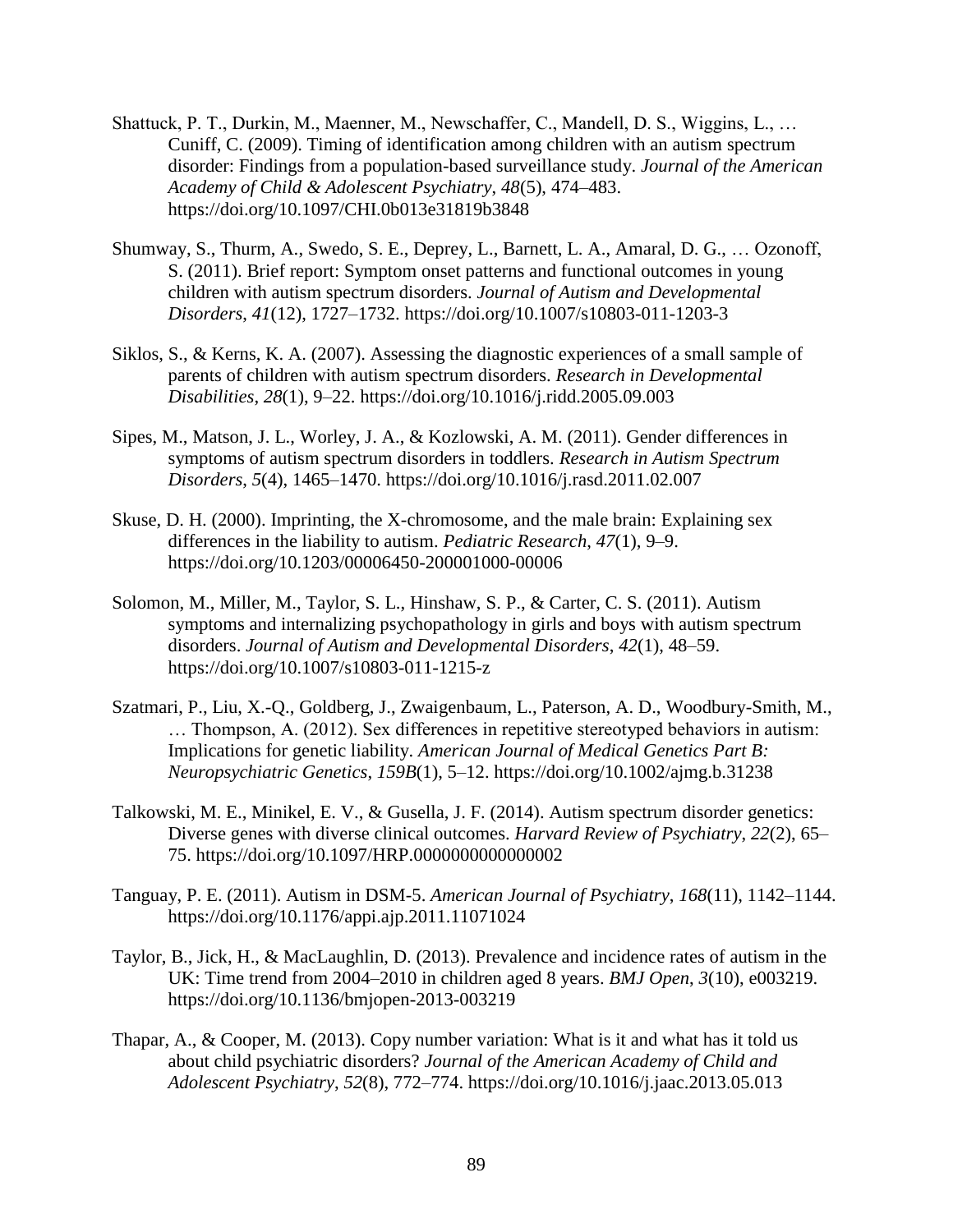Shattuck, P. T., Durkin, M., Maenner, M., Newschaffer, C., Mandell, D. S., Wiggins, L., … Cuniff, C. (2009). Timing of identification among children with an autism spectrum disorder: Findings from a population-based surveillance study. *Journal of the American Academy of Child & Adolescent Psychiatry*, *48*(5), 474–483. https://doi.org/10.1097/CHI.0b013e31819b3848

Shumway, S., Thurm, A., Swedo, S. E., Deprey, L., Barnett, L. A., Amaral, D. G., … Ozonoff, S. (2011). Brief report: Symptom onset patterns and functional outcomes in young children with autism spectrum disorders. *Journal of Autism and Developmental Disorders*, *41*(12), 1727–1732. https://doi.org/10.1007/s10803-011-1203-3

Siklos, S., & Kerns, K. A. (2007). Assessing the diagnostic experiences of a small sample of parents of children with autism spectrum disorders. *Research in Developmental Disabilities*, *28*(1), 9–22. https://doi.org/10.1016/j.ridd.2005.09.003

Sipes, M., Matson, J. L., Worley, J. A., & Kozlowski, A. M. (2011). Gender differences in symptoms of autism spectrum disorders in toddlers. *Research in Autism Spectrum Disorders*, *5*(4), 1465–1470. https://doi.org/10.1016/j.rasd.2011.02.007

Skuse, D. H. (2000). Imprinting, the X-chromosome, and the male brain: Explaining sex differences in the liability to autism. *Pediatric Research*, *47*(1), 9–9. https://doi.org/10.1203/00006450-200001000-00006

Solomon, M., Miller, M., Taylor, S. L., Hinshaw, S. P., & Carter, C. S. (2011). Autism symptoms and internalizing psychopathology in girls and boys with autism spectrum disorders. *Journal of Autism and Developmental Disorders*, *42*(1), 48–59. https://doi.org/10.1007/s10803-011-1215-z

Szatmari, P., Liu, X.-Q., Goldberg, J., Zwaigenbaum, L., Paterson, A. D., Woodbury-Smith, M., … Thompson, A. (2012). Sex differences in repetitive stereotyped behaviors in autism: Implications for genetic liability. *American Journal of Medical Genetics Part B: Neuropsychiatric Genetics*, *159B*(1), 5–12. https://doi.org/10.1002/ajmg.b.31238

Talkowski, M. E., Minikel, E. V., & Gusella, J. F. (2014). Autism spectrum disorder genetics: Diverse genes with diverse clinical outcomes. *Harvard Review of Psychiatry*, *22*(2), 65–75. https://doi.org/10.1097/HRP.0000000000000002

Tanguay, P. E. (2011). Autism in DSM-5. *American Journal of Psychiatry*, *168*(11), 1142–1144. https://doi.org/10.1176/appi.ajp.2011.11071024

Taylor, B., Jick, H., & MacLaughlin, D. (2013). Prevalence and incidence rates of autism in the UK: Time trend from 2004–2010 in children aged 8 years. *BMJ Open*, *3*(10), e003219. https://doi.org/10.1136/bmjopen-2013-003219

Thapar, A., & Cooper, M. (2013). Copy number variation: What is it and what has it told us about child psychiatric disorders? *Journal of the American Academy of Child and Adolescent Psychiatry*, *52*(8), 772–774. https://doi.org/10.1016/j.jaac.2013.05.013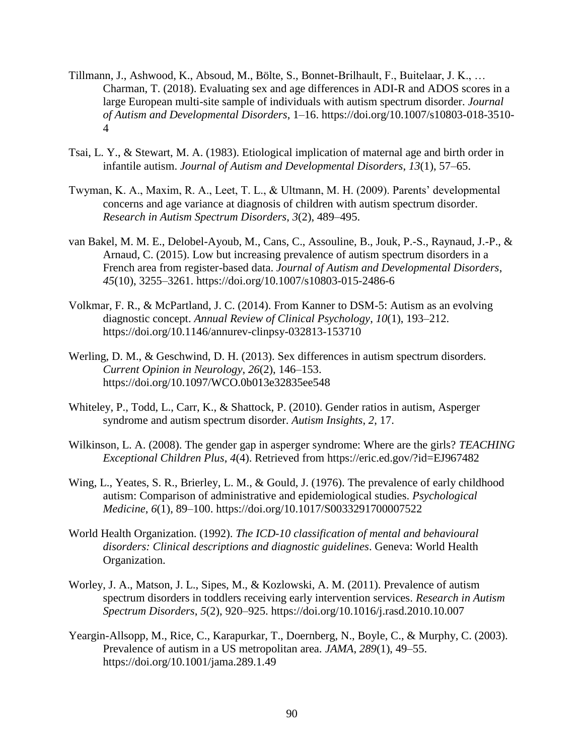Tillmann, J., Ashwood, K., Absoud, M., Bölte, S., Bonnet-Brilhault, F., Buitelaar, J. K., … Charman, T. (2018). Evaluating sex and age differences in ADI-R and ADOS scores in a large European multi-site sample of individuals with autism spectrum disorder. *Journal of Autism and Developmental Disorders*, 1–16. https://doi.org/10.1007/s10803-018-3510-4

Tsai, L. Y., & Stewart, M. A. (1983). Etiological implication of maternal age and birth order in infantile autism. *Journal of Autism and Developmental Disorders*, *13*(1), 57–65.

Twyman, K. A., Maxim, R. A., Leet, T. L., & Ultmann, M. H. (2009). Parents' developmental concerns and age variance at diagnosis of children with autism spectrum disorder. *Research in Autism Spectrum Disorders*, *3*(2), 489–495.

van Bakel, M. M. E., Delobel-Ayoub, M., Cans, C., Assouline, B., Jouk, P.-S., Raynaud, J.-P., & Arnaud, C. (2015). Low but increasing prevalence of autism spectrum disorders in a French area from register-based data. *Journal of Autism and Developmental Disorders*, *45*(10), 3255–3261. https://doi.org/10.1007/s10803-015-2486-6

Volkmar, F. R., & McPartland, J. C. (2014). From Kanner to DSM-5: Autism as an evolving diagnostic concept. *Annual Review of Clinical Psychology*, *10*(1), 193–212. https://doi.org/10.1146/annurev-clinpsy-032813-153710

Werling, D. M., & Geschwind, D. H. (2013). Sex differences in autism spectrum disorders. *Current Opinion in Neurology*, *26*(2), 146–153. https://doi.org/10.1097/WCO.0b013e32835ee548

Whiteley, P., Todd, L., Carr, K., & Shattock, P. (2010). Gender ratios in autism, Asperger syndrome and autism spectrum disorder. *Autism Insights*, *2*, 17.

Wilkinson, L. A. (2008). The gender gap in asperger syndrome: Where are the girls? *TEACHING Exceptional Children Plus*, *4*(4). Retrieved from https://eric.ed.gov/?id=EJ967482

Wing, L., Yeates, S. R., Brierley, L. M., & Gould, J. (1976). The prevalence of early childhood autism: Comparison of administrative and epidemiological studies. *Psychological Medicine*, *6*(1), 89–100. https://doi.org/10.1017/S0033291700007522

World Health Organization. (1992). *The ICD-10 classification of mental and behavioural disorders: Clinical descriptions and diagnostic guidelines*. Geneva: World Health Organization.

Worley, J. A., Matson, J. L., Sipes, M., & Kozlowski, A. M. (2011). Prevalence of autism spectrum disorders in toddlers receiving early intervention services. *Research in Autism Spectrum Disorders*, *5*(2), 920–925. https://doi.org/10.1016/j.rasd.2010.10.007

Yeargin-Allsopp, M., Rice, C., Karapurkar, T., Doernberg, N., Boyle, C., & Murphy, C. (2003). Prevalence of autism in a US metropolitan area. *JAMA*, *289*(1), 49–55. https://doi.org/10.1001/jama.289.1.49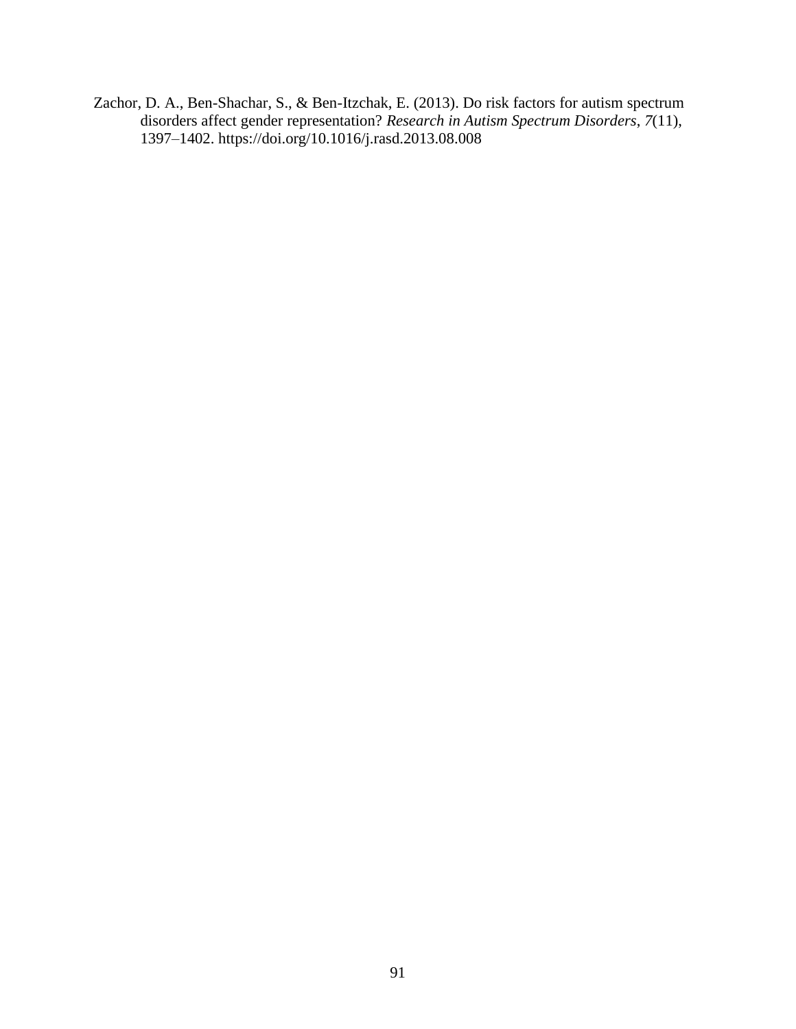Zachor, D. A., Ben-Shachar, S., & Ben-Itzchak, E. (2013). Do risk factors for autism spectrum disorders affect gender representation? *Research in Autism Spectrum Disorders*, *7*(11), 1397–1402. https://doi.org/10.1016/j.rasd.2013.08.008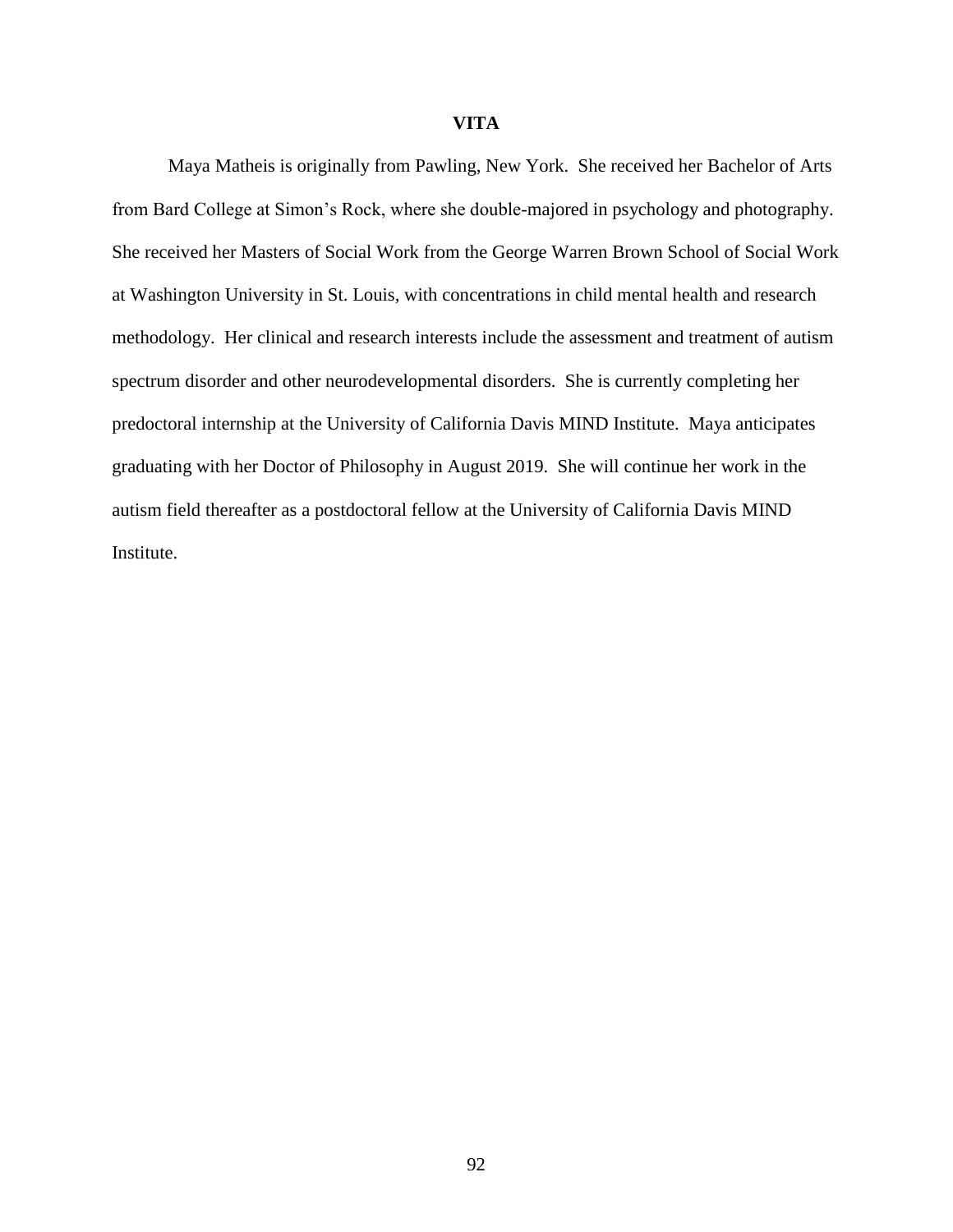# VITA

Maya Matheis is originally from Pawling, New York. She received her Bachelor of Arts from Bard College at Simon's Rock, where she double-majored in psychology and photography. She received her Masters of Social Work from the George Warren Brown School of Social Work at Washington University in St. Louis, with concentrations in child mental health and research methodology. Her clinical and research interests include the assessment and treatment of autism spectrum disorder and other neurodevelopmental disorders. She is currently completing her predoctoral internship at the University of California Davis MIND Institute. Maya anticipates graduating with her Doctor of Philosophy in August 2019. She will continue her work in the autism field thereafter as a postdoctoral fellow at the University of California Davis MIND Institute.